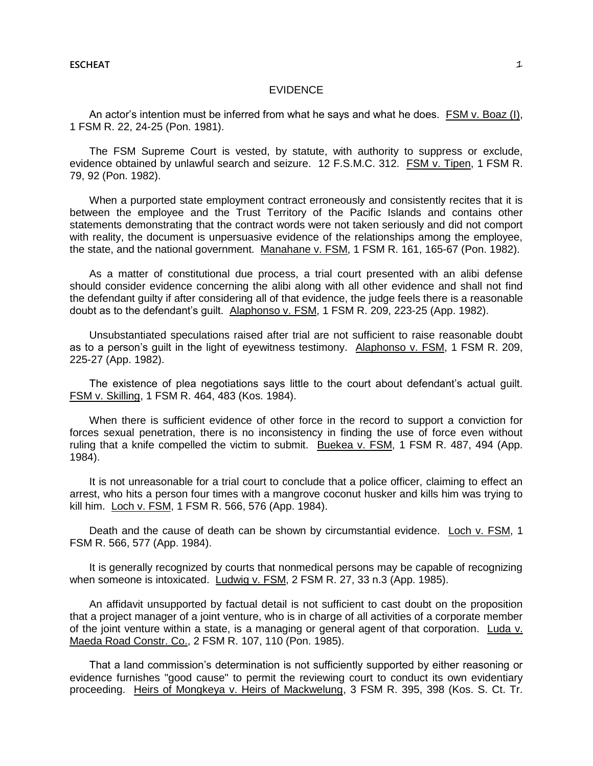# EVIDENCE

An actor's intention must be inferred from what he says and what he does. FSM v. Boaz (I), 1 FSM R. 22, 24-25 (Pon. 1981).

The FSM Supreme Court is vested, by statute, with authority to suppress or exclude, evidence obtained by unlawful search and seizure. 12 F.S.M.C. 312. FSM v. Tipen, 1 FSM R. 79, 92 (Pon. 1982).

When a purported state employment contract erroneously and consistently recites that it is between the employee and the Trust Territory of the Pacific Islands and contains other statements demonstrating that the contract words were not taken seriously and did not comport with reality, the document is unpersuasive evidence of the relationships among the employee, the state, and the national government. Manahane v. FSM, 1 FSM R. 161, 165-67 (Pon. 1982).

As a matter of constitutional due process, a trial court presented with an alibi defense should consider evidence concerning the alibi along with all other evidence and shall not find the defendant guilty if after considering all of that evidence, the judge feels there is a reasonable doubt as to the defendant's guilt. Alaphonso v. FSM, 1 FSM R. 209, 223-25 (App. 1982).

Unsubstantiated speculations raised after trial are not sufficient to raise reasonable doubt as to a person's guilt in the light of eyewitness testimony. Alaphonso v. FSM, 1 FSM R. 209, 225-27 (App. 1982).

The existence of plea negotiations says little to the court about defendant's actual guilt. FSM v. Skilling, 1 FSM R. 464, 483 (Kos. 1984).

When there is sufficient evidence of other force in the record to support a conviction for forces sexual penetration, there is no inconsistency in finding the use of force even without ruling that a knife compelled the victim to submit. Buekea v. FSM, 1 FSM R. 487, 494 (App. 1984).

It is not unreasonable for a trial court to conclude that a police officer, claiming to effect an arrest, who hits a person four times with a mangrove coconut husker and kills him was trying to kill him. Loch v. FSM, 1 FSM R. 566, 576 (App. 1984).

Death and the cause of death can be shown by circumstantial evidence. Loch v. FSM, 1 FSM R. 566, 577 (App. 1984).

It is generally recognized by courts that nonmedical persons may be capable of recognizing when someone is intoxicated. Ludwig v. FSM, 2 FSM R. 27, 33 n.3 (App. 1985).

An affidavit unsupported by factual detail is not sufficient to cast doubt on the proposition that a project manager of a joint venture, who is in charge of all activities of a corporate member of the joint venture within a state, is a managing or general agent of that corporation. Luda v. Maeda Road Constr. Co., 2 FSM R. 107, 110 (Pon. 1985).

That a land commission's determination is not sufficiently supported by either reasoning or evidence furnishes "good cause" to permit the reviewing court to conduct its own evidentiary proceeding. Heirs of Mongkeya v. Heirs of Mackwelung, 3 FSM R. 395, 398 (Kos. S. Ct. Tr.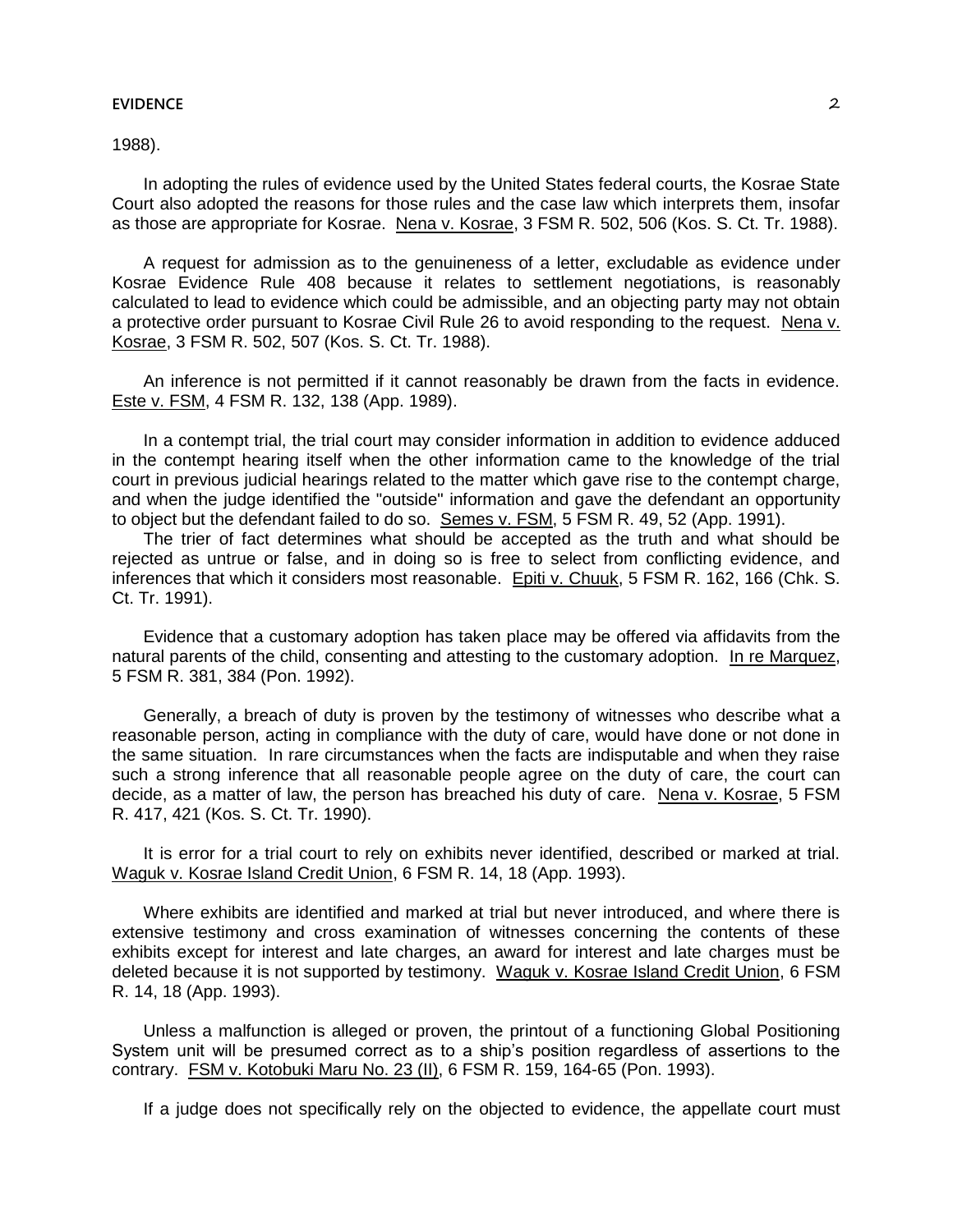1988).

In adopting the rules of evidence used by the United States federal courts, the Kosrae State Court also adopted the reasons for those rules and the case law which interprets them, insofar as those are appropriate for Kosrae. Nena v. Kosrae, 3 FSM R. 502, 506 (Kos. S. Ct. Tr. 1988).

A request for admission as to the genuineness of a letter, excludable as evidence under Kosrae Evidence Rule 408 because it relates to settlement negotiations, is reasonably calculated to lead to evidence which could be admissible, and an objecting party may not obtain a protective order pursuant to Kosrae Civil Rule 26 to avoid responding to the request. Nena v. Kosrae, 3 FSM R. 502, 507 (Kos. S. Ct. Tr. 1988).

An inference is not permitted if it cannot reasonably be drawn from the facts in evidence. Este v. FSM, 4 FSM R. 132, 138 (App. 1989).

In a contempt trial, the trial court may consider information in addition to evidence adduced in the contempt hearing itself when the other information came to the knowledge of the trial court in previous judicial hearings related to the matter which gave rise to the contempt charge, and when the judge identified the "outside" information and gave the defendant an opportunity to object but the defendant failed to do so. Semes v. FSM, 5 FSM R. 49, 52 (App. 1991).

The trier of fact determines what should be accepted as the truth and what should be rejected as untrue or false, and in doing so is free to select from conflicting evidence, and inferences that which it considers most reasonable. Epiti v. Chuuk, 5 FSM R. 162, 166 (Chk. S. Ct. Tr. 1991).

Evidence that a customary adoption has taken place may be offered via affidavits from the natural parents of the child, consenting and attesting to the customary adoption. In re Marquez, 5 FSM R. 381, 384 (Pon. 1992).

Generally, a breach of duty is proven by the testimony of witnesses who describe what a reasonable person, acting in compliance with the duty of care, would have done or not done in the same situation. In rare circumstances when the facts are indisputable and when they raise such a strong inference that all reasonable people agree on the duty of care, the court can decide, as a matter of law, the person has breached his duty of care. Nena v. Kosrae, 5 FSM R. 417, 421 (Kos. S. Ct. Tr. 1990).

It is error for a trial court to rely on exhibits never identified, described or marked at trial. Waguk v. Kosrae Island Credit Union, 6 FSM R. 14, 18 (App. 1993).

Where exhibits are identified and marked at trial but never introduced, and where there is extensive testimony and cross examination of witnesses concerning the contents of these exhibits except for interest and late charges, an award for interest and late charges must be deleted because it is not supported by testimony. Waguk v. Kosrae Island Credit Union, 6 FSM R. 14, 18 (App. 1993).

Unless a malfunction is alleged or proven, the printout of a functioning Global Positioning System unit will be presumed correct as to a ship's position regardless of assertions to the contrary. FSM v. Kotobuki Maru No. 23 (II), 6 FSM R. 159, 164-65 (Pon. 1993).

If a judge does not specifically rely on the objected to evidence, the appellate court must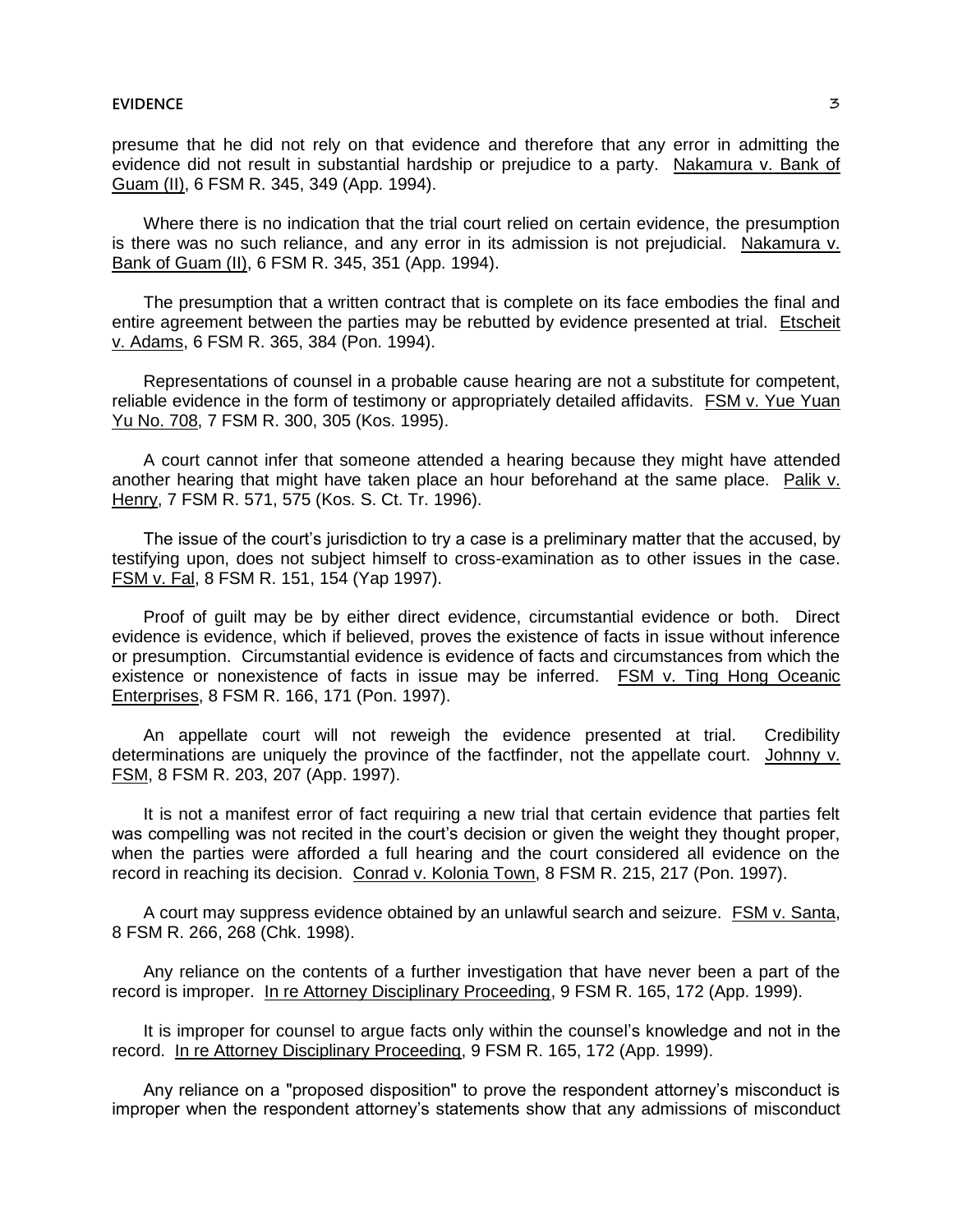presume that he did not rely on that evidence and therefore that any error in admitting the evidence did not result in substantial hardship or prejudice to a party. Nakamura v. Bank of Guam (II), 6 FSM R. 345, 349 (App. 1994).

Where there is no indication that the trial court relied on certain evidence, the presumption is there was no such reliance, and any error in its admission is not prejudicial. Nakamura v. Bank of Guam (II), 6 FSM R. 345, 351 (App. 1994).

The presumption that a written contract that is complete on its face embodies the final and entire agreement between the parties may be rebutted by evidence presented at trial. Etscheit v. Adams, 6 FSM R. 365, 384 (Pon. 1994).

Representations of counsel in a probable cause hearing are not a substitute for competent, reliable evidence in the form of testimony or appropriately detailed affidavits. FSM v. Yue Yuan Yu No. 708, 7 FSM R. 300, 305 (Kos. 1995).

A court cannot infer that someone attended a hearing because they might have attended another hearing that might have taken place an hour beforehand at the same place. Palik v. Henry, 7 FSM R. 571, 575 (Kos. S. Ct. Tr. 1996).

The issue of the court's jurisdiction to try a case is a preliminary matter that the accused, by testifying upon, does not subject himself to cross-examination as to other issues in the case. FSM v. Fal, 8 FSM R. 151, 154 (Yap 1997).

Proof of guilt may be by either direct evidence, circumstantial evidence or both. Direct evidence is evidence, which if believed, proves the existence of facts in issue without inference or presumption. Circumstantial evidence is evidence of facts and circumstances from which the existence or nonexistence of facts in issue may be inferred. FSM v. Ting Hong Oceanic Enterprises, 8 FSM R. 166, 171 (Pon. 1997).

An appellate court will not reweigh the evidence presented at trial. Credibility determinations are uniquely the province of the factfinder, not the appellate court. Johnny v. FSM, 8 FSM R. 203, 207 (App. 1997).

It is not a manifest error of fact requiring a new trial that certain evidence that parties felt was compelling was not recited in the court's decision or given the weight they thought proper, when the parties were afforded a full hearing and the court considered all evidence on the record in reaching its decision. Conrad v. Kolonia Town, 8 FSM R. 215, 217 (Pon. 1997).

A court may suppress evidence obtained by an unlawful search and seizure. FSM v. Santa, 8 FSM R. 266, 268 (Chk. 1998).

Any reliance on the contents of a further investigation that have never been a part of the record is improper. In re Attorney Disciplinary Proceeding, 9 FSM R. 165, 172 (App. 1999).

It is improper for counsel to argue facts only within the counsel's knowledge and not in the record. In re Attorney Disciplinary Proceeding, 9 FSM R. 165, 172 (App. 1999).

Any reliance on a "proposed disposition" to prove the respondent attorney's misconduct is improper when the respondent attorney's statements show that any admissions of misconduct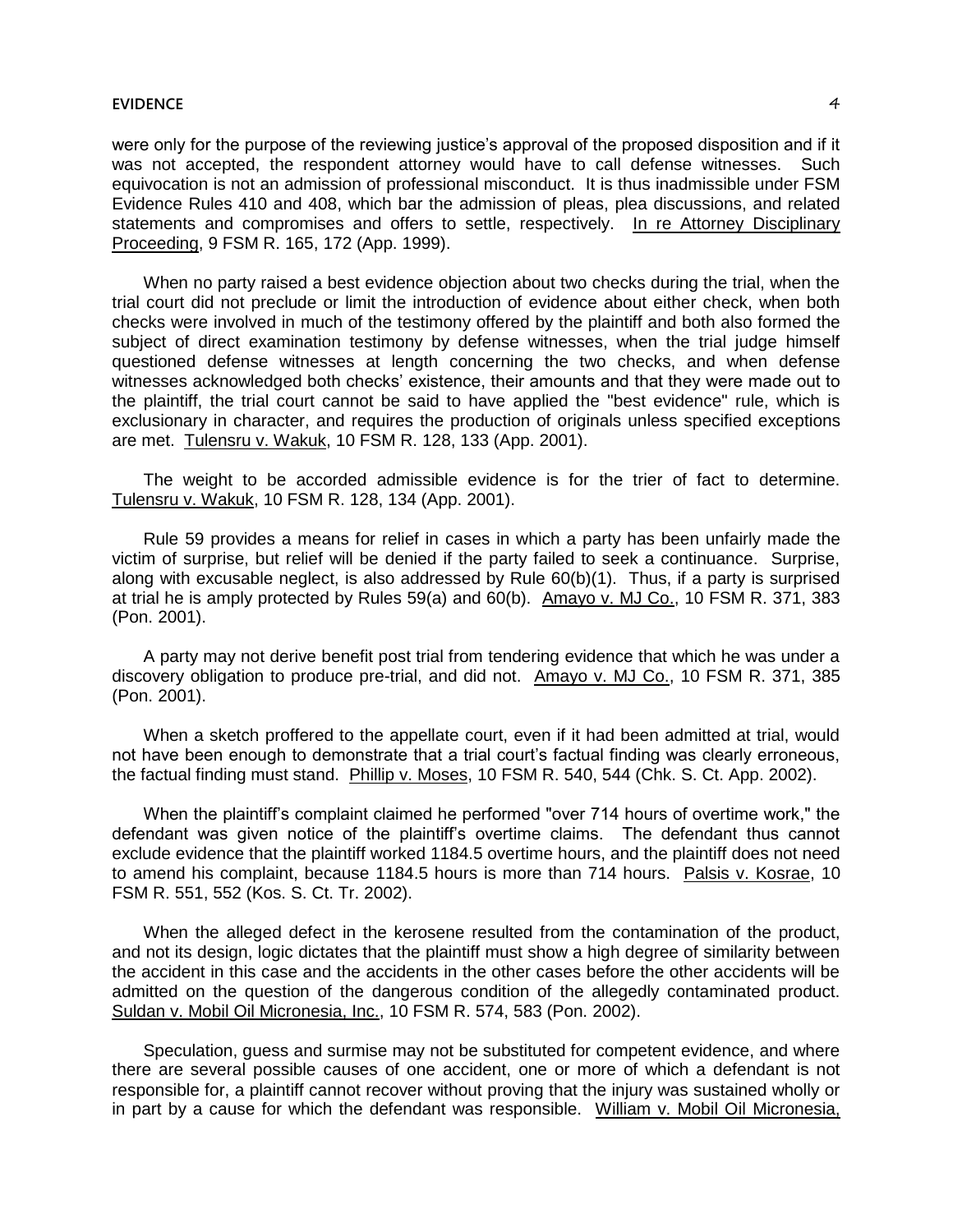were only for the purpose of the reviewing justice's approval of the proposed disposition and if it was not accepted, the respondent attorney would have to call defense witnesses. Such equivocation is not an admission of professional misconduct. It is thus inadmissible under FSM Evidence Rules 410 and 408, which bar the admission of pleas, plea discussions, and related statements and compromises and offers to settle, respectively. In re Attorney Disciplinary Proceeding, 9 FSM R. 165, 172 (App. 1999).

When no party raised a best evidence objection about two checks during the trial, when the trial court did not preclude or limit the introduction of evidence about either check, when both checks were involved in much of the testimony offered by the plaintiff and both also formed the subject of direct examination testimony by defense witnesses, when the trial judge himself questioned defense witnesses at length concerning the two checks, and when defense witnesses acknowledged both checks' existence, their amounts and that they were made out to the plaintiff, the trial court cannot be said to have applied the "best evidence" rule, which is exclusionary in character, and requires the production of originals unless specified exceptions are met. Tulensru v. Wakuk, 10 FSM R. 128, 133 (App. 2001).

The weight to be accorded admissible evidence is for the trier of fact to determine. Tulensru v. Wakuk, 10 FSM R. 128, 134 (App. 2001).

Rule 59 provides a means for relief in cases in which a party has been unfairly made the victim of surprise, but relief will be denied if the party failed to seek a continuance. Surprise, along with excusable neglect, is also addressed by Rule 60(b)(1). Thus, if a party is surprised at trial he is amply protected by Rules 59(a) and 60(b). Amayo v. MJ Co., 10 FSM R. 371, 383 (Pon. 2001).

A party may not derive benefit post trial from tendering evidence that which he was under a discovery obligation to produce pre-trial, and did not. Amayo v. MJ Co., 10 FSM R. 371, 385 (Pon. 2001).

When a sketch proffered to the appellate court, even if it had been admitted at trial, would not have been enough to demonstrate that a trial court's factual finding was clearly erroneous, the factual finding must stand. Phillip v. Moses, 10 FSM R. 540, 544 (Chk. S. Ct. App. 2002).

When the plaintiff's complaint claimed he performed "over 714 hours of overtime work," the defendant was given notice of the plaintiff's overtime claims. The defendant thus cannot exclude evidence that the plaintiff worked 1184.5 overtime hours, and the plaintiff does not need to amend his complaint, because 1184.5 hours is more than 714 hours. Palsis v. Kosrae, 10 FSM R. 551, 552 (Kos. S. Ct. Tr. 2002).

When the alleged defect in the kerosene resulted from the contamination of the product, and not its design, logic dictates that the plaintiff must show a high degree of similarity between the accident in this case and the accidents in the other cases before the other accidents will be admitted on the question of the dangerous condition of the allegedly contaminated product. Suldan v. Mobil Oil Micronesia, Inc., 10 FSM R. 574, 583 (Pon. 2002).

Speculation, guess and surmise may not be substituted for competent evidence, and where there are several possible causes of one accident, one or more of which a defendant is not responsible for, a plaintiff cannot recover without proving that the injury was sustained wholly or in part by a cause for which the defendant was responsible. William v. Mobil Oil Micronesia,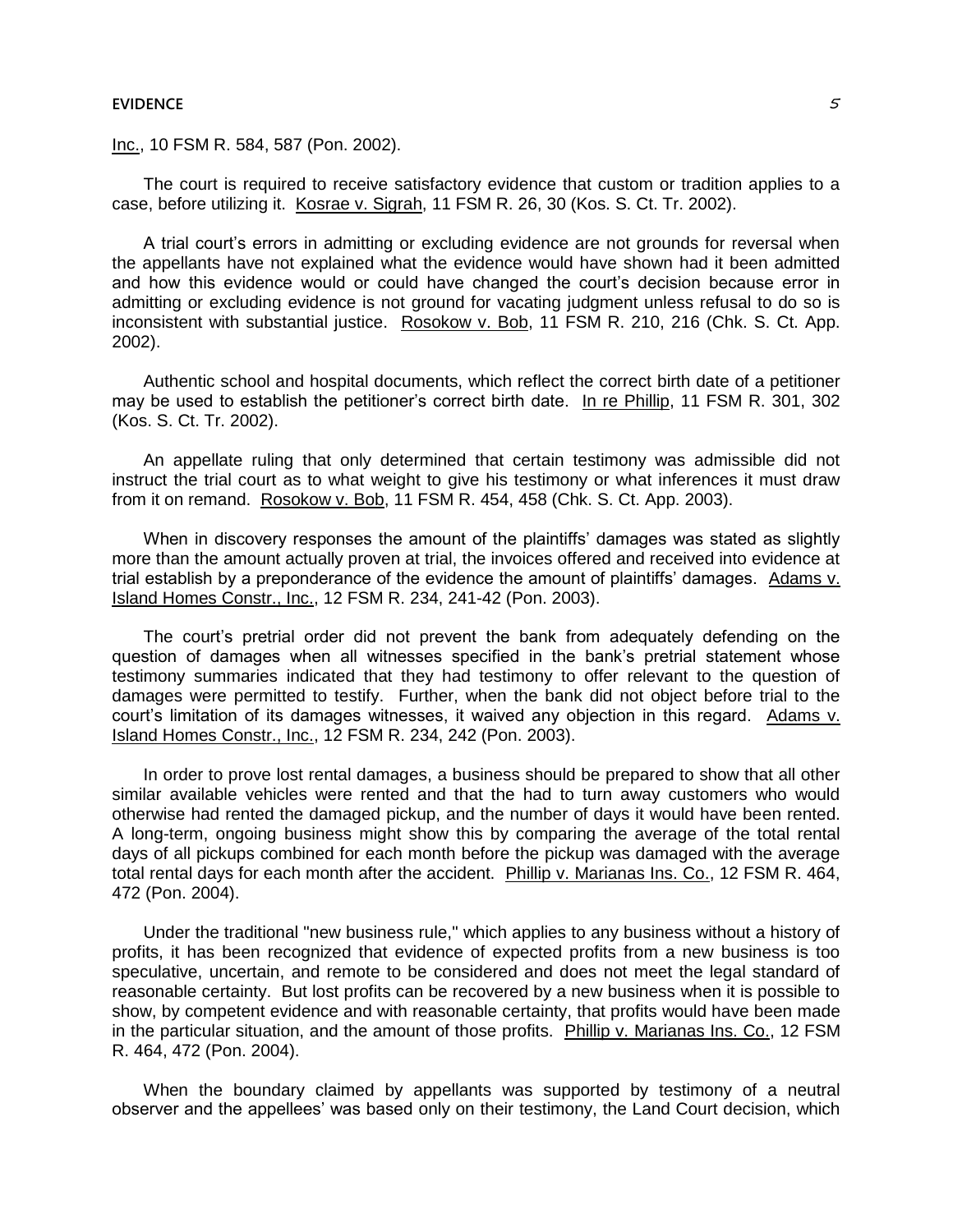Inc., 10 FSM R. 584, 587 (Pon. 2002).

The court is required to receive satisfactory evidence that custom or tradition applies to a case, before utilizing it. Kosrae v. Sigrah, 11 FSM R. 26, 30 (Kos. S. Ct. Tr. 2002).

A trial court's errors in admitting or excluding evidence are not grounds for reversal when the appellants have not explained what the evidence would have shown had it been admitted and how this evidence would or could have changed the court's decision because error in admitting or excluding evidence is not ground for vacating judgment unless refusal to do so is inconsistent with substantial justice. Rosokow v. Bob, 11 FSM R. 210, 216 (Chk. S. Ct. App. 2002).

Authentic school and hospital documents, which reflect the correct birth date of a petitioner may be used to establish the petitioner's correct birth date. In re Phillip, 11 FSM R. 301, 302 (Kos. S. Ct. Tr. 2002).

An appellate ruling that only determined that certain testimony was admissible did not instruct the trial court as to what weight to give his testimony or what inferences it must draw from it on remand. Rosokow v. Bob, 11 FSM R. 454, 458 (Chk. S. Ct. App. 2003).

When in discovery responses the amount of the plaintiffs' damages was stated as slightly more than the amount actually proven at trial, the invoices offered and received into evidence at trial establish by a preponderance of the evidence the amount of plaintiffs' damages. Adams v. Island Homes Constr., Inc., 12 FSM R. 234, 241-42 (Pon. 2003).

The court's pretrial order did not prevent the bank from adequately defending on the question of damages when all witnesses specified in the bank's pretrial statement whose testimony summaries indicated that they had testimony to offer relevant to the question of damages were permitted to testify. Further, when the bank did not object before trial to the court's limitation of its damages witnesses, it waived any objection in this regard. Adams v. Island Homes Constr., Inc., 12 FSM R. 234, 242 (Pon. 2003).

In order to prove lost rental damages, a business should be prepared to show that all other similar available vehicles were rented and that the had to turn away customers who would otherwise had rented the damaged pickup, and the number of days it would have been rented. A long-term, ongoing business might show this by comparing the average of the total rental days of all pickups combined for each month before the pickup was damaged with the average total rental days for each month after the accident. Phillip v. Marianas Ins. Co., 12 FSM R. 464, 472 (Pon. 2004).

Under the traditional "new business rule," which applies to any business without a history of profits, it has been recognized that evidence of expected profits from a new business is too speculative, uncertain, and remote to be considered and does not meet the legal standard of reasonable certainty. But lost profits can be recovered by a new business when it is possible to show, by competent evidence and with reasonable certainty, that profits would have been made in the particular situation, and the amount of those profits. Phillip v. Marianas Ins. Co., 12 FSM R. 464, 472 (Pon. 2004).

When the boundary claimed by appellants was supported by testimony of a neutral observer and the appellees' was based only on their testimony, the Land Court decision, which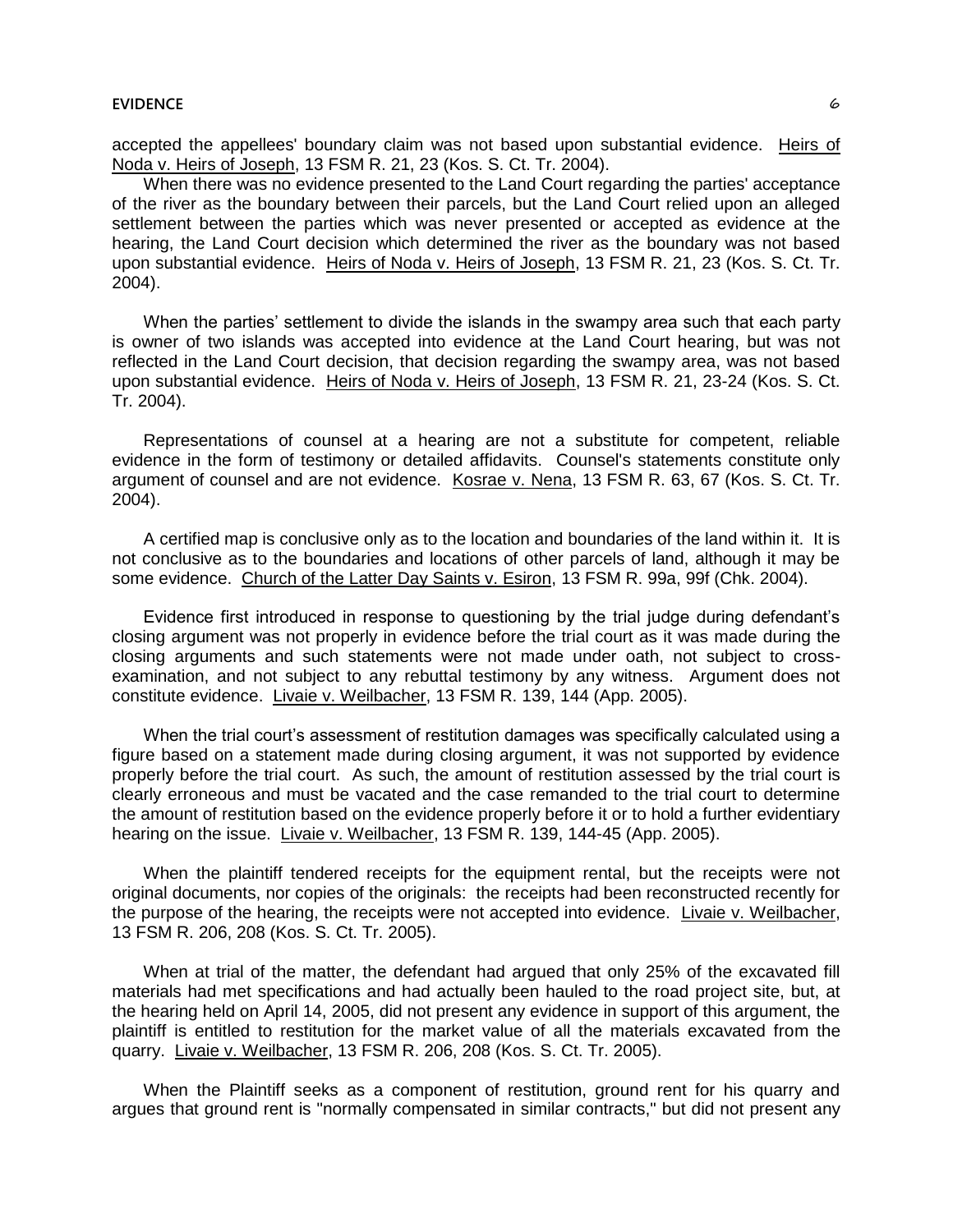accepted the appellees' boundary claim was not based upon substantial evidence. Heirs of Noda v. Heirs of Joseph, 13 FSM R. 21, 23 (Kos. S. Ct. Tr. 2004).

When there was no evidence presented to the Land Court regarding the parties' acceptance of the river as the boundary between their parcels, but the Land Court relied upon an alleged settlement between the parties which was never presented or accepted as evidence at the hearing, the Land Court decision which determined the river as the boundary was not based upon substantial evidence. Heirs of Noda v. Heirs of Joseph, 13 FSM R. 21, 23 (Kos. S. Ct. Tr. 2004).

When the parties' settlement to divide the islands in the swampy area such that each party is owner of two islands was accepted into evidence at the Land Court hearing, but was not reflected in the Land Court decision, that decision regarding the swampy area, was not based upon substantial evidence. Heirs of Noda v. Heirs of Joseph, 13 FSM R. 21, 23-24 (Kos. S. Ct. Tr. 2004).

Representations of counsel at a hearing are not a substitute for competent, reliable evidence in the form of testimony or detailed affidavits. Counsel's statements constitute only argument of counsel and are not evidence. Kosrae v. Nena, 13 FSM R. 63, 67 (Kos. S. Ct. Tr. 2004).

A certified map is conclusive only as to the location and boundaries of the land within it. It is not conclusive as to the boundaries and locations of other parcels of land, although it may be some evidence. Church of the Latter Day Saints v. Esiron, 13 FSM R. 99a, 99f (Chk. 2004).

Evidence first introduced in response to questioning by the trial judge during defendant's closing argument was not properly in evidence before the trial court as it was made during the closing arguments and such statements were not made under oath, not subject to cross-examination, and not subject to any rebuttal testimony by any witness. Argument does not constitute evidence. Livaie v. Weilbacher, 13 FSM R. 139, 144 (App. 2005).

When the trial court's assessment of restitution damages was specifically calculated using a figure based on a statement made during closing argument, it was not supported by evidence properly before the trial court. As such, the amount of restitution assessed by the trial court is clearly erroneous and must be vacated and the case remanded to the trial court to determine the amount of restitution based on the evidence properly before it or to hold a further evidentiary hearing on the issue. Livaie v. Weilbacher, 13 FSM R. 139, 144-45 (App. 2005).

When the plaintiff tendered receipts for the equipment rental, but the receipts were not original documents, nor copies of the originals: the receipts had been reconstructed recently for the purpose of the hearing, the receipts were not accepted into evidence. Livaie v. Weilbacher, 13 FSM R. 206, 208 (Kos. S. Ct. Tr. 2005).

When at trial of the matter, the defendant had argued that only 25% of the excavated fill materials had met specifications and had actually been hauled to the road project site, but, at the hearing held on April 14, 2005, did not present any evidence in support of this argument, the plaintiff is entitled to restitution for the market value of all the materials excavated from the quarry. Livaie v. Weilbacher, 13 FSM R. 206, 208 (Kos. S. Ct. Tr. 2005).

When the Plaintiff seeks as a component of restitution, ground rent for his quarry and argues that ground rent is "normally compensated in similar contracts," but did not present any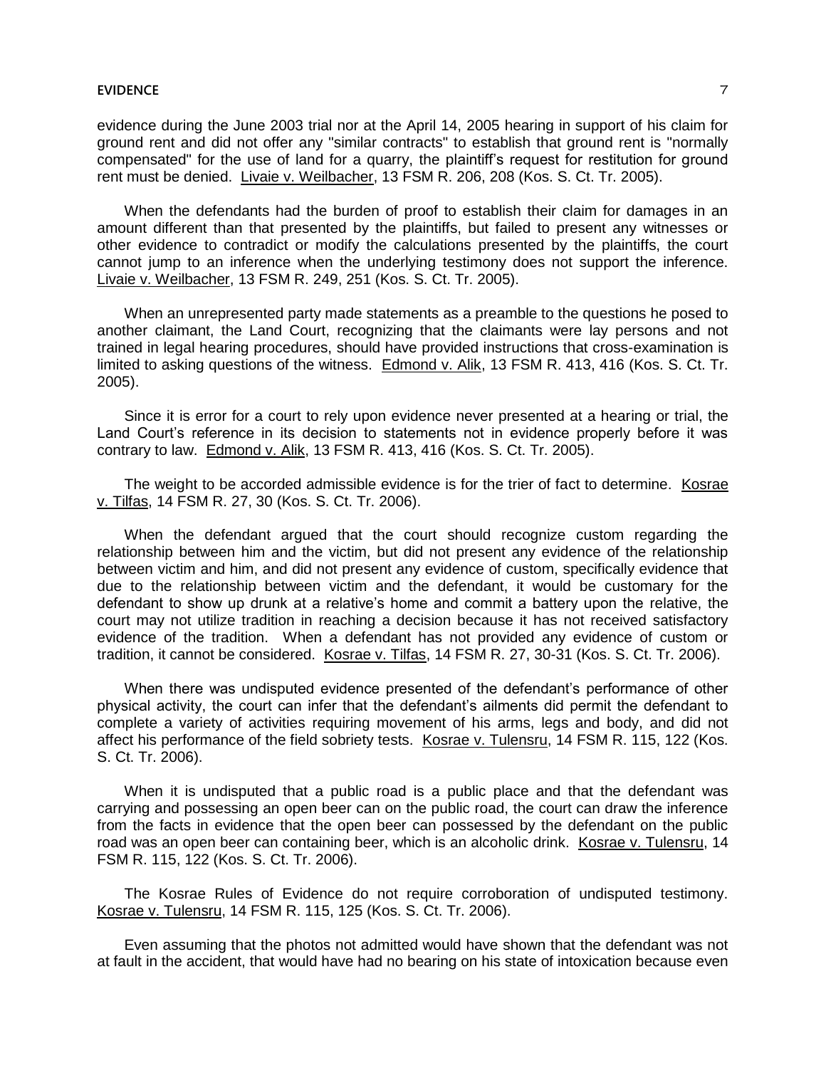evidence during the June 2003 trial nor at the April 14, 2005 hearing in support of his claim for ground rent and did not offer any "similar contracts" to establish that ground rent is "normally compensated" for the use of land for a quarry, the plaintiff's request for restitution for ground rent must be denied. Livaie v. Weilbacher, 13 FSM R. 206, 208 (Kos. S. Ct. Tr. 2005).

When the defendants had the burden of proof to establish their claim for damages in an amount different than that presented by the plaintiffs, but failed to present any witnesses or other evidence to contradict or modify the calculations presented by the plaintiffs, the court cannot jump to an inference when the underlying testimony does not support the inference. Livaie v. Weilbacher, 13 FSM R. 249, 251 (Kos. S. Ct. Tr. 2005).

When an unrepresented party made statements as a preamble to the questions he posed to another claimant, the Land Court, recognizing that the claimants were lay persons and not trained in legal hearing procedures, should have provided instructions that cross-examination is limited to asking questions of the witness. Edmond v. Alik, 13 FSM R. 413, 416 (Kos. S. Ct. Tr. 2005).

Since it is error for a court to rely upon evidence never presented at a hearing or trial, the Land Court's reference in its decision to statements not in evidence properly before it was contrary to law. Edmond v. Alik, 13 FSM R. 413, 416 (Kos. S. Ct. Tr. 2005).

The weight to be accorded admissible evidence is for the trier of fact to determine. Kosrae v. Tilfas, 14 FSM R. 27, 30 (Kos. S. Ct. Tr. 2006).

When the defendant argued that the court should recognize custom regarding the relationship between him and the victim, but did not present any evidence of the relationship between victim and him, and did not present any evidence of custom, specifically evidence that due to the relationship between victim and the defendant, it would be customary for the defendant to show up drunk at a relative's home and commit a battery upon the relative, the court may not utilize tradition in reaching a decision because it has not received satisfactory evidence of the tradition. When a defendant has not provided any evidence of custom or tradition, it cannot be considered. Kosrae v. Tilfas, 14 FSM R. 27, 30-31 (Kos. S. Ct. Tr. 2006).

When there was undisputed evidence presented of the defendant's performance of other physical activity, the court can infer that the defendant's ailments did permit the defendant to complete a variety of activities requiring movement of his arms, legs and body, and did not affect his performance of the field sobriety tests. Kosrae v. Tulensru, 14 FSM R. 115, 122 (Kos. S. Ct. Tr. 2006).

When it is undisputed that a public road is a public place and that the defendant was carrying and possessing an open beer can on the public road, the court can draw the inference from the facts in evidence that the open beer can possessed by the defendant on the public road was an open beer can containing beer, which is an alcoholic drink. Kosrae v. Tulensru, 14 FSM R. 115, 122 (Kos. S. Ct. Tr. 2006).

The Kosrae Rules of Evidence do not require corroboration of undisputed testimony. Kosrae v. Tulensru, 14 FSM R. 115, 125 (Kos. S. Ct. Tr. 2006).

Even assuming that the photos not admitted would have shown that the defendant was not at fault in the accident, that would have had no bearing on his state of intoxication because even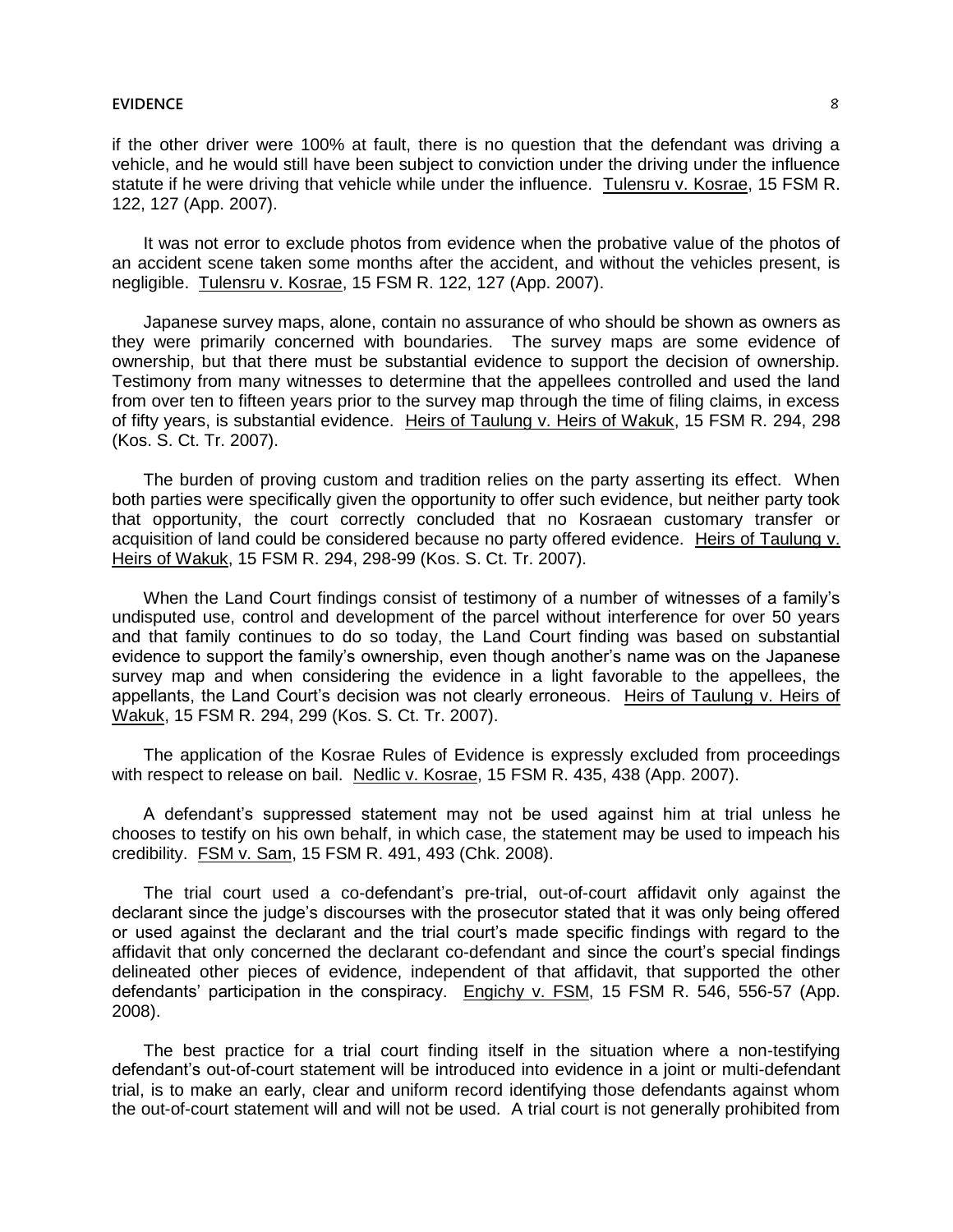if the other driver were 100% at fault, there is no question that the defendant was driving a vehicle, and he would still have been subject to conviction under the driving under the influence statute if he were driving that vehicle while under the influence. Tulensru v. Kosrae, 15 FSM R. 122, 127 (App. 2007).

It was not error to exclude photos from evidence when the probative value of the photos of an accident scene taken some months after the accident, and without the vehicles present, is negligible. Tulensru v. Kosrae, 15 FSM R. 122, 127 (App. 2007).

Japanese survey maps, alone, contain no assurance of who should be shown as owners as they were primarily concerned with boundaries. The survey maps are some evidence of ownership, but that there must be substantial evidence to support the decision of ownership. Testimony from many witnesses to determine that the appellees controlled and used the land from over ten to fifteen years prior to the survey map through the time of filing claims, in excess of fifty years, is substantial evidence. Heirs of Taulung v. Heirs of Wakuk, 15 FSM R. 294, 298 (Kos. S. Ct. Tr. 2007).

The burden of proving custom and tradition relies on the party asserting its effect. When both parties were specifically given the opportunity to offer such evidence, but neither party took that opportunity, the court correctly concluded that no Kosraean customary transfer or acquisition of land could be considered because no party offered evidence. Heirs of Taulung v. Heirs of Wakuk, 15 FSM R. 294, 298-99 (Kos. S. Ct. Tr. 2007).

When the Land Court findings consist of testimony of a number of witnesses of a family's undisputed use, control and development of the parcel without interference for over 50 years and that family continues to do so today, the Land Court finding was based on substantial evidence to support the family's ownership, even though another's name was on the Japanese survey map and when considering the evidence in a light favorable to the appellees, the appellants, the Land Court's decision was not clearly erroneous. Heirs of Taulung v. Heirs of Wakuk, 15 FSM R. 294, 299 (Kos. S. Ct. Tr. 2007).

The application of the Kosrae Rules of Evidence is expressly excluded from proceedings with respect to release on bail. Nedlic v. Kosrae, 15 FSM R. 435, 438 (App. 2007).

A defendant's suppressed statement may not be used against him at trial unless he chooses to testify on his own behalf, in which case, the statement may be used to impeach his credibility. FSM v. Sam, 15 FSM R. 491, 493 (Chk. 2008).

The trial court used a co-defendant's pre-trial, out-of-court affidavit only against the declarant since the judge's discourses with the prosecutor stated that it was only being offered or used against the declarant and the trial court's made specific findings with regard to the affidavit that only concerned the declarant co-defendant and since the court's special findings delineated other pieces of evidence, independent of that affidavit, that supported the other defendants' participation in the conspiracy. Engichy v. FSM, 15 FSM R. 546, 556-57 (App. 2008).

The best practice for a trial court finding itself in the situation where a non-testifying defendant's out-of-court statement will be introduced into evidence in a joint or multi-defendant trial, is to make an early, clear and uniform record identifying those defendants against whom the out-of-court statement will and will not be used. A trial court is not generally prohibited from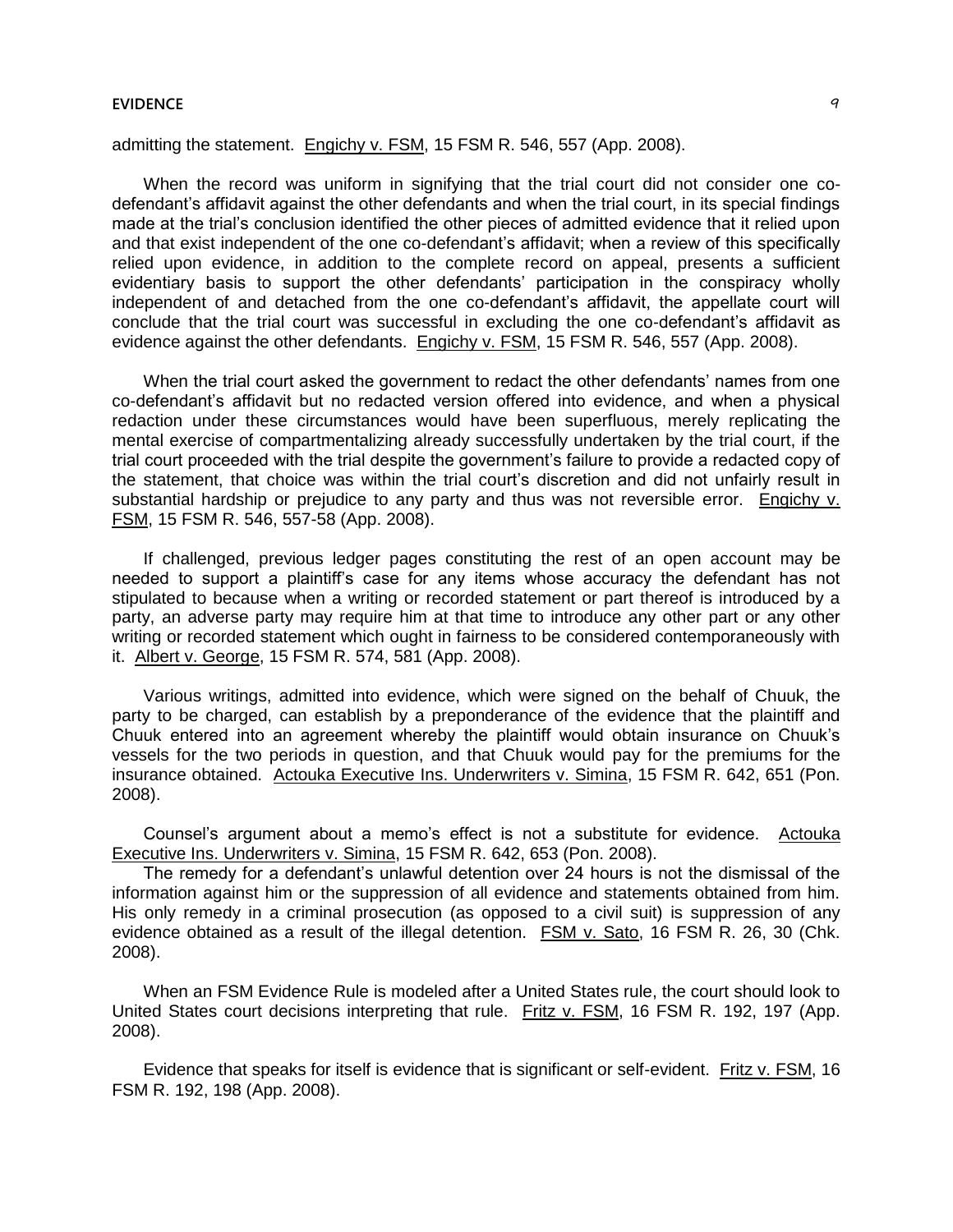admitting the statement. Engichy v. FSM, 15 FSM R. 546, 557 (App. 2008).

When the record was uniform in signifying that the trial court did not consider one co-defendant's affidavit against the other defendants and when the trial court, in its special findings made at the trial's conclusion identified the other pieces of admitted evidence that it relied upon and that exist independent of the one co-defendant's affidavit; when a review of this specifically relied upon evidence, in addition to the complete record on appeal, presents a sufficient evidentiary basis to support the other defendants' participation in the conspiracy wholly independent of and detached from the one co-defendant's affidavit, the appellate court will conclude that the trial court was successful in excluding the one co-defendant's affidavit as evidence against the other defendants. Engichy v. FSM, 15 FSM R. 546, 557 (App. 2008).

When the trial court asked the government to redact the other defendants' names from one co-defendant's affidavit but no redacted version offered into evidence, and when a physical redaction under these circumstances would have been superfluous, merely replicating the mental exercise of compartmentalizing already successfully undertaken by the trial court, if the trial court proceeded with the trial despite the government's failure to provide a redacted copy of the statement, that choice was within the trial court's discretion and did not unfairly result in substantial hardship or prejudice to any party and thus was not reversible error. Engichy v. FSM, 15 FSM R. 546, 557-58 (App. 2008).

If challenged, previous ledger pages constituting the rest of an open account may be needed to support a plaintiff's case for any items whose accuracy the defendant has not stipulated to because when a writing or recorded statement or part thereof is introduced by a party, an adverse party may require him at that time to introduce any other part or any other writing or recorded statement which ought in fairness to be considered contemporaneously with it. Albert v. George, 15 FSM R. 574, 581 (App. 2008).

Various writings, admitted into evidence, which were signed on the behalf of Chuuk, the party to be charged, can establish by a preponderance of the evidence that the plaintiff and Chuuk entered into an agreement whereby the plaintiff would obtain insurance on Chuuk's vessels for the two periods in question, and that Chuuk would pay for the premiums for the insurance obtained. Actouka Executive Ins. Underwriters v. Simina, 15 FSM R. 642, 651 (Pon. 2008).

Counsel's argument about a memo's effect is not a substitute for evidence. Actouka Executive Ins. Underwriters v. Simina, 15 FSM R. 642, 653 (Pon. 2008).

The remedy for a defendant's unlawful detention over 24 hours is not the dismissal of the information against him or the suppression of all evidence and statements obtained from him. His only remedy in a criminal prosecution (as opposed to a civil suit) is suppression of any evidence obtained as a result of the illegal detention. FSM v. Sato, 16 FSM R. 26, 30 (Chk. 2008).

When an FSM Evidence Rule is modeled after a United States rule, the court should look to United States court decisions interpreting that rule. Fritz v. FSM, 16 FSM R. 192, 197 (App. 2008).

Evidence that speaks for itself is evidence that is significant or self-evident. Fritz v. FSM, 16 FSM R. 192, 198 (App. 2008).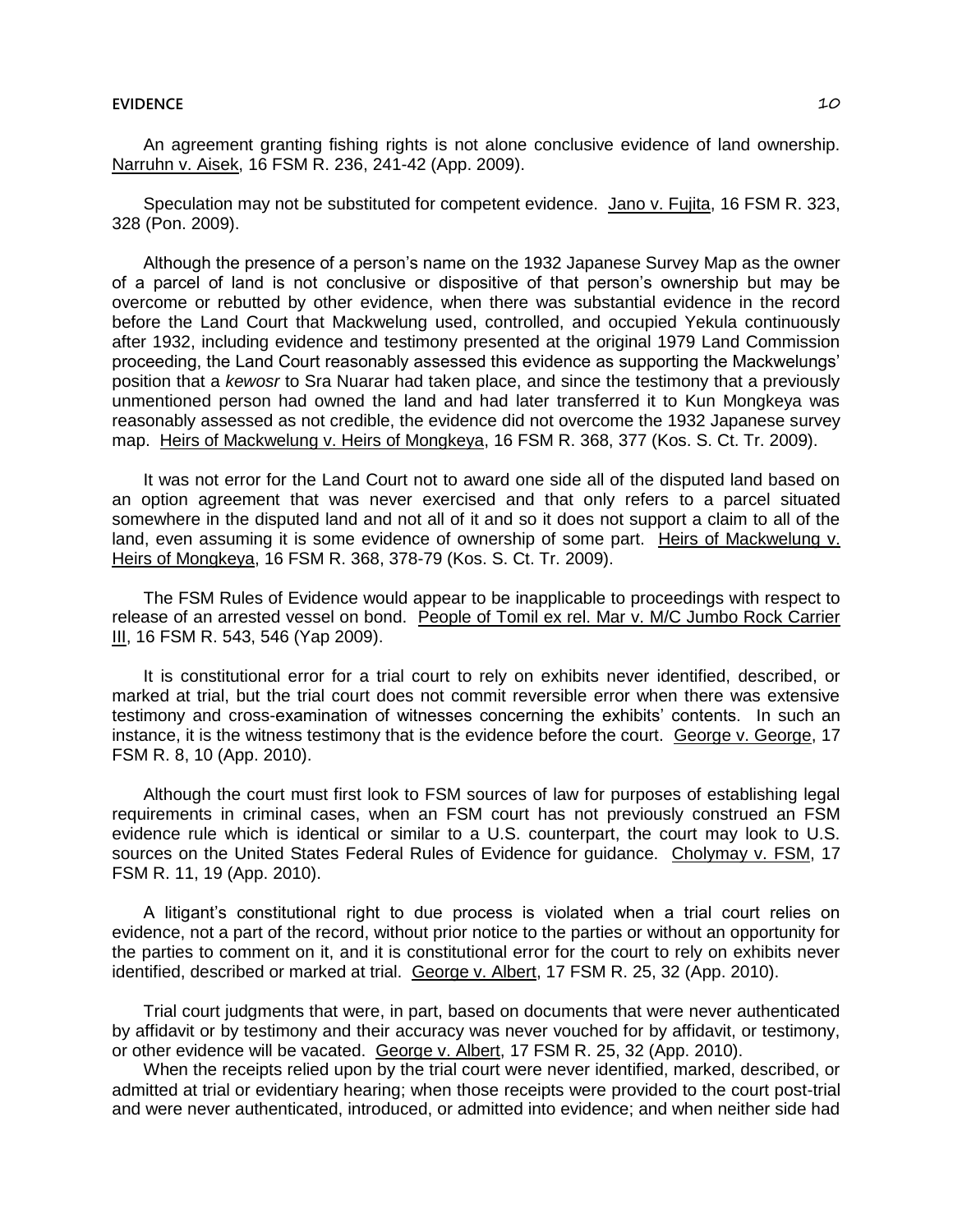An agreement granting fishing rights is not alone conclusive evidence of land ownership. Narruhn v. Aisek, 16 FSM R. 236, 241-42 (App. 2009).

Speculation may not be substituted for competent evidence. Jano v. Fujita, 16 FSM R. 323, 328 (Pon. 2009).

Although the presence of a person's name on the 1932 Japanese Survey Map as the owner of a parcel of land is not conclusive or dispositive of that person's ownership but may be overcome or rebutted by other evidence, when there was substantial evidence in the record before the Land Court that Mackwelung used, controlled, and occupied Yekula continuously after 1932, including evidence and testimony presented at the original 1979 Land Commission proceeding, the Land Court reasonably assessed this evidence as supporting the Mackwelungs' position that a *kewosr* to Sra Nuarar had taken place, and since the testimony that a previously unmentioned person had owned the land and had later transferred it to Kun Mongkeya was reasonably assessed as not credible, the evidence did not overcome the 1932 Japanese survey map. Heirs of Mackwelung v. Heirs of Mongkeya, 16 FSM R. 368, 377 (Kos. S. Ct. Tr. 2009).

It was not error for the Land Court not to award one side all of the disputed land based on an option agreement that was never exercised and that only refers to a parcel situated somewhere in the disputed land and not all of it and so it does not support a claim to all of the land, even assuming it is some evidence of ownership of some part. Heirs of Mackwelung v. Heirs of Mongkeya, 16 FSM R. 368, 378-79 (Kos. S. Ct. Tr. 2009).

The FSM Rules of Evidence would appear to be inapplicable to proceedings with respect to release of an arrested vessel on bond. People of Tomil ex rel. Mar v. M/C Jumbo Rock Carrier III, 16 FSM R. 543, 546 (Yap 2009).

It is constitutional error for a trial court to rely on exhibits never identified, described, or marked at trial, but the trial court does not commit reversible error when there was extensive testimony and cross-examination of witnesses concerning the exhibits' contents. In such an instance, it is the witness testimony that is the evidence before the court. George v. George, 17 FSM R. 8, 10 (App. 2010).

Although the court must first look to FSM sources of law for purposes of establishing legal requirements in criminal cases, when an FSM court has not previously construed an FSM evidence rule which is identical or similar to a U.S. counterpart, the court may look to U.S. sources on the United States Federal Rules of Evidence for guidance. Cholymay v. FSM, 17 FSM R. 11, 19 (App. 2010).

A litigant's constitutional right to due process is violated when a trial court relies on evidence, not a part of the record, without prior notice to the parties or without an opportunity for the parties to comment on it, and it is constitutional error for the court to rely on exhibits never identified, described or marked at trial. George v. Albert, 17 FSM R. 25, 32 (App. 2010).

Trial court judgments that were, in part, based on documents that were never authenticated by affidavit or by testimony and their accuracy was never vouched for by affidavit, or testimony, or other evidence will be vacated. George v. Albert, 17 FSM R. 25, 32 (App. 2010).

When the receipts relied upon by the trial court were never identified, marked, described, or admitted at trial or evidentiary hearing; when those receipts were provided to the court post-trial and were never authenticated, introduced, or admitted into evidence; and when neither side had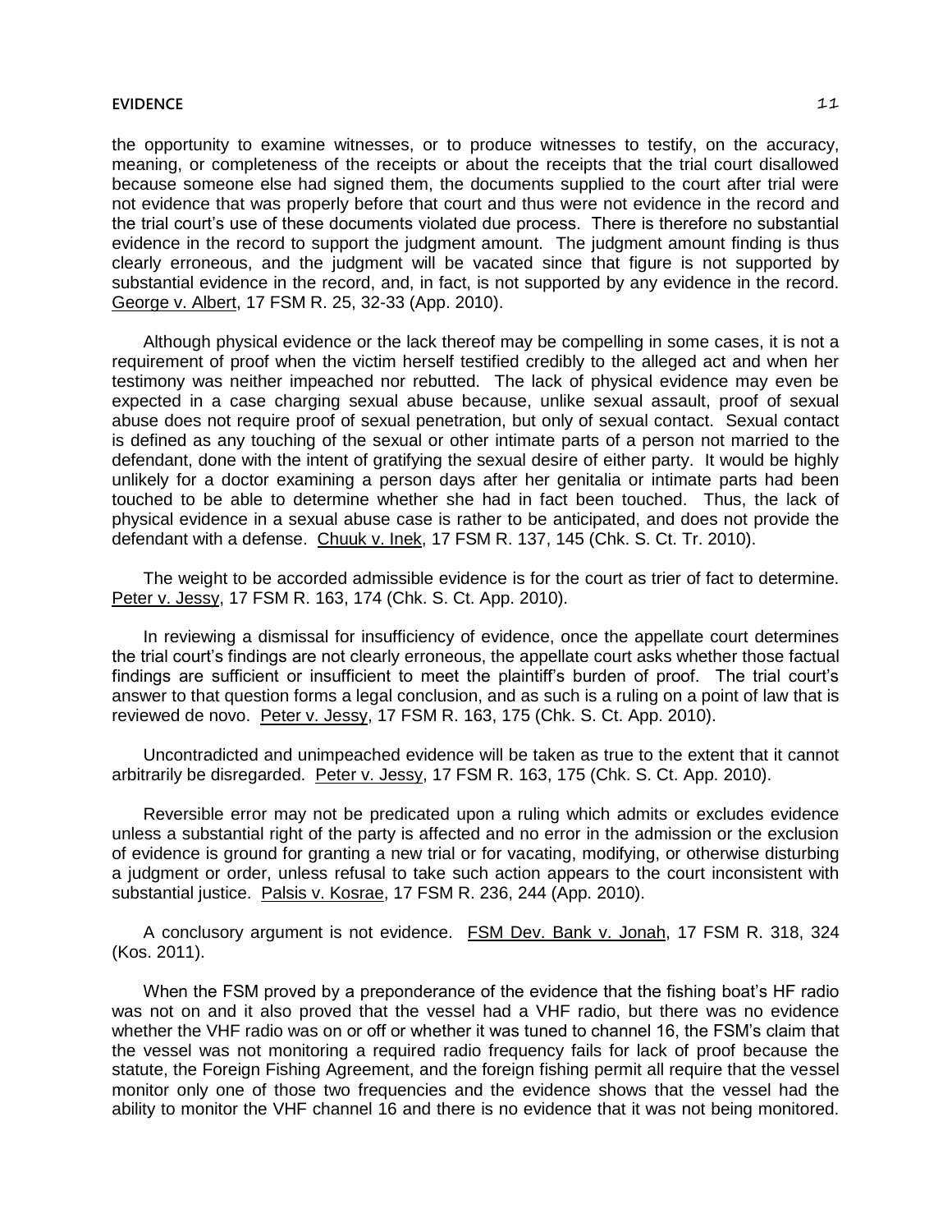the opportunity to examine witnesses, or to produce witnesses to testify, on the accuracy, meaning, or completeness of the receipts or about the receipts that the trial court disallowed because someone else had signed them, the documents supplied to the court after trial were not evidence that was properly before that court and thus were not evidence in the record and the trial court's use of these documents violated due process. There is therefore no substantial evidence in the record to support the judgment amount. The judgment amount finding is thus clearly erroneous, and the judgment will be vacated since that figure is not supported by substantial evidence in the record, and, in fact, is not supported by any evidence in the record. George v. Albert, 17 FSM R. 25, 32-33 (App. 2010).

Although physical evidence or the lack thereof may be compelling in some cases, it is not a requirement of proof when the victim herself testified credibly to the alleged act and when her testimony was neither impeached nor rebutted. The lack of physical evidence may even be expected in a case charging sexual abuse because, unlike sexual assault, proof of sexual abuse does not require proof of sexual penetration, but only of sexual contact. Sexual contact is defined as any touching of the sexual or other intimate parts of a person not married to the defendant, done with the intent of gratifying the sexual desire of either party. It would be highly unlikely for a doctor examining a person days after her genitalia or intimate parts had been touched to be able to determine whether she had in fact been touched. Thus, the lack of physical evidence in a sexual abuse case is rather to be anticipated, and does not provide the defendant with a defense. Chuuk v. Inek, 17 FSM R. 137, 145 (Chk. S. Ct. Tr. 2010).

The weight to be accorded admissible evidence is for the court as trier of fact to determine. Peter v. Jessy, 17 FSM R. 163, 174 (Chk. S. Ct. App. 2010).

In reviewing a dismissal for insufficiency of evidence, once the appellate court determines the trial court's findings are not clearly erroneous, the appellate court asks whether those factual findings are sufficient or insufficient to meet the plaintiff's burden of proof. The trial court's answer to that question forms a legal conclusion, and as such is a ruling on a point of law that is reviewed de novo. Peter v. Jessy, 17 FSM R. 163, 175 (Chk. S. Ct. App. 2010).

Uncontradicted and unimpeached evidence will be taken as true to the extent that it cannot arbitrarily be disregarded. Peter v. Jessy, 17 FSM R. 163, 175 (Chk. S. Ct. App. 2010).

Reversible error may not be predicated upon a ruling which admits or excludes evidence unless a substantial right of the party is affected and no error in the admission or the exclusion of evidence is ground for granting a new trial or for vacating, modifying, or otherwise disturbing a judgment or order, unless refusal to take such action appears to the court inconsistent with substantial justice. Palsis v. Kosrae, 17 FSM R. 236, 244 (App. 2010).

A conclusory argument is not evidence. FSM Dev. Bank v. Jonah, 17 FSM R. 318, 324 (Kos. 2011).

When the FSM proved by a preponderance of the evidence that the fishing boat's HF radio was not on and it also proved that the vessel had a VHF radio, but there was no evidence whether the VHF radio was on or off or whether it was tuned to channel 16, the FSM's claim that the vessel was not monitoring a required radio frequency fails for lack of proof because the statute, the Foreign Fishing Agreement, and the foreign fishing permit all require that the vessel monitor only one of those two frequencies and the evidence shows that the vessel had the ability to monitor the VHF channel 16 and there is no evidence that it was not being monitored.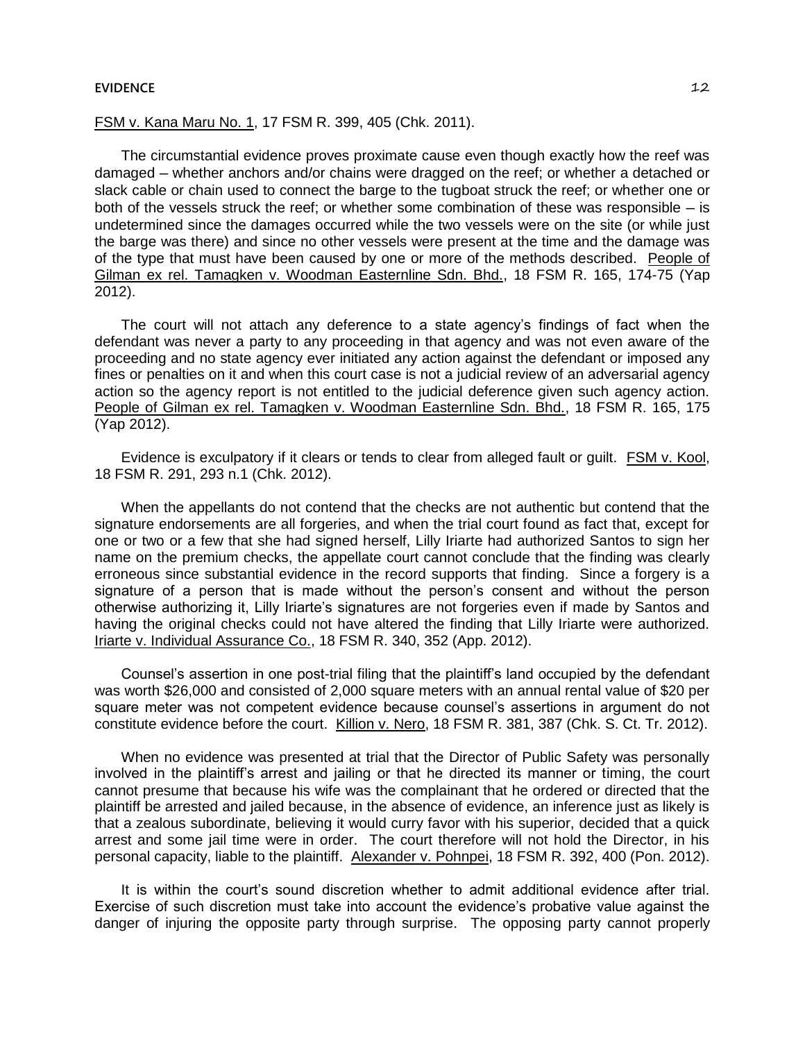FSM v. Kana Maru No. 1, 17 FSM R. 399, 405 (Chk. 2011).

The circumstantial evidence proves proximate cause even though exactly how the reef was damaged – whether anchors and/or chains were dragged on the reef; or whether a detached or slack cable or chain used to connect the barge to the tugboat struck the reef; or whether one or both of the vessels struck the reef; or whether some combination of these was responsible – is undetermined since the damages occurred while the two vessels were on the site (or while just the barge was there) and since no other vessels were present at the time and the damage was of the type that must have been caused by one or more of the methods described. People of Gilman ex rel. Tamagken v. Woodman Easternline Sdn. Bhd., 18 FSM R. 165, 174-75 (Yap 2012).

The court will not attach any deference to a state agency's findings of fact when the defendant was never a party to any proceeding in that agency and was not even aware of the proceeding and no state agency ever initiated any action against the defendant or imposed any fines or penalties on it and when this court case is not a judicial review of an adversarial agency action so the agency report is not entitled to the judicial deference given such agency action. People of Gilman ex rel. Tamagken v. Woodman Easternline Sdn. Bhd., 18 FSM R. 165, 175 (Yap 2012).

Evidence is exculpatory if it clears or tends to clear from alleged fault or guilt. FSM v. Kool, 18 FSM R. 291, 293 n.1 (Chk. 2012).

When the appellants do not contend that the checks are not authentic but contend that the signature endorsements are all forgeries, and when the trial court found as fact that, except for one or two or a few that she had signed herself, Lilly Iriarte had authorized Santos to sign her name on the premium checks, the appellate court cannot conclude that the finding was clearly erroneous since substantial evidence in the record supports that finding. Since a forgery is a signature of a person that is made without the person's consent and without the person otherwise authorizing it, Lilly Iriarte's signatures are not forgeries even if made by Santos and having the original checks could not have altered the finding that Lilly Iriarte were authorized. Iriarte v. Individual Assurance Co., 18 FSM R. 340, 352 (App. 2012).

Counsel's assertion in one post-trial filing that the plaintiff's land occupied by the defendant was worth $26,000 and consisted of 2,000 square meters with an annual rental value of $20 per square meter was not competent evidence because counsel's assertions in argument do not constitute evidence before the court. Killion v. Nero, 18 FSM R. 381, 387 (Chk. S. Ct. Tr. 2012).

When no evidence was presented at trial that the Director of Public Safety was personally involved in the plaintiff's arrest and jailing or that he directed its manner or timing, the court cannot presume that because his wife was the complainant that he ordered or directed that the plaintiff be arrested and jailed because, in the absence of evidence, an inference just as likely is that a zealous subordinate, believing it would curry favor with his superior, decided that a quick arrest and some jail time were in order. The court therefore will not hold the Director, in his personal capacity, liable to the plaintiff. Alexander v. Pohnpei, 18 FSM R. 392, 400 (Pon. 2012).

It is within the court's sound discretion whether to admit additional evidence after trial. Exercise of such discretion must take into account the evidence's probative value against the danger of injuring the opposite party through surprise. The opposing party cannot properly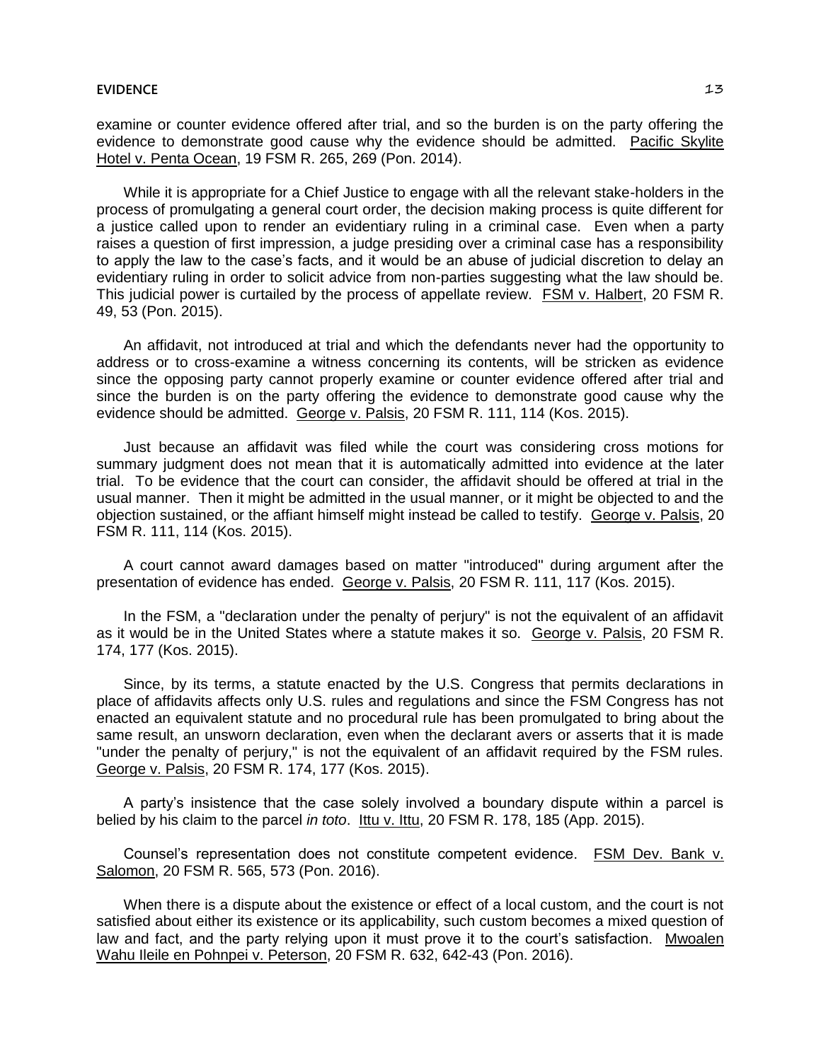examine or counter evidence offered after trial, and so the burden is on the party offering the evidence to demonstrate good cause why the evidence should be admitted. Pacific Skylite Hotel v. Penta Ocean, 19 FSM R. 265, 269 (Pon. 2014).

While it is appropriate for a Chief Justice to engage with all the relevant stake-holders in the process of promulgating a general court order, the decision making process is quite different for a justice called upon to render an evidentiary ruling in a criminal case. Even when a party raises a question of first impression, a judge presiding over a criminal case has a responsibility to apply the law to the case's facts, and it would be an abuse of judicial discretion to delay an evidentiary ruling in order to solicit advice from non-parties suggesting what the law should be. This judicial power is curtailed by the process of appellate review. FSM v. Halbert, 20 FSM R. 49, 53 (Pon. 2015).

An affidavit, not introduced at trial and which the defendants never had the opportunity to address or to cross-examine a witness concerning its contents, will be stricken as evidence since the opposing party cannot properly examine or counter evidence offered after trial and since the burden is on the party offering the evidence to demonstrate good cause why the evidence should be admitted. George v. Palsis, 20 FSM R. 111, 114 (Kos. 2015).

Just because an affidavit was filed while the court was considering cross motions for summary judgment does not mean that it is automatically admitted into evidence at the later trial. To be evidence that the court can consider, the affidavit should be offered at trial in the usual manner. Then it might be admitted in the usual manner, or it might be objected to and the objection sustained, or the affiant himself might instead be called to testify. George v. Palsis, 20 FSM R. 111, 114 (Kos. 2015).

A court cannot award damages based on matter "introduced" during argument after the presentation of evidence has ended. George v. Palsis, 20 FSM R. 111, 117 (Kos. 2015).

In the FSM, a "declaration under the penalty of perjury" is not the equivalent of an affidavit as it would be in the United States where a statute makes it so. George v. Palsis, 20 FSM R. 174, 177 (Kos. 2015).

Since, by its terms, a statute enacted by the U.S. Congress that permits declarations in place of affidavits affects only U.S. rules and regulations and since the FSM Congress has not enacted an equivalent statute and no procedural rule has been promulgated to bring about the same result, an unsworn declaration, even when the declarant avers or asserts that it is made "under the penalty of perjury," is not the equivalent of an affidavit required by the FSM rules. George v. Palsis, 20 FSM R. 174, 177 (Kos. 2015).

A party's insistence that the case solely involved a boundary dispute within a parcel is belied by his claim to the parcel *in toto*. Ittu v. Ittu, 20 FSM R. 178, 185 (App. 2015).

Counsel's representation does not constitute competent evidence. FSM Dev. Bank v. Salomon, 20 FSM R. 565, 573 (Pon. 2016).

When there is a dispute about the existence or effect of a local custom, and the court is not satisfied about either its existence or its applicability, such custom becomes a mixed question of law and fact, and the party relying upon it must prove it to the court's satisfaction. Mwoalen Wahu Ileile en Pohnpei v. Peterson, 20 FSM R. 632, 642-43 (Pon. 2016).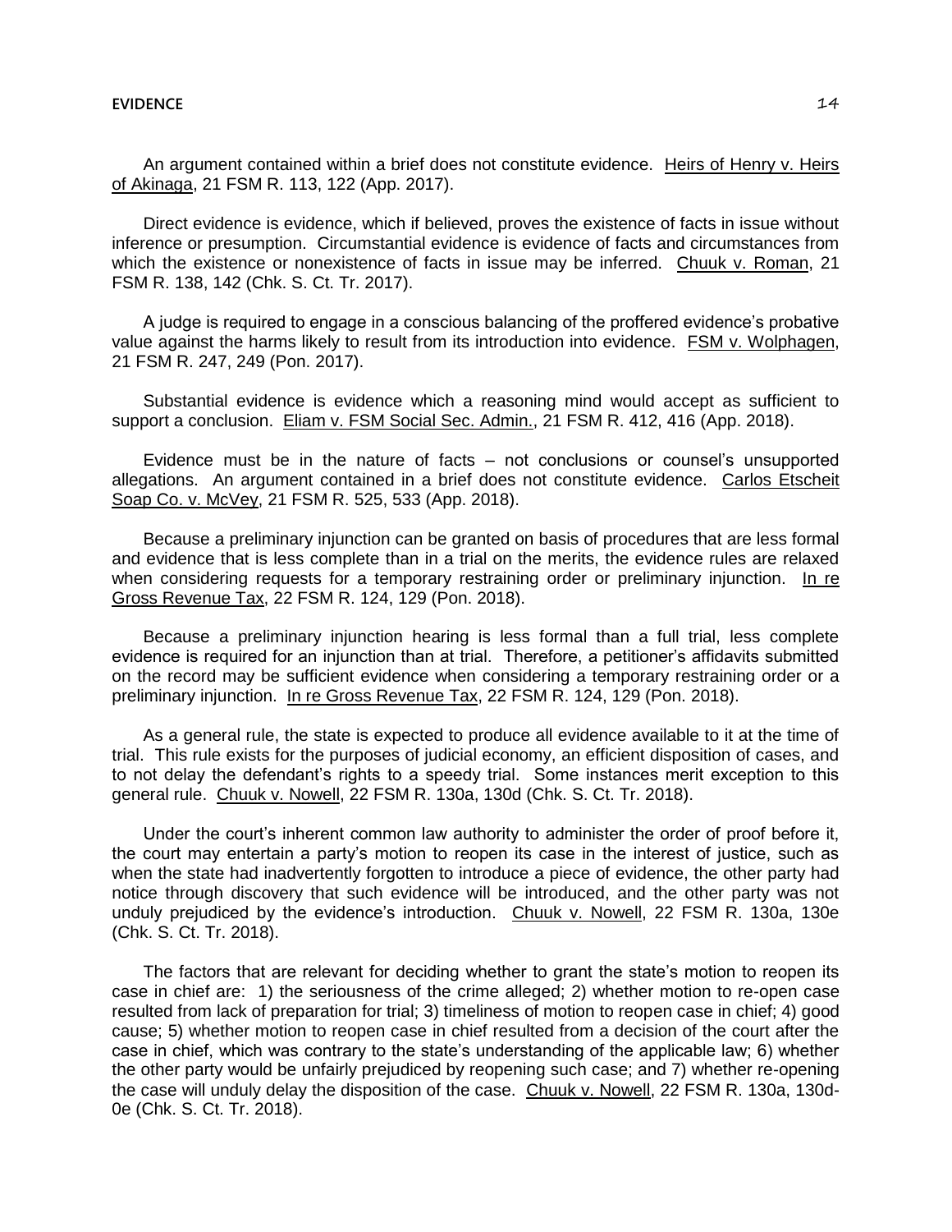An argument contained within a brief does not constitute evidence. Heirs of Henry v. Heirs of Akinaga, 21 FSM R. 113, 122 (App. 2017).

Direct evidence is evidence, which if believed, proves the existence of facts in issue without inference or presumption. Circumstantial evidence is evidence of facts and circumstances from which the existence or nonexistence of facts in issue may be inferred. Chuuk v. Roman, 21 FSM R. 138, 142 (Chk. S. Ct. Tr. 2017).

A judge is required to engage in a conscious balancing of the proffered evidence's probative value against the harms likely to result from its introduction into evidence. FSM v. Wolphagen, 21 FSM R. 247, 249 (Pon. 2017).

Substantial evidence is evidence which a reasoning mind would accept as sufficient to support a conclusion. Eliam v. FSM Social Sec. Admin., 21 FSM R. 412, 416 (App. 2018).

Evidence must be in the nature of facts – not conclusions or counsel's unsupported allegations. An argument contained in a brief does not constitute evidence. Carlos Etscheit Soap Co. v. McVey, 21 FSM R. 525, 533 (App. 2018).

Because a preliminary injunction can be granted on basis of procedures that are less formal and evidence that is less complete than in a trial on the merits, the evidence rules are relaxed when considering requests for a temporary restraining order or preliminary injunction. In re Gross Revenue Tax, 22 FSM R. 124, 129 (Pon. 2018).

Because a preliminary injunction hearing is less formal than a full trial, less complete evidence is required for an injunction than at trial. Therefore, a petitioner's affidavits submitted on the record may be sufficient evidence when considering a temporary restraining order or a preliminary injunction. In re Gross Revenue Tax, 22 FSM R. 124, 129 (Pon. 2018).

As a general rule, the state is expected to produce all evidence available to it at the time of trial. This rule exists for the purposes of judicial economy, an efficient disposition of cases, and to not delay the defendant's rights to a speedy trial. Some instances merit exception to this general rule. Chuuk v. Nowell, 22 FSM R. 130a, 130d (Chk. S. Ct. Tr. 2018).

Under the court's inherent common law authority to administer the order of proof before it, the court may entertain a party's motion to reopen its case in the interest of justice, such as when the state had inadvertently forgotten to introduce a piece of evidence, the other party had notice through discovery that such evidence will be introduced, and the other party was not unduly prejudiced by the evidence's introduction. Chuuk v. Nowell, 22 FSM R. 130a, 130e (Chk. S. Ct. Tr. 2018).

The factors that are relevant for deciding whether to grant the state's motion to reopen its case in chief are: 1) the seriousness of the crime alleged; 2) whether motion to re-open case resulted from lack of preparation for trial; 3) timeliness of motion to reopen case in chief; 4) good cause; 5) whether motion to reopen case in chief resulted from a decision of the court after the case in chief, which was contrary to the state's understanding of the applicable law; 6) whether the other party would be unfairly prejudiced by reopening such case; and 7) whether re-opening the case will unduly delay the disposition of the case. Chuuk v. Nowell, 22 FSM R. 130a, 130d-0e (Chk. S. Ct. Tr. 2018).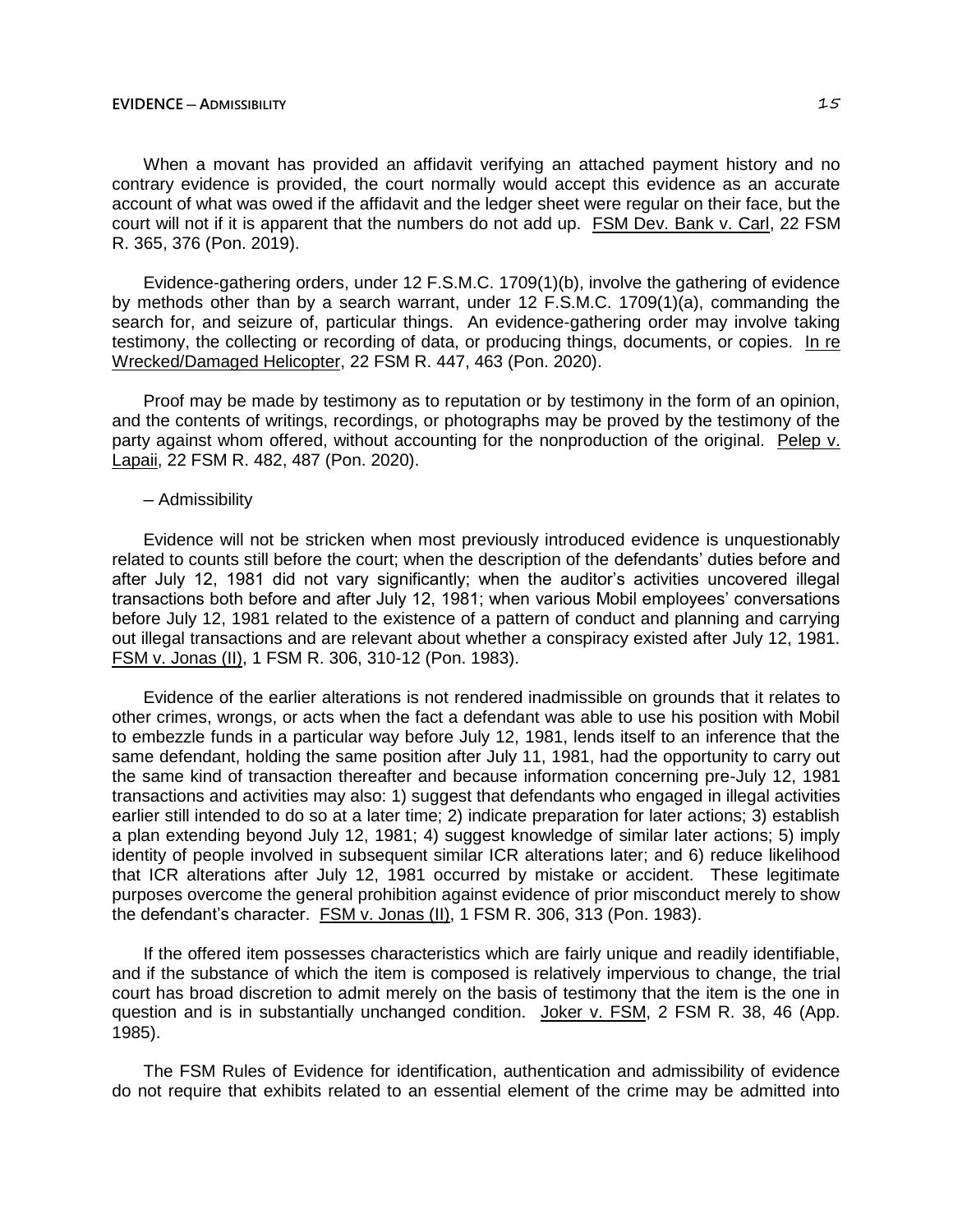When a movant has provided an affidavit verifying an attached payment history and no contrary evidence is provided, the court normally would accept this evidence as an accurate account of what was owed if the affidavit and the ledger sheet were regular on their face, but the court will not if it is apparent that the numbers do not add up. FSM Dev. Bank v. Carl, 22 FSM R. 365, 376 (Pon. 2019).

Evidence-gathering orders, under 12 F.S.M.C. 1709(1)(b), involve the gathering of evidence by methods other than by a search warrant, under 12 F.S.M.C. 1709(1)(a), commanding the search for, and seizure of, particular things. An evidence-gathering order may involve taking testimony, the collecting or recording of data, or producing things, documents, or copies. In re Wrecked/Damaged Helicopter, 22 FSM R. 447, 463 (Pon. 2020).

Proof may be made by testimony as to reputation or by testimony in the form of an opinion, and the contents of writings, recordings, or photographs may be proved by the testimony of the party against whom offered, without accounting for the nonproduction of the original. Pelep v. Lapaii, 22 FSM R. 482, 487 (Pon. 2020).

– Admissibility

Evidence will not be stricken when most previously introduced evidence is unquestionably related to counts still before the court; when the description of the defendants' duties before and after July 12, 1981 did not vary significantly; when the auditor's activities uncovered illegal transactions both before and after July 12, 1981; when various Mobil employees' conversations before July 12, 1981 related to the existence of a pattern of conduct and planning and carrying out illegal transactions and are relevant about whether a conspiracy existed after July 12, 1981. FSM v. Jonas (II), 1 FSM R. 306, 310-12 (Pon. 1983).

Evidence of the earlier alterations is not rendered inadmissible on grounds that it relates to other crimes, wrongs, or acts when the fact a defendant was able to use his position with Mobil to embezzle funds in a particular way before July 12, 1981, lends itself to an inference that the same defendant, holding the same position after July 11, 1981, had the opportunity to carry out the same kind of transaction thereafter and because information concerning pre-July 12, 1981 transactions and activities may also: 1) suggest that defendants who engaged in illegal activities earlier still intended to do so at a later time; 2) indicate preparation for later actions; 3) establish a plan extending beyond July 12, 1981; 4) suggest knowledge of similar later actions; 5) imply identity of people involved in subsequent similar ICR alterations later; and 6) reduce likelihood that ICR alterations after July 12, 1981 occurred by mistake or accident. These legitimate purposes overcome the general prohibition against evidence of prior misconduct merely to show the defendant's character. FSM v. Jonas (II), 1 FSM R. 306, 313 (Pon. 1983).

If the offered item possesses characteristics which are fairly unique and readily identifiable, and if the substance of which the item is composed is relatively impervious to change, the trial court has broad discretion to admit merely on the basis of testimony that the item is the one in question and is in substantially unchanged condition. Joker v. FSM, 2 FSM R. 38, 46 (App. 1985).

The FSM Rules of Evidence for identification, authentication and admissibility of evidence do not require that exhibits related to an essential element of the crime may be admitted into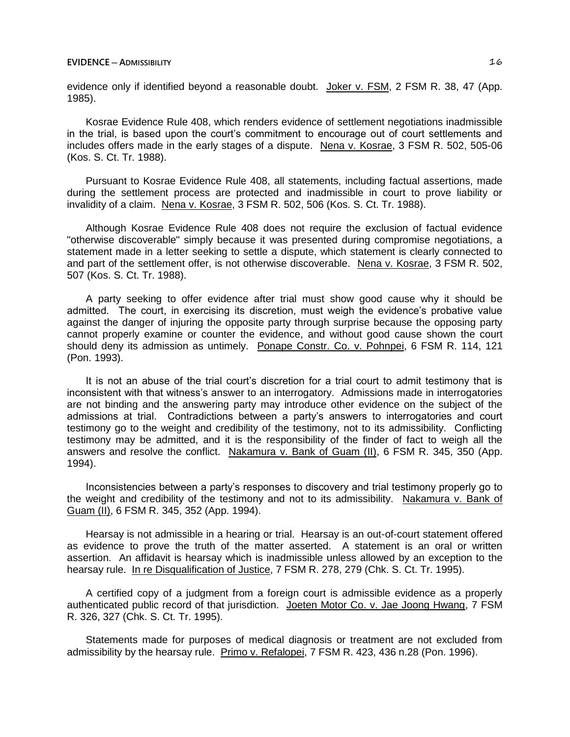evidence only if identified beyond a reasonable doubt. Joker v. FSM, 2 FSM R. 38, 47 (App. 1985).

Kosrae Evidence Rule 408, which renders evidence of settlement negotiations inadmissible in the trial, is based upon the court's commitment to encourage out of court settlements and includes offers made in the early stages of a dispute. Nena v. Kosrae, 3 FSM R. 502, 505-06 (Kos. S. Ct. Tr. 1988).

Pursuant to Kosrae Evidence Rule 408, all statements, including factual assertions, made during the settlement process are protected and inadmissible in court to prove liability or invalidity of a claim. Nena v. Kosrae, 3 FSM R. 502, 506 (Kos. S. Ct. Tr. 1988).

Although Kosrae Evidence Rule 408 does not require the exclusion of factual evidence "otherwise discoverable" simply because it was presented during compromise negotiations, a statement made in a letter seeking to settle a dispute, which statement is clearly connected to and part of the settlement offer, is not otherwise discoverable. Nena v. Kosrae, 3 FSM R. 502, 507 (Kos. S. Ct. Tr. 1988).

A party seeking to offer evidence after trial must show good cause why it should be admitted. The court, in exercising its discretion, must weigh the evidence's probative value against the danger of injuring the opposite party through surprise because the opposing party cannot properly examine or counter the evidence, and without good cause shown the court should deny its admission as untimely. Ponape Constr. Co. v. Pohnpei, 6 FSM R. 114, 121 (Pon. 1993).

It is not an abuse of the trial court's discretion for a trial court to admit testimony that is inconsistent with that witness's answer to an interrogatory. Admissions made in interrogatories are not binding and the answering party may introduce other evidence on the subject of the admissions at trial. Contradictions between a party's answers to interrogatories and court testimony go to the weight and credibility of the testimony, not to its admissibility. Conflicting testimony may be admitted, and it is the responsibility of the finder of fact to weigh all the answers and resolve the conflict. Nakamura v. Bank of Guam (II), 6 FSM R. 345, 350 (App. 1994).

Inconsistencies between a party's responses to discovery and trial testimony properly go to the weight and credibility of the testimony and not to its admissibility. Nakamura v. Bank of Guam (II), 6 FSM R. 345, 352 (App. 1994).

Hearsay is not admissible in a hearing or trial. Hearsay is an out-of-court statement offered as evidence to prove the truth of the matter asserted. A statement is an oral or written assertion. An affidavit is hearsay which is inadmissible unless allowed by an exception to the hearsay rule. In re Disqualification of Justice, 7 FSM R. 278, 279 (Chk. S. Ct. Tr. 1995).

A certified copy of a judgment from a foreign court is admissible evidence as a properly authenticated public record of that jurisdiction. Joeten Motor Co. v. Jae Joong Hwang, 7 FSM R. 326, 327 (Chk. S. Ct. Tr. 1995).

Statements made for purposes of medical diagnosis or treatment are not excluded from admissibility by the hearsay rule. Primo v. Refalopei, 7 FSM R. 423, 436 n.28 (Pon. 1996).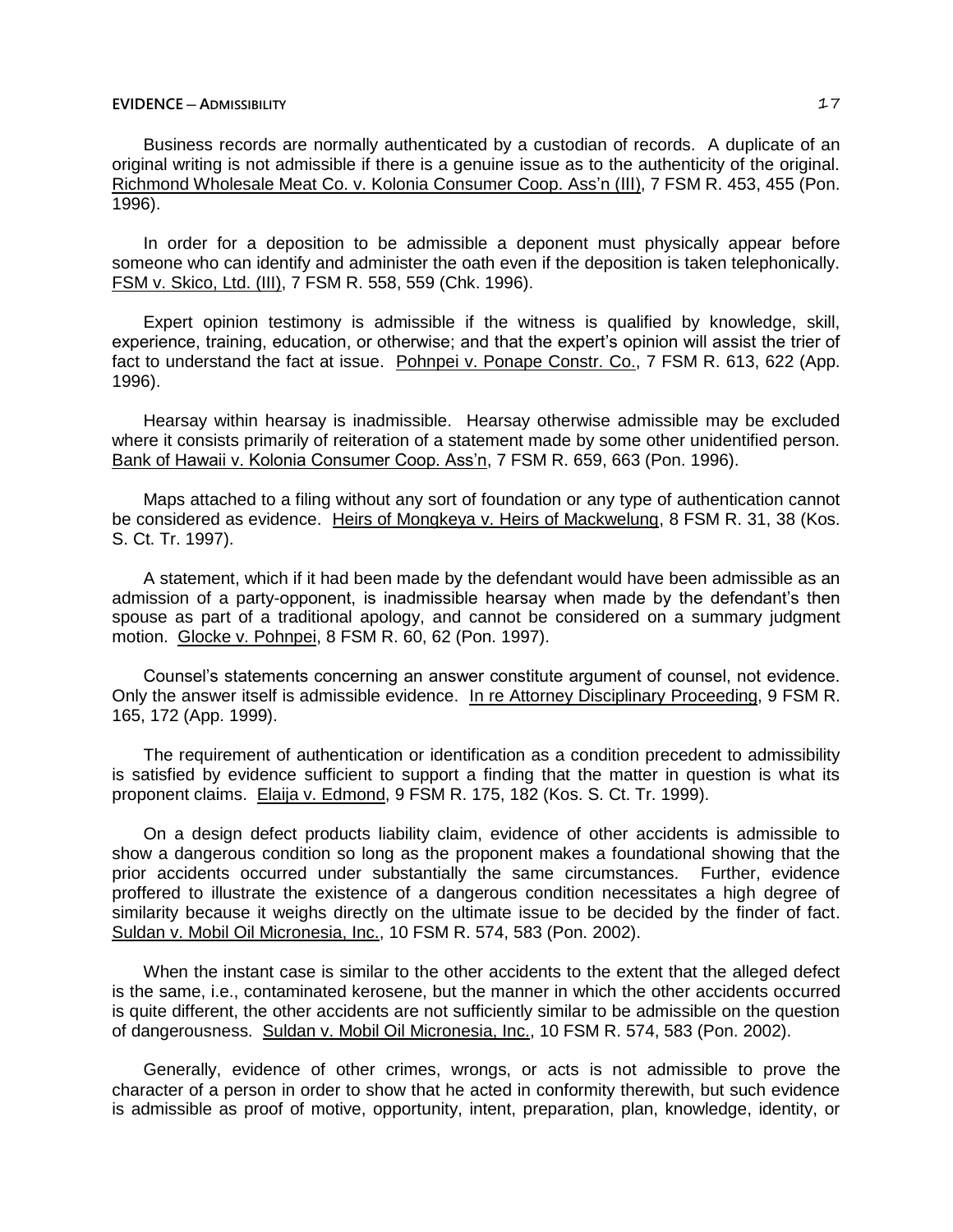Business records are normally authenticated by a custodian of records. A duplicate of an original writing is not admissible if there is a genuine issue as to the authenticity of the original. Richmond Wholesale Meat Co. v. Kolonia Consumer Coop. Ass'n (III), 7 FSM R. 453, 455 (Pon. 1996).

In order for a deposition to be admissible a deponent must physically appear before someone who can identify and administer the oath even if the deposition is taken telephonically. FSM v. Skico, Ltd. (III), 7 FSM R. 558, 559 (Chk. 1996).

Expert opinion testimony is admissible if the witness is qualified by knowledge, skill, experience, training, education, or otherwise; and that the expert's opinion will assist the trier of fact to understand the fact at issue. Pohnpei v. Ponape Constr. Co., 7 FSM R. 613, 622 (App. 1996).

Hearsay within hearsay is inadmissible. Hearsay otherwise admissible may be excluded where it consists primarily of reiteration of a statement made by some other unidentified person. Bank of Hawaii v. Kolonia Consumer Coop. Ass'n, 7 FSM R. 659, 663 (Pon. 1996).

Maps attached to a filing without any sort of foundation or any type of authentication cannot be considered as evidence. Heirs of Mongkeya v. Heirs of Mackwelung, 8 FSM R. 31, 38 (Kos. S. Ct. Tr. 1997).

A statement, which if it had been made by the defendant would have been admissible as an admission of a party-opponent, is inadmissible hearsay when made by the defendant's then spouse as part of a traditional apology, and cannot be considered on a summary judgment motion. Glocke v. Pohnpei, 8 FSM R. 60, 62 (Pon. 1997).

Counsel's statements concerning an answer constitute argument of counsel, not evidence. Only the answer itself is admissible evidence. In re Attorney Disciplinary Proceeding, 9 FSM R. 165, 172 (App. 1999).

The requirement of authentication or identification as a condition precedent to admissibility is satisfied by evidence sufficient to support a finding that the matter in question is what its proponent claims. Elaija v. Edmond, 9 FSM R. 175, 182 (Kos. S. Ct. Tr. 1999).

On a design defect products liability claim, evidence of other accidents is admissible to show a dangerous condition so long as the proponent makes a foundational showing that the prior accidents occurred under substantially the same circumstances. Further, evidence proffered to illustrate the existence of a dangerous condition necessitates a high degree of similarity because it weighs directly on the ultimate issue to be decided by the finder of fact. Suldan v. Mobil Oil Micronesia, Inc., 10 FSM R. 574, 583 (Pon. 2002).

When the instant case is similar to the other accidents to the extent that the alleged defect is the same, i.e., contaminated kerosene, but the manner in which the other accidents occurred is quite different, the other accidents are not sufficiently similar to be admissible on the question of dangerousness. Suldan v. Mobil Oil Micronesia, Inc., 10 FSM R. 574, 583 (Pon. 2002).

Generally, evidence of other crimes, wrongs, or acts is not admissible to prove the character of a person in order to show that he acted in conformity therewith, but such evidence is admissible as proof of motive, opportunity, intent, preparation, plan, knowledge, identity, or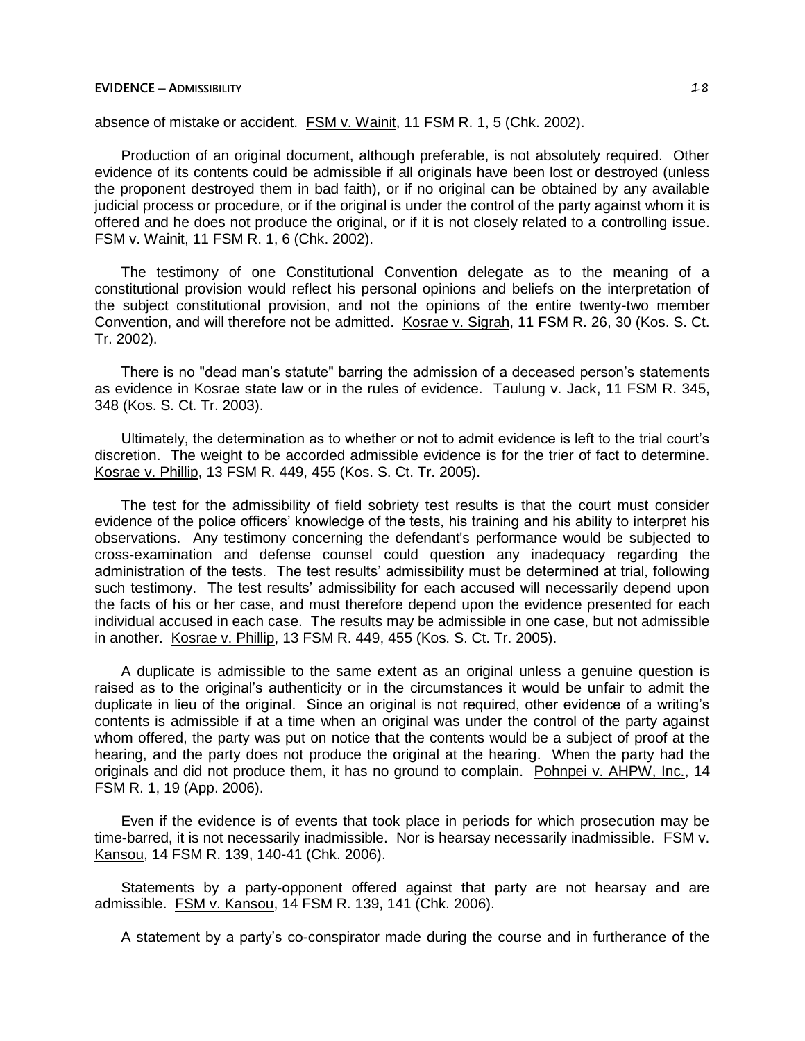absence of mistake or accident. FSM v. Wainit, 11 FSM R. 1, 5 (Chk. 2002).

Production of an original document, although preferable, is not absolutely required. Other evidence of its contents could be admissible if all originals have been lost or destroyed (unless the proponent destroyed them in bad faith), or if no original can be obtained by any available judicial process or procedure, or if the original is under the control of the party against whom it is offered and he does not produce the original, or if it is not closely related to a controlling issue. FSM v. Wainit, 11 FSM R. 1, 6 (Chk. 2002).

The testimony of one Constitutional Convention delegate as to the meaning of a constitutional provision would reflect his personal opinions and beliefs on the interpretation of the subject constitutional provision, and not the opinions of the entire twenty-two member Convention, and will therefore not be admitted. Kosrae v. Sigrah, 11 FSM R. 26, 30 (Kos. S. Ct. Tr. 2002).

There is no "dead man's statute" barring the admission of a deceased person's statements as evidence in Kosrae state law or in the rules of evidence. Taulung v. Jack, 11 FSM R. 345, 348 (Kos. S. Ct. Tr. 2003).

Ultimately, the determination as to whether or not to admit evidence is left to the trial court's discretion. The weight to be accorded admissible evidence is for the trier of fact to determine. Kosrae v. Phillip, 13 FSM R. 449, 455 (Kos. S. Ct. Tr. 2005).

The test for the admissibility of field sobriety test results is that the court must consider evidence of the police officers' knowledge of the tests, his training and his ability to interpret his observations. Any testimony concerning the defendant's performance would be subjected to cross-examination and defense counsel could question any inadequacy regarding the administration of the tests. The test results' admissibility must be determined at trial, following such testimony. The test results' admissibility for each accused will necessarily depend upon the facts of his or her case, and must therefore depend upon the evidence presented for each individual accused in each case. The results may be admissible in one case, but not admissible in another. Kosrae v. Phillip, 13 FSM R. 449, 455 (Kos. S. Ct. Tr. 2005).

A duplicate is admissible to the same extent as an original unless a genuine question is raised as to the original's authenticity or in the circumstances it would be unfair to admit the duplicate in lieu of the original. Since an original is not required, other evidence of a writing's contents is admissible if at a time when an original was under the control of the party against whom offered, the party was put on notice that the contents would be a subject of proof at the hearing, and the party does not produce the original at the hearing. When the party had the originals and did not produce them, it has no ground to complain. Pohnpei v. AHPW, Inc., 14 FSM R. 1, 19 (App. 2006).

Even if the evidence is of events that took place in periods for which prosecution may be time-barred, it is not necessarily inadmissible. Nor is hearsay necessarily inadmissible. FSM v. Kansou, 14 FSM R. 139, 140-41 (Chk. 2006).

Statements by a party-opponent offered against that party are not hearsay and are admissible. FSM v. Kansou, 14 FSM R. 139, 141 (Chk. 2006).

A statement by a party's co-conspirator made during the course and in furtherance of the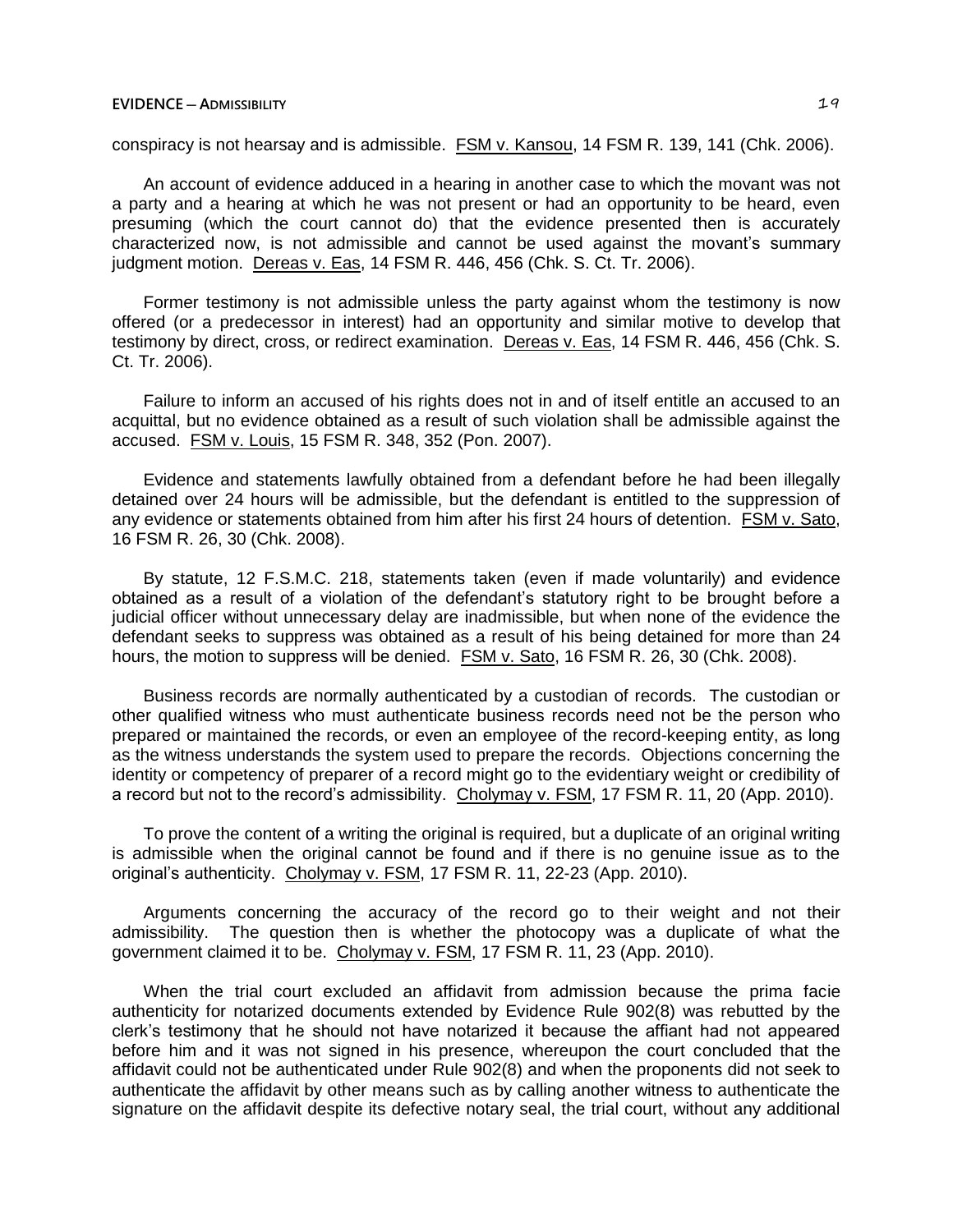conspiracy is not hearsay and is admissible. FSM v. Kansou, 14 FSM R. 139, 141 (Chk. 2006).

An account of evidence adduced in a hearing in another case to which the movant was not a party and a hearing at which he was not present or had an opportunity to be heard, even presuming (which the court cannot do) that the evidence presented then is accurately characterized now, is not admissible and cannot be used against the movant's summary judgment motion. Dereas v. Eas, 14 FSM R. 446, 456 (Chk. S. Ct. Tr. 2006).

Former testimony is not admissible unless the party against whom the testimony is now offered (or a predecessor in interest) had an opportunity and similar motive to develop that testimony by direct, cross, or redirect examination. Dereas v. Eas, 14 FSM R. 446, 456 (Chk. S. Ct. Tr. 2006).

Failure to inform an accused of his rights does not in and of itself entitle an accused to an acquittal, but no evidence obtained as a result of such violation shall be admissible against the accused. FSM v. Louis, 15 FSM R. 348, 352 (Pon. 2007).

Evidence and statements lawfully obtained from a defendant before he had been illegally detained over 24 hours will be admissible, but the defendant is entitled to the suppression of any evidence or statements obtained from him after his first 24 hours of detention. FSM v. Sato, 16 FSM R. 26, 30 (Chk. 2008).

By statute, 12 F.S.M.C. 218, statements taken (even if made voluntarily) and evidence obtained as a result of a violation of the defendant's statutory right to be brought before a judicial officer without unnecessary delay are inadmissible, but when none of the evidence the defendant seeks to suppress was obtained as a result of his being detained for more than 24 hours, the motion to suppress will be denied. FSM v. Sato, 16 FSM R. 26, 30 (Chk. 2008).

Business records are normally authenticated by a custodian of records. The custodian or other qualified witness who must authenticate business records need not be the person who prepared or maintained the records, or even an employee of the record-keeping entity, as long as the witness understands the system used to prepare the records. Objections concerning the identity or competency of preparer of a record might go to the evidentiary weight or credibility of a record but not to the record's admissibility. Cholymay v. FSM, 17 FSM R. 11, 20 (App. 2010).

To prove the content of a writing the original is required, but a duplicate of an original writing is admissible when the original cannot be found and if there is no genuine issue as to the original's authenticity. Cholymay v. FSM, 17 FSM R. 11, 22-23 (App. 2010).

Arguments concerning the accuracy of the record go to their weight and not their admissibility. The question then is whether the photocopy was a duplicate of what the government claimed it to be. Cholymay v. FSM, 17 FSM R. 11, 23 (App. 2010).

When the trial court excluded an affidavit from admission because the prima facie authenticity for notarized documents extended by Evidence Rule 902(8) was rebutted by the clerk's testimony that he should not have notarized it because the affiant had not appeared before him and it was not signed in his presence, whereupon the court concluded that the affidavit could not be authenticated under Rule 902(8) and when the proponents did not seek to authenticate the affidavit by other means such as by calling another witness to authenticate the signature on the affidavit despite its defective notary seal, the trial court, without any additional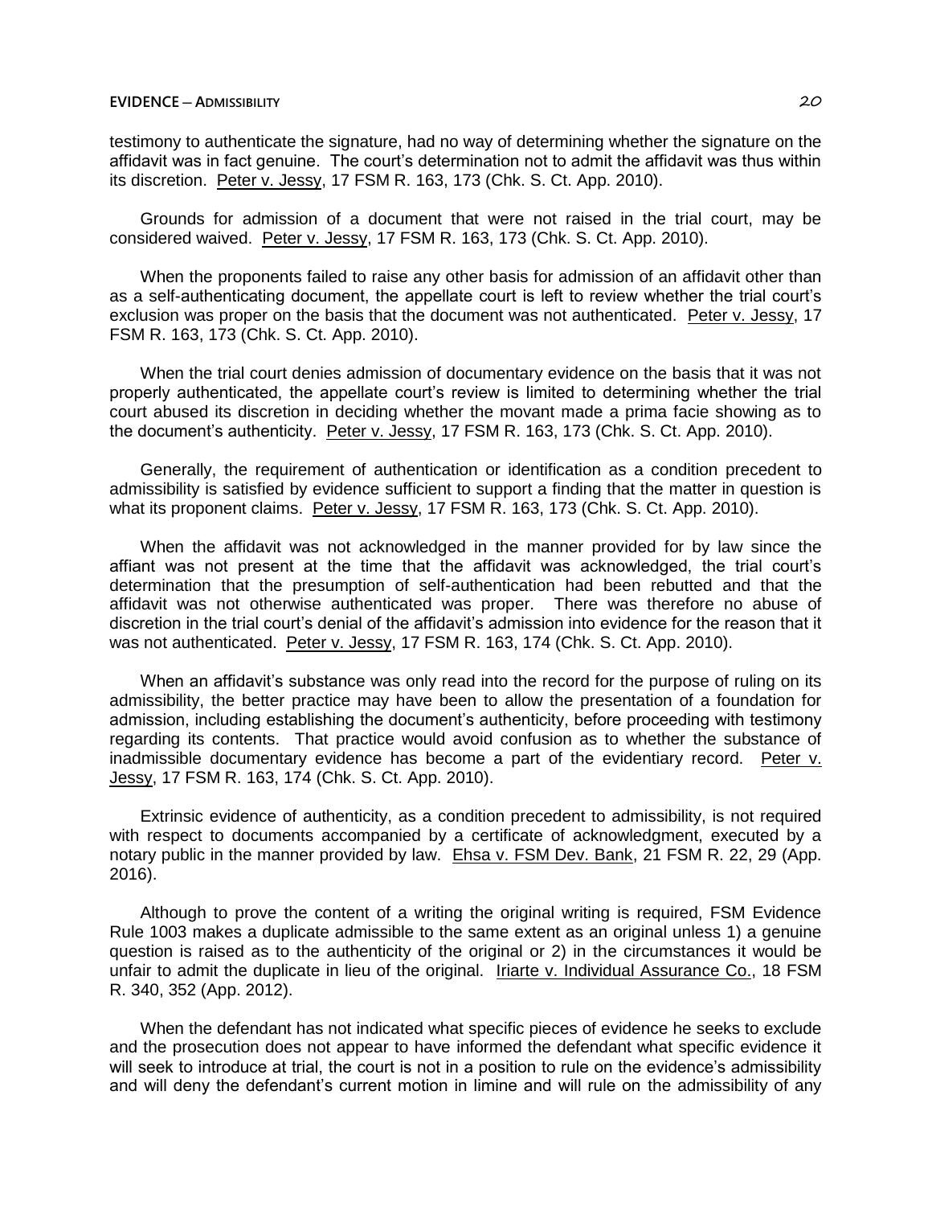testimony to authenticate the signature, had no way of determining whether the signature on the affidavit was in fact genuine. The court's determination not to admit the affidavit was thus within its discretion. Peter v. Jessy, 17 FSM R. 163, 173 (Chk. S. Ct. App. 2010).

Grounds for admission of a document that were not raised in the trial court, may be considered waived. Peter v. Jessy, 17 FSM R. 163, 173 (Chk. S. Ct. App. 2010).

When the proponents failed to raise any other basis for admission of an affidavit other than as a self-authenticating document, the appellate court is left to review whether the trial court's exclusion was proper on the basis that the document was not authenticated. Peter v. Jessy, 17 FSM R. 163, 173 (Chk. S. Ct. App. 2010).

When the trial court denies admission of documentary evidence on the basis that it was not properly authenticated, the appellate court's review is limited to determining whether the trial court abused its discretion in deciding whether the movant made a prima facie showing as to the document's authenticity. Peter v. Jessy, 17 FSM R. 163, 173 (Chk. S. Ct. App. 2010).

Generally, the requirement of authentication or identification as a condition precedent to admissibility is satisfied by evidence sufficient to support a finding that the matter in question is what its proponent claims. Peter v. Jessy, 17 FSM R. 163, 173 (Chk. S. Ct. App. 2010).

When the affidavit was not acknowledged in the manner provided for by law since the affiant was not present at the time that the affidavit was acknowledged, the trial court's determination that the presumption of self-authentication had been rebutted and that the affidavit was not otherwise authenticated was proper. There was therefore no abuse of discretion in the trial court's denial of the affidavit's admission into evidence for the reason that it was not authenticated. Peter v. Jessy, 17 FSM R. 163, 174 (Chk. S. Ct. App. 2010).

When an affidavit's substance was only read into the record for the purpose of ruling on its admissibility, the better practice may have been to allow the presentation of a foundation for admission, including establishing the document's authenticity, before proceeding with testimony regarding its contents. That practice would avoid confusion as to whether the substance of inadmissible documentary evidence has become a part of the evidentiary record. Peter v. Jessy, 17 FSM R. 163, 174 (Chk. S. Ct. App. 2010).

Extrinsic evidence of authenticity, as a condition precedent to admissibility, is not required with respect to documents accompanied by a certificate of acknowledgment, executed by a notary public in the manner provided by law. Ehsa v. FSM Dev. Bank, 21 FSM R. 22, 29 (App. 2016).

Although to prove the content of a writing the original writing is required, FSM Evidence Rule 1003 makes a duplicate admissible to the same extent as an original unless 1) a genuine question is raised as to the authenticity of the original or 2) in the circumstances it would be unfair to admit the duplicate in lieu of the original. Iriarte v. Individual Assurance Co., 18 FSM R. 340, 352 (App. 2012).

When the defendant has not indicated what specific pieces of evidence he seeks to exclude and the prosecution does not appear to have informed the defendant what specific evidence it will seek to introduce at trial, the court is not in a position to rule on the evidence's admissibility and will deny the defendant's current motion in limine and will rule on the admissibility of any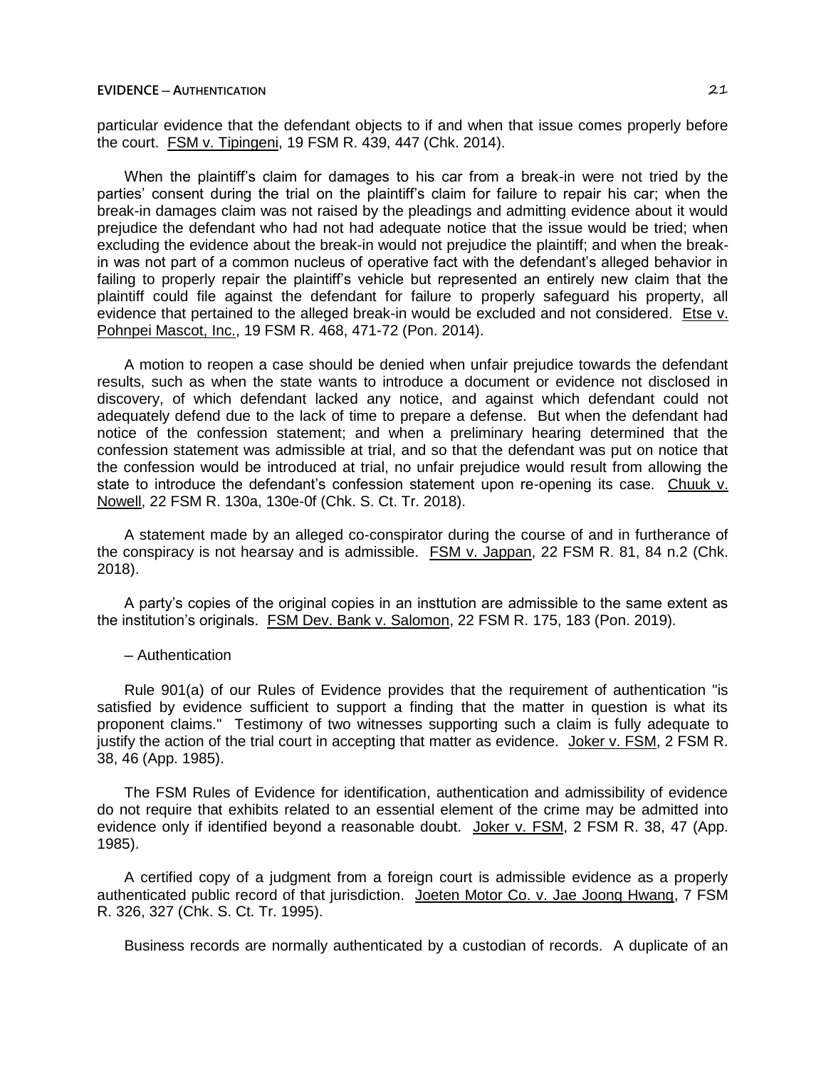particular evidence that the defendant objects to if and when that issue comes properly before the court. FSM v. Tipingeni, 19 FSM R. 439, 447 (Chk. 2014).

When the plaintiff's claim for damages to his car from a break-in were not tried by the parties' consent during the trial on the plaintiff's claim for failure to repair his car; when the break-in damages claim was not raised by the pleadings and admitting evidence about it would prejudice the defendant who had not had adequate notice that the issue would be tried; when excluding the evidence about the break-in would not prejudice the plaintiff; and when the break-in was not part of a common nucleus of operative fact with the defendant's alleged behavior in failing to properly repair the plaintiff's vehicle but represented an entirely new claim that the plaintiff could file against the defendant for failure to properly safeguard his property, all evidence that pertained to the alleged break-in would be excluded and not considered. Etse v. Pohnpei Mascot, Inc., 19 FSM R. 468, 471-72 (Pon. 2014).

A motion to reopen a case should be denied when unfair prejudice towards the defendant results, such as when the state wants to introduce a document or evidence not disclosed in discovery, of which defendant lacked any notice, and against which defendant could not adequately defend due to the lack of time to prepare a defense. But when the defendant had notice of the confession statement; and when a preliminary hearing determined that the confession statement was admissible at trial, and so that the defendant was put on notice that the confession would be introduced at trial, no unfair prejudice would result from allowing the state to introduce the defendant's confession statement upon re-opening its case. Chuuk v. Nowell, 22 FSM R. 130a, 130e-0f (Chk. S. Ct. Tr. 2018).

A statement made by an alleged co-conspirator during the course of and in furtherance of the conspiracy is not hearsay and is admissible. FSM v. Jappan, 22 FSM R. 81, 84 n.2 (Chk. 2018).

A party's copies of the original copies in an insttution are admissible to the same extent as the institution's originals. FSM Dev. Bank v. Salomon, 22 FSM R. 175, 183 (Pon. 2019).

– Authentication

Rule 901(a) of our Rules of Evidence provides that the requirement of authentication "is satisfied by evidence sufficient to support a finding that the matter in question is what its proponent claims." Testimony of two witnesses supporting such a claim is fully adequate to justify the action of the trial court in accepting that matter as evidence. Joker v. FSM, 2 FSM R. 38, 46 (App. 1985).

The FSM Rules of Evidence for identification, authentication and admissibility of evidence do not require that exhibits related to an essential element of the crime may be admitted into evidence only if identified beyond a reasonable doubt. Joker v. FSM, 2 FSM R. 38, 47 (App. 1985).

A certified copy of a judgment from a foreign court is admissible evidence as a properly authenticated public record of that jurisdiction. Joeten Motor Co. v. Jae Joong Hwang, 7 FSM R. 326, 327 (Chk. S. Ct. Tr. 1995).

Business records are normally authenticated by a custodian of records. A duplicate of an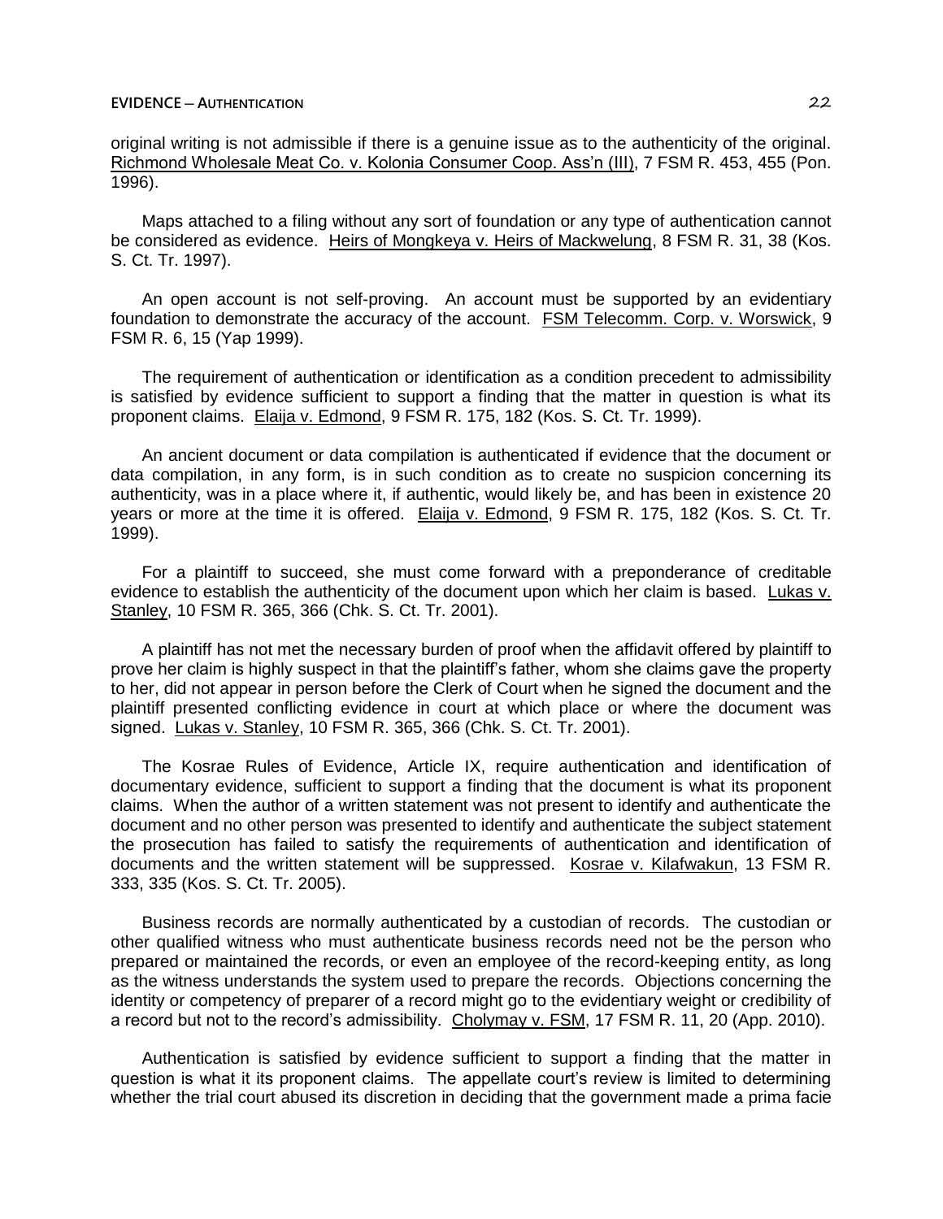original writing is not admissible if there is a genuine issue as to the authenticity of the original. Richmond Wholesale Meat Co. v. Kolonia Consumer Coop. Ass'n (III), 7 FSM R. 453, 455 (Pon. 1996).

Maps attached to a filing without any sort of foundation or any type of authentication cannot be considered as evidence. Heirs of Mongkeya v. Heirs of Mackwelung, 8 FSM R. 31, 38 (Kos. S. Ct. Tr. 1997).

An open account is not self-proving. An account must be supported by an evidentiary foundation to demonstrate the accuracy of the account. FSM Telecomm. Corp. v. Worswick, 9 FSM R. 6, 15 (Yap 1999).

The requirement of authentication or identification as a condition precedent to admissibility is satisfied by evidence sufficient to support a finding that the matter in question is what its proponent claims. Elaija v. Edmond, 9 FSM R. 175, 182 (Kos. S. Ct. Tr. 1999).

An ancient document or data compilation is authenticated if evidence that the document or data compilation, in any form, is in such condition as to create no suspicion concerning its authenticity, was in a place where it, if authentic, would likely be, and has been in existence 20 years or more at the time it is offered. Elaija v. Edmond, 9 FSM R. 175, 182 (Kos. S. Ct. Tr. 1999).

For a plaintiff to succeed, she must come forward with a preponderance of creditable evidence to establish the authenticity of the document upon which her claim is based. Lukas v. Stanley, 10 FSM R. 365, 366 (Chk. S. Ct. Tr. 2001).

A plaintiff has not met the necessary burden of proof when the affidavit offered by plaintiff to prove her claim is highly suspect in that the plaintiff's father, whom she claims gave the property to her, did not appear in person before the Clerk of Court when he signed the document and the plaintiff presented conflicting evidence in court at which place or where the document was signed. Lukas v. Stanley, 10 FSM R. 365, 366 (Chk. S. Ct. Tr. 2001).

The Kosrae Rules of Evidence, Article IX, require authentication and identification of documentary evidence, sufficient to support a finding that the document is what its proponent claims. When the author of a written statement was not present to identify and authenticate the document and no other person was presented to identify and authenticate the subject statement the prosecution has failed to satisfy the requirements of authentication and identification of documents and the written statement will be suppressed. Kosrae v. Kilafwakun, 13 FSM R. 333, 335 (Kos. S. Ct. Tr. 2005).

Business records are normally authenticated by a custodian of records. The custodian or other qualified witness who must authenticate business records need not be the person who prepared or maintained the records, or even an employee of the record-keeping entity, as long as the witness understands the system used to prepare the records. Objections concerning the identity or competency of preparer of a record might go to the evidentiary weight or credibility of a record but not to the record's admissibility. Cholymay v. FSM, 17 FSM R. 11, 20 (App. 2010).

Authentication is satisfied by evidence sufficient to support a finding that the matter in question is what it its proponent claims. The appellate court's review is limited to determining whether the trial court abused its discretion in deciding that the government made a prima facie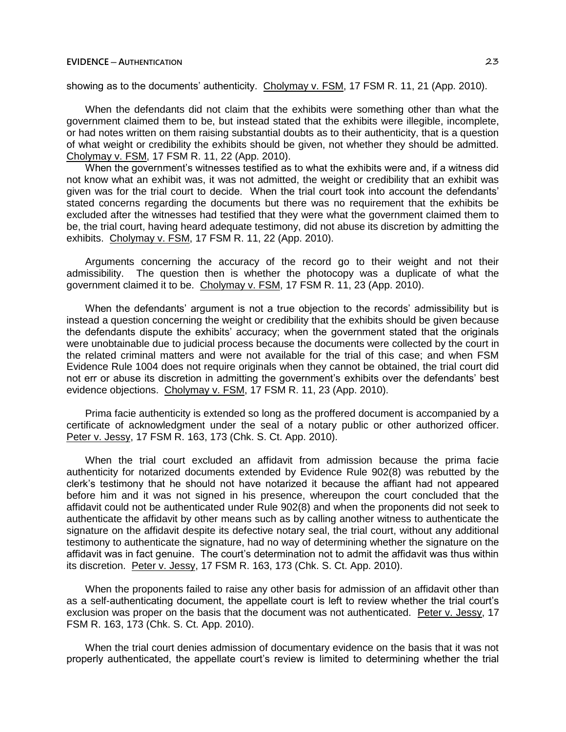showing as to the documents' authenticity. Cholymay v. FSM, 17 FSM R. 11, 21 (App. 2010).

When the defendants did not claim that the exhibits were something other than what the government claimed them to be, but instead stated that the exhibits were illegible, incomplete, or had notes written on them raising substantial doubts as to their authenticity, that is a question of what weight or credibility the exhibits should be given, not whether they should be admitted. Cholymay v. FSM, 17 FSM R. 11, 22 (App. 2010).

When the government's witnesses testified as to what the exhibits were and, if a witness did not know what an exhibit was, it was not admitted, the weight or credibility that an exhibit was given was for the trial court to decide. When the trial court took into account the defendants' stated concerns regarding the documents but there was no requirement that the exhibits be excluded after the witnesses had testified that they were what the government claimed them to be, the trial court, having heard adequate testimony, did not abuse its discretion by admitting the exhibits. Cholymay v. FSM, 17 FSM R. 11, 22 (App. 2010).

Arguments concerning the accuracy of the record go to their weight and not their admissibility. The question then is whether the photocopy was a duplicate of what the government claimed it to be. Cholymay v. FSM, 17 FSM R. 11, 23 (App. 2010).

When the defendants' argument is not a true objection to the records' admissibility but is instead a question concerning the weight or credibility that the exhibits should be given because the defendants dispute the exhibits' accuracy; when the government stated that the originals were unobtainable due to judicial process because the documents were collected by the court in the related criminal matters and were not available for the trial of this case; and when FSM Evidence Rule 1004 does not require originals when they cannot be obtained, the trial court did not err or abuse its discretion in admitting the government's exhibits over the defendants' best evidence objections. Cholymay v. FSM, 17 FSM R. 11, 23 (App. 2010).

Prima facie authenticity is extended so long as the proffered document is accompanied by a certificate of acknowledgment under the seal of a notary public or other authorized officer. Peter v. Jessy, 17 FSM R. 163, 173 (Chk. S. Ct. App. 2010).

When the trial court excluded an affidavit from admission because the prima facie authenticity for notarized documents extended by Evidence Rule 902(8) was rebutted by the clerk's testimony that he should not have notarized it because the affiant had not appeared before him and it was not signed in his presence, whereupon the court concluded that the affidavit could not be authenticated under Rule 902(8) and when the proponents did not seek to authenticate the affidavit by other means such as by calling another witness to authenticate the signature on the affidavit despite its defective notary seal, the trial court, without any additional testimony to authenticate the signature, had no way of determining whether the signature on the affidavit was in fact genuine. The court's determination not to admit the affidavit was thus within its discretion. Peter v. Jessy, 17 FSM R. 163, 173 (Chk. S. Ct. App. 2010).

When the proponents failed to raise any other basis for admission of an affidavit other than as a self-authenticating document, the appellate court is left to review whether the trial court's exclusion was proper on the basis that the document was not authenticated. Peter v. Jessy, 17 FSM R. 163, 173 (Chk. S. Ct. App. 2010).

When the trial court denies admission of documentary evidence on the basis that it was not properly authenticated, the appellate court's review is limited to determining whether the trial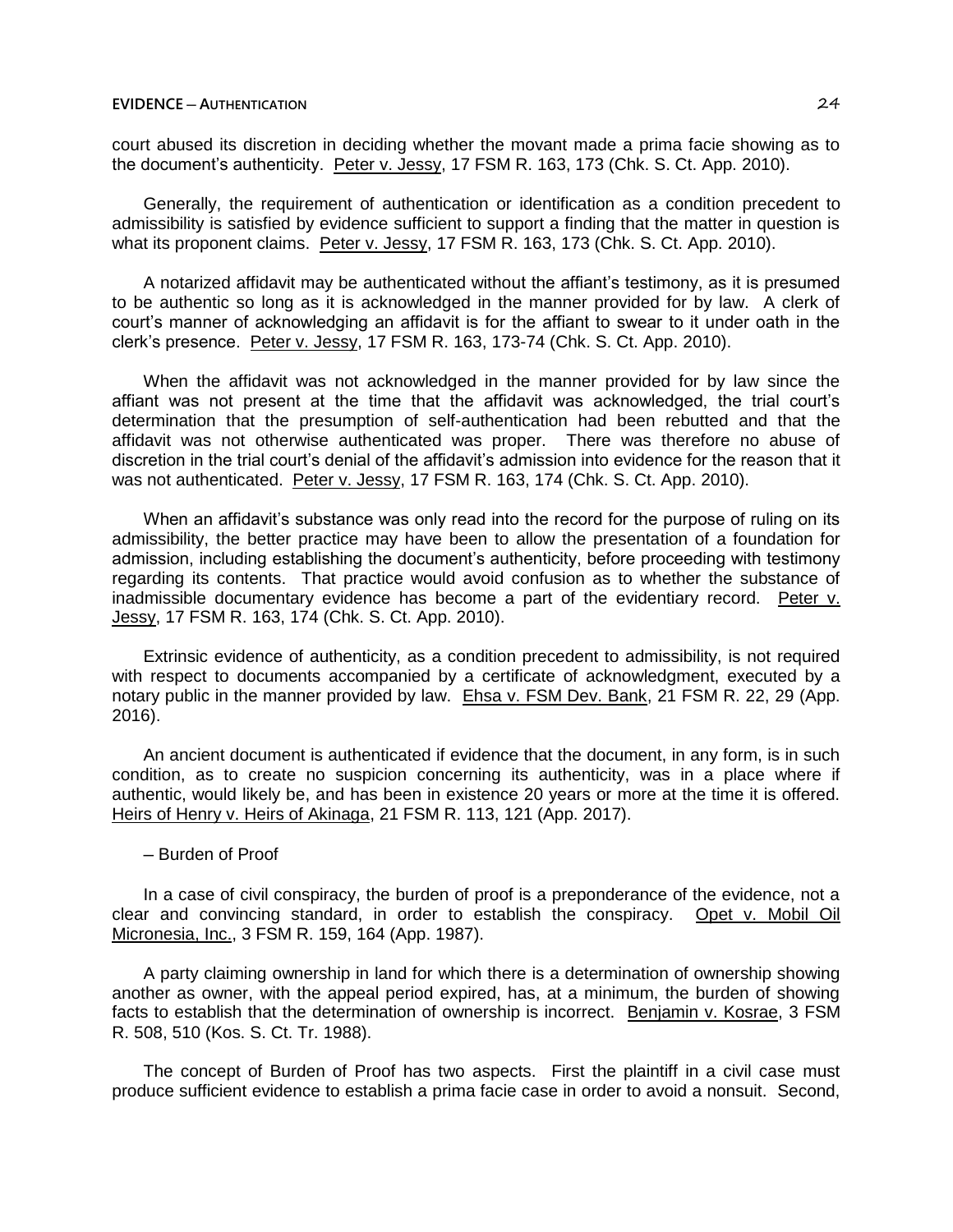court abused its discretion in deciding whether the movant made a prima facie showing as to the document's authenticity. Peter v. Jessy, 17 FSM R. 163, 173 (Chk. S. Ct. App. 2010).

Generally, the requirement of authentication or identification as a condition precedent to admissibility is satisfied by evidence sufficient to support a finding that the matter in question is what its proponent claims. Peter v. Jessy, 17 FSM R. 163, 173 (Chk. S. Ct. App. 2010).

A notarized affidavit may be authenticated without the affiant's testimony, as it is presumed to be authentic so long as it is acknowledged in the manner provided for by law. A clerk of court's manner of acknowledging an affidavit is for the affiant to swear to it under oath in the clerk's presence. Peter v. Jessy, 17 FSM R. 163, 173-74 (Chk. S. Ct. App. 2010).

When the affidavit was not acknowledged in the manner provided for by law since the affiant was not present at the time that the affidavit was acknowledged, the trial court's determination that the presumption of self-authentication had been rebutted and that the affidavit was not otherwise authenticated was proper. There was therefore no abuse of discretion in the trial court's denial of the affidavit's admission into evidence for the reason that it was not authenticated. Peter v. Jessy, 17 FSM R. 163, 174 (Chk. S. Ct. App. 2010).

When an affidavit's substance was only read into the record for the purpose of ruling on its admissibility, the better practice may have been to allow the presentation of a foundation for admission, including establishing the document's authenticity, before proceeding with testimony regarding its contents. That practice would avoid confusion as to whether the substance of inadmissible documentary evidence has become a part of the evidentiary record. Peter v. Jessy, 17 FSM R. 163, 174 (Chk. S. Ct. App. 2010).

Extrinsic evidence of authenticity, as a condition precedent to admissibility, is not required with respect to documents accompanied by a certificate of acknowledgment, executed by a notary public in the manner provided by law. Ehsa v. FSM Dev. Bank, 21 FSM R. 22, 29 (App. 2016).

An ancient document is authenticated if evidence that the document, in any form, is in such condition, as to create no suspicion concerning its authenticity, was in a place where if authentic, would likely be, and has been in existence 20 years or more at the time it is offered. Heirs of Henry v. Heirs of Akinaga, 21 FSM R. 113, 121 (App. 2017).

– Burden of Proof

In a case of civil conspiracy, the burden of proof is a preponderance of the evidence, not a clear and convincing standard, in order to establish the conspiracy. Opet v. Mobil Oil Micronesia, Inc., 3 FSM R. 159, 164 (App. 1987).

A party claiming ownership in land for which there is a determination of ownership showing another as owner, with the appeal period expired, has, at a minimum, the burden of showing facts to establish that the determination of ownership is incorrect. Benjamin v. Kosrae, 3 FSM R. 508, 510 (Kos. S. Ct. Tr. 1988).

The concept of Burden of Proof has two aspects. First the plaintiff in a civil case must produce sufficient evidence to establish a prima facie case in order to avoid a nonsuit. Second,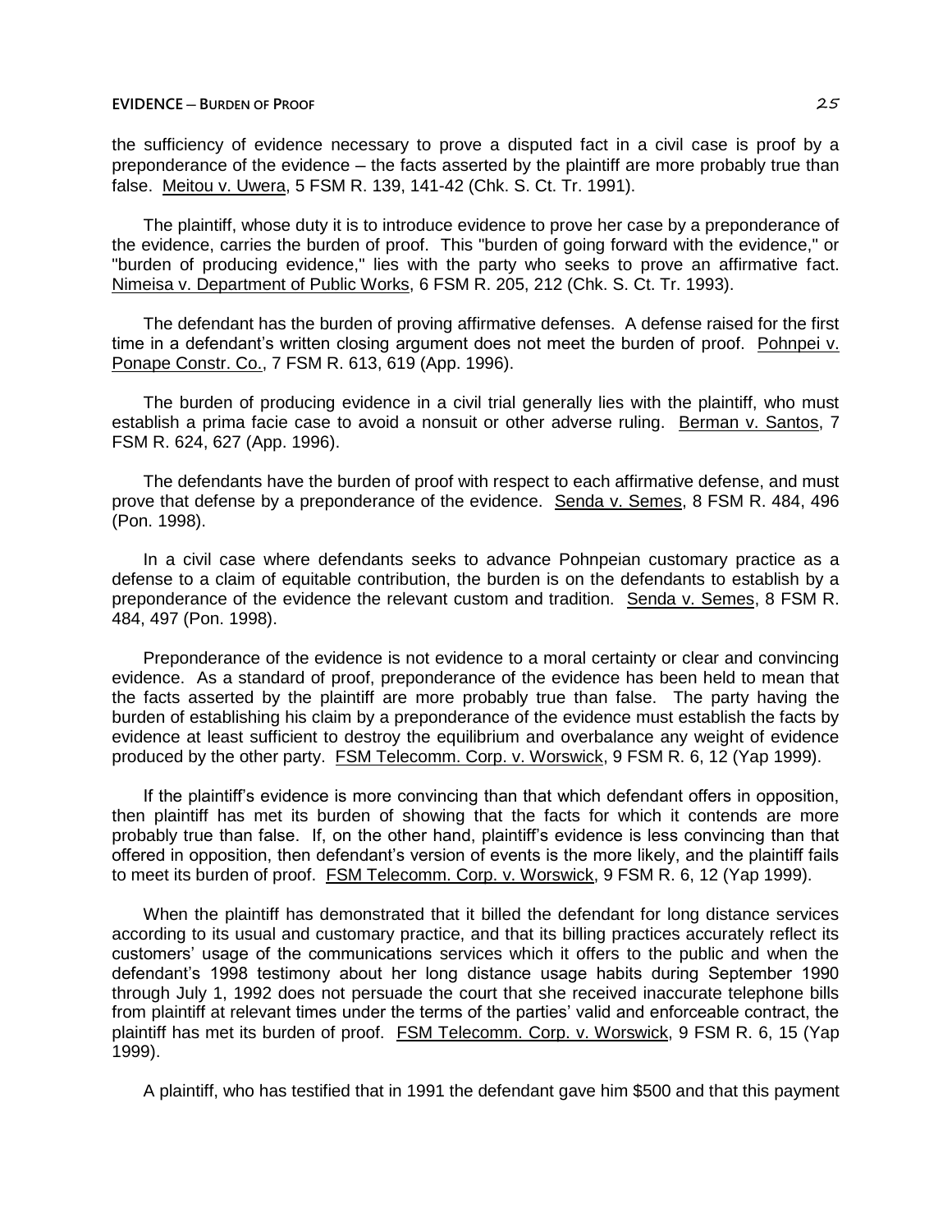the sufficiency of evidence necessary to prove a disputed fact in a civil case is proof by a preponderance of the evidence – the facts asserted by the plaintiff are more probably true than false. Meitou v. Uwera, 5 FSM R. 139, 141-42 (Chk. S. Ct. Tr. 1991).

The plaintiff, whose duty it is to introduce evidence to prove her case by a preponderance of the evidence, carries the burden of proof. This "burden of going forward with the evidence," or "burden of producing evidence," lies with the party who seeks to prove an affirmative fact. Nimeisa v. Department of Public Works, 6 FSM R. 205, 212 (Chk. S. Ct. Tr. 1993).

The defendant has the burden of proving affirmative defenses. A defense raised for the first time in a defendant's written closing argument does not meet the burden of proof. Pohnpei v. Ponape Constr. Co., 7 FSM R. 613, 619 (App. 1996).

The burden of producing evidence in a civil trial generally lies with the plaintiff, who must establish a prima facie case to avoid a nonsuit or other adverse ruling. Berman v. Santos, 7 FSM R. 624, 627 (App. 1996).

The defendants have the burden of proof with respect to each affirmative defense, and must prove that defense by a preponderance of the evidence. Senda v. Semes, 8 FSM R. 484, 496 (Pon. 1998).

In a civil case where defendants seeks to advance Pohnpeian customary practice as a defense to a claim of equitable contribution, the burden is on the defendants to establish by a preponderance of the evidence the relevant custom and tradition. Senda v. Semes, 8 FSM R. 484, 497 (Pon. 1998).

Preponderance of the evidence is not evidence to a moral certainty or clear and convincing evidence. As a standard of proof, preponderance of the evidence has been held to mean that the facts asserted by the plaintiff are more probably true than false. The party having the burden of establishing his claim by a preponderance of the evidence must establish the facts by evidence at least sufficient to destroy the equilibrium and overbalance any weight of evidence produced by the other party. FSM Telecomm. Corp. v. Worswick, 9 FSM R. 6, 12 (Yap 1999).

If the plaintiff's evidence is more convincing than that which defendant offers in opposition, then plaintiff has met its burden of showing that the facts for which it contends are more probably true than false. If, on the other hand, plaintiff's evidence is less convincing than that offered in opposition, then defendant's version of events is the more likely, and the plaintiff fails to meet its burden of proof. FSM Telecomm. Corp. v. Worswick, 9 FSM R. 6, 12 (Yap 1999).

When the plaintiff has demonstrated that it billed the defendant for long distance services according to its usual and customary practice, and that its billing practices accurately reflect its customers' usage of the communications services which it offers to the public and when the defendant's 1998 testimony about her long distance usage habits during September 1990 through July 1, 1992 does not persuade the court that she received inaccurate telephone bills from plaintiff at relevant times under the terms of the parties' valid and enforceable contract, the plaintiff has met its burden of proof. FSM Telecomm. Corp. v. Worswick, 9 FSM R. 6, 15 (Yap 1999).

A plaintiff, who has testified that in 1991 the defendant gave him $500 and that this payment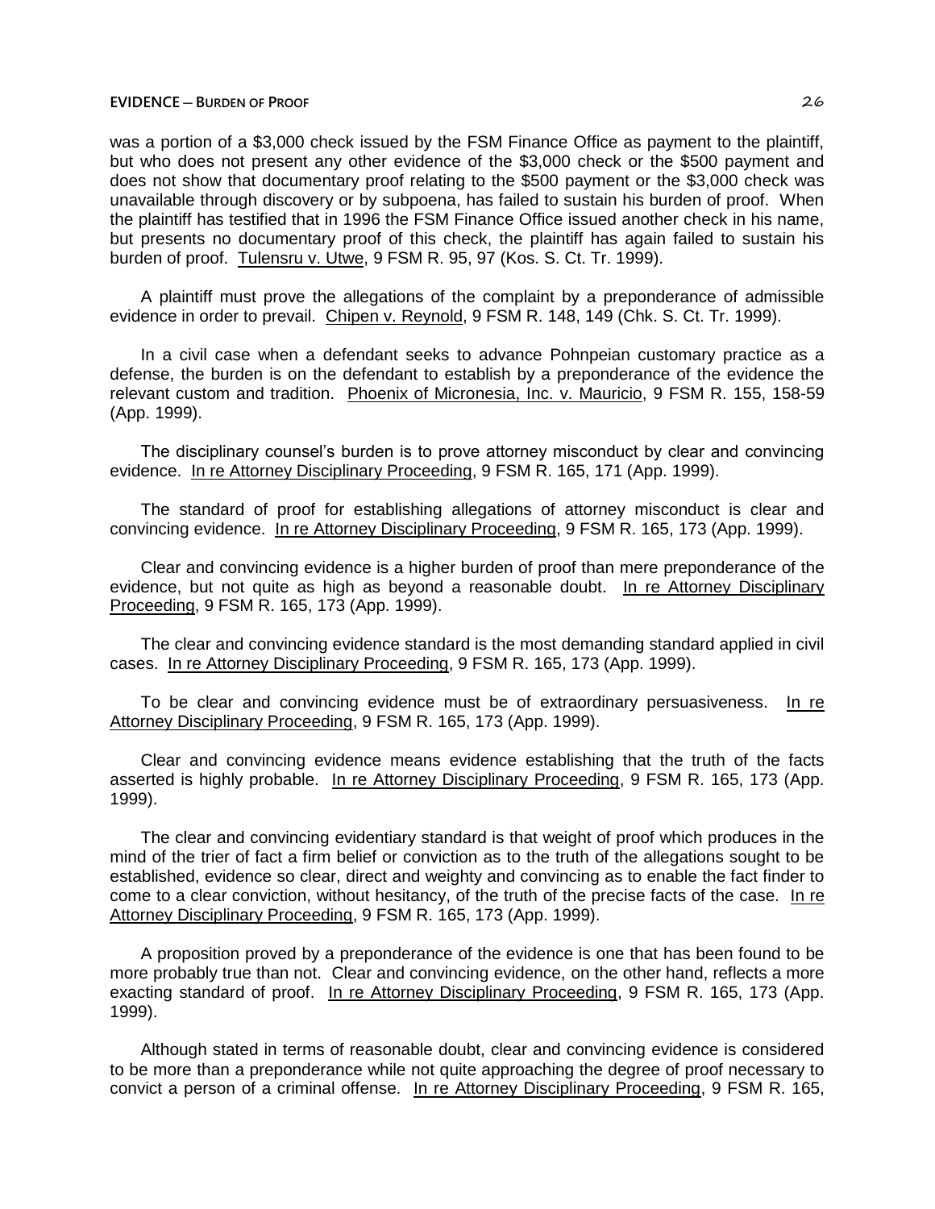was a portion of a $3,000 check issued by the FSM Finance Office as payment to the plaintiff, but who does not present any other evidence of the $3,000 check or the $500 payment and does not show that documentary proof relating to the $500 payment or the $3,000 check was unavailable through discovery or by subpoena, has failed to sustain his burden of proof. When the plaintiff has testified that in 1996 the FSM Finance Office issued another check in his name, but presents no documentary proof of this check, the plaintiff has again failed to sustain his burden of proof. Tulensru v. Utwe, 9 FSM R. 95, 97 (Kos. S. Ct. Tr. 1999).

A plaintiff must prove the allegations of the complaint by a preponderance of admissible evidence in order to prevail. Chipen v. Reynold, 9 FSM R. 148, 149 (Chk. S. Ct. Tr. 1999).

In a civil case when a defendant seeks to advance Pohnpeian customary practice as a defense, the burden is on the defendant to establish by a preponderance of the evidence the relevant custom and tradition. Phoenix of Micronesia, Inc. v. Mauricio, 9 FSM R. 155, 158-59 (App. 1999).

The disciplinary counsel's burden is to prove attorney misconduct by clear and convincing evidence. In re Attorney Disciplinary Proceeding, 9 FSM R. 165, 171 (App. 1999).

The standard of proof for establishing allegations of attorney misconduct is clear and convincing evidence. In re Attorney Disciplinary Proceeding, 9 FSM R. 165, 173 (App. 1999).

Clear and convincing evidence is a higher burden of proof than mere preponderance of the evidence, but not quite as high as beyond a reasonable doubt. In re Attorney Disciplinary Proceeding, 9 FSM R. 165, 173 (App. 1999).

The clear and convincing evidence standard is the most demanding standard applied in civil cases. In re Attorney Disciplinary Proceeding, 9 FSM R. 165, 173 (App. 1999).

To be clear and convincing evidence must be of extraordinary persuasiveness. In re Attorney Disciplinary Proceeding, 9 FSM R. 165, 173 (App. 1999).

Clear and convincing evidence means evidence establishing that the truth of the facts asserted is highly probable. In re Attorney Disciplinary Proceeding, 9 FSM R. 165, 173 (App. 1999).

The clear and convincing evidentiary standard is that weight of proof which produces in the mind of the trier of fact a firm belief or conviction as to the truth of the allegations sought to be established, evidence so clear, direct and weighty and convincing as to enable the fact finder to come to a clear conviction, without hesitancy, of the truth of the precise facts of the case. In re Attorney Disciplinary Proceeding, 9 FSM R. 165, 173 (App. 1999).

A proposition proved by a preponderance of the evidence is one that has been found to be more probably true than not. Clear and convincing evidence, on the other hand, reflects a more exacting standard of proof. In re Attorney Disciplinary Proceeding, 9 FSM R. 165, 173 (App. 1999).

Although stated in terms of reasonable doubt, clear and convincing evidence is considered to be more than a preponderance while not quite approaching the degree of proof necessary to convict a person of a criminal offense. In re Attorney Disciplinary Proceeding, 9 FSM R. 165,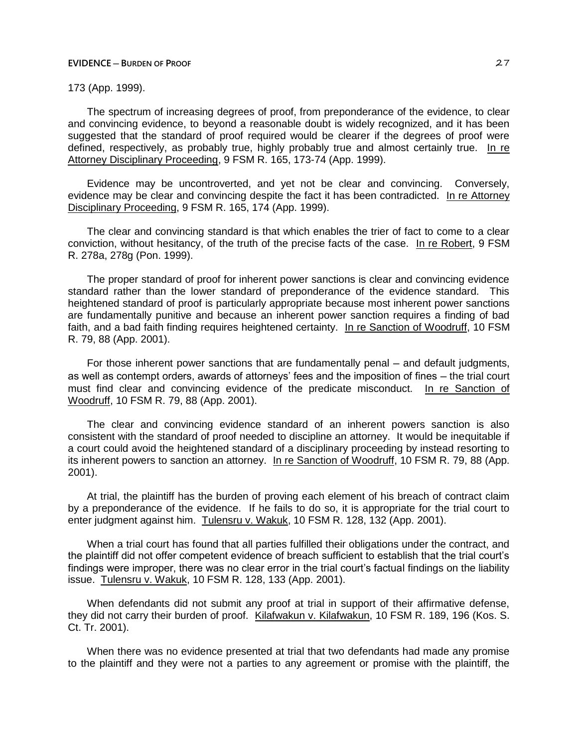173 (App. 1999).

The spectrum of increasing degrees of proof, from preponderance of the evidence, to clear and convincing evidence, to beyond a reasonable doubt is widely recognized, and it has been suggested that the standard of proof required would be clearer if the degrees of proof were defined, respectively, as probably true, highly probably true and almost certainly true. In re Attorney Disciplinary Proceeding, 9 FSM R. 165, 173-74 (App. 1999).

Evidence may be uncontroverted, and yet not be clear and convincing. Conversely, evidence may be clear and convincing despite the fact it has been contradicted. In re Attorney Disciplinary Proceeding, 9 FSM R. 165, 174 (App. 1999).

The clear and convincing standard is that which enables the trier of fact to come to a clear conviction, without hesitancy, of the truth of the precise facts of the case. In re Robert, 9 FSM R. 278a, 278g (Pon. 1999).

The proper standard of proof for inherent power sanctions is clear and convincing evidence standard rather than the lower standard of preponderance of the evidence standard. This heightened standard of proof is particularly appropriate because most inherent power sanctions are fundamentally punitive and because an inherent power sanction requires a finding of bad faith, and a bad faith finding requires heightened certainty. In re Sanction of Woodruff, 10 FSM R. 79, 88 (App. 2001).

For those inherent power sanctions that are fundamentally penal – and default judgments, as well as contempt orders, awards of attorneys' fees and the imposition of fines – the trial court must find clear and convincing evidence of the predicate misconduct. In re Sanction of Woodruff, 10 FSM R. 79, 88 (App. 2001).

The clear and convincing evidence standard of an inherent powers sanction is also consistent with the standard of proof needed to discipline an attorney. It would be inequitable if a court could avoid the heightened standard of a disciplinary proceeding by instead resorting to its inherent powers to sanction an attorney. In re Sanction of Woodruff, 10 FSM R. 79, 88 (App. 2001).

At trial, the plaintiff has the burden of proving each element of his breach of contract claim by a preponderance of the evidence. If he fails to do so, it is appropriate for the trial court to enter judgment against him. Tulensru v. Wakuk, 10 FSM R. 128, 132 (App. 2001).

When a trial court has found that all parties fulfilled their obligations under the contract, and the plaintiff did not offer competent evidence of breach sufficient to establish that the trial court's findings were improper, there was no clear error in the trial court's factual findings on the liability issue. Tulensru v. Wakuk, 10 FSM R. 128, 133 (App. 2001).

When defendants did not submit any proof at trial in support of their affirmative defense, they did not carry their burden of proof. Kilafwakun v. Kilafwakun, 10 FSM R. 189, 196 (Kos. S. Ct. Tr. 2001).

When there was no evidence presented at trial that two defendants had made any promise to the plaintiff and they were not a parties to any agreement or promise with the plaintiff, the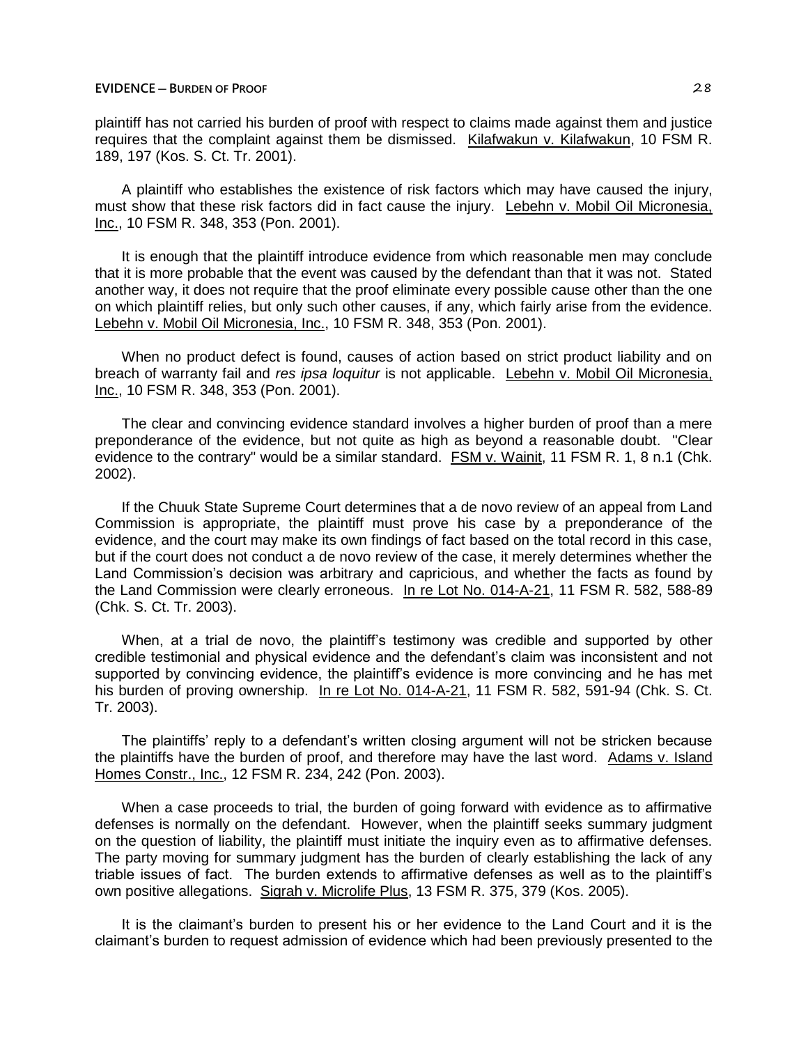plaintiff has not carried his burden of proof with respect to claims made against them and justice requires that the complaint against them be dismissed. Kilafwakun v. Kilafwakun, 10 FSM R. 189, 197 (Kos. S. Ct. Tr. 2001).

A plaintiff who establishes the existence of risk factors which may have caused the injury, must show that these risk factors did in fact cause the injury. Lebehn v. Mobil Oil Micronesia, Inc., 10 FSM R. 348, 353 (Pon. 2001).

It is enough that the plaintiff introduce evidence from which reasonable men may conclude that it is more probable that the event was caused by the defendant than that it was not. Stated another way, it does not require that the proof eliminate every possible cause other than the one on which plaintiff relies, but only such other causes, if any, which fairly arise from the evidence. Lebehn v. Mobil Oil Micronesia, Inc., 10 FSM R. 348, 353 (Pon. 2001).

When no product defect is found, causes of action based on strict product liability and on breach of warranty fail and *res ipsa loquitur* is not applicable. Lebehn v. Mobil Oil Micronesia, Inc., 10 FSM R. 348, 353 (Pon. 2001).

The clear and convincing evidence standard involves a higher burden of proof than a mere preponderance of the evidence, but not quite as high as beyond a reasonable doubt. "Clear evidence to the contrary" would be a similar standard. FSM v. Wainit, 11 FSM R. 1, 8 n.1 (Chk. 2002).

If the Chuuk State Supreme Court determines that a de novo review of an appeal from Land Commission is appropriate, the plaintiff must prove his case by a preponderance of the evidence, and the court may make its own findings of fact based on the total record in this case, but if the court does not conduct a de novo review of the case, it merely determines whether the Land Commission's decision was arbitrary and capricious, and whether the facts as found by the Land Commission were clearly erroneous. In re Lot No. 014-A-21, 11 FSM R. 582, 588-89 (Chk. S. Ct. Tr. 2003).

When, at a trial de novo, the plaintiff's testimony was credible and supported by other credible testimonial and physical evidence and the defendant's claim was inconsistent and not supported by convincing evidence, the plaintiff's evidence is more convincing and he has met his burden of proving ownership. In re Lot No. 014-A-21, 11 FSM R. 582, 591-94 (Chk. S. Ct. Tr. 2003).

The plaintiffs' reply to a defendant's written closing argument will not be stricken because the plaintiffs have the burden of proof, and therefore may have the last word. Adams v. Island Homes Constr., Inc., 12 FSM R. 234, 242 (Pon. 2003).

When a case proceeds to trial, the burden of going forward with evidence as to affirmative defenses is normally on the defendant. However, when the plaintiff seeks summary judgment on the question of liability, the plaintiff must initiate the inquiry even as to affirmative defenses. The party moving for summary judgment has the burden of clearly establishing the lack of any triable issues of fact. The burden extends to affirmative defenses as well as to the plaintiff's own positive allegations. Sigrah v. Microlife Plus, 13 FSM R. 375, 379 (Kos. 2005).

It is the claimant's burden to present his or her evidence to the Land Court and it is the claimant's burden to request admission of evidence which had been previously presented to the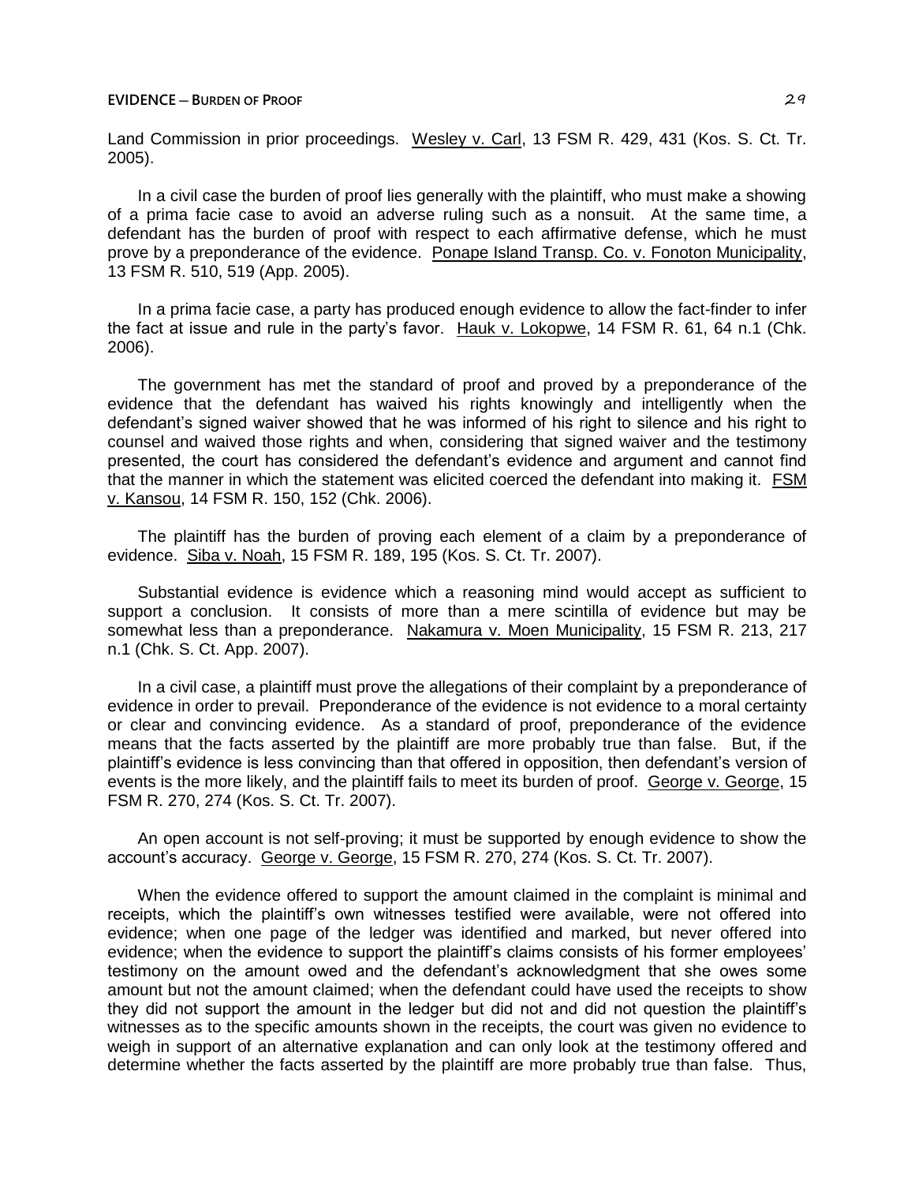Land Commission in prior proceedings. Wesley v. Carl, 13 FSM R. 429, 431 (Kos. S. Ct. Tr. 2005).

In a civil case the burden of proof lies generally with the plaintiff, who must make a showing of a prima facie case to avoid an adverse ruling such as a nonsuit. At the same time, a defendant has the burden of proof with respect to each affirmative defense, which he must prove by a preponderance of the evidence. Ponape Island Transp. Co. v. Fonoton Municipality, 13 FSM R. 510, 519 (App. 2005).

In a prima facie case, a party has produced enough evidence to allow the fact-finder to infer the fact at issue and rule in the party's favor. Hauk v. Lokopwe, 14 FSM R. 61, 64 n.1 (Chk. 2006).

The government has met the standard of proof and proved by a preponderance of the evidence that the defendant has waived his rights knowingly and intelligently when the defendant's signed waiver showed that he was informed of his right to silence and his right to counsel and waived those rights and when, considering that signed waiver and the testimony presented, the court has considered the defendant's evidence and argument and cannot find that the manner in which the statement was elicited coerced the defendant into making it. FSM v. Kansou, 14 FSM R. 150, 152 (Chk. 2006).

The plaintiff has the burden of proving each element of a claim by a preponderance of evidence. Siba v. Noah, 15 FSM R. 189, 195 (Kos. S. Ct. Tr. 2007).

Substantial evidence is evidence which a reasoning mind would accept as sufficient to support a conclusion. It consists of more than a mere scintilla of evidence but may be somewhat less than a preponderance. Nakamura v. Moen Municipality, 15 FSM R. 213, 217 n.1 (Chk. S. Ct. App. 2007).

In a civil case, a plaintiff must prove the allegations of their complaint by a preponderance of evidence in order to prevail. Preponderance of the evidence is not evidence to a moral certainty or clear and convincing evidence. As a standard of proof, preponderance of the evidence means that the facts asserted by the plaintiff are more probably true than false. But, if the plaintiff's evidence is less convincing than that offered in opposition, then defendant's version of events is the more likely, and the plaintiff fails to meet its burden of proof. George v. George, 15 FSM R. 270, 274 (Kos. S. Ct. Tr. 2007).

An open account is not self-proving; it must be supported by enough evidence to show the account's accuracy. George v. George, 15 FSM R. 270, 274 (Kos. S. Ct. Tr. 2007).

When the evidence offered to support the amount claimed in the complaint is minimal and receipts, which the plaintiff's own witnesses testified were available, were not offered into evidence; when one page of the ledger was identified and marked, but never offered into evidence; when the evidence to support the plaintiff's claims consists of his former employees' testimony on the amount owed and the defendant's acknowledgment that she owes some amount but not the amount claimed; when the defendant could have used the receipts to show they did not support the amount in the ledger but did not and did not question the plaintiff's witnesses as to the specific amounts shown in the receipts, the court was given no evidence to weigh in support of an alternative explanation and can only look at the testimony offered and determine whether the facts asserted by the plaintiff are more probably true than false. Thus,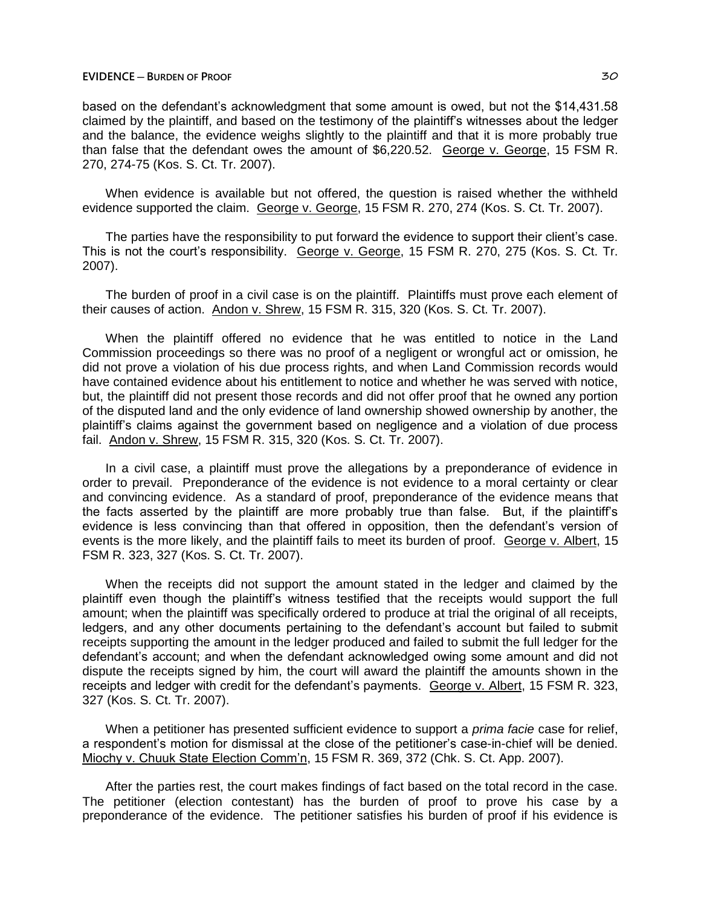based on the defendant's acknowledgment that some amount is owed, but not the $14,431.58 claimed by the plaintiff, and based on the testimony of the plaintiff's witnesses about the ledger and the balance, the evidence weighs slightly to the plaintiff and that it is more probably true than false that the defendant owes the amount of $6,220.52. George v. George, 15 FSM R. 270, 274-75 (Kos. S. Ct. Tr. 2007).

When evidence is available but not offered, the question is raised whether the withheld evidence supported the claim. George v. George, 15 FSM R. 270, 274 (Kos. S. Ct. Tr. 2007).

The parties have the responsibility to put forward the evidence to support their client's case. This is not the court's responsibility. George v. George, 15 FSM R. 270, 275 (Kos. S. Ct. Tr. 2007).

The burden of proof in a civil case is on the plaintiff. Plaintiffs must prove each element of their causes of action. Andon v. Shrew, 15 FSM R. 315, 320 (Kos. S. Ct. Tr. 2007).

When the plaintiff offered no evidence that he was entitled to notice in the Land Commission proceedings so there was no proof of a negligent or wrongful act or omission, he did not prove a violation of his due process rights, and when Land Commission records would have contained evidence about his entitlement to notice and whether he was served with notice, but, the plaintiff did not present those records and did not offer proof that he owned any portion of the disputed land and the only evidence of land ownership showed ownership by another, the plaintiff's claims against the government based on negligence and a violation of due process fail. Andon v. Shrew, 15 FSM R. 315, 320 (Kos. S. Ct. Tr. 2007).

In a civil case, a plaintiff must prove the allegations by a preponderance of evidence in order to prevail. Preponderance of the evidence is not evidence to a moral certainty or clear and convincing evidence. As a standard of proof, preponderance of the evidence means that the facts asserted by the plaintiff are more probably true than false. But, if the plaintiff's evidence is less convincing than that offered in opposition, then the defendant's version of events is the more likely, and the plaintiff fails to meet its burden of proof. George v. Albert, 15 FSM R. 323, 327 (Kos. S. Ct. Tr. 2007).

When the receipts did not support the amount stated in the ledger and claimed by the plaintiff even though the plaintiff's witness testified that the receipts would support the full amount; when the plaintiff was specifically ordered to produce at trial the original of all receipts, ledgers, and any other documents pertaining to the defendant's account but failed to submit receipts supporting the amount in the ledger produced and failed to submit the full ledger for the defendant's account; and when the defendant acknowledged owing some amount and did not dispute the receipts signed by him, the court will award the plaintiff the amounts shown in the receipts and ledger with credit for the defendant's payments. George v. Albert, 15 FSM R. 323, 327 (Kos. S. Ct. Tr. 2007).

When a petitioner has presented sufficient evidence to support a *prima facie* case for relief, a respondent's motion for dismissal at the close of the petitioner's case-in-chief will be denied. Miochy v. Chuuk State Election Comm'n, 15 FSM R. 369, 372 (Chk. S. Ct. App. 2007).

After the parties rest, the court makes findings of fact based on the total record in the case. The petitioner (election contestant) has the burden of proof to prove his case by a preponderance of the evidence. The petitioner satisfies his burden of proof if his evidence is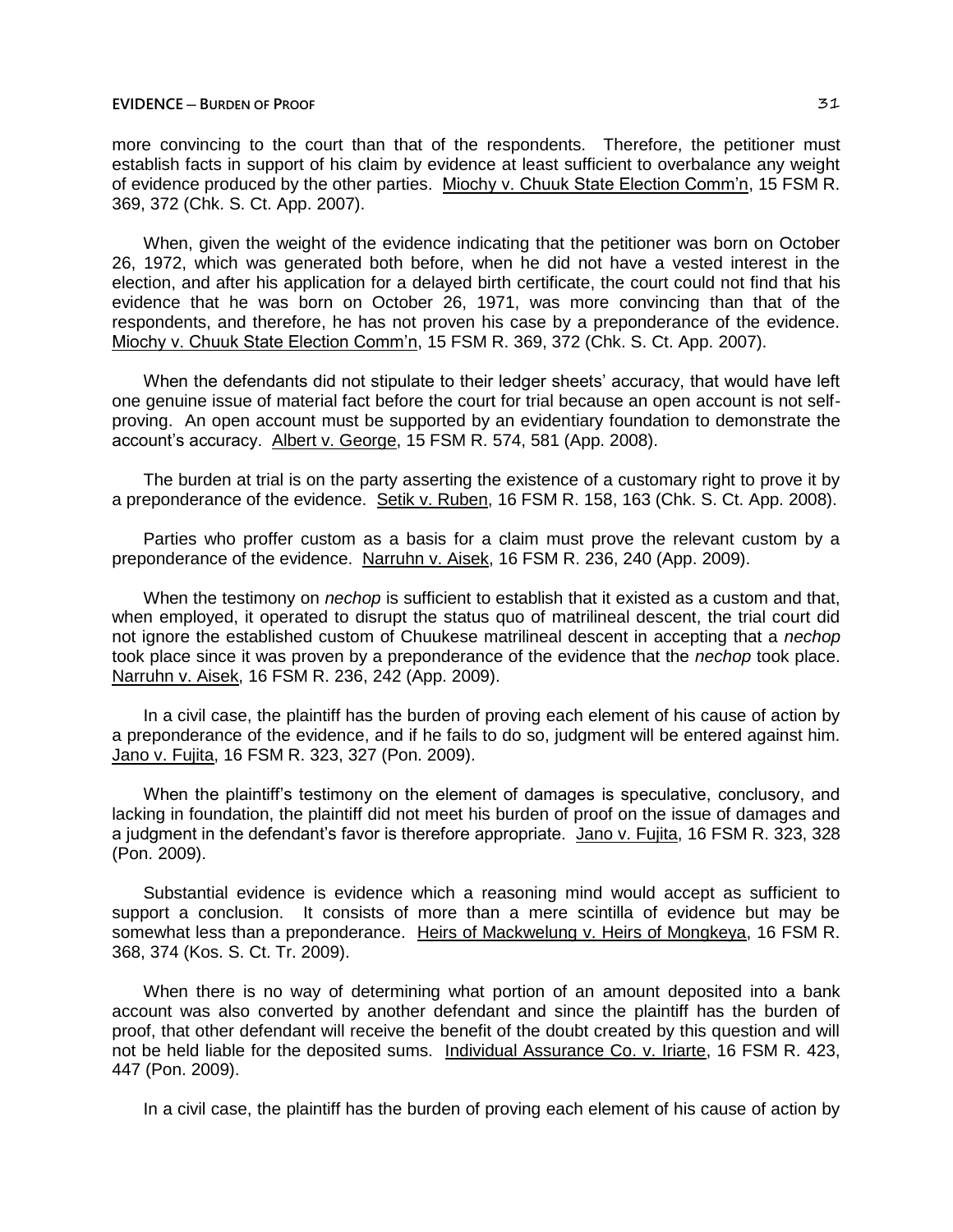more convincing to the court than that of the respondents. Therefore, the petitioner must establish facts in support of his claim by evidence at least sufficient to overbalance any weight of evidence produced by the other parties. Miochy v. Chuuk State Election Comm'n, 15 FSM R. 369, 372 (Chk. S. Ct. App. 2007).

When, given the weight of the evidence indicating that the petitioner was born on October 26, 1972, which was generated both before, when he did not have a vested interest in the election, and after his application for a delayed birth certificate, the court could not find that his evidence that he was born on October 26, 1971, was more convincing than that of the respondents, and therefore, he has not proven his case by a preponderance of the evidence. Miochy v. Chuuk State Election Comm'n, 15 FSM R. 369, 372 (Chk. S. Ct. App. 2007).

When the defendants did not stipulate to their ledger sheets' accuracy, that would have left one genuine issue of material fact before the court for trial because an open account is not self-proving. An open account must be supported by an evidentiary foundation to demonstrate the account's accuracy. Albert v. George, 15 FSM R. 574, 581 (App. 2008).

The burden at trial is on the party asserting the existence of a customary right to prove it by a preponderance of the evidence. Setik v. Ruben, 16 FSM R. 158, 163 (Chk. S. Ct. App. 2008).

Parties who proffer custom as a basis for a claim must prove the relevant custom by a preponderance of the evidence. Narruhn v. Aisek, 16 FSM R. 236, 240 (App. 2009).

When the testimony on *nechop* is sufficient to establish that it existed as a custom and that, when employed, it operated to disrupt the status quo of matrilineal descent, the trial court did not ignore the established custom of Chuukese matrilineal descent in accepting that a *nechop* took place since it was proven by a preponderance of the evidence that the *nechop* took place. Narruhn v. Aisek, 16 FSM R. 236, 242 (App. 2009).

In a civil case, the plaintiff has the burden of proving each element of his cause of action by a preponderance of the evidence, and if he fails to do so, judgment will be entered against him. Jano v. Fujita, 16 FSM R. 323, 327 (Pon. 2009).

When the plaintiff's testimony on the element of damages is speculative, conclusory, and lacking in foundation, the plaintiff did not meet his burden of proof on the issue of damages and a judgment in the defendant's favor is therefore appropriate. Jano v. Fujita, 16 FSM R. 323, 328 (Pon. 2009).

Substantial evidence is evidence which a reasoning mind would accept as sufficient to support a conclusion. It consists of more than a mere scintilla of evidence but may be somewhat less than a preponderance. Heirs of Mackwelung v. Heirs of Mongkeya, 16 FSM R. 368, 374 (Kos. S. Ct. Tr. 2009).

When there is no way of determining what portion of an amount deposited into a bank account was also converted by another defendant and since the plaintiff has the burden of proof, that other defendant will receive the benefit of the doubt created by this question and will not be held liable for the deposited sums. Individual Assurance Co. v. Iriarte, 16 FSM R. 423, 447 (Pon. 2009).

In a civil case, the plaintiff has the burden of proving each element of his cause of action by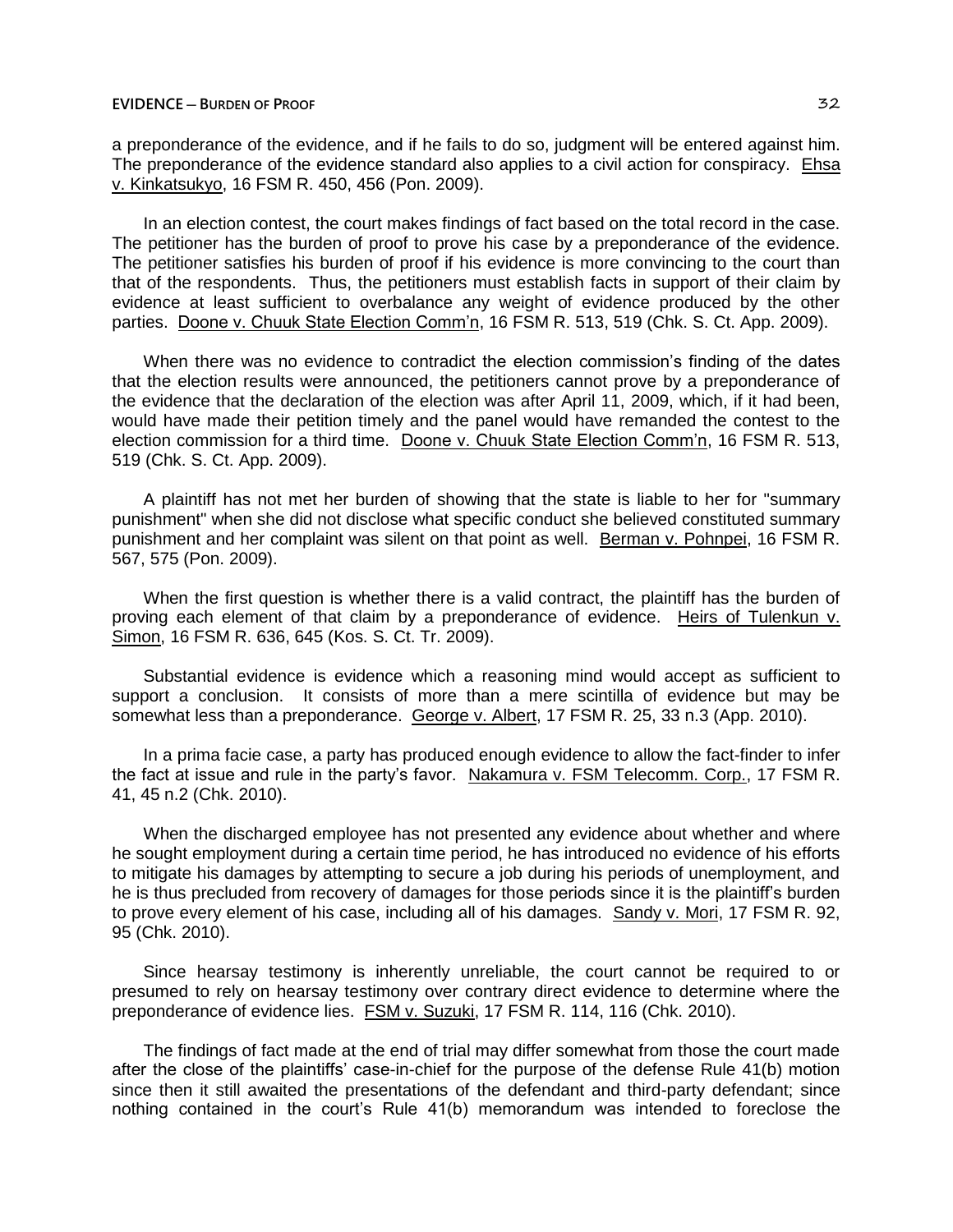a preponderance of the evidence, and if he fails to do so, judgment will be entered against him. The preponderance of the evidence standard also applies to a civil action for conspiracy. Ehsa v. Kinkatsukyo, 16 FSM R. 450, 456 (Pon. 2009).

In an election contest, the court makes findings of fact based on the total record in the case. The petitioner has the burden of proof to prove his case by a preponderance of the evidence. The petitioner satisfies his burden of proof if his evidence is more convincing to the court than that of the respondents. Thus, the petitioners must establish facts in support of their claim by evidence at least sufficient to overbalance any weight of evidence produced by the other parties. Doone v. Chuuk State Election Comm'n, 16 FSM R. 513, 519 (Chk. S. Ct. App. 2009).

When there was no evidence to contradict the election commission's finding of the dates that the election results were announced, the petitioners cannot prove by a preponderance of the evidence that the declaration of the election was after April 11, 2009, which, if it had been, would have made their petition timely and the panel would have remanded the contest to the election commission for a third time. Doone v. Chuuk State Election Comm'n, 16 FSM R. 513, 519 (Chk. S. Ct. App. 2009).

A plaintiff has not met her burden of showing that the state is liable to her for "summary punishment" when she did not disclose what specific conduct she believed constituted summary punishment and her complaint was silent on that point as well. Berman v. Pohnpei, 16 FSM R. 567, 575 (Pon. 2009).

When the first question is whether there is a valid contract, the plaintiff has the burden of proving each element of that claim by a preponderance of evidence. Heirs of Tulenkun v. Simon, 16 FSM R. 636, 645 (Kos. S. Ct. Tr. 2009).

Substantial evidence is evidence which a reasoning mind would accept as sufficient to support a conclusion. It consists of more than a mere scintilla of evidence but may be somewhat less than a preponderance. George v. Albert, 17 FSM R. 25, 33 n.3 (App. 2010).

In a prima facie case, a party has produced enough evidence to allow the fact-finder to infer the fact at issue and rule in the party's favor. Nakamura v. FSM Telecomm. Corp., 17 FSM R. 41, 45 n.2 (Chk. 2010).

When the discharged employee has not presented any evidence about whether and where he sought employment during a certain time period, he has introduced no evidence of his efforts to mitigate his damages by attempting to secure a job during his periods of unemployment, and he is thus precluded from recovery of damages for those periods since it is the plaintiff's burden to prove every element of his case, including all of his damages. Sandy v. Mori, 17 FSM R. 92, 95 (Chk. 2010).

Since hearsay testimony is inherently unreliable, the court cannot be required to or presumed to rely on hearsay testimony over contrary direct evidence to determine where the preponderance of evidence lies. FSM v. Suzuki, 17 FSM R. 114, 116 (Chk. 2010).

The findings of fact made at the end of trial may differ somewhat from those the court made after the close of the plaintiffs' case-in-chief for the purpose of the defense Rule 41(b) motion since then it still awaited the presentations of the defendant and third-party defendant; since nothing contained in the court's Rule 41(b) memorandum was intended to foreclose the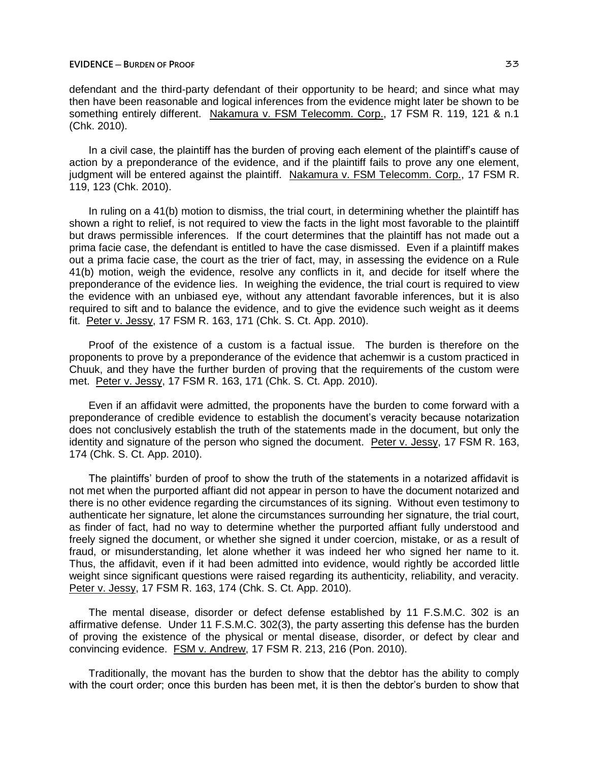defendant and the third-party defendant of their opportunity to be heard; and since what may then have been reasonable and logical inferences from the evidence might later be shown to be something entirely different. Nakamura v. FSM Telecomm. Corp., 17 FSM R. 119, 121 & n.1 (Chk. 2010).

In a civil case, the plaintiff has the burden of proving each element of the plaintiff's cause of action by a preponderance of the evidence, and if the plaintiff fails to prove any one element, judgment will be entered against the plaintiff. Nakamura v. FSM Telecomm. Corp., 17 FSM R. 119, 123 (Chk. 2010).

In ruling on a 41(b) motion to dismiss, the trial court, in determining whether the plaintiff has shown a right to relief, is not required to view the facts in the light most favorable to the plaintiff but draws permissible inferences. If the court determines that the plaintiff has not made out a prima facie case, the defendant is entitled to have the case dismissed. Even if a plaintiff makes out a prima facie case, the court as the trier of fact, may, in assessing the evidence on a Rule 41(b) motion, weigh the evidence, resolve any conflicts in it, and decide for itself where the preponderance of the evidence lies. In weighing the evidence, the trial court is required to view the evidence with an unbiased eye, without any attendant favorable inferences, but it is also required to sift and to balance the evidence, and to give the evidence such weight as it deems fit. Peter v. Jessy, 17 FSM R. 163, 171 (Chk. S. Ct. App. 2010).

Proof of the existence of a custom is a factual issue. The burden is therefore on the proponents to prove by a preponderance of the evidence that achemwir is a custom practiced in Chuuk, and they have the further burden of proving that the requirements of the custom were met. Peter v. Jessy, 17 FSM R. 163, 171 (Chk. S. Ct. App. 2010).

Even if an affidavit were admitted, the proponents have the burden to come forward with a preponderance of credible evidence to establish the document's veracity because notarization does not conclusively establish the truth of the statements made in the document, but only the identity and signature of the person who signed the document. Peter v. Jessy, 17 FSM R. 163, 174 (Chk. S. Ct. App. 2010).

The plaintiffs' burden of proof to show the truth of the statements in a notarized affidavit is not met when the purported affiant did not appear in person to have the document notarized and there is no other evidence regarding the circumstances of its signing. Without even testimony to authenticate her signature, let alone the circumstances surrounding her signature, the trial court, as finder of fact, had no way to determine whether the purported affiant fully understood and freely signed the document, or whether she signed it under coercion, mistake, or as a result of fraud, or misunderstanding, let alone whether it was indeed her who signed her name to it. Thus, the affidavit, even if it had been admitted into evidence, would rightly be accorded little weight since significant questions were raised regarding its authenticity, reliability, and veracity. Peter v. Jessy, 17 FSM R. 163, 174 (Chk. S. Ct. App. 2010).

The mental disease, disorder or defect defense established by 11 F.S.M.C. 302 is an affirmative defense. Under 11 F.S.M.C. 302(3), the party asserting this defense has the burden of proving the existence of the physical or mental disease, disorder, or defect by clear and convincing evidence. FSM v. Andrew, 17 FSM R. 213, 216 (Pon. 2010).

Traditionally, the movant has the burden to show that the debtor has the ability to comply with the court order; once this burden has been met, it is then the debtor's burden to show that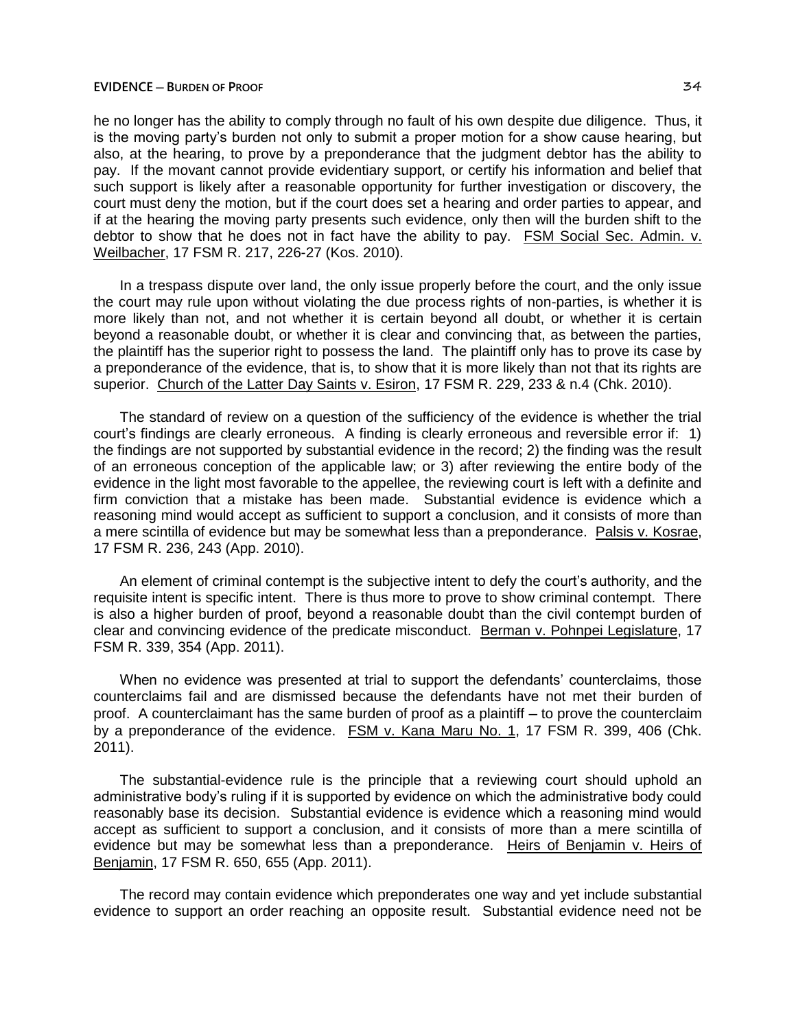he no longer has the ability to comply through no fault of his own despite due diligence. Thus, it is the moving party's burden not only to submit a proper motion for a show cause hearing, but also, at the hearing, to prove by a preponderance that the judgment debtor has the ability to pay. If the movant cannot provide evidentiary support, or certify his information and belief that such support is likely after a reasonable opportunity for further investigation or discovery, the court must deny the motion, but if the court does set a hearing and order parties to appear, and if at the hearing the moving party presents such evidence, only then will the burden shift to the debtor to show that he does not in fact have the ability to pay. FSM Social Sec. Admin. v. Weilbacher, 17 FSM R. 217, 226-27 (Kos. 2010).

In a trespass dispute over land, the only issue properly before the court, and the only issue the court may rule upon without violating the due process rights of non-parties, is whether it is more likely than not, and not whether it is certain beyond all doubt, or whether it is certain beyond a reasonable doubt, or whether it is clear and convincing that, as between the parties, the plaintiff has the superior right to possess the land. The plaintiff only has to prove its case by a preponderance of the evidence, that is, to show that it is more likely than not that its rights are superior. Church of the Latter Day Saints v. Esiron, 17 FSM R. 229, 233 & n.4 (Chk. 2010).

The standard of review on a question of the sufficiency of the evidence is whether the trial court's findings are clearly erroneous. A finding is clearly erroneous and reversible error if: 1) the findings are not supported by substantial evidence in the record; 2) the finding was the result of an erroneous conception of the applicable law; or 3) after reviewing the entire body of the evidence in the light most favorable to the appellee, the reviewing court is left with a definite and firm conviction that a mistake has been made. Substantial evidence is evidence which a reasoning mind would accept as sufficient to support a conclusion, and it consists of more than a mere scintilla of evidence but may be somewhat less than a preponderance. Palsis v. Kosrae, 17 FSM R. 236, 243 (App. 2010).

An element of criminal contempt is the subjective intent to defy the court's authority, and the requisite intent is specific intent. There is thus more to prove to show criminal contempt. There is also a higher burden of proof, beyond a reasonable doubt than the civil contempt burden of clear and convincing evidence of the predicate misconduct. Berman v. Pohnpei Legislature, 17 FSM R. 339, 354 (App. 2011).

When no evidence was presented at trial to support the defendants' counterclaims, those counterclaims fail and are dismissed because the defendants have not met their burden of proof. A counterclaimant has the same burden of proof as a plaintiff – to prove the counterclaim by a preponderance of the evidence. FSM v. Kana Maru No. 1, 17 FSM R. 399, 406 (Chk. 2011).

The substantial-evidence rule is the principle that a reviewing court should uphold an administrative body's ruling if it is supported by evidence on which the administrative body could reasonably base its decision. Substantial evidence is evidence which a reasoning mind would accept as sufficient to support a conclusion, and it consists of more than a mere scintilla of evidence but may be somewhat less than a preponderance. Heirs of Benjamin v. Heirs of Benjamin, 17 FSM R. 650, 655 (App. 2011).

The record may contain evidence which preponderates one way and yet include substantial evidence to support an order reaching an opposite result. Substantial evidence need not be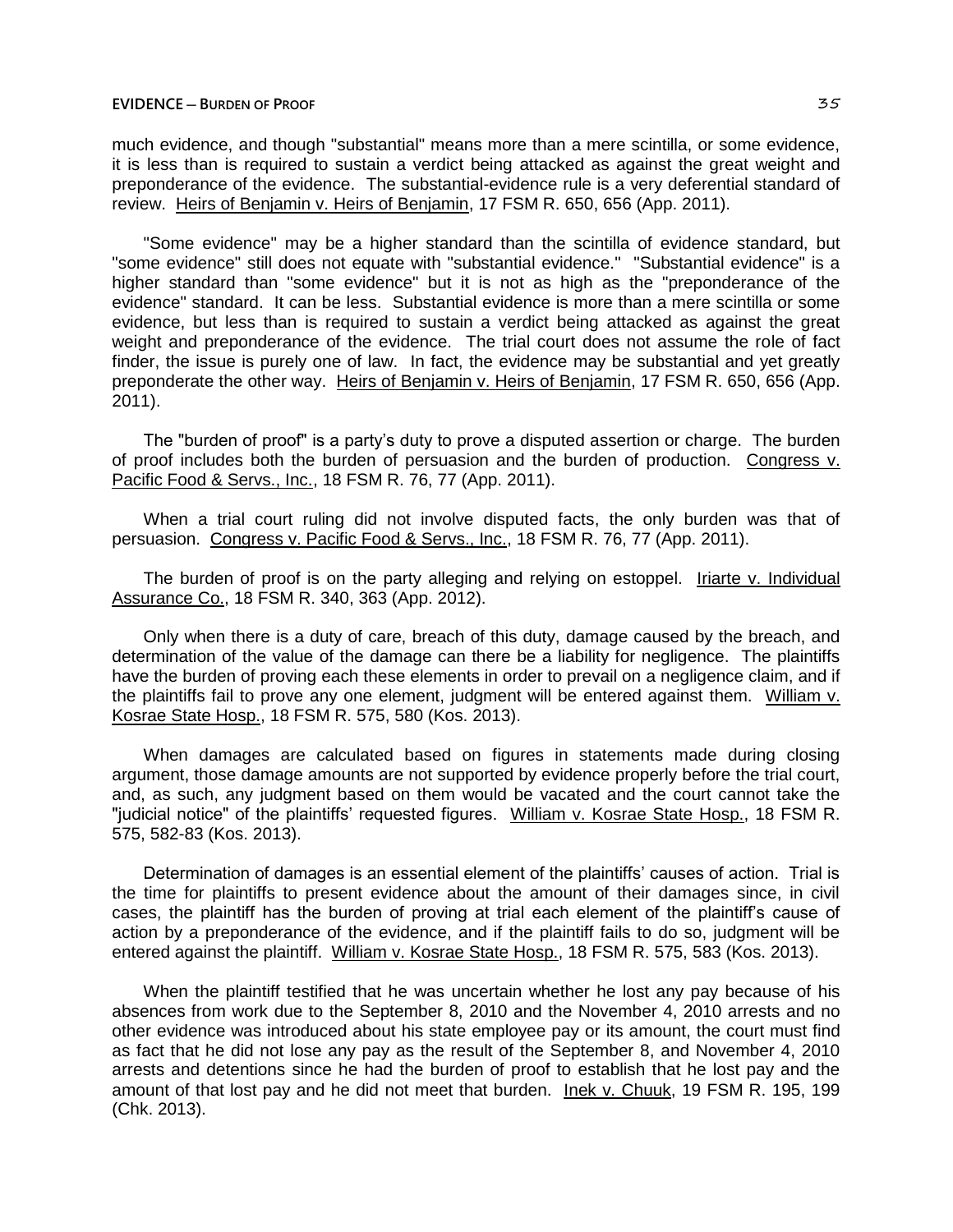much evidence, and though "substantial" means more than a mere scintilla, or some evidence, it is less than is required to sustain a verdict being attacked as against the great weight and preponderance of the evidence. The substantial-evidence rule is a very deferential standard of review. Heirs of Benjamin v. Heirs of Benjamin, 17 FSM R. 650, 656 (App. 2011).

"Some evidence" may be a higher standard than the scintilla of evidence standard, but "some evidence" still does not equate with "substantial evidence." "Substantial evidence" is a higher standard than "some evidence" but it is not as high as the "preponderance of the evidence" standard. It can be less. Substantial evidence is more than a mere scintilla or some evidence, but less than is required to sustain a verdict being attacked as against the great weight and preponderance of the evidence. The trial court does not assume the role of fact finder, the issue is purely one of law. In fact, the evidence may be substantial and yet greatly preponderate the other way. Heirs of Benjamin v. Heirs of Benjamin, 17 FSM R. 650, 656 (App. 2011).

The "burden of proof" is a party's duty to prove a disputed assertion or charge. The burden of proof includes both the burden of persuasion and the burden of production. Congress v. Pacific Food & Servs., Inc., 18 FSM R. 76, 77 (App. 2011).

When a trial court ruling did not involve disputed facts, the only burden was that of persuasion. Congress v. Pacific Food & Servs., Inc., 18 FSM R. 76, 77 (App. 2011).

The burden of proof is on the party alleging and relying on estoppel. Iriarte v. Individual Assurance Co., 18 FSM R. 340, 363 (App. 2012).

Only when there is a duty of care, breach of this duty, damage caused by the breach, and determination of the value of the damage can there be a liability for negligence. The plaintiffs have the burden of proving each these elements in order to prevail on a negligence claim, and if the plaintiffs fail to prove any one element, judgment will be entered against them. William v. Kosrae State Hosp., 18 FSM R. 575, 580 (Kos. 2013).

When damages are calculated based on figures in statements made during closing argument, those damage amounts are not supported by evidence properly before the trial court, and, as such, any judgment based on them would be vacated and the court cannot take the "judicial notice" of the plaintiffs' requested figures. William v. Kosrae State Hosp., 18 FSM R. 575, 582-83 (Kos. 2013).

Determination of damages is an essential element of the plaintiffs' causes of action. Trial is the time for plaintiffs to present evidence about the amount of their damages since, in civil cases, the plaintiff has the burden of proving at trial each element of the plaintiff's cause of action by a preponderance of the evidence, and if the plaintiff fails to do so, judgment will be entered against the plaintiff. William v. Kosrae State Hosp., 18 FSM R. 575, 583 (Kos. 2013).

When the plaintiff testified that he was uncertain whether he lost any pay because of his absences from work due to the September 8, 2010 and the November 4, 2010 arrests and no other evidence was introduced about his state employee pay or its amount, the court must find as fact that he did not lose any pay as the result of the September 8, and November 4, 2010 arrests and detentions since he had the burden of proof to establish that he lost pay and the amount of that lost pay and he did not meet that burden. Inek v. Chuuk, 19 FSM R. 195, 199 (Chk. 2013).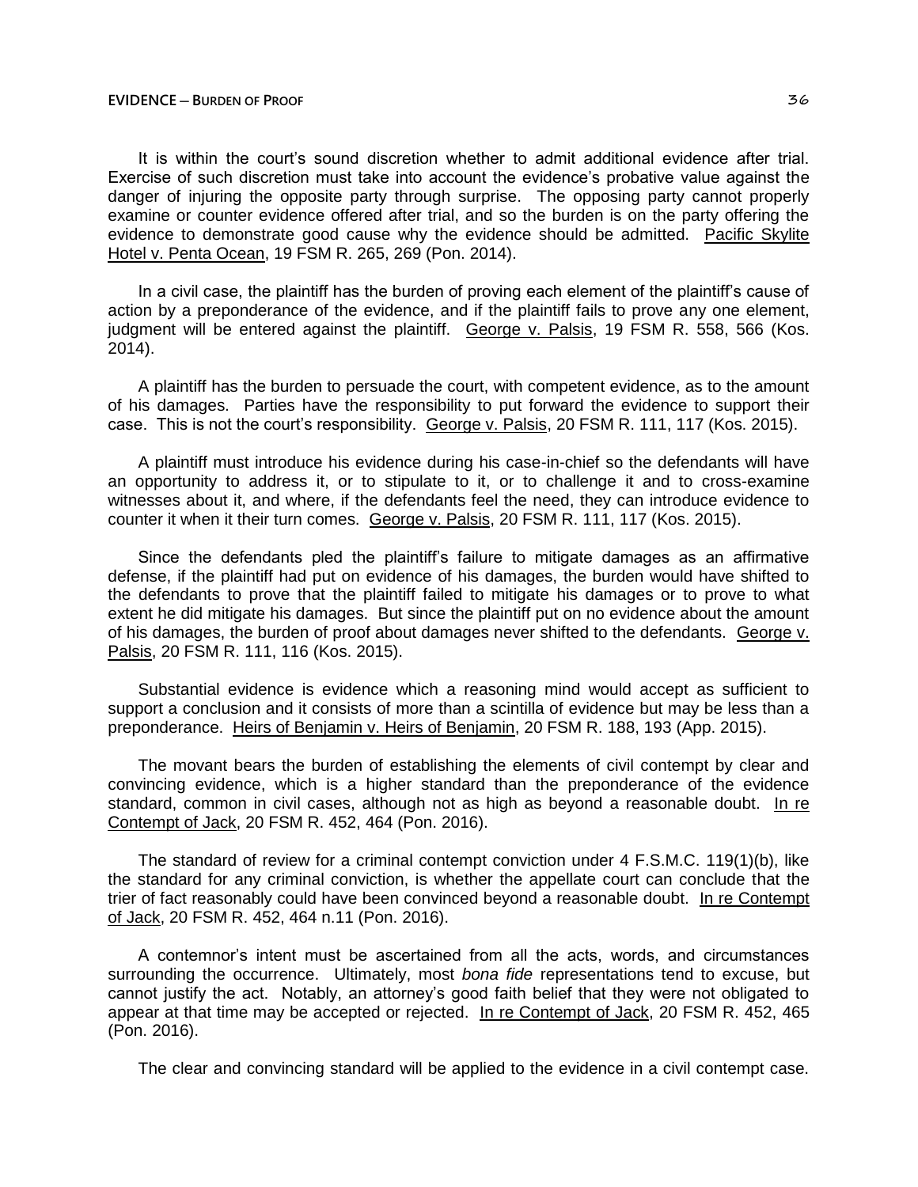It is within the court's sound discretion whether to admit additional evidence after trial. Exercise of such discretion must take into account the evidence's probative value against the danger of injuring the opposite party through surprise. The opposing party cannot properly examine or counter evidence offered after trial, and so the burden is on the party offering the evidence to demonstrate good cause why the evidence should be admitted. Pacific Skylite Hotel v. Penta Ocean, 19 FSM R. 265, 269 (Pon. 2014).

In a civil case, the plaintiff has the burden of proving each element of the plaintiff's cause of action by a preponderance of the evidence, and if the plaintiff fails to prove any one element, judgment will be entered against the plaintiff. George v. Palsis, 19 FSM R. 558, 566 (Kos. 2014).

A plaintiff has the burden to persuade the court, with competent evidence, as to the amount of his damages. Parties have the responsibility to put forward the evidence to support their case. This is not the court's responsibility. George v. Palsis, 20 FSM R. 111, 117 (Kos. 2015).

A plaintiff must introduce his evidence during his case-in-chief so the defendants will have an opportunity to address it, or to stipulate to it, or to challenge it and to cross-examine witnesses about it, and where, if the defendants feel the need, they can introduce evidence to counter it when it their turn comes. George v. Palsis, 20 FSM R. 111, 117 (Kos. 2015).

Since the defendants pled the plaintiff's failure to mitigate damages as an affirmative defense, if the plaintiff had put on evidence of his damages, the burden would have shifted to the defendants to prove that the plaintiff failed to mitigate his damages or to prove to what extent he did mitigate his damages. But since the plaintiff put on no evidence about the amount of his damages, the burden of proof about damages never shifted to the defendants. George v. Palsis, 20 FSM R. 111, 116 (Kos. 2015).

Substantial evidence is evidence which a reasoning mind would accept as sufficient to support a conclusion and it consists of more than a scintilla of evidence but may be less than a preponderance. Heirs of Benjamin v. Heirs of Benjamin, 20 FSM R. 188, 193 (App. 2015).

The movant bears the burden of establishing the elements of civil contempt by clear and convincing evidence, which is a higher standard than the preponderance of the evidence standard, common in civil cases, although not as high as beyond a reasonable doubt. In re Contempt of Jack, 20 FSM R. 452, 464 (Pon. 2016).

The standard of review for a criminal contempt conviction under 4 F.S.M.C. 119(1)(b), like the standard for any criminal conviction, is whether the appellate court can conclude that the trier of fact reasonably could have been convinced beyond a reasonable doubt. In re Contempt of Jack, 20 FSM R. 452, 464 n.11 (Pon. 2016).

A contemnor's intent must be ascertained from all the acts, words, and circumstances surrounding the occurrence. Ultimately, most *bona fide* representations tend to excuse, but cannot justify the act. Notably, an attorney's good faith belief that they were not obligated to appear at that time may be accepted or rejected. In re Contempt of Jack, 20 FSM R. 452, 465 (Pon. 2016).

The clear and convincing standard will be applied to the evidence in a civil contempt case.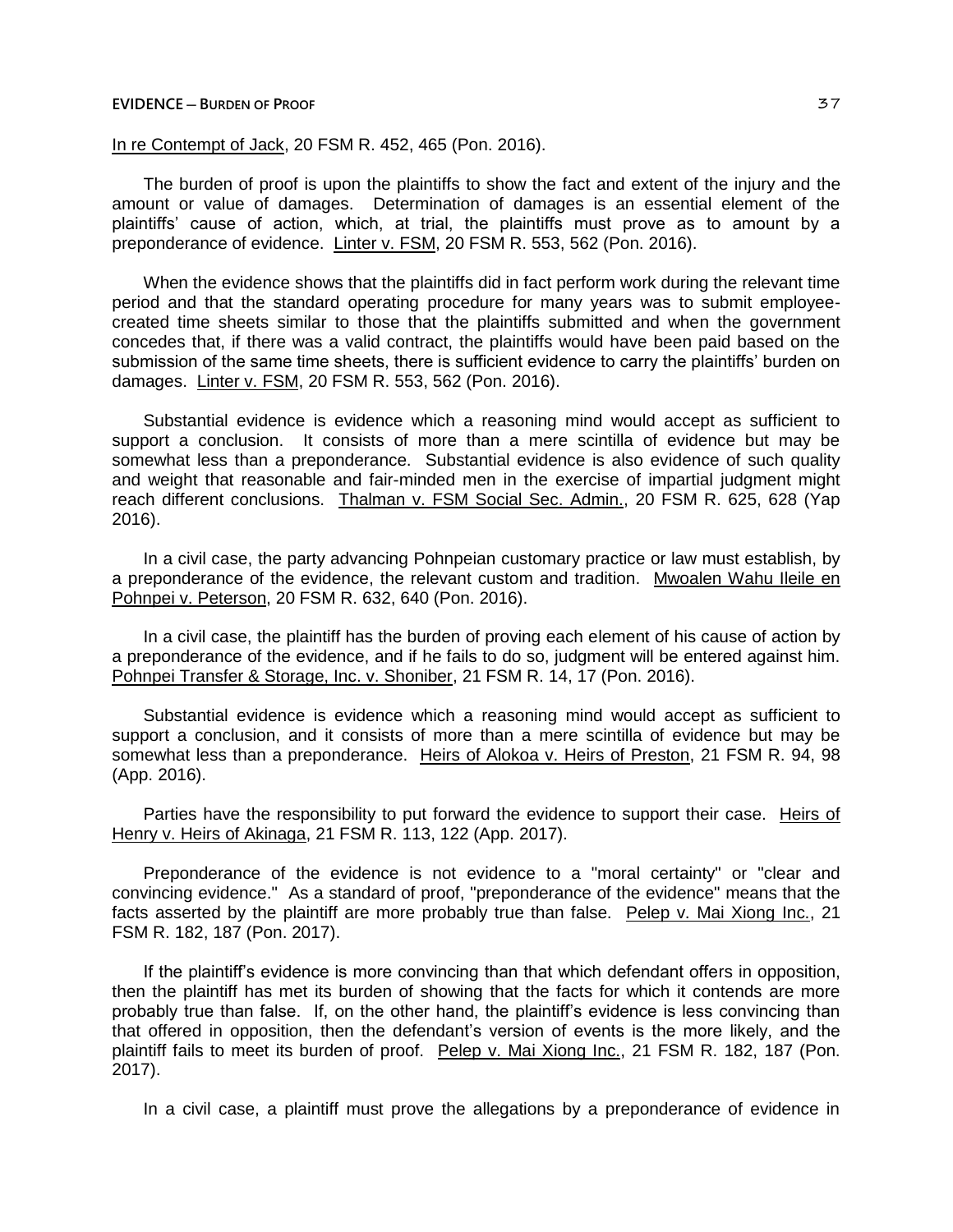In re Contempt of Jack, 20 FSM R. 452, 465 (Pon. 2016).

The burden of proof is upon the plaintiffs to show the fact and extent of the injury and the amount or value of damages. Determination of damages is an essential element of the plaintiffs' cause of action, which, at trial, the plaintiffs must prove as to amount by a preponderance of evidence. Linter v. FSM, 20 FSM R. 553, 562 (Pon. 2016).

When the evidence shows that the plaintiffs did in fact perform work during the relevant time period and that the standard operating procedure for many years was to submit employee-created time sheets similar to those that the plaintiffs submitted and when the government concedes that, if there was a valid contract, the plaintiffs would have been paid based on the submission of the same time sheets, there is sufficient evidence to carry the plaintiffs' burden on damages. Linter v. FSM, 20 FSM R. 553, 562 (Pon. 2016).

Substantial evidence is evidence which a reasoning mind would accept as sufficient to support a conclusion. It consists of more than a mere scintilla of evidence but may be somewhat less than a preponderance. Substantial evidence is also evidence of such quality and weight that reasonable and fair-minded men in the exercise of impartial judgment might reach different conclusions. Thalman v. FSM Social Sec. Admin., 20 FSM R. 625, 628 (Yap 2016).

In a civil case, the party advancing Pohnpeian customary practice or law must establish, by a preponderance of the evidence, the relevant custom and tradition. Mwoalen Wahu Ileile en Pohnpei v. Peterson, 20 FSM R. 632, 640 (Pon. 2016).

In a civil case, the plaintiff has the burden of proving each element of his cause of action by a preponderance of the evidence, and if he fails to do so, judgment will be entered against him. Pohnpei Transfer & Storage, Inc. v. Shoniber, 21 FSM R. 14, 17 (Pon. 2016).

Substantial evidence is evidence which a reasoning mind would accept as sufficient to support a conclusion, and it consists of more than a mere scintilla of evidence but may be somewhat less than a preponderance. Heirs of Alokoa v. Heirs of Preston, 21 FSM R. 94, 98 (App. 2016).

Parties have the responsibility to put forward the evidence to support their case. Heirs of Henry v. Heirs of Akinaga, 21 FSM R. 113, 122 (App. 2017).

Preponderance of the evidence is not evidence to a "moral certainty" or "clear and convincing evidence." As a standard of proof, "preponderance of the evidence" means that the facts asserted by the plaintiff are more probably true than false. Pelep v. Mai Xiong Inc., 21 FSM R. 182, 187 (Pon. 2017).

If the plaintiff's evidence is more convincing than that which defendant offers in opposition, then the plaintiff has met its burden of showing that the facts for which it contends are more probably true than false. If, on the other hand, the plaintiff's evidence is less convincing than that offered in opposition, then the defendant's version of events is the more likely, and the plaintiff fails to meet its burden of proof. Pelep v. Mai Xiong Inc., 21 FSM R. 182, 187 (Pon. 2017).

In a civil case, a plaintiff must prove the allegations by a preponderance of evidence in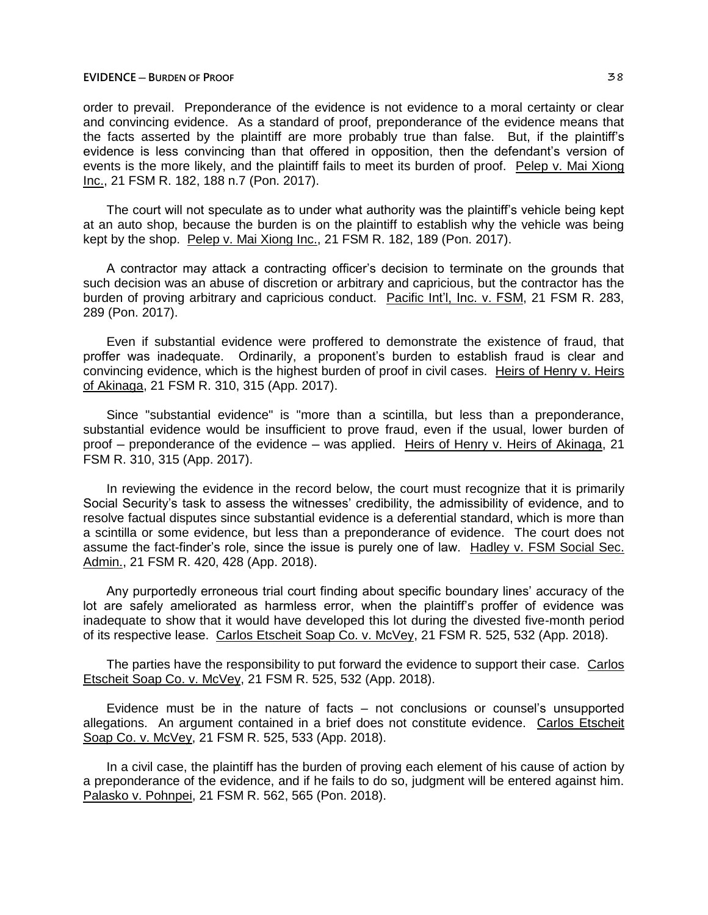order to prevail. Preponderance of the evidence is not evidence to a moral certainty or clear and convincing evidence. As a standard of proof, preponderance of the evidence means that the facts asserted by the plaintiff are more probably true than false. But, if the plaintiff's evidence is less convincing than that offered in opposition, then the defendant's version of events is the more likely, and the plaintiff fails to meet its burden of proof. Pelep v. Mai Xiong Inc., 21 FSM R. 182, 188 n.7 (Pon. 2017).

The court will not speculate as to under what authority was the plaintiff's vehicle being kept at an auto shop, because the burden is on the plaintiff to establish why the vehicle was being kept by the shop. Pelep v. Mai Xiong Inc., 21 FSM R. 182, 189 (Pon. 2017).

A contractor may attack a contracting officer's decision to terminate on the grounds that such decision was an abuse of discretion or arbitrary and capricious, but the contractor has the burden of proving arbitrary and capricious conduct. Pacific Int'l, Inc. v. FSM, 21 FSM R. 283, 289 (Pon. 2017).

Even if substantial evidence were proffered to demonstrate the existence of fraud, that proffer was inadequate. Ordinarily, a proponent's burden to establish fraud is clear and convincing evidence, which is the highest burden of proof in civil cases. Heirs of Henry v. Heirs of Akinaga, 21 FSM R. 310, 315 (App. 2017).

Since "substantial evidence" is "more than a scintilla, but less than a preponderance, substantial evidence would be insufficient to prove fraud, even if the usual, lower burden of proof – preponderance of the evidence – was applied. Heirs of Henry v. Heirs of Akinaga, 21 FSM R. 310, 315 (App. 2017).

In reviewing the evidence in the record below, the court must recognize that it is primarily Social Security's task to assess the witnesses' credibility, the admissibility of evidence, and to resolve factual disputes since substantial evidence is a deferential standard, which is more than a scintilla or some evidence, but less than a preponderance of evidence. The court does not assume the fact-finder's role, since the issue is purely one of law. Hadley v. FSM Social Sec. Admin., 21 FSM R. 420, 428 (App. 2018).

Any purportedly erroneous trial court finding about specific boundary lines' accuracy of the lot are safely ameliorated as harmless error, when the plaintiff's proffer of evidence was inadequate to show that it would have developed this lot during the divested five-month period of its respective lease. Carlos Etscheit Soap Co. v. McVey, 21 FSM R. 525, 532 (App. 2018).

The parties have the responsibility to put forward the evidence to support their case. Carlos Etscheit Soap Co. v. McVey, 21 FSM R. 525, 532 (App. 2018).

Evidence must be in the nature of facts – not conclusions or counsel's unsupported allegations. An argument contained in a brief does not constitute evidence. Carlos Etscheit Soap Co. v. McVey, 21 FSM R. 525, 533 (App. 2018).

In a civil case, the plaintiff has the burden of proving each element of his cause of action by a preponderance of the evidence, and if he fails to do so, judgment will be entered against him. Palasko v. Pohnpei, 21 FSM R. 562, 565 (Pon. 2018).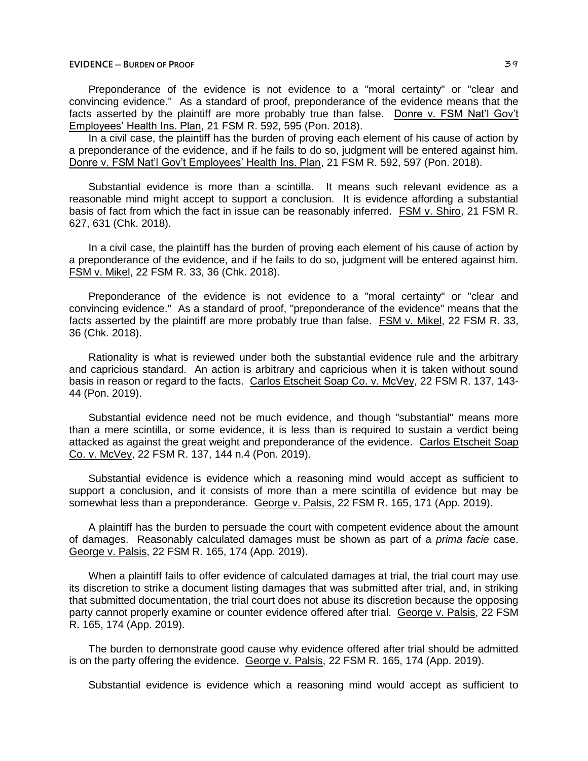Preponderance of the evidence is not evidence to a "moral certainty" or "clear and convincing evidence." As a standard of proof, preponderance of the evidence means that the facts asserted by the plaintiff are more probably true than false. Donre v. FSM Nat'l Gov't Employees' Health Ins. Plan, 21 FSM R. 592, 595 (Pon. 2018).

In a civil case, the plaintiff has the burden of proving each element of his cause of action by a preponderance of the evidence, and if he fails to do so, judgment will be entered against him. Donre v. FSM Nat'l Gov't Employees' Health Ins. Plan, 21 FSM R. 592, 597 (Pon. 2018).

Substantial evidence is more than a scintilla. It means such relevant evidence as a reasonable mind might accept to support a conclusion. It is evidence affording a substantial basis of fact from which the fact in issue can be reasonably inferred. FSM v. Shiro, 21 FSM R. 627, 631 (Chk. 2018).

In a civil case, the plaintiff has the burden of proving each element of his cause of action by a preponderance of the evidence, and if he fails to do so, judgment will be entered against him. FSM v. Mikel, 22 FSM R. 33, 36 (Chk. 2018).

Preponderance of the evidence is not evidence to a "moral certainty" or "clear and convincing evidence." As a standard of proof, "preponderance of the evidence" means that the facts asserted by the plaintiff are more probably true than false. FSM v. Mikel, 22 FSM R. 33, 36 (Chk. 2018).

Rationality is what is reviewed under both the substantial evidence rule and the arbitrary and capricious standard. An action is arbitrary and capricious when it is taken without sound basis in reason or regard to the facts. Carlos Etscheit Soap Co. v. McVey, 22 FSM R. 137, 143-44 (Pon. 2019).

Substantial evidence need not be much evidence, and though "substantial" means more than a mere scintilla, or some evidence, it is less than is required to sustain a verdict being attacked as against the great weight and preponderance of the evidence. Carlos Etscheit Soap Co. v. McVey, 22 FSM R. 137, 144 n.4 (Pon. 2019).

Substantial evidence is evidence which a reasoning mind would accept as sufficient to support a conclusion, and it consists of more than a mere scintilla of evidence but may be somewhat less than a preponderance. George v. Palsis, 22 FSM R. 165, 171 (App. 2019).

A plaintiff has the burden to persuade the court with competent evidence about the amount of damages. Reasonably calculated damages must be shown as part of a *prima facie* case. George v. Palsis, 22 FSM R. 165, 174 (App. 2019).

When a plaintiff fails to offer evidence of calculated damages at trial, the trial court may use its discretion to strike a document listing damages that was submitted after trial, and, in striking that submitted documentation, the trial court does not abuse its discretion because the opposing party cannot properly examine or counter evidence offered after trial. George v. Palsis, 22 FSM R. 165, 174 (App. 2019).

The burden to demonstrate good cause why evidence offered after trial should be admitted is on the party offering the evidence. George v. Palsis, 22 FSM R. 165, 174 (App. 2019).

Substantial evidence is evidence which a reasoning mind would accept as sufficient to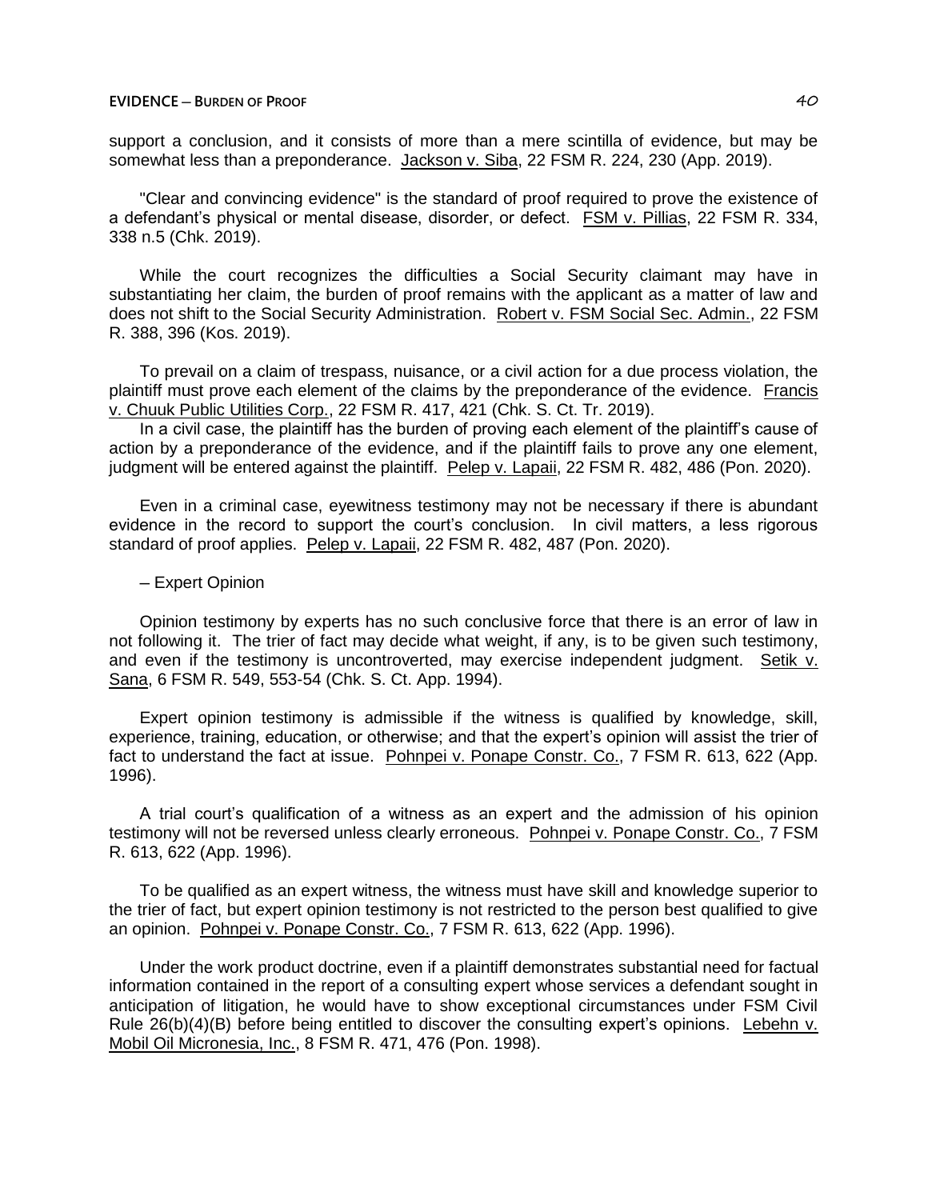support a conclusion, and it consists of more than a mere scintilla of evidence, but may be somewhat less than a preponderance. Jackson v. Siba, 22 FSM R. 224, 230 (App. 2019).

"Clear and convincing evidence" is the standard of proof required to prove the existence of a defendant's physical or mental disease, disorder, or defect. FSM v. Pillias, 22 FSM R. 334, 338 n.5 (Chk. 2019).

While the court recognizes the difficulties a Social Security claimant may have in substantiating her claim, the burden of proof remains with the applicant as a matter of law and does not shift to the Social Security Administration. Robert v. FSM Social Sec. Admin., 22 FSM R. 388, 396 (Kos. 2019).

To prevail on a claim of trespass, nuisance, or a civil action for a due process violation, the plaintiff must prove each element of the claims by the preponderance of the evidence. Francis v. Chuuk Public Utilities Corp., 22 FSM R. 417, 421 (Chk. S. Ct. Tr. 2019).

In a civil case, the plaintiff has the burden of proving each element of the plaintiff's cause of action by a preponderance of the evidence, and if the plaintiff fails to prove any one element, judgment will be entered against the plaintiff. Pelep v. Lapaii, 22 FSM R. 482, 486 (Pon. 2020).

Even in a criminal case, eyewitness testimony may not be necessary if there is abundant evidence in the record to support the court's conclusion. In civil matters, a less rigorous standard of proof applies. Pelep v. Lapaii, 22 FSM R. 482, 487 (Pon. 2020).

– Expert Opinion

Opinion testimony by experts has no such conclusive force that there is an error of law in not following it. The trier of fact may decide what weight, if any, is to be given such testimony, and even if the testimony is uncontroverted, may exercise independent judgment. Setik v. Sana, 6 FSM R. 549, 553-54 (Chk. S. Ct. App. 1994).

Expert opinion testimony is admissible if the witness is qualified by knowledge, skill, experience, training, education, or otherwise; and that the expert's opinion will assist the trier of fact to understand the fact at issue. Pohnpei v. Ponape Constr. Co., 7 FSM R. 613, 622 (App. 1996).

A trial court's qualification of a witness as an expert and the admission of his opinion testimony will not be reversed unless clearly erroneous. Pohnpei v. Ponape Constr. Co., 7 FSM R. 613, 622 (App. 1996).

To be qualified as an expert witness, the witness must have skill and knowledge superior to the trier of fact, but expert opinion testimony is not restricted to the person best qualified to give an opinion. Pohnpei v. Ponape Constr. Co., 7 FSM R. 613, 622 (App. 1996).

Under the work product doctrine, even if a plaintiff demonstrates substantial need for factual information contained in the report of a consulting expert whose services a defendant sought in anticipation of litigation, he would have to show exceptional circumstances under FSM Civil Rule 26(b)(4)(B) before being entitled to discover the consulting expert's opinions. Lebehn v. Mobil Oil Micronesia, Inc., 8 FSM R. 471, 476 (Pon. 1998).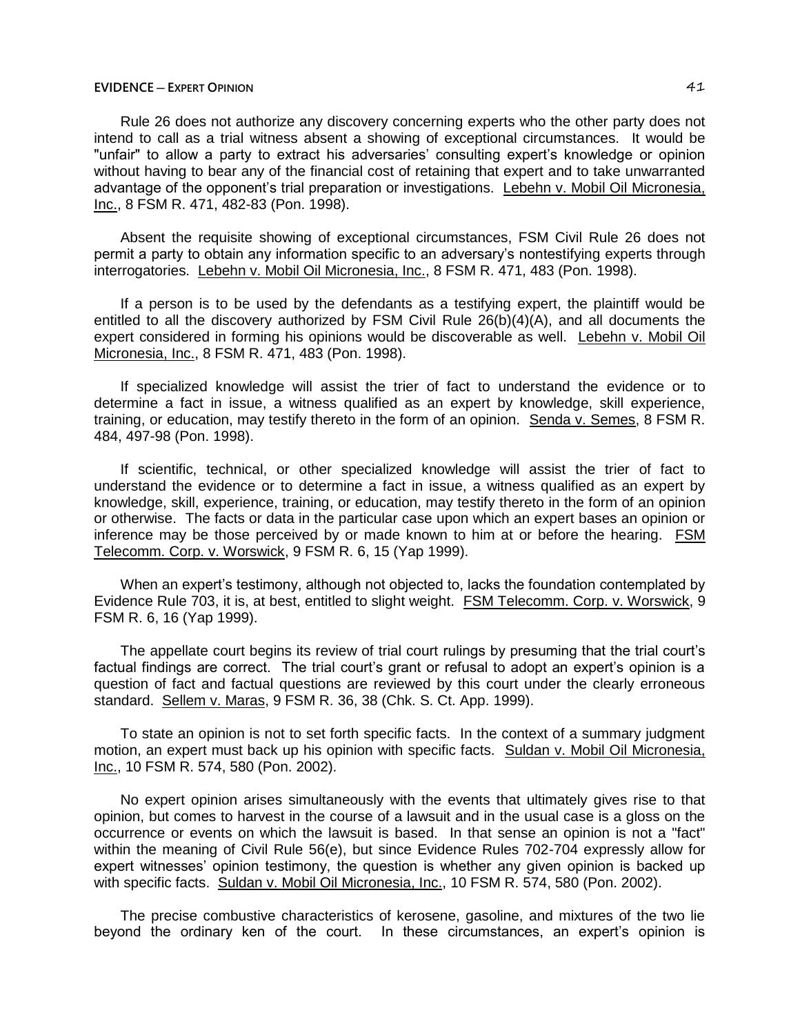Rule 26 does not authorize any discovery concerning experts who the other party does not intend to call as a trial witness absent a showing of exceptional circumstances. It would be "unfair" to allow a party to extract his adversaries' consulting expert's knowledge or opinion without having to bear any of the financial cost of retaining that expert and to take unwarranted advantage of the opponent's trial preparation or investigations. Lebehn v. Mobil Oil Micronesia, Inc., 8 FSM R. 471, 482-83 (Pon. 1998).

Absent the requisite showing of exceptional circumstances, FSM Civil Rule 26 does not permit a party to obtain any information specific to an adversary's nontestifying experts through interrogatories. Lebehn v. Mobil Oil Micronesia, Inc., 8 FSM R. 471, 483 (Pon. 1998).

If a person is to be used by the defendants as a testifying expert, the plaintiff would be entitled to all the discovery authorized by FSM Civil Rule 26(b)(4)(A), and all documents the expert considered in forming his opinions would be discoverable as well. Lebehn v. Mobil Oil Micronesia, Inc., 8 FSM R. 471, 483 (Pon. 1998).

If specialized knowledge will assist the trier of fact to understand the evidence or to determine a fact in issue, a witness qualified as an expert by knowledge, skill experience, training, or education, may testify thereto in the form of an opinion. Senda v. Semes, 8 FSM R. 484, 497-98 (Pon. 1998).

If scientific, technical, or other specialized knowledge will assist the trier of fact to understand the evidence or to determine a fact in issue, a witness qualified as an expert by knowledge, skill, experience, training, or education, may testify thereto in the form of an opinion or otherwise. The facts or data in the particular case upon which an expert bases an opinion or inference may be those perceived by or made known to him at or before the hearing. FSM Telecomm. Corp. v. Worswick, 9 FSM R. 6, 15 (Yap 1999).

When an expert's testimony, although not objected to, lacks the foundation contemplated by Evidence Rule 703, it is, at best, entitled to slight weight. FSM Telecomm. Corp. v. Worswick, 9 FSM R. 6, 16 (Yap 1999).

The appellate court begins its review of trial court rulings by presuming that the trial court's factual findings are correct. The trial court's grant or refusal to adopt an expert's opinion is a question of fact and factual questions are reviewed by this court under the clearly erroneous standard. Sellem v. Maras, 9 FSM R. 36, 38 (Chk. S. Ct. App. 1999).

To state an opinion is not to set forth specific facts. In the context of a summary judgment motion, an expert must back up his opinion with specific facts. Suldan v. Mobil Oil Micronesia, Inc., 10 FSM R. 574, 580 (Pon. 2002).

No expert opinion arises simultaneously with the events that ultimately gives rise to that opinion, but comes to harvest in the course of a lawsuit and in the usual case is a gloss on the occurrence or events on which the lawsuit is based. In that sense an opinion is not a "fact" within the meaning of Civil Rule 56(e), but since Evidence Rules 702-704 expressly allow for expert witnesses' opinion testimony, the question is whether any given opinion is backed up with specific facts. Suldan v. Mobil Oil Micronesia, Inc., 10 FSM R. 574, 580 (Pon. 2002).

The precise combustive characteristics of kerosene, gasoline, and mixtures of the two lie beyond the ordinary ken of the court. In these circumstances, an expert's opinion is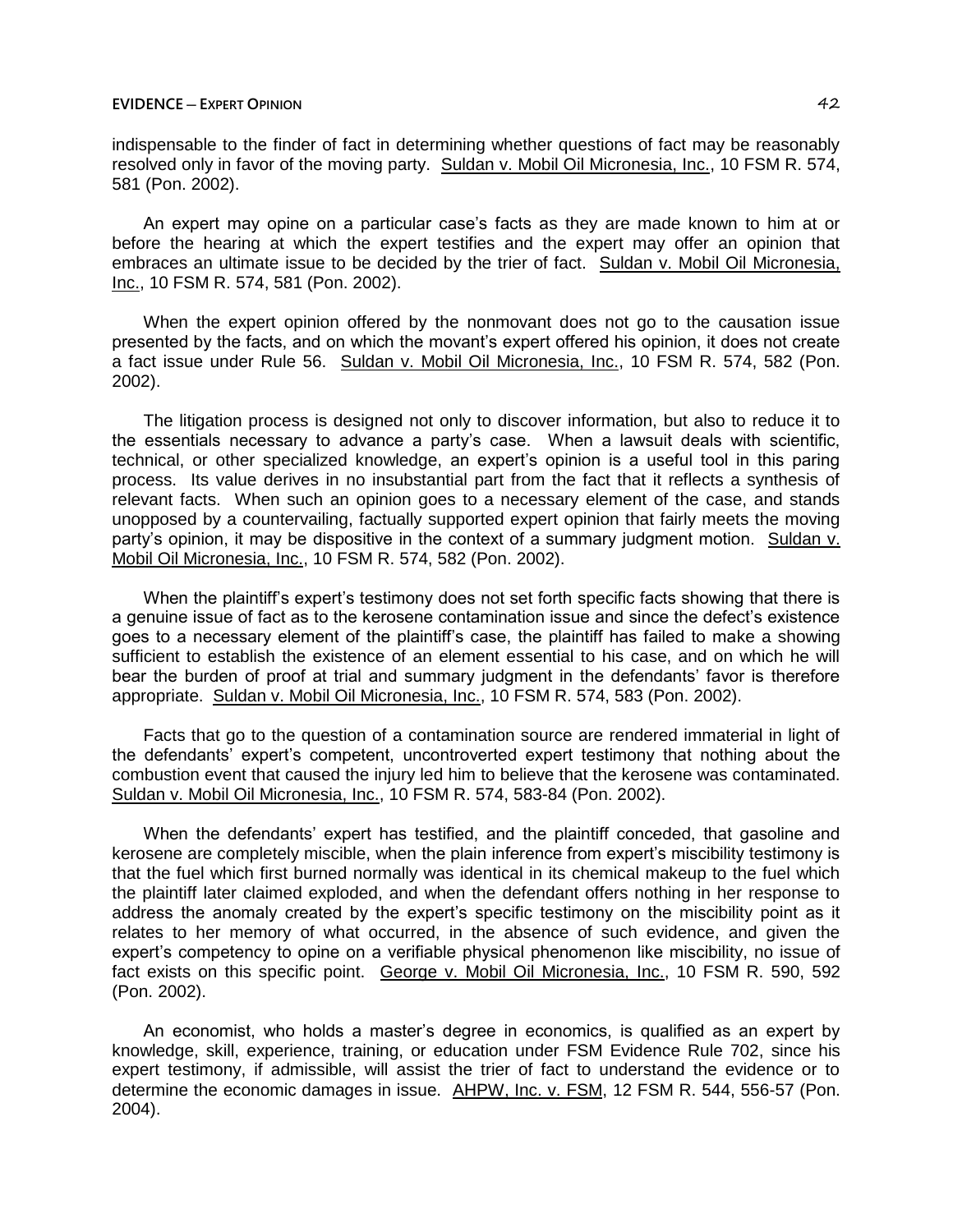indispensable to the finder of fact in determining whether questions of fact may be reasonably resolved only in favor of the moving party. Suldan v. Mobil Oil Micronesia, Inc., 10 FSM R. 574, 581 (Pon. 2002).

An expert may opine on a particular case's facts as they are made known to him at or before the hearing at which the expert testifies and the expert may offer an opinion that embraces an ultimate issue to be decided by the trier of fact. Suldan v. Mobil Oil Micronesia, Inc., 10 FSM R. 574, 581 (Pon. 2002).

When the expert opinion offered by the nonmovant does not go to the causation issue presented by the facts, and on which the movant's expert offered his opinion, it does not create a fact issue under Rule 56. Suldan v. Mobil Oil Micronesia, Inc., 10 FSM R. 574, 582 (Pon. 2002).

The litigation process is designed not only to discover information, but also to reduce it to the essentials necessary to advance a party's case. When a lawsuit deals with scientific, technical, or other specialized knowledge, an expert's opinion is a useful tool in this paring process. Its value derives in no insubstantial part from the fact that it reflects a synthesis of relevant facts. When such an opinion goes to a necessary element of the case, and stands unopposed by a countervailing, factually supported expert opinion that fairly meets the moving party's opinion, it may be dispositive in the context of a summary judgment motion. Suldan v. Mobil Oil Micronesia, Inc., 10 FSM R. 574, 582 (Pon. 2002).

When the plaintiff's expert's testimony does not set forth specific facts showing that there is a genuine issue of fact as to the kerosene contamination issue and since the defect's existence goes to a necessary element of the plaintiff's case, the plaintiff has failed to make a showing sufficient to establish the existence of an element essential to his case, and on which he will bear the burden of proof at trial and summary judgment in the defendants' favor is therefore appropriate. Suldan v. Mobil Oil Micronesia, Inc., 10 FSM R. 574, 583 (Pon. 2002).

Facts that go to the question of a contamination source are rendered immaterial in light of the defendants' expert's competent, uncontroverted expert testimony that nothing about the combustion event that caused the injury led him to believe that the kerosene was contaminated. Suldan v. Mobil Oil Micronesia, Inc., 10 FSM R. 574, 583-84 (Pon. 2002).

When the defendants' expert has testified, and the plaintiff conceded, that gasoline and kerosene are completely miscible, when the plain inference from expert's miscibility testimony is that the fuel which first burned normally was identical in its chemical makeup to the fuel which the plaintiff later claimed exploded, and when the defendant offers nothing in her response to address the anomaly created by the expert's specific testimony on the miscibility point as it relates to her memory of what occurred, in the absence of such evidence, and given the expert's competency to opine on a verifiable physical phenomenon like miscibility, no issue of fact exists on this specific point. George v. Mobil Oil Micronesia, Inc., 10 FSM R. 590, 592 (Pon. 2002).

An economist, who holds a master's degree in economics, is qualified as an expert by knowledge, skill, experience, training, or education under FSM Evidence Rule 702, since his expert testimony, if admissible, will assist the trier of fact to understand the evidence or to determine the economic damages in issue. AHPW, Inc. v. FSM, 12 FSM R. 544, 556-57 (Pon. 2004).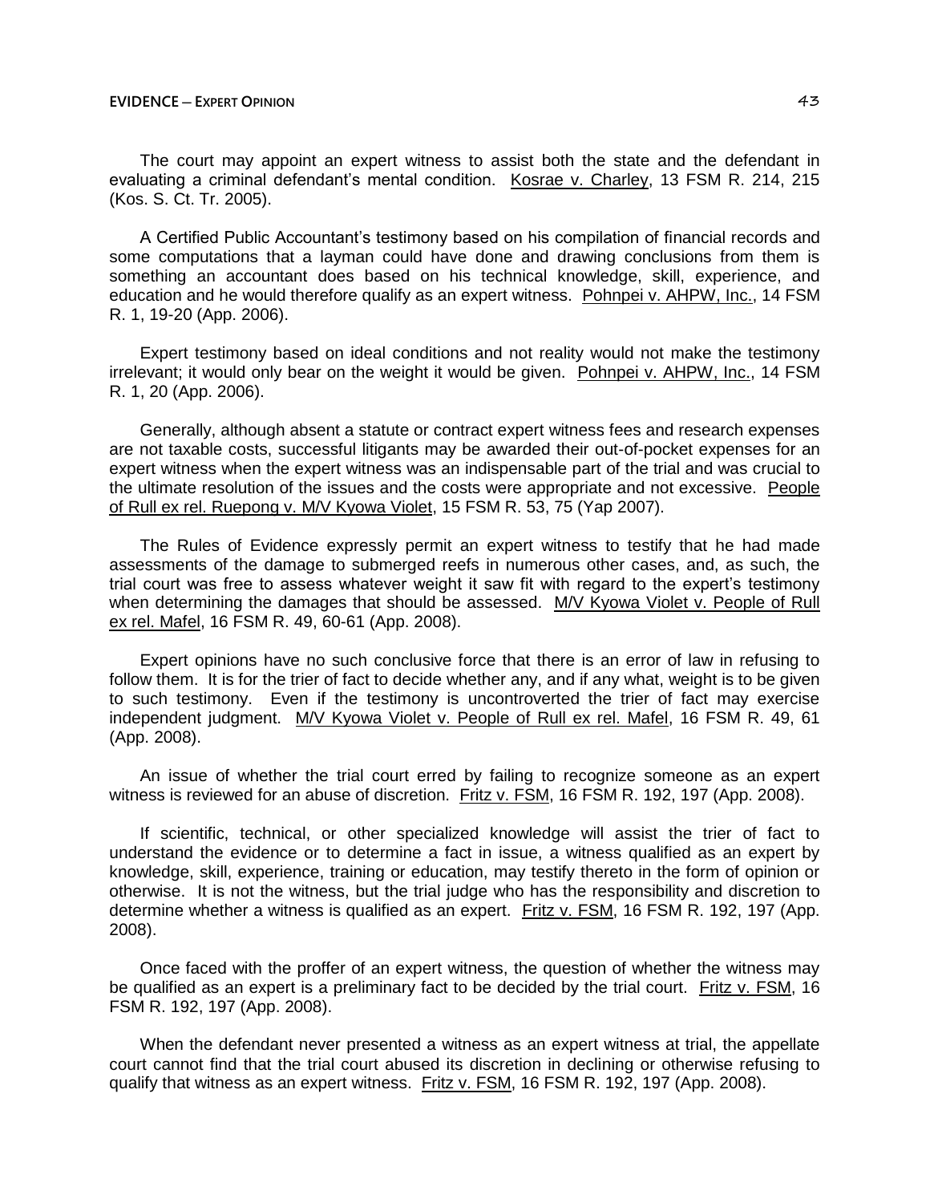The court may appoint an expert witness to assist both the state and the defendant in evaluating a criminal defendant's mental condition. Kosrae v. Charley, 13 FSM R. 214, 215 (Kos. S. Ct. Tr. 2005).

A Certified Public Accountant's testimony based on his compilation of financial records and some computations that a layman could have done and drawing conclusions from them is something an accountant does based on his technical knowledge, skill, experience, and education and he would therefore qualify as an expert witness. Pohnpei v. AHPW, Inc., 14 FSM R. 1, 19-20 (App. 2006).

Expert testimony based on ideal conditions and not reality would not make the testimony irrelevant; it would only bear on the weight it would be given. Pohnpei v. AHPW, Inc., 14 FSM R. 1, 20 (App. 2006).

Generally, although absent a statute or contract expert witness fees and research expenses are not taxable costs, successful litigants may be awarded their out-of-pocket expenses for an expert witness when the expert witness was an indispensable part of the trial and was crucial to the ultimate resolution of the issues and the costs were appropriate and not excessive. People of Rull ex rel. Ruepong v. M/V Kyowa Violet, 15 FSM R. 53, 75 (Yap 2007).

The Rules of Evidence expressly permit an expert witness to testify that he had made assessments of the damage to submerged reefs in numerous other cases, and, as such, the trial court was free to assess whatever weight it saw fit with regard to the expert's testimony when determining the damages that should be assessed. M/V Kyowa Violet v. People of Rull ex rel. Mafel, 16 FSM R. 49, 60-61 (App. 2008).

Expert opinions have no such conclusive force that there is an error of law in refusing to follow them. It is for the trier of fact to decide whether any, and if any what, weight is to be given to such testimony. Even if the testimony is uncontroverted the trier of fact may exercise independent judgment. M/V Kyowa Violet v. People of Rull ex rel. Mafel, 16 FSM R. 49, 61 (App. 2008).

An issue of whether the trial court erred by failing to recognize someone as an expert witness is reviewed for an abuse of discretion. Fritz v. FSM, 16 FSM R. 192, 197 (App. 2008).

If scientific, technical, or other specialized knowledge will assist the trier of fact to understand the evidence or to determine a fact in issue, a witness qualified as an expert by knowledge, skill, experience, training or education, may testify thereto in the form of opinion or otherwise. It is not the witness, but the trial judge who has the responsibility and discretion to determine whether a witness is qualified as an expert. Fritz v. FSM, 16 FSM R. 192, 197 (App. 2008).

Once faced with the proffer of an expert witness, the question of whether the witness may be qualified as an expert is a preliminary fact to be decided by the trial court. Fritz v. FSM, 16 FSM R. 192, 197 (App. 2008).

When the defendant never presented a witness as an expert witness at trial, the appellate court cannot find that the trial court abused its discretion in declining or otherwise refusing to qualify that witness as an expert witness. Fritz v. FSM, 16 FSM R. 192, 197 (App. 2008).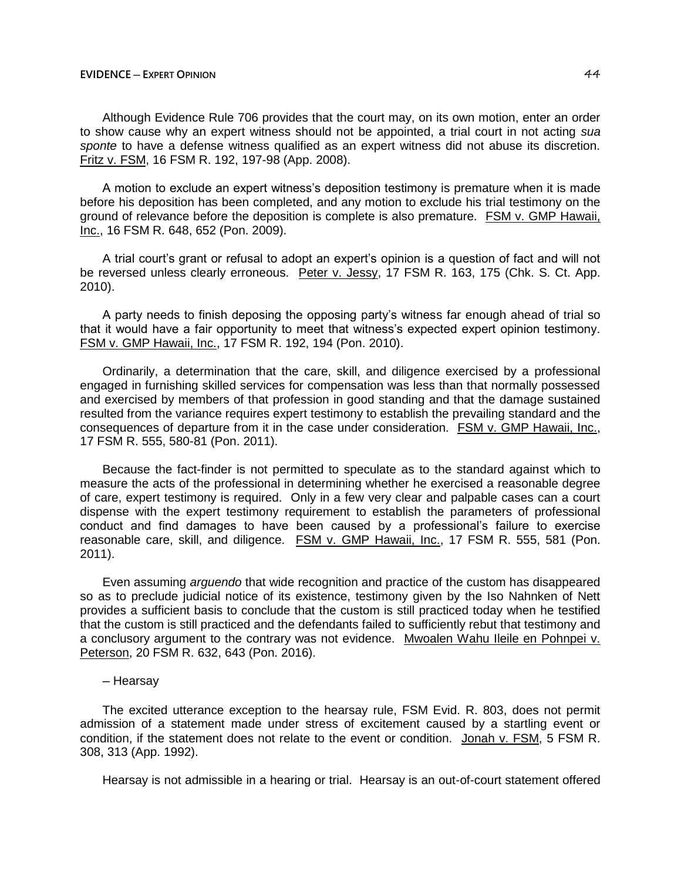Although Evidence Rule 706 provides that the court may, on its own motion, enter an order to show cause why an expert witness should not be appointed, a trial court in not acting *sua sponte* to have a defense witness qualified as an expert witness did not abuse its discretion. Fritz v. FSM, 16 FSM R. 192, 197-98 (App. 2008).

A motion to exclude an expert witness's deposition testimony is premature when it is made before his deposition has been completed, and any motion to exclude his trial testimony on the ground of relevance before the deposition is complete is also premature. FSM v. GMP Hawaii, Inc., 16 FSM R. 648, 652 (Pon. 2009).

A trial court's grant or refusal to adopt an expert's opinion is a question of fact and will not be reversed unless clearly erroneous. Peter v. Jessy, 17 FSM R. 163, 175 (Chk. S. Ct. App. 2010).

A party needs to finish deposing the opposing party's witness far enough ahead of trial so that it would have a fair opportunity to meet that witness's expected expert opinion testimony. FSM v. GMP Hawaii, Inc., 17 FSM R. 192, 194 (Pon. 2010).

Ordinarily, a determination that the care, skill, and diligence exercised by a professional engaged in furnishing skilled services for compensation was less than that normally possessed and exercised by members of that profession in good standing and that the damage sustained resulted from the variance requires expert testimony to establish the prevailing standard and the consequences of departure from it in the case under consideration. FSM v. GMP Hawaii, Inc., 17 FSM R. 555, 580-81 (Pon. 2011).

Because the fact-finder is not permitted to speculate as to the standard against which to measure the acts of the professional in determining whether he exercised a reasonable degree of care, expert testimony is required. Only in a few very clear and palpable cases can a court dispense with the expert testimony requirement to establish the parameters of professional conduct and find damages to have been caused by a professional's failure to exercise reasonable care, skill, and diligence. FSM v. GMP Hawaii, Inc., 17 FSM R. 555, 581 (Pon. 2011).

Even assuming *arguendo* that wide recognition and practice of the custom has disappeared so as to preclude judicial notice of its existence, testimony given by the Iso Nahnken of Nett provides a sufficient basis to conclude that the custom is still practiced today when he testified that the custom is still practiced and the defendants failed to sufficiently rebut that testimony and a conclusory argument to the contrary was not evidence. Mwoalen Wahu Ileile en Pohnpei v. Peterson, 20 FSM R. 632, 643 (Pon. 2016).

– Hearsay

The excited utterance exception to the hearsay rule, FSM Evid. R. 803, does not permit admission of a statement made under stress of excitement caused by a startling event or condition, if the statement does not relate to the event or condition. Jonah v. FSM, 5 FSM R. 308, 313 (App. 1992).

Hearsay is not admissible in a hearing or trial. Hearsay is an out-of-court statement offered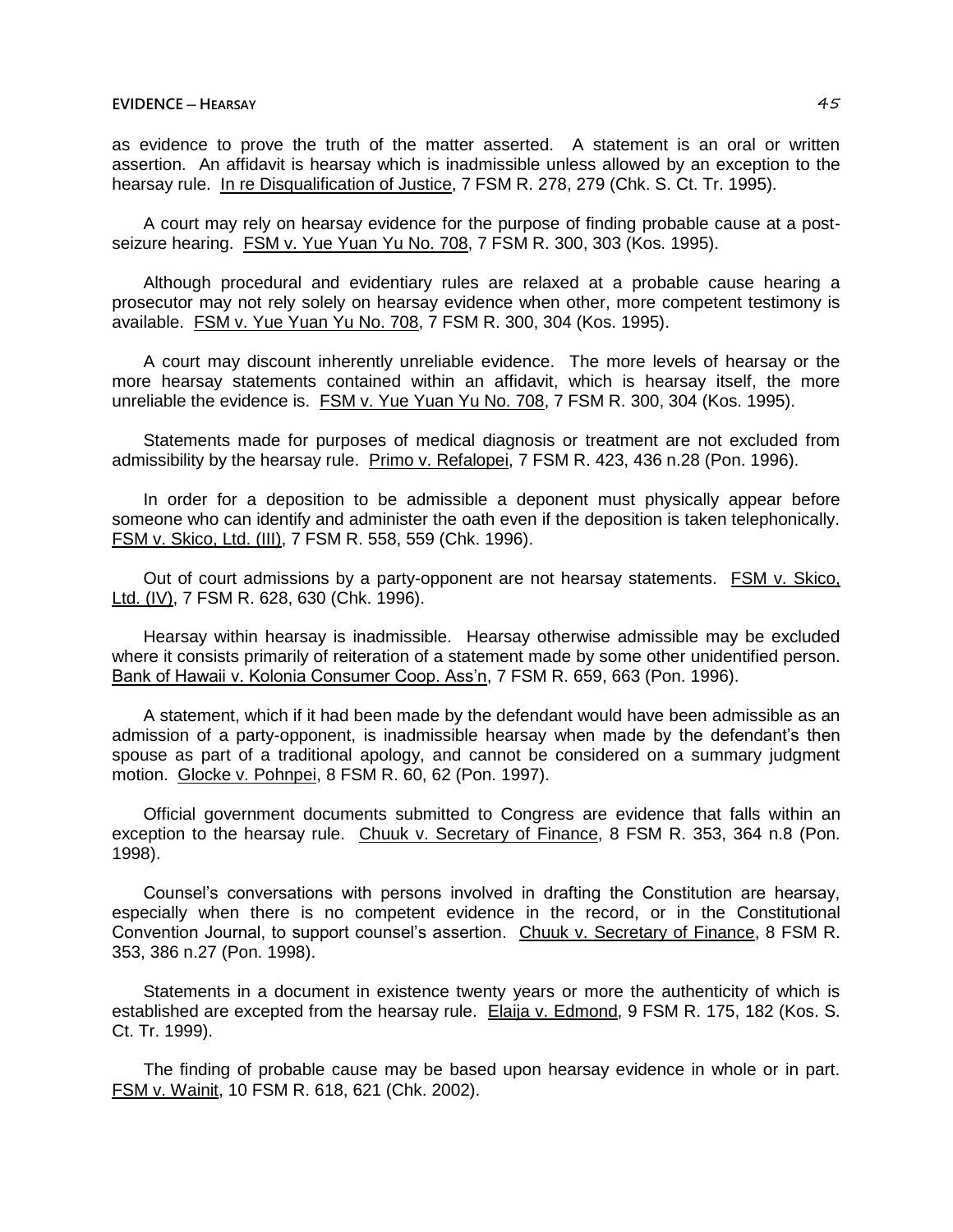as evidence to prove the truth of the matter asserted. A statement is an oral or written assertion. An affidavit is hearsay which is inadmissible unless allowed by an exception to the hearsay rule. In re Disqualification of Justice, 7 FSM R. 278, 279 (Chk. S. Ct. Tr. 1995).

A court may rely on hearsay evidence for the purpose of finding probable cause at a post-seizure hearing. FSM v. Yue Yuan Yu No. 708, 7 FSM R. 300, 303 (Kos. 1995).

Although procedural and evidentiary rules are relaxed at a probable cause hearing a prosecutor may not rely solely on hearsay evidence when other, more competent testimony is available. FSM v. Yue Yuan Yu No. 708, 7 FSM R. 300, 304 (Kos. 1995).

A court may discount inherently unreliable evidence. The more levels of hearsay or the more hearsay statements contained within an affidavit, which is hearsay itself, the more unreliable the evidence is. FSM v. Yue Yuan Yu No. 708, 7 FSM R. 300, 304 (Kos. 1995).

Statements made for purposes of medical diagnosis or treatment are not excluded from admissibility by the hearsay rule. Primo v. Refalopei, 7 FSM R. 423, 436 n.28 (Pon. 1996).

In order for a deposition to be admissible a deponent must physically appear before someone who can identify and administer the oath even if the deposition is taken telephonically. FSM v. Skico, Ltd. (III), 7 FSM R. 558, 559 (Chk. 1996).

Out of court admissions by a party-opponent are not hearsay statements. FSM v. Skico, Ltd. (IV), 7 FSM R. 628, 630 (Chk. 1996).

Hearsay within hearsay is inadmissible. Hearsay otherwise admissible may be excluded where it consists primarily of reiteration of a statement made by some other unidentified person. Bank of Hawaii v. Kolonia Consumer Coop. Ass'n, 7 FSM R. 659, 663 (Pon. 1996).

A statement, which if it had been made by the defendant would have been admissible as an admission of a party-opponent, is inadmissible hearsay when made by the defendant's then spouse as part of a traditional apology, and cannot be considered on a summary judgment motion. Glocke v. Pohnpei, 8 FSM R. 60, 62 (Pon. 1997).

Official government documents submitted to Congress are evidence that falls within an exception to the hearsay rule. Chuuk v. Secretary of Finance, 8 FSM R. 353, 364 n.8 (Pon. 1998).

Counsel's conversations with persons involved in drafting the Constitution are hearsay, especially when there is no competent evidence in the record, or in the Constitutional Convention Journal, to support counsel's assertion. Chuuk v. Secretary of Finance, 8 FSM R. 353, 386 n.27 (Pon. 1998).

Statements in a document in existence twenty years or more the authenticity of which is established are excepted from the hearsay rule. Elaija v. Edmond, 9 FSM R. 175, 182 (Kos. S. Ct. Tr. 1999).

The finding of probable cause may be based upon hearsay evidence in whole or in part. FSM v. Wainit, 10 FSM R. 618, 621 (Chk. 2002).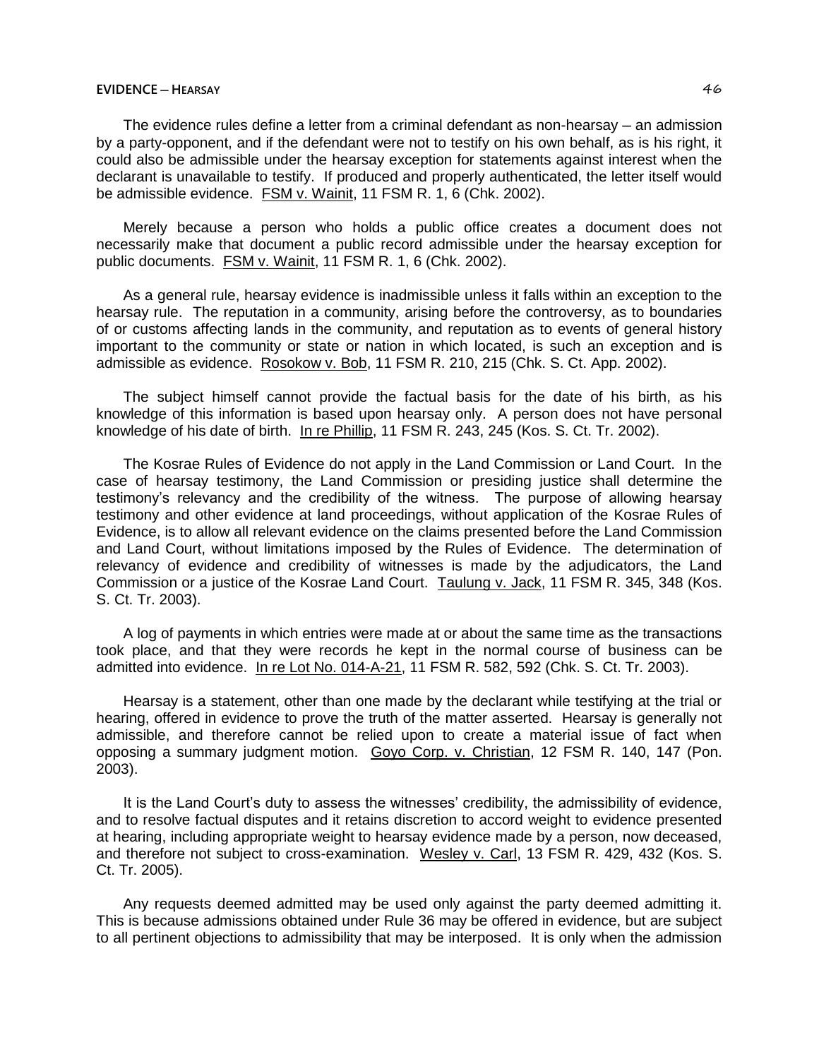The evidence rules define a letter from a criminal defendant as non-hearsay – an admission by a party-opponent, and if the defendant were not to testify on his own behalf, as is his right, it could also be admissible under the hearsay exception for statements against interest when the declarant is unavailable to testify. If produced and properly authenticated, the letter itself would be admissible evidence. FSM v. Wainit, 11 FSM R. 1, 6 (Chk. 2002).

Merely because a person who holds a public office creates a document does not necessarily make that document a public record admissible under the hearsay exception for public documents. FSM v. Wainit, 11 FSM R. 1, 6 (Chk. 2002).

As a general rule, hearsay evidence is inadmissible unless it falls within an exception to the hearsay rule. The reputation in a community, arising before the controversy, as to boundaries of or customs affecting lands in the community, and reputation as to events of general history important to the community or state or nation in which located, is such an exception and is admissible as evidence. Rosokow v. Bob, 11 FSM R. 210, 215 (Chk. S. Ct. App. 2002).

The subject himself cannot provide the factual basis for the date of his birth, as his knowledge of this information is based upon hearsay only. A person does not have personal knowledge of his date of birth. In re Phillip, 11 FSM R. 243, 245 (Kos. S. Ct. Tr. 2002).

The Kosrae Rules of Evidence do not apply in the Land Commission or Land Court. In the case of hearsay testimony, the Land Commission or presiding justice shall determine the testimony's relevancy and the credibility of the witness. The purpose of allowing hearsay testimony and other evidence at land proceedings, without application of the Kosrae Rules of Evidence, is to allow all relevant evidence on the claims presented before the Land Commission and Land Court, without limitations imposed by the Rules of Evidence. The determination of relevancy of evidence and credibility of witnesses is made by the adjudicators, the Land Commission or a justice of the Kosrae Land Court. Taulung v. Jack, 11 FSM R. 345, 348 (Kos. S. Ct. Tr. 2003).

A log of payments in which entries were made at or about the same time as the transactions took place, and that they were records he kept in the normal course of business can be admitted into evidence. In re Lot No. 014-A-21, 11 FSM R. 582, 592 (Chk. S. Ct. Tr. 2003).

Hearsay is a statement, other than one made by the declarant while testifying at the trial or hearing, offered in evidence to prove the truth of the matter asserted. Hearsay is generally not admissible, and therefore cannot be relied upon to create a material issue of fact when opposing a summary judgment motion. Goyo Corp. v. Christian, 12 FSM R. 140, 147 (Pon. 2003).

It is the Land Court's duty to assess the witnesses' credibility, the admissibility of evidence, and to resolve factual disputes and it retains discretion to accord weight to evidence presented at hearing, including appropriate weight to hearsay evidence made by a person, now deceased, and therefore not subject to cross-examination. Wesley v. Carl, 13 FSM R. 429, 432 (Kos. S. Ct. Tr. 2005).

Any requests deemed admitted may be used only against the party deemed admitting it. This is because admissions obtained under Rule 36 may be offered in evidence, but are subject to all pertinent objections to admissibility that may be interposed. It is only when the admission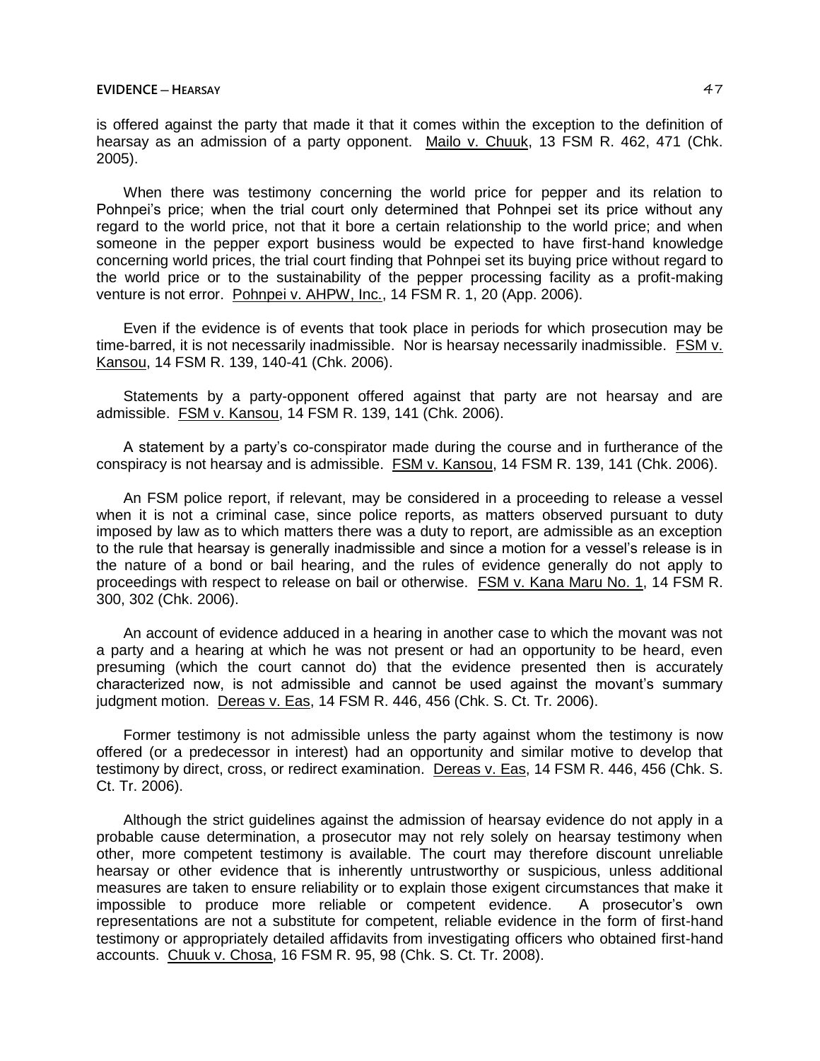is offered against the party that made it that it comes within the exception to the definition of hearsay as an admission of a party opponent. Mailo v. Chuuk, 13 FSM R. 462, 471 (Chk. 2005).

When there was testimony concerning the world price for pepper and its relation to Pohnpei's price; when the trial court only determined that Pohnpei set its price without any regard to the world price, not that it bore a certain relationship to the world price; and when someone in the pepper export business would be expected to have first-hand knowledge concerning world prices, the trial court finding that Pohnpei set its buying price without regard to the world price or to the sustainability of the pepper processing facility as a profit-making venture is not error. Pohnpei v. AHPW, Inc., 14 FSM R. 1, 20 (App. 2006).

Even if the evidence is of events that took place in periods for which prosecution may be time-barred, it is not necessarily inadmissible. Nor is hearsay necessarily inadmissible. FSM v. Kansou, 14 FSM R. 139, 140-41 (Chk. 2006).

Statements by a party-opponent offered against that party are not hearsay and are admissible. FSM v. Kansou, 14 FSM R. 139, 141 (Chk. 2006).

A statement by a party's co-conspirator made during the course and in furtherance of the conspiracy is not hearsay and is admissible. FSM v. Kansou, 14 FSM R. 139, 141 (Chk. 2006).

An FSM police report, if relevant, may be considered in a proceeding to release a vessel when it is not a criminal case, since police reports, as matters observed pursuant to duty imposed by law as to which matters there was a duty to report, are admissible as an exception to the rule that hearsay is generally inadmissible and since a motion for a vessel's release is in the nature of a bond or bail hearing, and the rules of evidence generally do not apply to proceedings with respect to release on bail or otherwise. FSM v. Kana Maru No. 1, 14 FSM R. 300, 302 (Chk. 2006).

An account of evidence adduced in a hearing in another case to which the movant was not a party and a hearing at which he was not present or had an opportunity to be heard, even presuming (which the court cannot do) that the evidence presented then is accurately characterized now, is not admissible and cannot be used against the movant's summary judgment motion. Dereas v. Eas, 14 FSM R. 446, 456 (Chk. S. Ct. Tr. 2006).

Former testimony is not admissible unless the party against whom the testimony is now offered (or a predecessor in interest) had an opportunity and similar motive to develop that testimony by direct, cross, or redirect examination. Dereas v. Eas, 14 FSM R. 446, 456 (Chk. S. Ct. Tr. 2006).

Although the strict guidelines against the admission of hearsay evidence do not apply in a probable cause determination, a prosecutor may not rely solely on hearsay testimony when other, more competent testimony is available. The court may therefore discount unreliable hearsay or other evidence that is inherently untrustworthy or suspicious, unless additional measures are taken to ensure reliability or to explain those exigent circumstances that make it impossible to produce more reliable or competent evidence. A prosecutor's own representations are not a substitute for competent, reliable evidence in the form of first-hand testimony or appropriately detailed affidavits from investigating officers who obtained first-hand accounts. Chuuk v. Chosa, 16 FSM R. 95, 98 (Chk. S. Ct. Tr. 2008).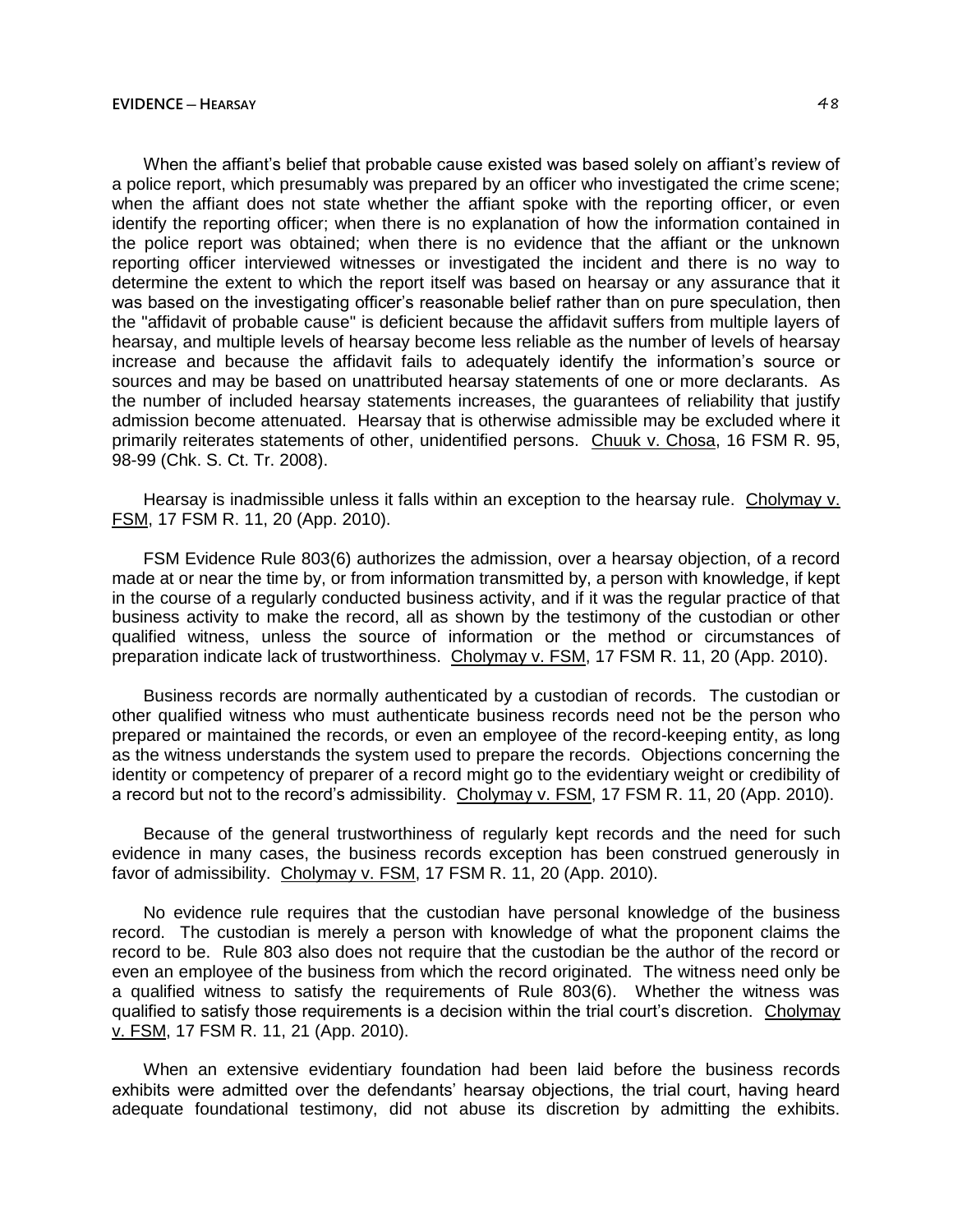When the affiant's belief that probable cause existed was based solely on affiant's review of a police report, which presumably was prepared by an officer who investigated the crime scene; when the affiant does not state whether the affiant spoke with the reporting officer, or even identify the reporting officer; when there is no explanation of how the information contained in the police report was obtained; when there is no evidence that the affiant or the unknown reporting officer interviewed witnesses or investigated the incident and there is no way to determine the extent to which the report itself was based on hearsay or any assurance that it was based on the investigating officer's reasonable belief rather than on pure speculation, then the "affidavit of probable cause" is deficient because the affidavit suffers from multiple layers of hearsay, and multiple levels of hearsay become less reliable as the number of levels of hearsay increase and because the affidavit fails to adequately identify the information's source or sources and may be based on unattributed hearsay statements of one or more declarants. As the number of included hearsay statements increases, the guarantees of reliability that justify admission become attenuated. Hearsay that is otherwise admissible may be excluded where it primarily reiterates statements of other, unidentified persons. Chuuk v. Chosa, 16 FSM R. 95, 98-99 (Chk. S. Ct. Tr. 2008).

Hearsay is inadmissible unless it falls within an exception to the hearsay rule. Cholymay v. FSM, 17 FSM R. 11, 20 (App. 2010).

FSM Evidence Rule 803(6) authorizes the admission, over a hearsay objection, of a record made at or near the time by, or from information transmitted by, a person with knowledge, if kept in the course of a regularly conducted business activity, and if it was the regular practice of that business activity to make the record, all as shown by the testimony of the custodian or other qualified witness, unless the source of information or the method or circumstances of preparation indicate lack of trustworthiness. Cholymay v. FSM, 17 FSM R. 11, 20 (App. 2010).

Business records are normally authenticated by a custodian of records. The custodian or other qualified witness who must authenticate business records need not be the person who prepared or maintained the records, or even an employee of the record-keeping entity, as long as the witness understands the system used to prepare the records. Objections concerning the identity or competency of preparer of a record might go to the evidentiary weight or credibility of a record but not to the record's admissibility. Cholymay v. FSM, 17 FSM R. 11, 20 (App. 2010).

Because of the general trustworthiness of regularly kept records and the need for such evidence in many cases, the business records exception has been construed generously in favor of admissibility. Cholymay v. FSM, 17 FSM R. 11, 20 (App. 2010).

No evidence rule requires that the custodian have personal knowledge of the business record. The custodian is merely a person with knowledge of what the proponent claims the record to be. Rule 803 also does not require that the custodian be the author of the record or even an employee of the business from which the record originated. The witness need only be a qualified witness to satisfy the requirements of Rule 803(6). Whether the witness was qualified to satisfy those requirements is a decision within the trial court's discretion. Cholymay v. FSM, 17 FSM R. 11, 21 (App. 2010).

When an extensive evidentiary foundation had been laid before the business records exhibits were admitted over the defendants' hearsay objections, the trial court, having heard adequate foundational testimony, did not abuse its discretion by admitting the exhibits.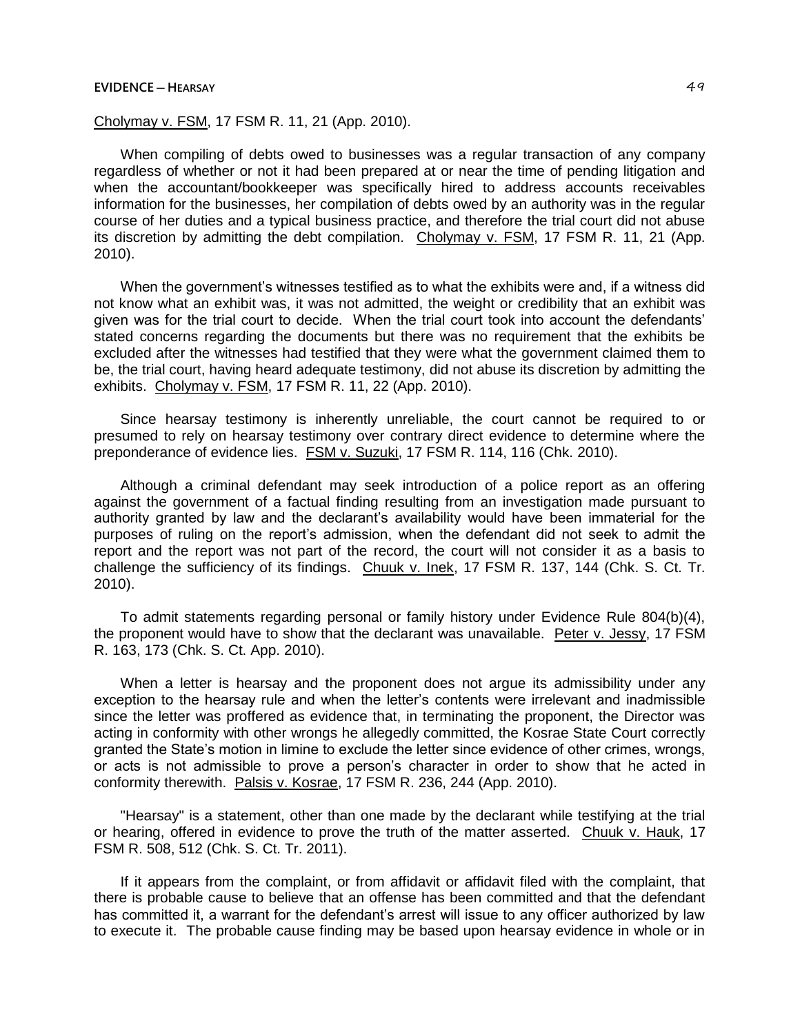Cholymay v. FSM, 17 FSM R. 11, 21 (App. 2010).

When compiling of debts owed to businesses was a regular transaction of any company regardless of whether or not it had been prepared at or near the time of pending litigation and when the accountant/bookkeeper was specifically hired to address accounts receivables information for the businesses, her compilation of debts owed by an authority was in the regular course of her duties and a typical business practice, and therefore the trial court did not abuse its discretion by admitting the debt compilation. Cholymay v. FSM, 17 FSM R. 11, 21 (App. 2010).

When the government's witnesses testified as to what the exhibits were and, if a witness did not know what an exhibit was, it was not admitted, the weight or credibility that an exhibit was given was for the trial court to decide. When the trial court took into account the defendants' stated concerns regarding the documents but there was no requirement that the exhibits be excluded after the witnesses had testified that they were what the government claimed them to be, the trial court, having heard adequate testimony, did not abuse its discretion by admitting the exhibits. Cholymay v. FSM, 17 FSM R. 11, 22 (App. 2010).

Since hearsay testimony is inherently unreliable, the court cannot be required to or presumed to rely on hearsay testimony over contrary direct evidence to determine where the preponderance of evidence lies. FSM v. Suzuki, 17 FSM R. 114, 116 (Chk. 2010).

Although a criminal defendant may seek introduction of a police report as an offering against the government of a factual finding resulting from an investigation made pursuant to authority granted by law and the declarant's availability would have been immaterial for the purposes of ruling on the report's admission, when the defendant did not seek to admit the report and the report was not part of the record, the court will not consider it as a basis to challenge the sufficiency of its findings. Chuuk v. Inek, 17 FSM R. 137, 144 (Chk. S. Ct. Tr. 2010).

To admit statements regarding personal or family history under Evidence Rule 804(b)(4), the proponent would have to show that the declarant was unavailable. Peter v. Jessy, 17 FSM R. 163, 173 (Chk. S. Ct. App. 2010).

When a letter is hearsay and the proponent does not argue its admissibility under any exception to the hearsay rule and when the letter's contents were irrelevant and inadmissible since the letter was proffered as evidence that, in terminating the proponent, the Director was acting in conformity with other wrongs he allegedly committed, the Kosrae State Court correctly granted the State's motion in limine to exclude the letter since evidence of other crimes, wrongs, or acts is not admissible to prove a person's character in order to show that he acted in conformity therewith. Palsis v. Kosrae, 17 FSM R. 236, 244 (App. 2010).

"Hearsay" is a statement, other than one made by the declarant while testifying at the trial or hearing, offered in evidence to prove the truth of the matter asserted. Chuuk v. Hauk, 17 FSM R. 508, 512 (Chk. S. Ct. Tr. 2011).

If it appears from the complaint, or from affidavit or affidavit filed with the complaint, that there is probable cause to believe that an offense has been committed and that the defendant has committed it, a warrant for the defendant's arrest will issue to any officer authorized by law to execute it. The probable cause finding may be based upon hearsay evidence in whole or in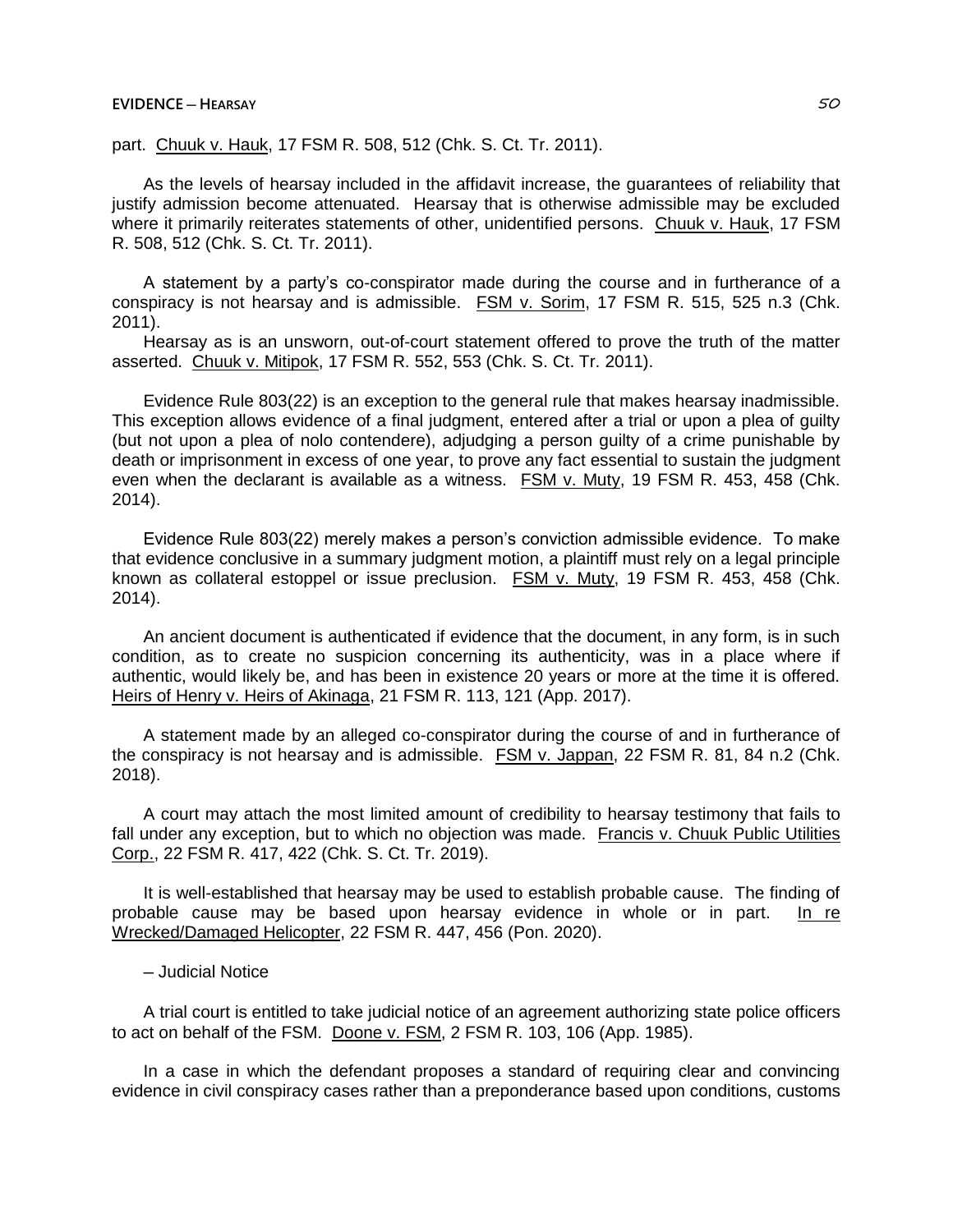part. Chuuk v. Hauk, 17 FSM R. 508, 512 (Chk. S. Ct. Tr. 2011).

As the levels of hearsay included in the affidavit increase, the guarantees of reliability that justify admission become attenuated. Hearsay that is otherwise admissible may be excluded where it primarily reiterates statements of other, unidentified persons. Chuuk v. Hauk, 17 FSM R. 508, 512 (Chk. S. Ct. Tr. 2011).

A statement by a party's co-conspirator made during the course and in furtherance of a conspiracy is not hearsay and is admissible. FSM v. Sorim, 17 FSM R. 515, 525 n.3 (Chk. 2011).

Hearsay as is an unsworn, out-of-court statement offered to prove the truth of the matter asserted. Chuuk v. Mitipok, 17 FSM R. 552, 553 (Chk. S. Ct. Tr. 2011).

Evidence Rule 803(22) is an exception to the general rule that makes hearsay inadmissible. This exception allows evidence of a final judgment, entered after a trial or upon a plea of guilty (but not upon a plea of nolo contendere), adjudging a person guilty of a crime punishable by death or imprisonment in excess of one year, to prove any fact essential to sustain the judgment even when the declarant is available as a witness. FSM v. Muty, 19 FSM R. 453, 458 (Chk. 2014).

Evidence Rule 803(22) merely makes a person's conviction admissible evidence. To make that evidence conclusive in a summary judgment motion, a plaintiff must rely on a legal principle known as collateral estoppel or issue preclusion. FSM v. Muty, 19 FSM R. 453, 458 (Chk. 2014).

An ancient document is authenticated if evidence that the document, in any form, is in such condition, as to create no suspicion concerning its authenticity, was in a place where if authentic, would likely be, and has been in existence 20 years or more at the time it is offered. Heirs of Henry v. Heirs of Akinaga, 21 FSM R. 113, 121 (App. 2017).

A statement made by an alleged co-conspirator during the course of and in furtherance of the conspiracy is not hearsay and is admissible. FSM v. Jappan, 22 FSM R. 81, 84 n.2 (Chk. 2018).

A court may attach the most limited amount of credibility to hearsay testimony that fails to fall under any exception, but to which no objection was made. Francis v. Chuuk Public Utilities Corp., 22 FSM R. 417, 422 (Chk. S. Ct. Tr. 2019).

It is well-established that hearsay may be used to establish probable cause. The finding of probable cause may be based upon hearsay evidence in whole or in part. In re Wrecked/Damaged Helicopter, 22 FSM R. 447, 456 (Pon. 2020).

– Judicial Notice

A trial court is entitled to take judicial notice of an agreement authorizing state police officers to act on behalf of the FSM. Doone v. FSM, 2 FSM R. 103, 106 (App. 1985).

In a case in which the defendant proposes a standard of requiring clear and convincing evidence in civil conspiracy cases rather than a preponderance based upon conditions, customs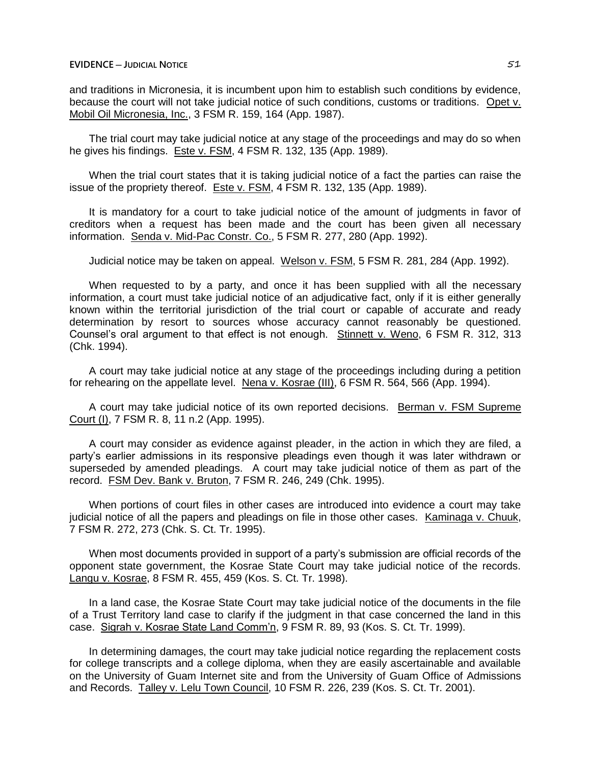and traditions in Micronesia, it is incumbent upon him to establish such conditions by evidence, because the court will not take judicial notice of such conditions, customs or traditions. Opet v. Mobil Oil Micronesia, Inc., 3 FSM R. 159, 164 (App. 1987).

The trial court may take judicial notice at any stage of the proceedings and may do so when he gives his findings. Este v. FSM, 4 FSM R. 132, 135 (App. 1989).

When the trial court states that it is taking judicial notice of a fact the parties can raise the issue of the propriety thereof. Este v. FSM, 4 FSM R. 132, 135 (App. 1989).

It is mandatory for a court to take judicial notice of the amount of judgments in favor of creditors when a request has been made and the court has been given all necessary information. Senda v. Mid-Pac Constr. Co., 5 FSM R. 277, 280 (App. 1992).

Judicial notice may be taken on appeal. Welson v. FSM, 5 FSM R. 281, 284 (App. 1992).

When requested to by a party, and once it has been supplied with all the necessary information, a court must take judicial notice of an adjudicative fact, only if it is either generally known within the territorial jurisdiction of the trial court or capable of accurate and ready determination by resort to sources whose accuracy cannot reasonably be questioned. Counsel's oral argument to that effect is not enough. Stinnett v. Weno, 6 FSM R. 312, 313 (Chk. 1994).

A court may take judicial notice at any stage of the proceedings including during a petition for rehearing on the appellate level. Nena v. Kosrae (III), 6 FSM R. 564, 566 (App. 1994).

A court may take judicial notice of its own reported decisions. Berman v. FSM Supreme Court (I), 7 FSM R. 8, 11 n.2 (App. 1995).

A court may consider as evidence against pleader, in the action in which they are filed, a party's earlier admissions in its responsive pleadings even though it was later withdrawn or superseded by amended pleadings. A court may take judicial notice of them as part of the record. FSM Dev. Bank v. Bruton, 7 FSM R. 246, 249 (Chk. 1995).

When portions of court files in other cases are introduced into evidence a court may take judicial notice of all the papers and pleadings on file in those other cases. Kaminaga v. Chuuk, 7 FSM R. 272, 273 (Chk. S. Ct. Tr. 1995).

When most documents provided in support of a party's submission are official records of the opponent state government, the Kosrae State Court may take judicial notice of the records. Langu v. Kosrae, 8 FSM R. 455, 459 (Kos. S. Ct. Tr. 1998).

In a land case, the Kosrae State Court may take judicial notice of the documents in the file of a Trust Territory land case to clarify if the judgment in that case concerned the land in this case. Sigrah v. Kosrae State Land Comm'n, 9 FSM R. 89, 93 (Kos. S. Ct. Tr. 1999).

In determining damages, the court may take judicial notice regarding the replacement costs for college transcripts and a college diploma, when they are easily ascertainable and available on the University of Guam Internet site and from the University of Guam Office of Admissions and Records. Talley v. Lelu Town Council, 10 FSM R. 226, 239 (Kos. S. Ct. Tr. 2001).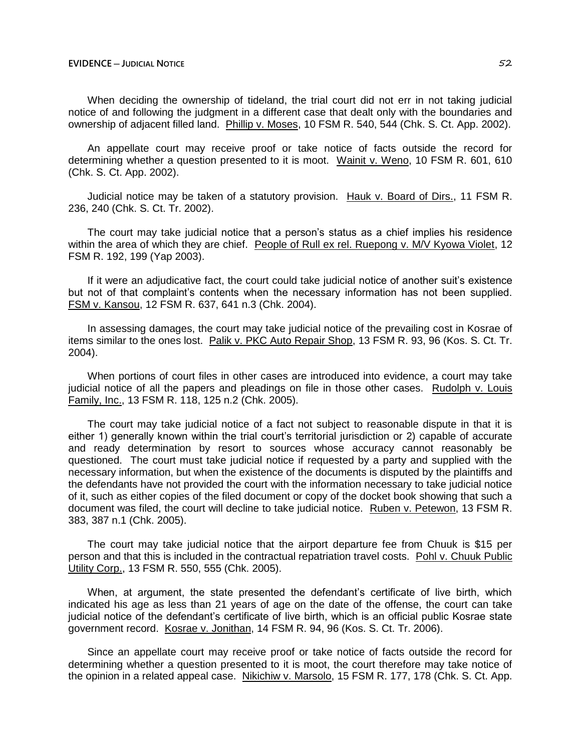When deciding the ownership of tideland, the trial court did not err in not taking judicial notice of and following the judgment in a different case that dealt only with the boundaries and ownership of adjacent filled land. Phillip v. Moses, 10 FSM R. 540, 544 (Chk. S. Ct. App. 2002).

An appellate court may receive proof or take notice of facts outside the record for determining whether a question presented to it is moot. Wainit v. Weno, 10 FSM R. 601, 610 (Chk. S. Ct. App. 2002).

Judicial notice may be taken of a statutory provision. Hauk v. Board of Dirs., 11 FSM R. 236, 240 (Chk. S. Ct. Tr. 2002).

The court may take judicial notice that a person's status as a chief implies his residence within the area of which they are chief. People of Rull ex rel. Ruepong v. M/V Kyowa Violet, 12 FSM R. 192, 199 (Yap 2003).

If it were an adjudicative fact, the court could take judicial notice of another suit's existence but not of that complaint's contents when the necessary information has not been supplied. FSM v. Kansou, 12 FSM R. 637, 641 n.3 (Chk. 2004).

In assessing damages, the court may take judicial notice of the prevailing cost in Kosrae of items similar to the ones lost. Palik v. PKC Auto Repair Shop, 13 FSM R. 93, 96 (Kos. S. Ct. Tr. 2004).

When portions of court files in other cases are introduced into evidence, a court may take judicial notice of all the papers and pleadings on file in those other cases. Rudolph v. Louis Family, Inc., 13 FSM R. 118, 125 n.2 (Chk. 2005).

The court may take judicial notice of a fact not subject to reasonable dispute in that it is either 1) generally known within the trial court's territorial jurisdiction or 2) capable of accurate and ready determination by resort to sources whose accuracy cannot reasonably be questioned. The court must take judicial notice if requested by a party and supplied with the necessary information, but when the existence of the documents is disputed by the plaintiffs and the defendants have not provided the court with the information necessary to take judicial notice of it, such as either copies of the filed document or copy of the docket book showing that such a document was filed, the court will decline to take judicial notice. Ruben v. Petewon, 13 FSM R. 383, 387 n.1 (Chk. 2005).

The court may take judicial notice that the airport departure fee from Chuuk is $15 per person and that this is included in the contractual repatriation travel costs. Pohl v. Chuuk Public Utility Corp., 13 FSM R. 550, 555 (Chk. 2005).

When, at argument, the state presented the defendant's certificate of live birth, which indicated his age as less than 21 years of age on the date of the offense, the court can take judicial notice of the defendant's certificate of live birth, which is an official public Kosrae state government record. Kosrae v. Jonithan, 14 FSM R. 94, 96 (Kos. S. Ct. Tr. 2006).

Since an appellate court may receive proof or take notice of facts outside the record for determining whether a question presented to it is moot, the court therefore may take notice of the opinion in a related appeal case. Nikichiw v. Marsolo, 15 FSM R. 177, 178 (Chk. S. Ct. App.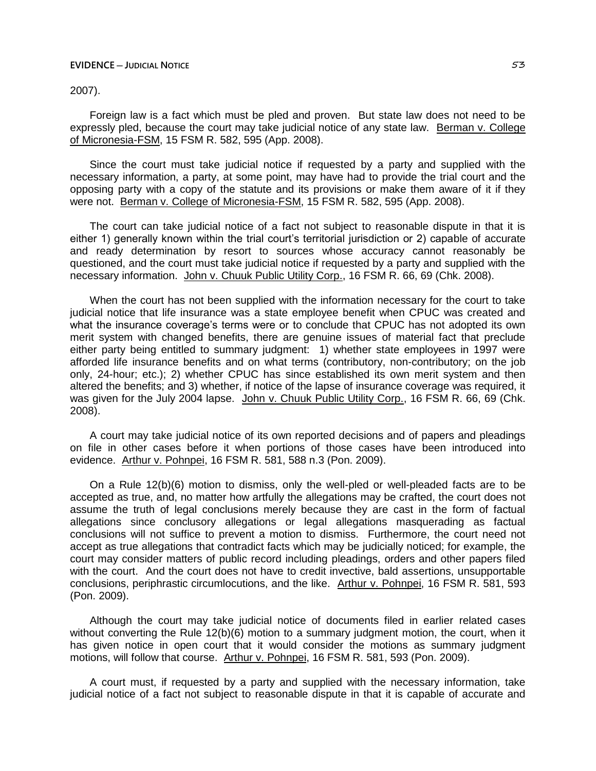2007).

Foreign law is a fact which must be pled and proven. But state law does not need to be expressly pled, because the court may take judicial notice of any state law. Berman v. College of Micronesia-FSM, 15 FSM R. 582, 595 (App. 2008).

Since the court must take judicial notice if requested by a party and supplied with the necessary information, a party, at some point, may have had to provide the trial court and the opposing party with a copy of the statute and its provisions or make them aware of it if they were not. Berman v. College of Micronesia-FSM, 15 FSM R. 582, 595 (App. 2008).

The court can take judicial notice of a fact not subject to reasonable dispute in that it is either 1) generally known within the trial court's territorial jurisdiction or 2) capable of accurate and ready determination by resort to sources whose accuracy cannot reasonably be questioned, and the court must take judicial notice if requested by a party and supplied with the necessary information. John v. Chuuk Public Utility Corp., 16 FSM R. 66, 69 (Chk. 2008).

When the court has not been supplied with the information necessary for the court to take judicial notice that life insurance was a state employee benefit when CPUC was created and what the insurance coverage's terms were or to conclude that CPUC has not adopted its own merit system with changed benefits, there are genuine issues of material fact that preclude either party being entitled to summary judgment: 1) whether state employees in 1997 were afforded life insurance benefits and on what terms (contributory, non-contributory; on the job only, 24-hour; etc.); 2) whether CPUC has since established its own merit system and then altered the benefits; and 3) whether, if notice of the lapse of insurance coverage was required, it was given for the July 2004 lapse. John v. Chuuk Public Utility Corp., 16 FSM R. 66, 69 (Chk. 2008).

A court may take judicial notice of its own reported decisions and of papers and pleadings on file in other cases before it when portions of those cases have been introduced into evidence. Arthur v. Pohnpei, 16 FSM R. 581, 588 n.3 (Pon. 2009).

On a Rule 12(b)(6) motion to dismiss, only the well-pled or well-pleaded facts are to be accepted as true, and, no matter how artfully the allegations may be crafted, the court does not assume the truth of legal conclusions merely because they are cast in the form of factual allegations since conclusory allegations or legal allegations masquerading as factual conclusions will not suffice to prevent a motion to dismiss. Furthermore, the court need not accept as true allegations that contradict facts which may be judicially noticed; for example, the court may consider matters of public record including pleadings, orders and other papers filed with the court. And the court does not have to credit invective, bald assertions, unsupportable conclusions, periphrastic circumlocutions, and the like. Arthur v. Pohnpei, 16 FSM R. 581, 593 (Pon. 2009).

Although the court may take judicial notice of documents filed in earlier related cases without converting the Rule 12(b)(6) motion to a summary judgment motion, the court, when it has given notice in open court that it would consider the motions as summary judgment motions, will follow that course. Arthur v. Pohnpei, 16 FSM R. 581, 593 (Pon. 2009).

A court must, if requested by a party and supplied with the necessary information, take judicial notice of a fact not subject to reasonable dispute in that it is capable of accurate and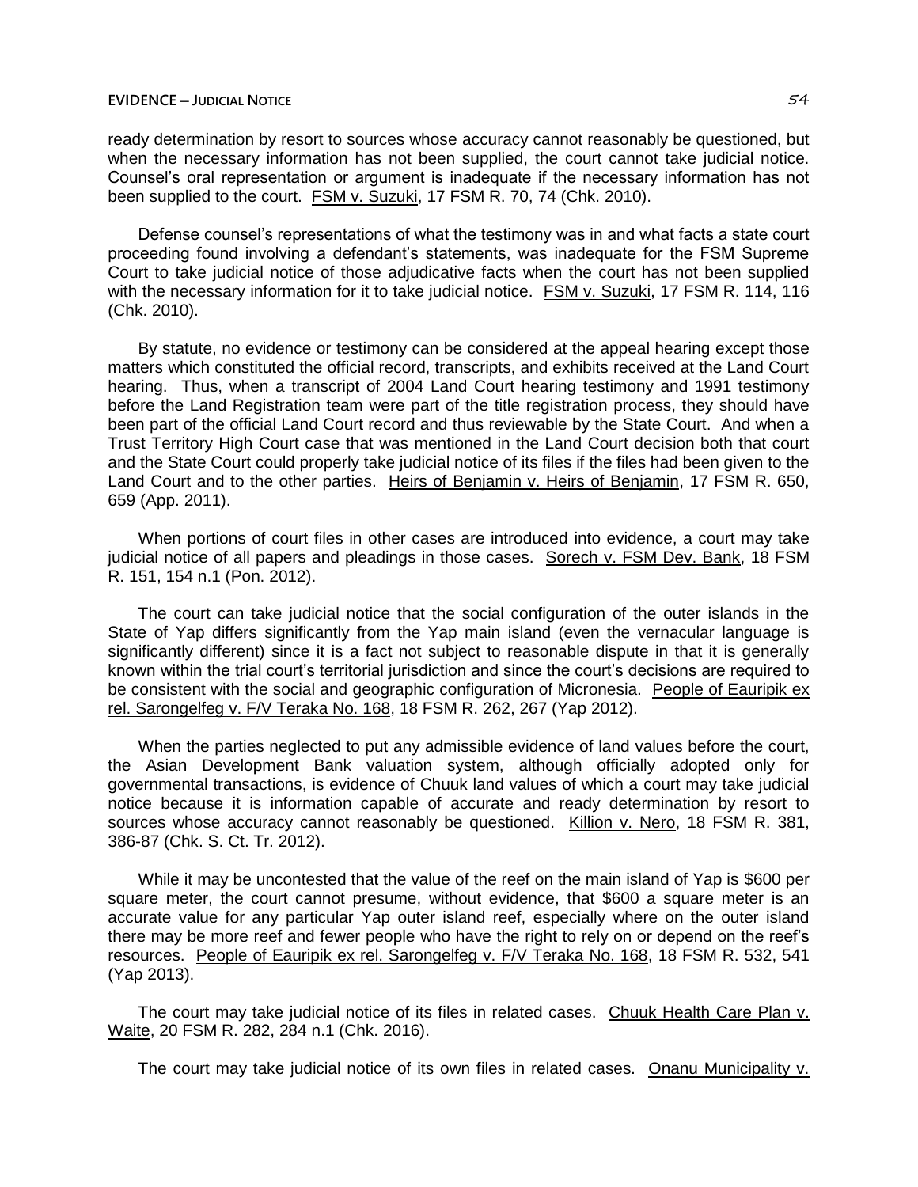ready determination by resort to sources whose accuracy cannot reasonably be questioned, but when the necessary information has not been supplied, the court cannot take judicial notice. Counsel's oral representation or argument is inadequate if the necessary information has not been supplied to the court. FSM v. Suzuki, 17 FSM R. 70, 74 (Chk. 2010).

Defense counsel's representations of what the testimony was in and what facts a state court proceeding found involving a defendant's statements, was inadequate for the FSM Supreme Court to take judicial notice of those adjudicative facts when the court has not been supplied with the necessary information for it to take judicial notice. FSM v. Suzuki, 17 FSM R. 114, 116 (Chk. 2010).

By statute, no evidence or testimony can be considered at the appeal hearing except those matters which constituted the official record, transcripts, and exhibits received at the Land Court hearing. Thus, when a transcript of 2004 Land Court hearing testimony and 1991 testimony before the Land Registration team were part of the title registration process, they should have been part of the official Land Court record and thus reviewable by the State Court. And when a Trust Territory High Court case that was mentioned in the Land Court decision both that court and the State Court could properly take judicial notice of its files if the files had been given to the Land Court and to the other parties. Heirs of Benjamin v. Heirs of Benjamin, 17 FSM R. 650, 659 (App. 2011).

When portions of court files in other cases are introduced into evidence, a court may take judicial notice of all papers and pleadings in those cases. Sorech v. FSM Dev. Bank, 18 FSM R. 151, 154 n.1 (Pon. 2012).

The court can take judicial notice that the social configuration of the outer islands in the State of Yap differs significantly from the Yap main island (even the vernacular language is significantly different) since it is a fact not subject to reasonable dispute in that it is generally known within the trial court's territorial jurisdiction and since the court's decisions are required to be consistent with the social and geographic configuration of Micronesia. People of Eauripik ex rel. Sarongelfeg v. F/V Teraka No. 168, 18 FSM R. 262, 267 (Yap 2012).

When the parties neglected to put any admissible evidence of land values before the court, the Asian Development Bank valuation system, although officially adopted only for governmental transactions, is evidence of Chuuk land values of which a court may take judicial notice because it is information capable of accurate and ready determination by resort to sources whose accuracy cannot reasonably be questioned. Killion v. Nero, 18 FSM R. 381, 386-87 (Chk. S. Ct. Tr. 2012).

While it may be uncontested that the value of the reef on the main island of Yap is $600 per square meter, the court cannot presume, without evidence, that $600 a square meter is an accurate value for any particular Yap outer island reef, especially where on the outer island there may be more reef and fewer people who have the right to rely on or depend on the reef's resources. People of Eauripik ex rel. Sarongelfeg v. F/V Teraka No. 168, 18 FSM R. 532, 541 (Yap 2013).

The court may take judicial notice of its files in related cases. Chuuk Health Care Plan v. Waite, 20 FSM R. 282, 284 n.1 (Chk. 2016).

The court may take judicial notice of its own files in related cases. Onanu Municipality v.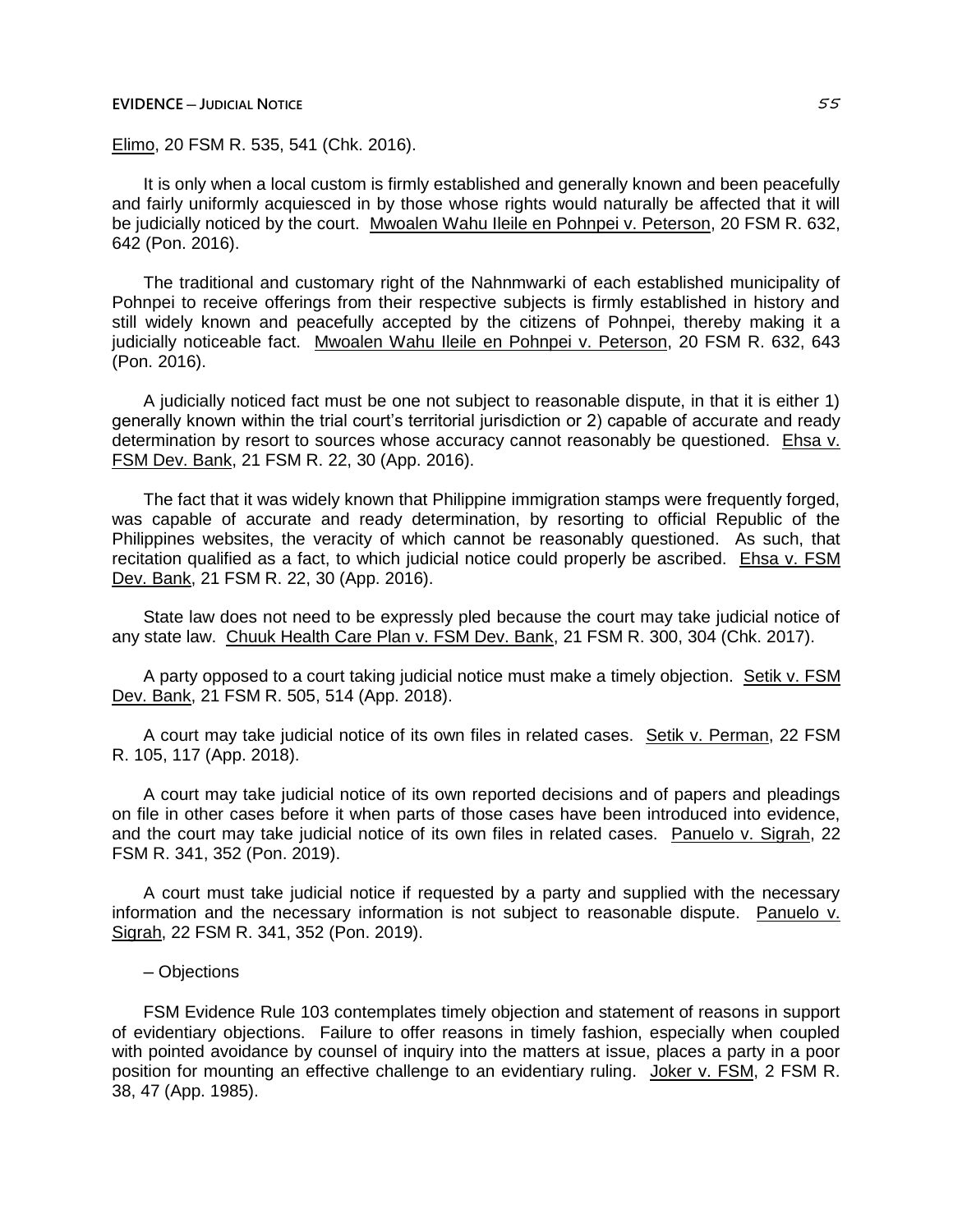Elimo, 20 FSM R. 535, 541 (Chk. 2016).

It is only when a local custom is firmly established and generally known and been peacefully and fairly uniformly acquiesced in by those whose rights would naturally be affected that it will be judicially noticed by the court. Mwoalen Wahu Ileile en Pohnpei v. Peterson, 20 FSM R. 632, 642 (Pon. 2016).

The traditional and customary right of the Nahnmwarki of each established municipality of Pohnpei to receive offerings from their respective subjects is firmly established in history and still widely known and peacefully accepted by the citizens of Pohnpei, thereby making it a judicially noticeable fact. Mwoalen Wahu Ileile en Pohnpei v. Peterson, 20 FSM R. 632, 643 (Pon. 2016).

A judicially noticed fact must be one not subject to reasonable dispute, in that it is either 1) generally known within the trial court's territorial jurisdiction or 2) capable of accurate and ready determination by resort to sources whose accuracy cannot reasonably be questioned. Ehsa v. FSM Dev. Bank, 21 FSM R. 22, 30 (App. 2016).

The fact that it was widely known that Philippine immigration stamps were frequently forged, was capable of accurate and ready determination, by resorting to official Republic of the Philippines websites, the veracity of which cannot be reasonably questioned. As such, that recitation qualified as a fact, to which judicial notice could properly be ascribed. Ehsa v. FSM Dev. Bank, 21 FSM R. 22, 30 (App. 2016).

State law does not need to be expressly pled because the court may take judicial notice of any state law. Chuuk Health Care Plan v. FSM Dev. Bank, 21 FSM R. 300, 304 (Chk. 2017).

A party opposed to a court taking judicial notice must make a timely objection. Setik v. FSM Dev. Bank, 21 FSM R. 505, 514 (App. 2018).

A court may take judicial notice of its own files in related cases. Setik v. Perman, 22 FSM R. 105, 117 (App. 2018).

A court may take judicial notice of its own reported decisions and of papers and pleadings on file in other cases before it when parts of those cases have been introduced into evidence, and the court may take judicial notice of its own files in related cases. Panuelo v. Sigrah, 22 FSM R. 341, 352 (Pon. 2019).

A court must take judicial notice if requested by a party and supplied with the necessary information and the necessary information is not subject to reasonable dispute. Panuelo v. Sigrah, 22 FSM R. 341, 352 (Pon. 2019).

– Objections

FSM Evidence Rule 103 contemplates timely objection and statement of reasons in support of evidentiary objections. Failure to offer reasons in timely fashion, especially when coupled with pointed avoidance by counsel of inquiry into the matters at issue, places a party in a poor position for mounting an effective challenge to an evidentiary ruling. Joker v. FSM, 2 FSM R. 38, 47 (App. 1985).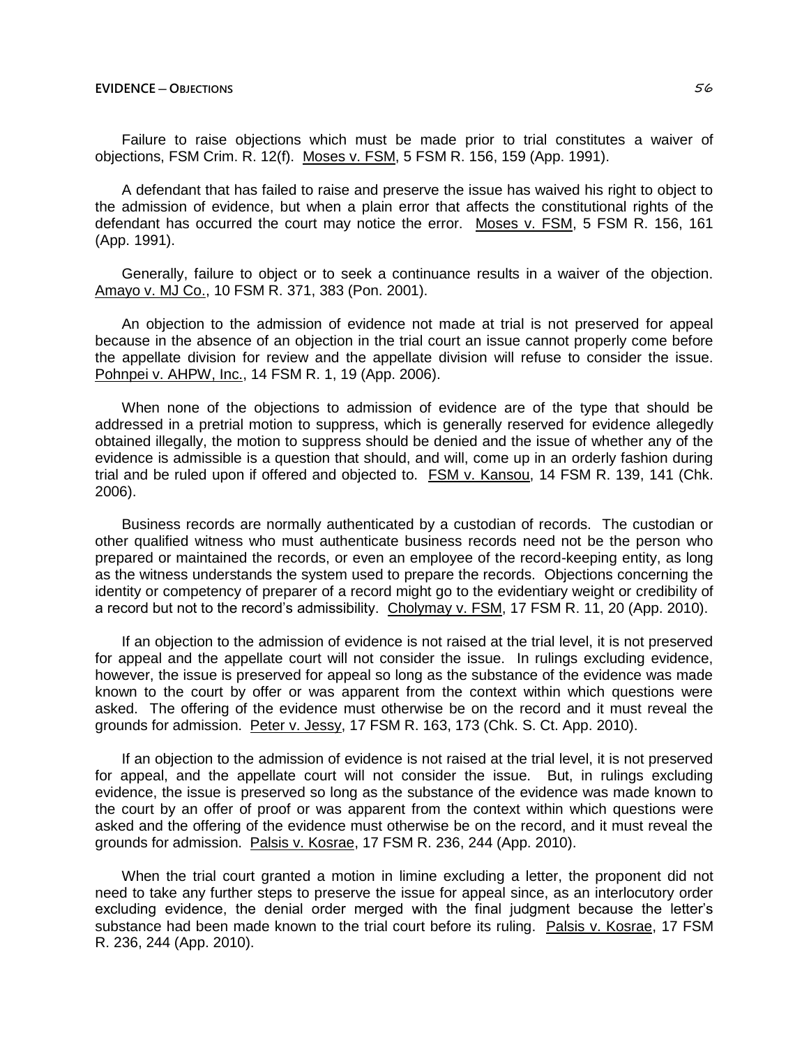Failure to raise objections which must be made prior to trial constitutes a waiver of objections, FSM Crim. R. 12(f). Moses v. FSM, 5 FSM R. 156, 159 (App. 1991).

A defendant that has failed to raise and preserve the issue has waived his right to object to the admission of evidence, but when a plain error that affects the constitutional rights of the defendant has occurred the court may notice the error. Moses v. FSM, 5 FSM R. 156, 161 (App. 1991).

Generally, failure to object or to seek a continuance results in a waiver of the objection. Amayo v. MJ Co., 10 FSM R. 371, 383 (Pon. 2001).

An objection to the admission of evidence not made at trial is not preserved for appeal because in the absence of an objection in the trial court an issue cannot properly come before the appellate division for review and the appellate division will refuse to consider the issue. Pohnpei v. AHPW, Inc., 14 FSM R. 1, 19 (App. 2006).

When none of the objections to admission of evidence are of the type that should be addressed in a pretrial motion to suppress, which is generally reserved for evidence allegedly obtained illegally, the motion to suppress should be denied and the issue of whether any of the evidence is admissible is a question that should, and will, come up in an orderly fashion during trial and be ruled upon if offered and objected to. FSM v. Kansou, 14 FSM R. 139, 141 (Chk. 2006).

Business records are normally authenticated by a custodian of records. The custodian or other qualified witness who must authenticate business records need not be the person who prepared or maintained the records, or even an employee of the record-keeping entity, as long as the witness understands the system used to prepare the records. Objections concerning the identity or competency of preparer of a record might go to the evidentiary weight or credibility of a record but not to the record's admissibility. Cholymay v. FSM, 17 FSM R. 11, 20 (App. 2010).

If an objection to the admission of evidence is not raised at the trial level, it is not preserved for appeal and the appellate court will not consider the issue. In rulings excluding evidence, however, the issue is preserved for appeal so long as the substance of the evidence was made known to the court by offer or was apparent from the context within which questions were asked. The offering of the evidence must otherwise be on the record and it must reveal the grounds for admission. Peter v. Jessy, 17 FSM R. 163, 173 (Chk. S. Ct. App. 2010).

If an objection to the admission of evidence is not raised at the trial level, it is not preserved for appeal, and the appellate court will not consider the issue. But, in rulings excluding evidence, the issue is preserved so long as the substance of the evidence was made known to the court by an offer of proof or was apparent from the context within which questions were asked and the offering of the evidence must otherwise be on the record, and it must reveal the grounds for admission. Palsis v. Kosrae, 17 FSM R. 236, 244 (App. 2010).

When the trial court granted a motion in limine excluding a letter, the proponent did not need to take any further steps to preserve the issue for appeal since, as an interlocutory order excluding evidence, the denial order merged with the final judgment because the letter's substance had been made known to the trial court before its ruling. Palsis v. Kosrae, 17 FSM R. 236, 244 (App. 2010).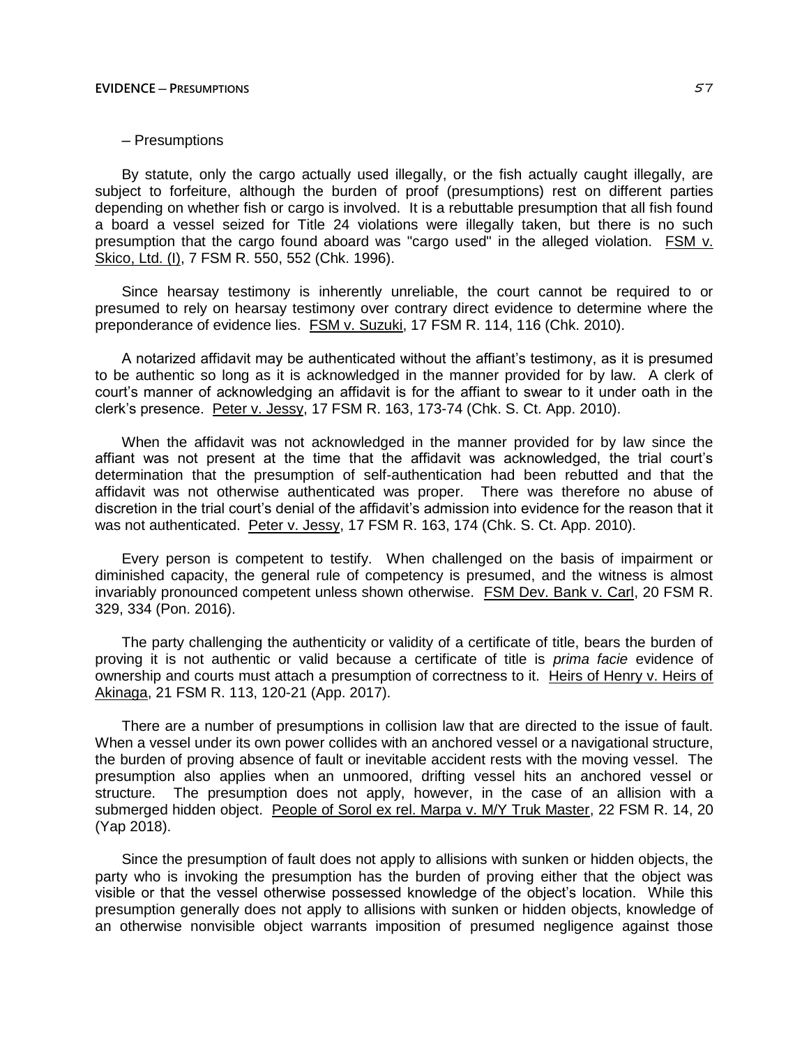– Presumptions

By statute, only the cargo actually used illegally, or the fish actually caught illegally, are subject to forfeiture, although the burden of proof (presumptions) rest on different parties depending on whether fish or cargo is involved. It is a rebuttable presumption that all fish found a board a vessel seized for Title 24 violations were illegally taken, but there is no such presumption that the cargo found aboard was "cargo used" in the alleged violation. FSM v. Skico, Ltd. (I), 7 FSM R. 550, 552 (Chk. 1996).

Since hearsay testimony is inherently unreliable, the court cannot be required to or presumed to rely on hearsay testimony over contrary direct evidence to determine where the preponderance of evidence lies. FSM v. Suzuki, 17 FSM R. 114, 116 (Chk. 2010).

A notarized affidavit may be authenticated without the affiant's testimony, as it is presumed to be authentic so long as it is acknowledged in the manner provided for by law. A clerk of court's manner of acknowledging an affidavit is for the affiant to swear to it under oath in the clerk's presence. Peter v. Jessy, 17 FSM R. 163, 173-74 (Chk. S. Ct. App. 2010).

When the affidavit was not acknowledged in the manner provided for by law since the affiant was not present at the time that the affidavit was acknowledged, the trial court's determination that the presumption of self-authentication had been rebutted and that the affidavit was not otherwise authenticated was proper. There was therefore no abuse of discretion in the trial court's denial of the affidavit's admission into evidence for the reason that it was not authenticated. Peter v. Jessy, 17 FSM R. 163, 174 (Chk. S. Ct. App. 2010).

Every person is competent to testify. When challenged on the basis of impairment or diminished capacity, the general rule of competency is presumed, and the witness is almost invariably pronounced competent unless shown otherwise. FSM Dev. Bank v. Carl, 20 FSM R. 329, 334 (Pon. 2016).

The party challenging the authenticity or validity of a certificate of title, bears the burden of proving it is not authentic or valid because a certificate of title is *prima facie* evidence of ownership and courts must attach a presumption of correctness to it. Heirs of Henry v. Heirs of Akinaga, 21 FSM R. 113, 120-21 (App. 2017).

There are a number of presumptions in collision law that are directed to the issue of fault. When a vessel under its own power collides with an anchored vessel or a navigational structure, the burden of proving absence of fault or inevitable accident rests with the moving vessel. The presumption also applies when an unmoored, drifting vessel hits an anchored vessel or structure. The presumption does not apply, however, in the case of an allision with a submerged hidden object. People of Sorol ex rel. Marpa v. M/Y Truk Master, 22 FSM R. 14, 20 (Yap 2018).

Since the presumption of fault does not apply to allisions with sunken or hidden objects, the party who is invoking the presumption has the burden of proving either that the object was visible or that the vessel otherwise possessed knowledge of the object's location. While this presumption generally does not apply to allisions with sunken or hidden objects, knowledge of an otherwise nonvisible object warrants imposition of presumed negligence against those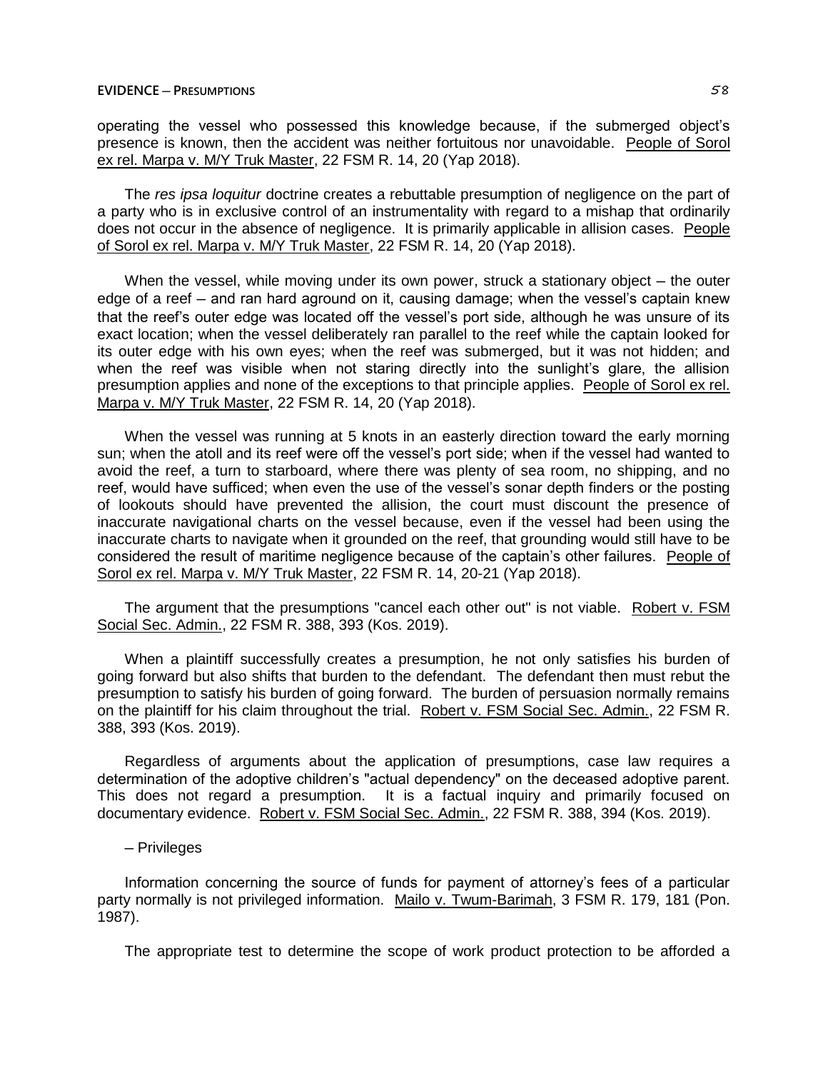operating the vessel who possessed this knowledge because, if the submerged object's presence is known, then the accident was neither fortuitous nor unavoidable. People of Sorol ex rel. Marpa v. M/Y Truk Master, 22 FSM R. 14, 20 (Yap 2018).

The *res ipsa loquitur* doctrine creates a rebuttable presumption of negligence on the part of a party who is in exclusive control of an instrumentality with regard to a mishap that ordinarily does not occur in the absence of negligence. It is primarily applicable in allision cases. People of Sorol ex rel. Marpa v. M/Y Truk Master, 22 FSM R. 14, 20 (Yap 2018).

When the vessel, while moving under its own power, struck a stationary object – the outer edge of a reef – and ran hard aground on it, causing damage; when the vessel's captain knew that the reef's outer edge was located off the vessel's port side, although he was unsure of its exact location; when the vessel deliberately ran parallel to the reef while the captain looked for its outer edge with his own eyes; when the reef was submerged, but it was not hidden; and when the reef was visible when not staring directly into the sunlight's glare, the allision presumption applies and none of the exceptions to that principle applies. People of Sorol ex rel. Marpa v. M/Y Truk Master, 22 FSM R. 14, 20 (Yap 2018).

When the vessel was running at 5 knots in an easterly direction toward the early morning sun; when the atoll and its reef were off the vessel's port side; when if the vessel had wanted to avoid the reef, a turn to starboard, where there was plenty of sea room, no shipping, and no reef, would have sufficed; when even the use of the vessel's sonar depth finders or the posting of lookouts should have prevented the allision, the court must discount the presence of inaccurate navigational charts on the vessel because, even if the vessel had been using the inaccurate charts to navigate when it grounded on the reef, that grounding would still have to be considered the result of maritime negligence because of the captain's other failures. People of Sorol ex rel. Marpa v. M/Y Truk Master, 22 FSM R. 14, 20-21 (Yap 2018).

The argument that the presumptions "cancel each other out" is not viable. Robert v. FSM Social Sec. Admin., 22 FSM R. 388, 393 (Kos. 2019).

When a plaintiff successfully creates a presumption, he not only satisfies his burden of going forward but also shifts that burden to the defendant. The defendant then must rebut the presumption to satisfy his burden of going forward. The burden of persuasion normally remains on the plaintiff for his claim throughout the trial. Robert v. FSM Social Sec. Admin., 22 FSM R. 388, 393 (Kos. 2019).

Regardless of arguments about the application of presumptions, case law requires a determination of the adoptive children's "actual dependency" on the deceased adoptive parent. This does not regard a presumption. It is a factual inquiry and primarily focused on documentary evidence. Robert v. FSM Social Sec. Admin., 22 FSM R. 388, 394 (Kos. 2019).

– Privileges

Information concerning the source of funds for payment of attorney's fees of a particular party normally is not privileged information. Mailo v. Twum-Barimah, 3 FSM R. 179, 181 (Pon. 1987).

The appropriate test to determine the scope of work product protection to be afforded a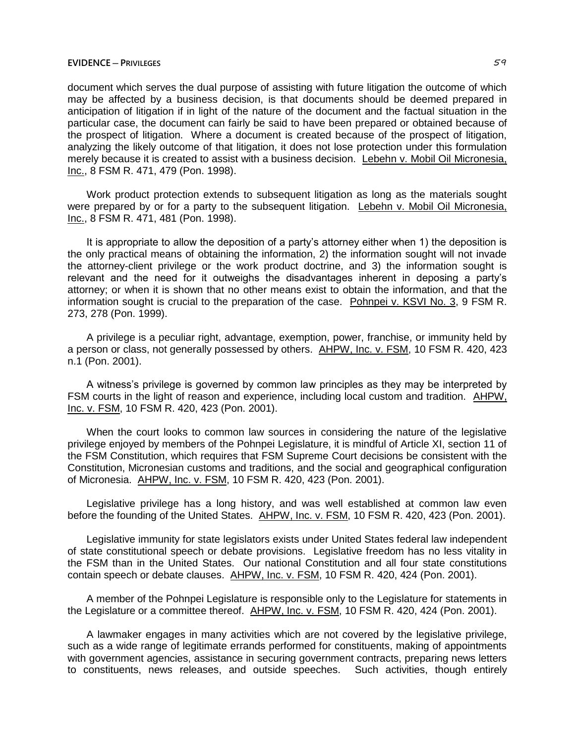document which serves the dual purpose of assisting with future litigation the outcome of which may be affected by a business decision, is that documents should be deemed prepared in anticipation of litigation if in light of the nature of the document and the factual situation in the particular case, the document can fairly be said to have been prepared or obtained because of the prospect of litigation. Where a document is created because of the prospect of litigation, analyzing the likely outcome of that litigation, it does not lose protection under this formulation merely because it is created to assist with a business decision. Lebehn v. Mobil Oil Micronesia, Inc., 8 FSM R. 471, 479 (Pon. 1998).

Work product protection extends to subsequent litigation as long as the materials sought were prepared by or for a party to the subsequent litigation. Lebehn v. Mobil Oil Micronesia, Inc., 8 FSM R. 471, 481 (Pon. 1998).

It is appropriate to allow the deposition of a party's attorney either when 1) the deposition is the only practical means of obtaining the information, 2) the information sought will not invade the attorney-client privilege or the work product doctrine, and 3) the information sought is relevant and the need for it outweighs the disadvantages inherent in deposing a party's attorney; or when it is shown that no other means exist to obtain the information, and that the information sought is crucial to the preparation of the case. Pohnpei v. KSVI No. 3, 9 FSM R. 273, 278 (Pon. 1999).

A privilege is a peculiar right, advantage, exemption, power, franchise, or immunity held by a person or class, not generally possessed by others. AHPW, Inc. v. FSM, 10 FSM R. 420, 423 n.1 (Pon. 2001).

A witness's privilege is governed by common law principles as they may be interpreted by FSM courts in the light of reason and experience, including local custom and tradition. AHPW, Inc. v. FSM, 10 FSM R. 420, 423 (Pon. 2001).

When the court looks to common law sources in considering the nature of the legislative privilege enjoyed by members of the Pohnpei Legislature, it is mindful of Article XI, section 11 of the FSM Constitution, which requires that FSM Supreme Court decisions be consistent with the Constitution, Micronesian customs and traditions, and the social and geographical configuration of Micronesia. AHPW, Inc. v. FSM, 10 FSM R. 420, 423 (Pon. 2001).

Legislative privilege has a long history, and was well established at common law even before the founding of the United States. AHPW, Inc. v. FSM, 10 FSM R. 420, 423 (Pon. 2001).

Legislative immunity for state legislators exists under United States federal law independent of state constitutional speech or debate provisions. Legislative freedom has no less vitality in the FSM than in the United States. Our national Constitution and all four state constitutions contain speech or debate clauses. AHPW, Inc. v. FSM, 10 FSM R. 420, 424 (Pon. 2001).

A member of the Pohnpei Legislature is responsible only to the Legislature for statements in the Legislature or a committee thereof. AHPW, Inc. v. FSM, 10 FSM R. 420, 424 (Pon. 2001).

A lawmaker engages in many activities which are not covered by the legislative privilege, such as a wide range of legitimate errands performed for constituents, making of appointments with government agencies, assistance in securing government contracts, preparing news letters to constituents, news releases, and outside speeches. Such activities, though entirely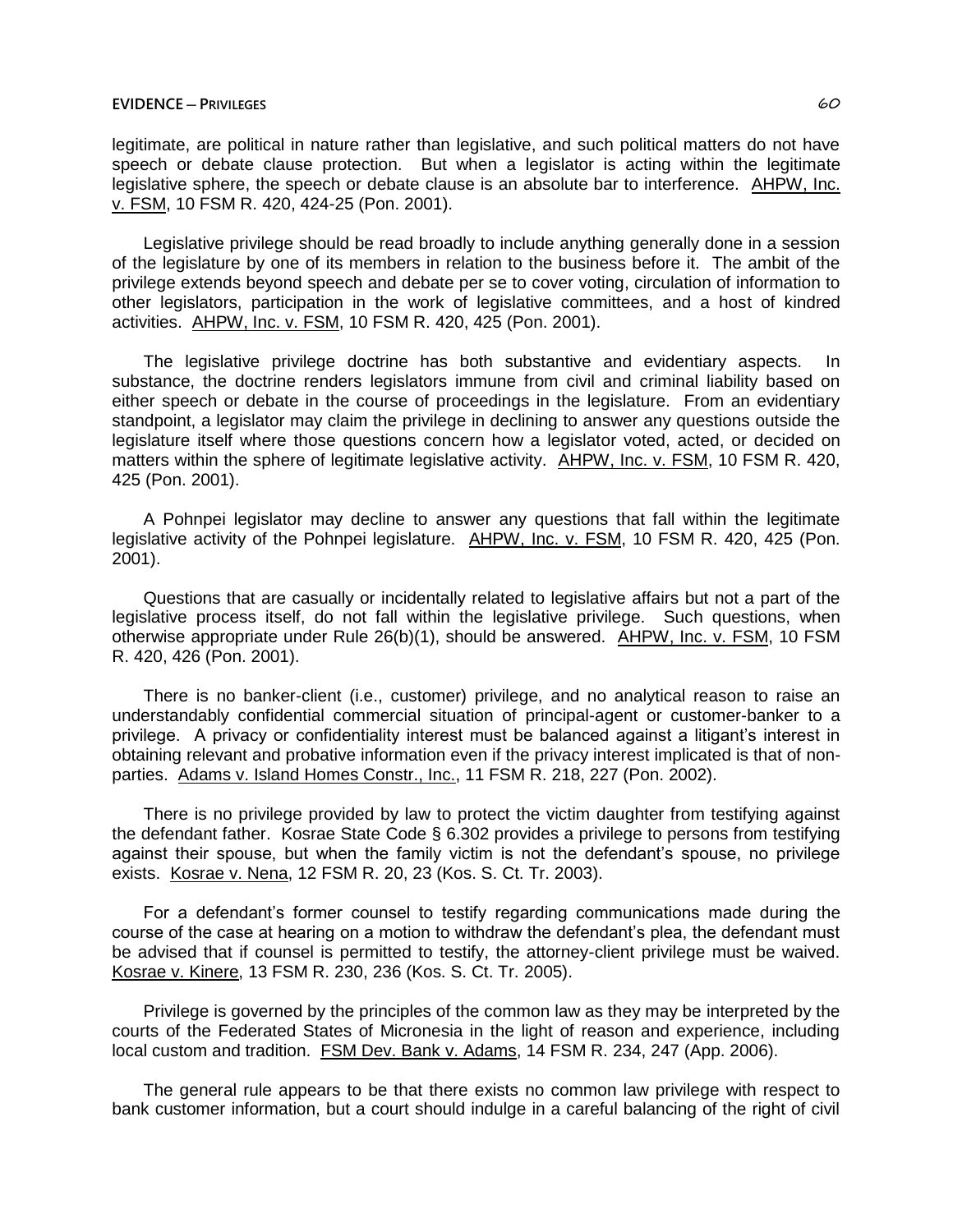legitimate, are political in nature rather than legislative, and such political matters do not have speech or debate clause protection. But when a legislator is acting within the legitimate legislative sphere, the speech or debate clause is an absolute bar to interference. AHPW, Inc. v. FSM, 10 FSM R. 420, 424-25 (Pon. 2001).

Legislative privilege should be read broadly to include anything generally done in a session of the legislature by one of its members in relation to the business before it. The ambit of the privilege extends beyond speech and debate per se to cover voting, circulation of information to other legislators, participation in the work of legislative committees, and a host of kindred activities. AHPW, Inc. v. FSM, 10 FSM R. 420, 425 (Pon. 2001).

The legislative privilege doctrine has both substantive and evidentiary aspects. In substance, the doctrine renders legislators immune from civil and criminal liability based on either speech or debate in the course of proceedings in the legislature. From an evidentiary standpoint, a legislator may claim the privilege in declining to answer any questions outside the legislature itself where those questions concern how a legislator voted, acted, or decided on matters within the sphere of legitimate legislative activity. AHPW, Inc. v. FSM, 10 FSM R. 420, 425 (Pon. 2001).

A Pohnpei legislator may decline to answer any questions that fall within the legitimate legislative activity of the Pohnpei legislature. AHPW, Inc. v. FSM, 10 FSM R. 420, 425 (Pon. 2001).

Questions that are casually or incidentally related to legislative affairs but not a part of the legislative process itself, do not fall within the legislative privilege. Such questions, when otherwise appropriate under Rule 26(b)(1), should be answered. AHPW, Inc. v. FSM, 10 FSM R. 420, 426 (Pon. 2001).

There is no banker-client (i.e., customer) privilege, and no analytical reason to raise an understandably confidential commercial situation of principal-agent or customer-banker to a privilege. A privacy or confidentiality interest must be balanced against a litigant's interest in obtaining relevant and probative information even if the privacy interest implicated is that of non-parties. Adams v. Island Homes Constr., Inc., 11 FSM R. 218, 227 (Pon. 2002).

There is no privilege provided by law to protect the victim daughter from testifying against the defendant father. Kosrae State Code § 6.302 provides a privilege to persons from testifying against their spouse, but when the family victim is not the defendant's spouse, no privilege exists. Kosrae v. Nena, 12 FSM R. 20, 23 (Kos. S. Ct. Tr. 2003).

For a defendant's former counsel to testify regarding communications made during the course of the case at hearing on a motion to withdraw the defendant's plea, the defendant must be advised that if counsel is permitted to testify, the attorney-client privilege must be waived. Kosrae v. Kinere, 13 FSM R. 230, 236 (Kos. S. Ct. Tr. 2005).

Privilege is governed by the principles of the common law as they may be interpreted by the courts of the Federated States of Micronesia in the light of reason and experience, including local custom and tradition. FSM Dev. Bank v. Adams, 14 FSM R. 234, 247 (App. 2006).

The general rule appears to be that there exists no common law privilege with respect to bank customer information, but a court should indulge in a careful balancing of the right of civil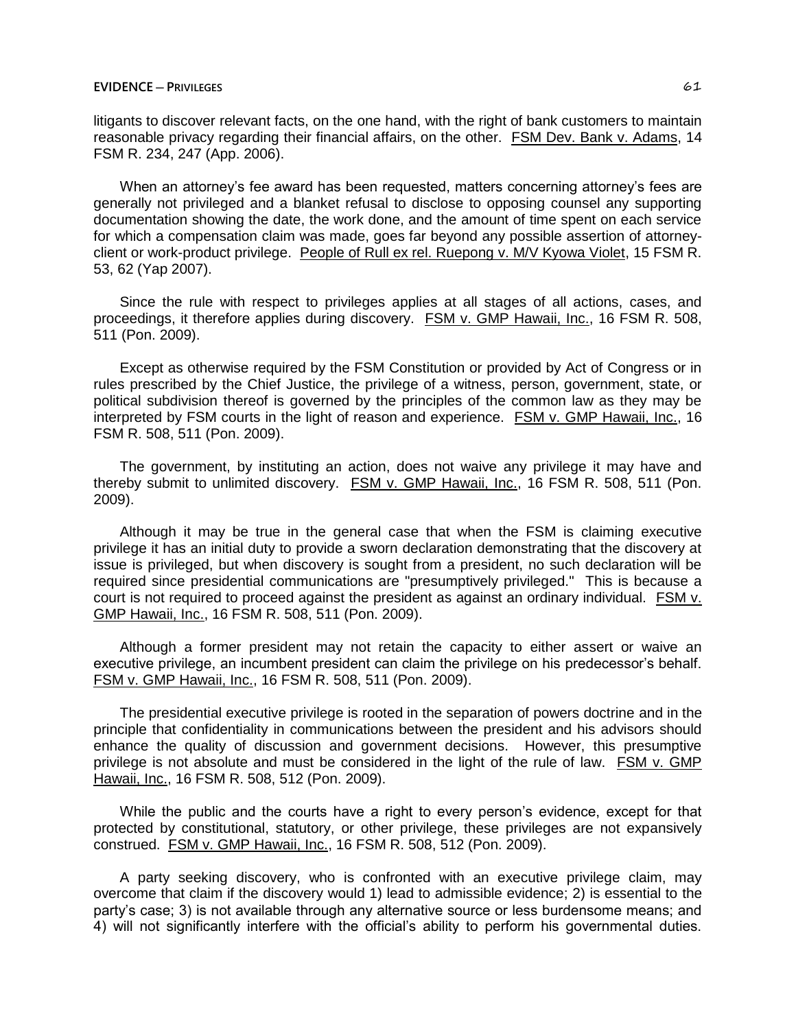litigants to discover relevant facts, on the one hand, with the right of bank customers to maintain reasonable privacy regarding their financial affairs, on the other. FSM Dev. Bank v. Adams, 14 FSM R. 234, 247 (App. 2006).

When an attorney's fee award has been requested, matters concerning attorney's fees are generally not privileged and a blanket refusal to disclose to opposing counsel any supporting documentation showing the date, the work done, and the amount of time spent on each service for which a compensation claim was made, goes far beyond any possible assertion of attorney-client or work-product privilege. People of Rull ex rel. Ruepong v. M/V Kyowa Violet, 15 FSM R. 53, 62 (Yap 2007).

Since the rule with respect to privileges applies at all stages of all actions, cases, and proceedings, it therefore applies during discovery. FSM v. GMP Hawaii, Inc., 16 FSM R. 508, 511 (Pon. 2009).

Except as otherwise required by the FSM Constitution or provided by Act of Congress or in rules prescribed by the Chief Justice, the privilege of a witness, person, government, state, or political subdivision thereof is governed by the principles of the common law as they may be interpreted by FSM courts in the light of reason and experience. FSM v. GMP Hawaii, Inc., 16 FSM R. 508, 511 (Pon. 2009).

The government, by instituting an action, does not waive any privilege it may have and thereby submit to unlimited discovery. FSM v. GMP Hawaii, Inc., 16 FSM R. 508, 511 (Pon. 2009).

Although it may be true in the general case that when the FSM is claiming executive privilege it has an initial duty to provide a sworn declaration demonstrating that the discovery at issue is privileged, but when discovery is sought from a president, no such declaration will be required since presidential communications are "presumptively privileged." This is because a court is not required to proceed against the president as against an ordinary individual. FSM v. GMP Hawaii, Inc., 16 FSM R. 508, 511 (Pon. 2009).

Although a former president may not retain the capacity to either assert or waive an executive privilege, an incumbent president can claim the privilege on his predecessor's behalf. FSM v. GMP Hawaii, Inc., 16 FSM R. 508, 511 (Pon. 2009).

The presidential executive privilege is rooted in the separation of powers doctrine and in the principle that confidentiality in communications between the president and his advisors should enhance the quality of discussion and government decisions. However, this presumptive privilege is not absolute and must be considered in the light of the rule of law. FSM v. GMP Hawaii, Inc., 16 FSM R. 508, 512 (Pon. 2009).

While the public and the courts have a right to every person's evidence, except for that protected by constitutional, statutory, or other privilege, these privileges are not expansively construed. FSM v. GMP Hawaii, Inc., 16 FSM R. 508, 512 (Pon. 2009).

A party seeking discovery, who is confronted with an executive privilege claim, may overcome that claim if the discovery would 1) lead to admissible evidence; 2) is essential to the party's case; 3) is not available through any alternative source or less burdensome means; and 4) will not significantly interfere with the official's ability to perform his governmental duties.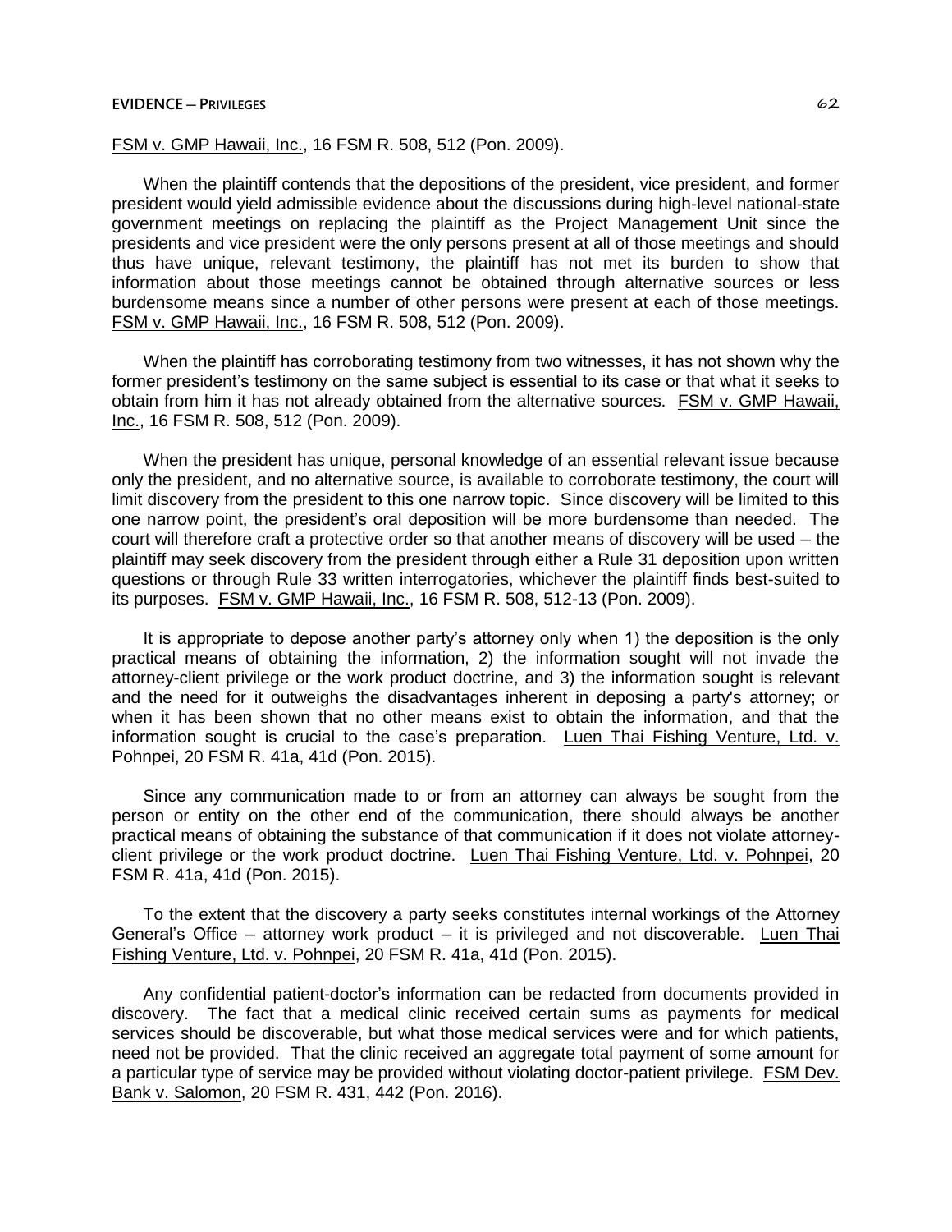FSM v. GMP Hawaii, Inc., 16 FSM R. 508, 512 (Pon. 2009).

When the plaintiff contends that the depositions of the president, vice president, and former president would yield admissible evidence about the discussions during high-level national-state government meetings on replacing the plaintiff as the Project Management Unit since the presidents and vice president were the only persons present at all of those meetings and should thus have unique, relevant testimony, the plaintiff has not met its burden to show that information about those meetings cannot be obtained through alternative sources or less burdensome means since a number of other persons were present at each of those meetings. FSM v. GMP Hawaii, Inc., 16 FSM R. 508, 512 (Pon. 2009).

When the plaintiff has corroborating testimony from two witnesses, it has not shown why the former president's testimony on the same subject is essential to its case or that what it seeks to obtain from him it has not already obtained from the alternative sources. FSM v. GMP Hawaii, Inc., 16 FSM R. 508, 512 (Pon. 2009).

When the president has unique, personal knowledge of an essential relevant issue because only the president, and no alternative source, is available to corroborate testimony, the court will limit discovery from the president to this one narrow topic. Since discovery will be limited to this one narrow point, the president's oral deposition will be more burdensome than needed. The court will therefore craft a protective order so that another means of discovery will be used – the plaintiff may seek discovery from the president through either a Rule 31 deposition upon written questions or through Rule 33 written interrogatories, whichever the plaintiff finds best-suited to its purposes. FSM v. GMP Hawaii, Inc., 16 FSM R. 508, 512-13 (Pon. 2009).

It is appropriate to depose another party's attorney only when 1) the deposition is the only practical means of obtaining the information, 2) the information sought will not invade the attorney-client privilege or the work product doctrine, and 3) the information sought is relevant and the need for it outweighs the disadvantages inherent in deposing a party's attorney; or when it has been shown that no other means exist to obtain the information, and that the information sought is crucial to the case's preparation. Luen Thai Fishing Venture, Ltd. v. Pohnpei, 20 FSM R. 41a, 41d (Pon. 2015).

Since any communication made to or from an attorney can always be sought from the person or entity on the other end of the communication, there should always be another practical means of obtaining the substance of that communication if it does not violate attorney-client privilege or the work product doctrine. Luen Thai Fishing Venture, Ltd. v. Pohnpei, 20 FSM R. 41a, 41d (Pon. 2015).

To the extent that the discovery a party seeks constitutes internal workings of the Attorney General's Office – attorney work product – it is privileged and not discoverable. Luen Thai Fishing Venture, Ltd. v. Pohnpei, 20 FSM R. 41a, 41d (Pon. 2015).

Any confidential patient-doctor's information can be redacted from documents provided in discovery. The fact that a medical clinic received certain sums as payments for medical services should be discoverable, but what those medical services were and for which patients, need not be provided. That the clinic received an aggregate total payment of some amount for a particular type of service may be provided without violating doctor-patient privilege. FSM Dev. Bank v. Salomon, 20 FSM R. 431, 442 (Pon. 2016).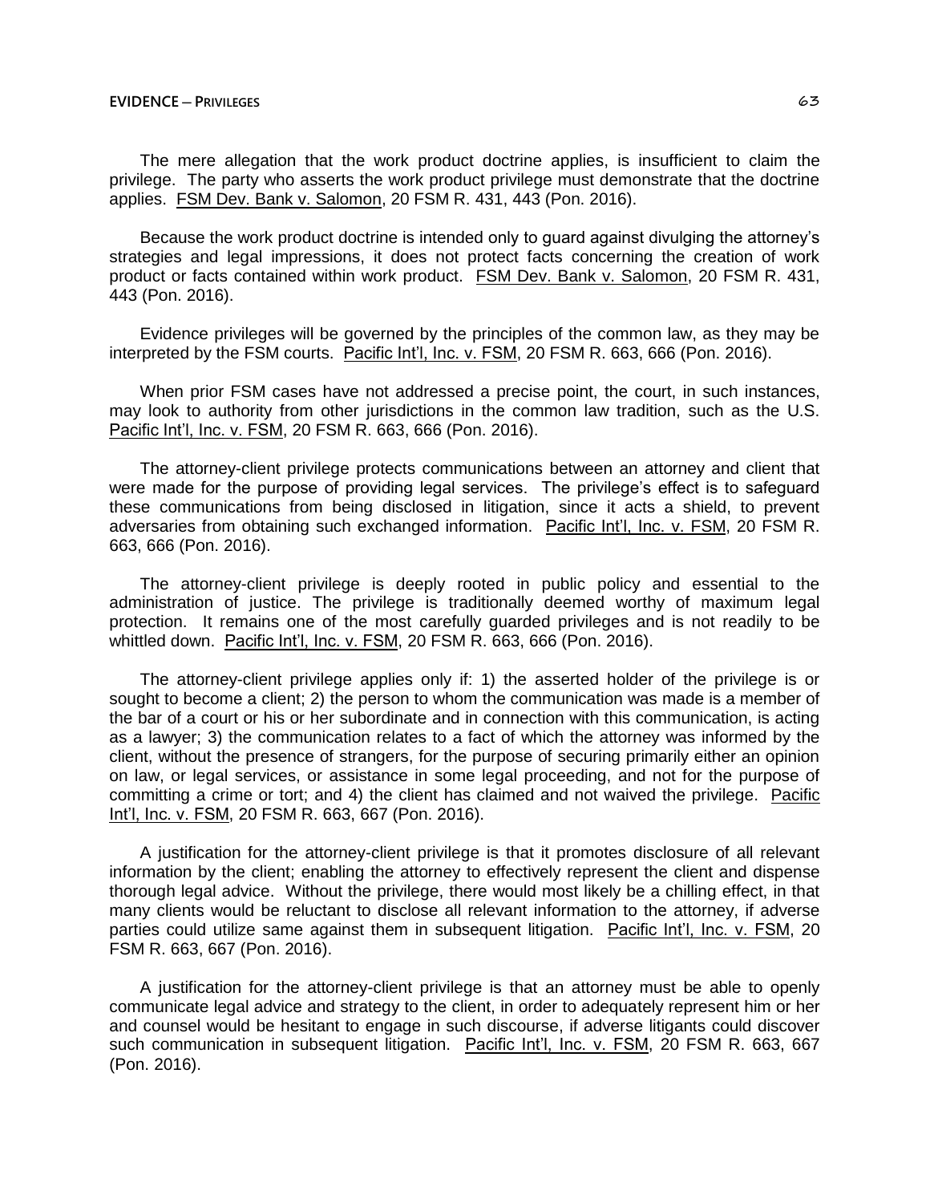The mere allegation that the work product doctrine applies, is insufficient to claim the privilege. The party who asserts the work product privilege must demonstrate that the doctrine applies. FSM Dev. Bank v. Salomon, 20 FSM R. 431, 443 (Pon. 2016).

Because the work product doctrine is intended only to guard against divulging the attorney's strategies and legal impressions, it does not protect facts concerning the creation of work product or facts contained within work product. FSM Dev. Bank v. Salomon, 20 FSM R. 431, 443 (Pon. 2016).

Evidence privileges will be governed by the principles of the common law, as they may be interpreted by the FSM courts. Pacific Int'l, Inc. v. FSM, 20 FSM R. 663, 666 (Pon. 2016).

When prior FSM cases have not addressed a precise point, the court, in such instances, may look to authority from other jurisdictions in the common law tradition, such as the U.S. Pacific Int'l, Inc. v. FSM, 20 FSM R. 663, 666 (Pon. 2016).

The attorney-client privilege protects communications between an attorney and client that were made for the purpose of providing legal services. The privilege's effect is to safeguard these communications from being disclosed in litigation, since it acts a shield, to prevent adversaries from obtaining such exchanged information. Pacific Int'l, Inc. v. FSM, 20 FSM R. 663, 666 (Pon. 2016).

The attorney-client privilege is deeply rooted in public policy and essential to the administration of justice. The privilege is traditionally deemed worthy of maximum legal protection. It remains one of the most carefully guarded privileges and is not readily to be whittled down. Pacific Int'l, Inc. v. FSM, 20 FSM R. 663, 666 (Pon. 2016).

The attorney-client privilege applies only if: 1) the asserted holder of the privilege is or sought to become a client; 2) the person to whom the communication was made is a member of the bar of a court or his or her subordinate and in connection with this communication, is acting as a lawyer; 3) the communication relates to a fact of which the attorney was informed by the client, without the presence of strangers, for the purpose of securing primarily either an opinion on law, or legal services, or assistance in some legal proceeding, and not for the purpose of committing a crime or tort; and 4) the client has claimed and not waived the privilege. Pacific Int'l, Inc. v. FSM, 20 FSM R. 663, 667 (Pon. 2016).

A justification for the attorney-client privilege is that it promotes disclosure of all relevant information by the client; enabling the attorney to effectively represent the client and dispense thorough legal advice. Without the privilege, there would most likely be a chilling effect, in that many clients would be reluctant to disclose all relevant information to the attorney, if adverse parties could utilize same against them in subsequent litigation. Pacific Int'l, Inc. v. FSM, 20 FSM R. 663, 667 (Pon. 2016).

A justification for the attorney-client privilege is that an attorney must be able to openly communicate legal advice and strategy to the client, in order to adequately represent him or her and counsel would be hesitant to engage in such discourse, if adverse litigants could discover such communication in subsequent litigation. Pacific Int'l, Inc. v. FSM, 20 FSM R. 663, 667 (Pon. 2016).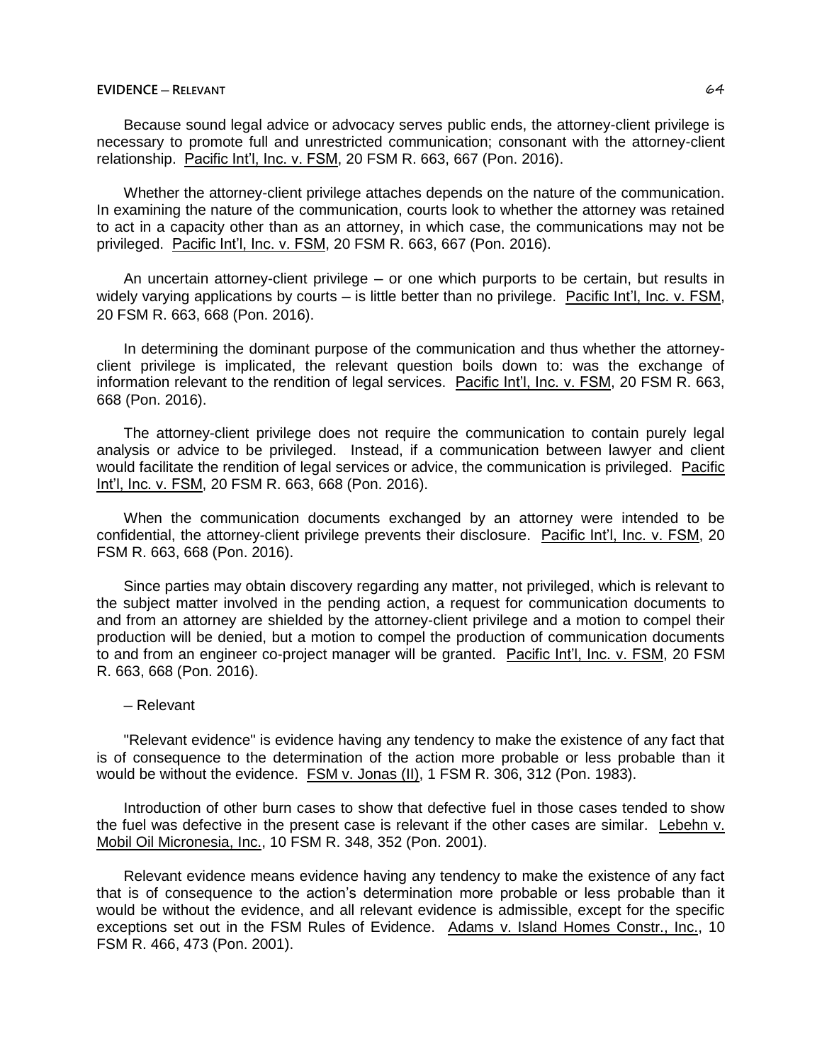Because sound legal advice or advocacy serves public ends, the attorney-client privilege is necessary to promote full and unrestricted communication; consonant with the attorney-client relationship. Pacific Int'l, Inc. v. FSM, 20 FSM R. 663, 667 (Pon. 2016).

Whether the attorney-client privilege attaches depends on the nature of the communication. In examining the nature of the communication, courts look to whether the attorney was retained to act in a capacity other than as an attorney, in which case, the communications may not be privileged. Pacific Int'l, Inc. v. FSM, 20 FSM R. 663, 667 (Pon. 2016).

An uncertain attorney-client privilege – or one which purports to be certain, but results in widely varying applications by courts – is little better than no privilege. Pacific Int'l, Inc. v. FSM, 20 FSM R. 663, 668 (Pon. 2016).

In determining the dominant purpose of the communication and thus whether the attorney-client privilege is implicated, the relevant question boils down to: was the exchange of information relevant to the rendition of legal services. Pacific Int'l, Inc. v. FSM, 20 FSM R. 663, 668 (Pon. 2016).

The attorney-client privilege does not require the communication to contain purely legal analysis or advice to be privileged. Instead, if a communication between lawyer and client would facilitate the rendition of legal services or advice, the communication is privileged. Pacific Int'l, Inc. v. FSM, 20 FSM R. 663, 668 (Pon. 2016).

When the communication documents exchanged by an attorney were intended to be confidential, the attorney-client privilege prevents their disclosure. Pacific Int'l, Inc. v. FSM, 20 FSM R. 663, 668 (Pon. 2016).

Since parties may obtain discovery regarding any matter, not privileged, which is relevant to the subject matter involved in the pending action, a request for communication documents to and from an attorney are shielded by the attorney-client privilege and a motion to compel their production will be denied, but a motion to compel the production of communication documents to and from an engineer co-project manager will be granted. Pacific Int'l, Inc. v. FSM, 20 FSM R. 663, 668 (Pon. 2016).

– Relevant

"Relevant evidence" is evidence having any tendency to make the existence of any fact that is of consequence to the determination of the action more probable or less probable than it would be without the evidence. FSM v. Jonas (II), 1 FSM R. 306, 312 (Pon. 1983).

Introduction of other burn cases to show that defective fuel in those cases tended to show the fuel was defective in the present case is relevant if the other cases are similar. Lebehn v. Mobil Oil Micronesia, Inc., 10 FSM R. 348, 352 (Pon. 2001).

Relevant evidence means evidence having any tendency to make the existence of any fact that is of consequence to the action's determination more probable or less probable than it would be without the evidence, and all relevant evidence is admissible, except for the specific exceptions set out in the FSM Rules of Evidence. Adams v. Island Homes Constr., Inc., 10 FSM R. 466, 473 (Pon. 2001).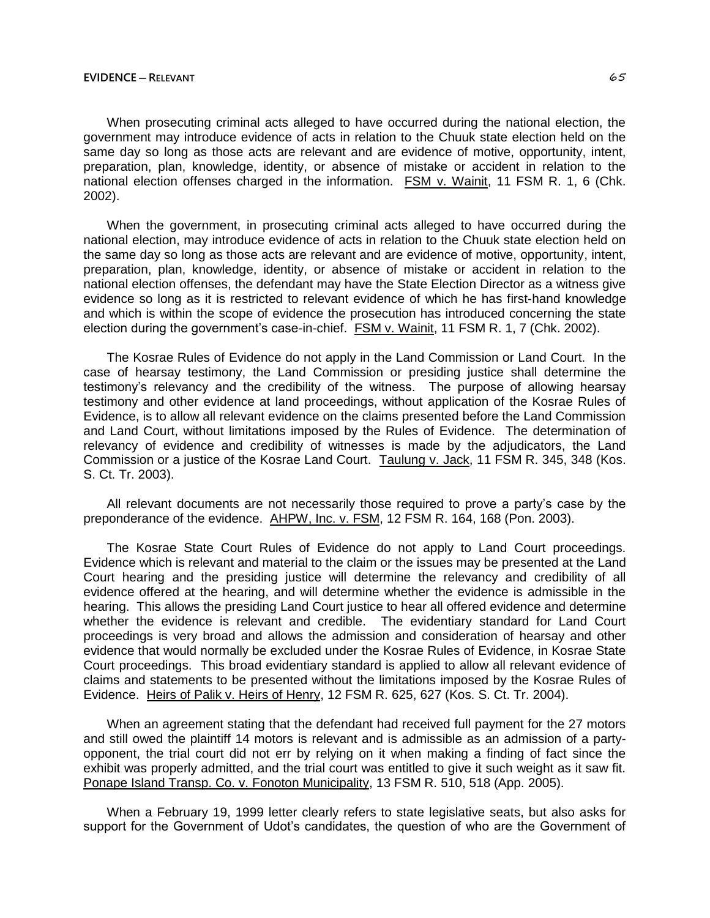When prosecuting criminal acts alleged to have occurred during the national election, the government may introduce evidence of acts in relation to the Chuuk state election held on the same day so long as those acts are relevant and are evidence of motive, opportunity, intent, preparation, plan, knowledge, identity, or absence of mistake or accident in relation to the national election offenses charged in the information. FSM v. Wainit, 11 FSM R. 1, 6 (Chk. 2002).

When the government, in prosecuting criminal acts alleged to have occurred during the national election, may introduce evidence of acts in relation to the Chuuk state election held on the same day so long as those acts are relevant and are evidence of motive, opportunity, intent, preparation, plan, knowledge, identity, or absence of mistake or accident in relation to the national election offenses, the defendant may have the State Election Director as a witness give evidence so long as it is restricted to relevant evidence of which he has first-hand knowledge and which is within the scope of evidence the prosecution has introduced concerning the state election during the government's case-in-chief. FSM v. Wainit, 11 FSM R. 1, 7 (Chk. 2002).

The Kosrae Rules of Evidence do not apply in the Land Commission or Land Court. In the case of hearsay testimony, the Land Commission or presiding justice shall determine the testimony's relevancy and the credibility of the witness. The purpose of allowing hearsay testimony and other evidence at land proceedings, without application of the Kosrae Rules of Evidence, is to allow all relevant evidence on the claims presented before the Land Commission and Land Court, without limitations imposed by the Rules of Evidence. The determination of relevancy of evidence and credibility of witnesses is made by the adjudicators, the Land Commission or a justice of the Kosrae Land Court. Taulung v. Jack, 11 FSM R. 345, 348 (Kos. S. Ct. Tr. 2003).

All relevant documents are not necessarily those required to prove a party's case by the preponderance of the evidence. AHPW, Inc. v. FSM, 12 FSM R. 164, 168 (Pon. 2003).

The Kosrae State Court Rules of Evidence do not apply to Land Court proceedings. Evidence which is relevant and material to the claim or the issues may be presented at the Land Court hearing and the presiding justice will determine the relevancy and credibility of all evidence offered at the hearing, and will determine whether the evidence is admissible in the hearing. This allows the presiding Land Court justice to hear all offered evidence and determine whether the evidence is relevant and credible. The evidentiary standard for Land Court proceedings is very broad and allows the admission and consideration of hearsay and other evidence that would normally be excluded under the Kosrae Rules of Evidence, in Kosrae State Court proceedings. This broad evidentiary standard is applied to allow all relevant evidence of claims and statements to be presented without the limitations imposed by the Kosrae Rules of Evidence. Heirs of Palik v. Heirs of Henry, 12 FSM R. 625, 627 (Kos. S. Ct. Tr. 2004).

When an agreement stating that the defendant had received full payment for the 27 motors and still owed the plaintiff 14 motors is relevant and is admissible as an admission of a party-opponent, the trial court did not err by relying on it when making a finding of fact since the exhibit was properly admitted, and the trial court was entitled to give it such weight as it saw fit. Ponape Island Transp. Co. v. Fonoton Municipality, 13 FSM R. 510, 518 (App. 2005).

When a February 19, 1999 letter clearly refers to state legislative seats, but also asks for support for the Government of Udot's candidates, the question of who are the Government of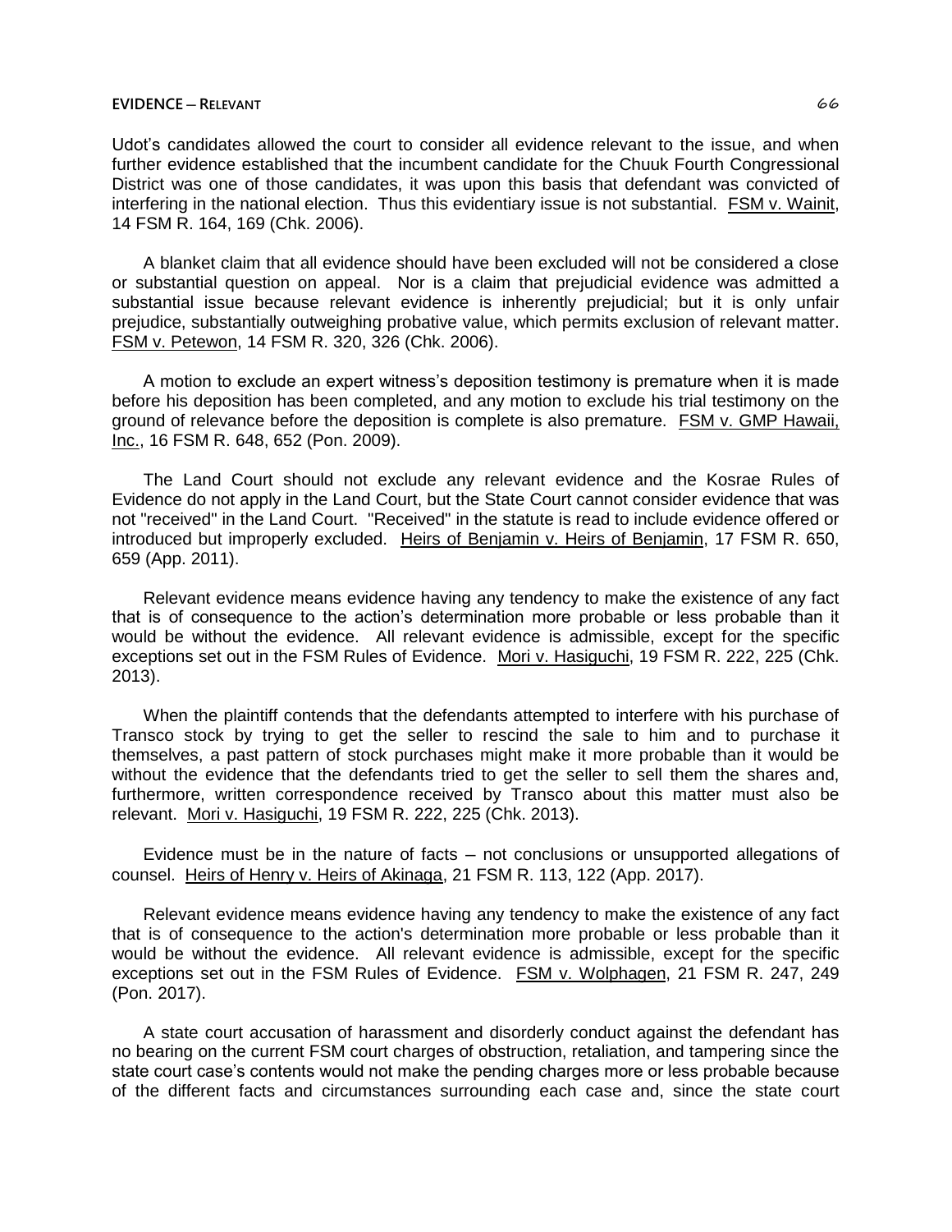Udot's candidates allowed the court to consider all evidence relevant to the issue, and when further evidence established that the incumbent candidate for the Chuuk Fourth Congressional District was one of those candidates, it was upon this basis that defendant was convicted of interfering in the national election. Thus this evidentiary issue is not substantial. FSM v. Wainit, 14 FSM R. 164, 169 (Chk. 2006).

A blanket claim that all evidence should have been excluded will not be considered a close or substantial question on appeal. Nor is a claim that prejudicial evidence was admitted a substantial issue because relevant evidence is inherently prejudicial; but it is only unfair prejudice, substantially outweighing probative value, which permits exclusion of relevant matter. FSM v. Petewon, 14 FSM R. 320, 326 (Chk. 2006).

A motion to exclude an expert witness's deposition testimony is premature when it is made before his deposition has been completed, and any motion to exclude his trial testimony on the ground of relevance before the deposition is complete is also premature. FSM v. GMP Hawaii, Inc., 16 FSM R. 648, 652 (Pon. 2009).

The Land Court should not exclude any relevant evidence and the Kosrae Rules of Evidence do not apply in the Land Court, but the State Court cannot consider evidence that was not "received" in the Land Court. "Received" in the statute is read to include evidence offered or introduced but improperly excluded. Heirs of Benjamin v. Heirs of Benjamin, 17 FSM R. 650, 659 (App. 2011).

Relevant evidence means evidence having any tendency to make the existence of any fact that is of consequence to the action's determination more probable or less probable than it would be without the evidence. All relevant evidence is admissible, except for the specific exceptions set out in the FSM Rules of Evidence. Mori v. Hasiguchi, 19 FSM R. 222, 225 (Chk. 2013).

When the plaintiff contends that the defendants attempted to interfere with his purchase of Transco stock by trying to get the seller to rescind the sale to him and to purchase it themselves, a past pattern of stock purchases might make it more probable than it would be without the evidence that the defendants tried to get the seller to sell them the shares and, furthermore, written correspondence received by Transco about this matter must also be relevant. Mori v. Hasiguchi, 19 FSM R. 222, 225 (Chk. 2013).

Evidence must be in the nature of facts – not conclusions or unsupported allegations of counsel. Heirs of Henry v. Heirs of Akinaga, 21 FSM R. 113, 122 (App. 2017).

Relevant evidence means evidence having any tendency to make the existence of any fact that is of consequence to the action's determination more probable or less probable than it would be without the evidence. All relevant evidence is admissible, except for the specific exceptions set out in the FSM Rules of Evidence. FSM v. Wolphagen, 21 FSM R. 247, 249 (Pon. 2017).

A state court accusation of harassment and disorderly conduct against the defendant has no bearing on the current FSM court charges of obstruction, retaliation, and tampering since the state court case's contents would not make the pending charges more or less probable because of the different facts and circumstances surrounding each case and, since the state court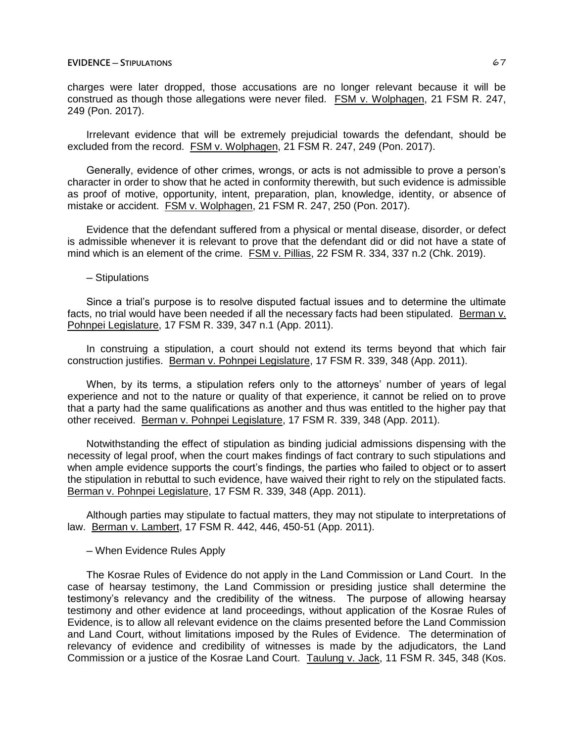charges were later dropped, those accusations are no longer relevant because it will be construed as though those allegations were never filed. FSM v. Wolphagen, 21 FSM R. 247, 249 (Pon. 2017).

Irrelevant evidence that will be extremely prejudicial towards the defendant, should be excluded from the record. FSM v. Wolphagen, 21 FSM R. 247, 249 (Pon. 2017).

Generally, evidence of other crimes, wrongs, or acts is not admissible to prove a person's character in order to show that he acted in conformity therewith, but such evidence is admissible as proof of motive, opportunity, intent, preparation, plan, knowledge, identity, or absence of mistake or accident. FSM v. Wolphagen, 21 FSM R. 247, 250 (Pon. 2017).

Evidence that the defendant suffered from a physical or mental disease, disorder, or defect is admissible whenever it is relevant to prove that the defendant did or did not have a state of mind which is an element of the crime. FSM v. Pillias, 22 FSM R. 334, 337 n.2 (Chk. 2019).

### – Stipulations

Since a trial's purpose is to resolve disputed factual issues and to determine the ultimate facts, no trial would have been needed if all the necessary facts had been stipulated. Berman v. Pohnpei Legislature, 17 FSM R. 339, 347 n.1 (App. 2011).

In construing a stipulation, a court should not extend its terms beyond that which fair construction justifies. Berman v. Pohnpei Legislature, 17 FSM R. 339, 348 (App. 2011).

When, by its terms, a stipulation refers only to the attorneys' number of years of legal experience and not to the nature or quality of that experience, it cannot be relied on to prove that a party had the same qualifications as another and thus was entitled to the higher pay that other received. Berman v. Pohnpei Legislature, 17 FSM R. 339, 348 (App. 2011).

Notwithstanding the effect of stipulation as binding judicial admissions dispensing with the necessity of legal proof, when the court makes findings of fact contrary to such stipulations and when ample evidence supports the court's findings, the parties who failed to object or to assert the stipulation in rebuttal to such evidence, have waived their right to rely on the stipulated facts. Berman v. Pohnpei Legislature, 17 FSM R. 339, 348 (App. 2011).

Although parties may stipulate to factual matters, they may not stipulate to interpretations of law. Berman v. Lambert, 17 FSM R. 442, 446, 450-51 (App. 2011).

### – When Evidence Rules Apply

The Kosrae Rules of Evidence do not apply in the Land Commission or Land Court. In the case of hearsay testimony, the Land Commission or presiding justice shall determine the testimony's relevancy and the credibility of the witness. The purpose of allowing hearsay testimony and other evidence at land proceedings, without application of the Kosrae Rules of Evidence, is to allow all relevant evidence on the claims presented before the Land Commission and Land Court, without limitations imposed by the Rules of Evidence. The determination of relevancy of evidence and credibility of witnesses is made by the adjudicators, the Land Commission or a justice of the Kosrae Land Court. Taulung v. Jack, 11 FSM R. 345, 348 (Kos.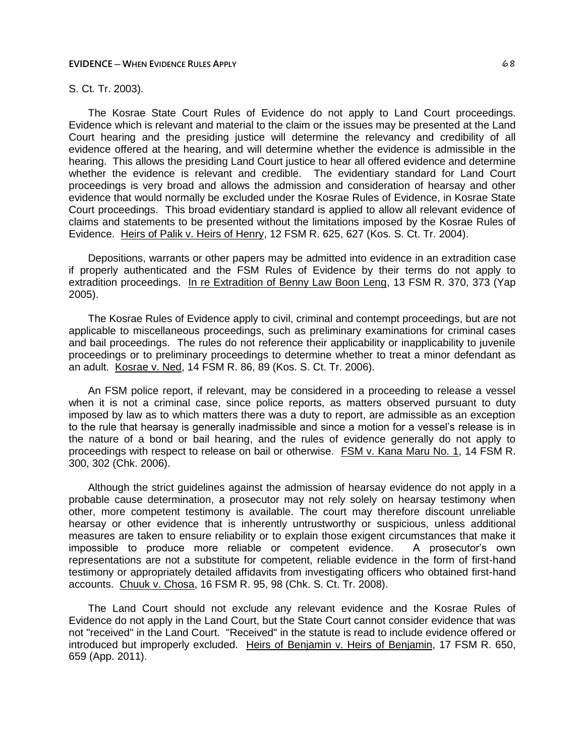S. Ct. Tr. 2003).

The Kosrae State Court Rules of Evidence do not apply to Land Court proceedings. Evidence which is relevant and material to the claim or the issues may be presented at the Land Court hearing and the presiding justice will determine the relevancy and credibility of all evidence offered at the hearing, and will determine whether the evidence is admissible in the hearing. This allows the presiding Land Court justice to hear all offered evidence and determine whether the evidence is relevant and credible. The evidentiary standard for Land Court proceedings is very broad and allows the admission and consideration of hearsay and other evidence that would normally be excluded under the Kosrae Rules of Evidence, in Kosrae State Court proceedings. This broad evidentiary standard is applied to allow all relevant evidence of claims and statements to be presented without the limitations imposed by the Kosrae Rules of Evidence. Heirs of Palik v. Heirs of Henry, 12 FSM R. 625, 627 (Kos. S. Ct. Tr. 2004).

Depositions, warrants or other papers may be admitted into evidence in an extradition case if properly authenticated and the FSM Rules of Evidence by their terms do not apply to extradition proceedings. In re Extradition of Benny Law Boon Leng, 13 FSM R. 370, 373 (Yap 2005).

The Kosrae Rules of Evidence apply to civil, criminal and contempt proceedings, but are not applicable to miscellaneous proceedings, such as preliminary examinations for criminal cases and bail proceedings. The rules do not reference their applicability or inapplicability to juvenile proceedings or to preliminary proceedings to determine whether to treat a minor defendant as an adult. Kosrae v. Ned, 14 FSM R. 86, 89 (Kos. S. Ct. Tr. 2006).

An FSM police report, if relevant, may be considered in a proceeding to release a vessel when it is not a criminal case, since police reports, as matters observed pursuant to duty imposed by law as to which matters there was a duty to report, are admissible as an exception to the rule that hearsay is generally inadmissible and since a motion for a vessel's release is in the nature of a bond or bail hearing, and the rules of evidence generally do not apply to proceedings with respect to release on bail or otherwise. FSM v. Kana Maru No. 1, 14 FSM R. 300, 302 (Chk. 2006).

Although the strict guidelines against the admission of hearsay evidence do not apply in a probable cause determination, a prosecutor may not rely solely on hearsay testimony when other, more competent testimony is available. The court may therefore discount unreliable hearsay or other evidence that is inherently untrustworthy or suspicious, unless additional measures are taken to ensure reliability or to explain those exigent circumstances that make it impossible to produce more reliable or competent evidence. A prosecutor's own representations are not a substitute for competent, reliable evidence in the form of first-hand testimony or appropriately detailed affidavits from investigating officers who obtained first-hand accounts. Chuuk v. Chosa, 16 FSM R. 95, 98 (Chk. S. Ct. Tr. 2008).

The Land Court should not exclude any relevant evidence and the Kosrae Rules of Evidence do not apply in the Land Court, but the State Court cannot consider evidence that was not "received" in the Land Court. "Received" in the statute is read to include evidence offered or introduced but improperly excluded. Heirs of Benjamin v. Heirs of Benjamin, 17 FSM R. 650, 659 (App. 2011).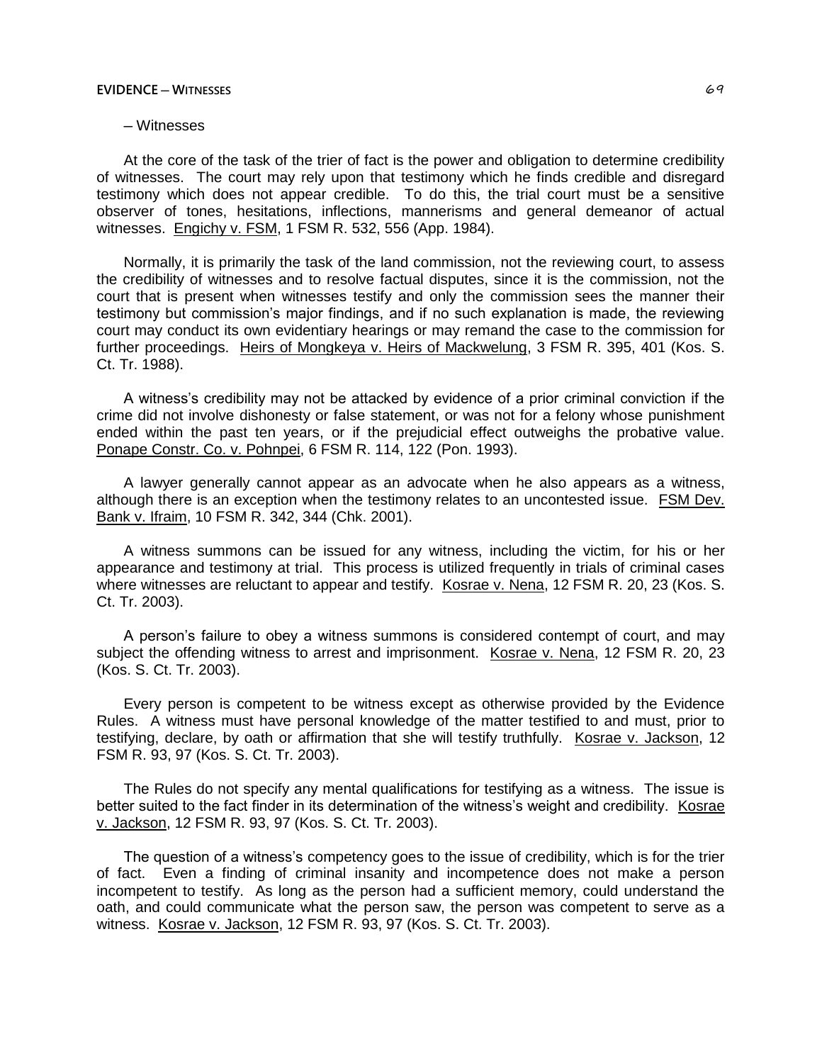– Witnesses

At the core of the task of the trier of fact is the power and obligation to determine credibility of witnesses. The court may rely upon that testimony which he finds credible and disregard testimony which does not appear credible. To do this, the trial court must be a sensitive observer of tones, hesitations, inflections, mannerisms and general demeanor of actual witnesses. Engichy v. FSM, 1 FSM R. 532, 556 (App. 1984).

Normally, it is primarily the task of the land commission, not the reviewing court, to assess the credibility of witnesses and to resolve factual disputes, since it is the commission, not the court that is present when witnesses testify and only the commission sees the manner their testimony but commission's major findings, and if no such explanation is made, the reviewing court may conduct its own evidentiary hearings or may remand the case to the commission for further proceedings. Heirs of Mongkeya v. Heirs of Mackwelung, 3 FSM R. 395, 401 (Kos. S. Ct. Tr. 1988).

A witness's credibility may not be attacked by evidence of a prior criminal conviction if the crime did not involve dishonesty or false statement, or was not for a felony whose punishment ended within the past ten years, or if the prejudicial effect outweighs the probative value. Ponape Constr. Co. v. Pohnpei, 6 FSM R. 114, 122 (Pon. 1993).

A lawyer generally cannot appear as an advocate when he also appears as a witness, although there is an exception when the testimony relates to an uncontested issue. FSM Dev. Bank v. Ifraim, 10 FSM R. 342, 344 (Chk. 2001).

A witness summons can be issued for any witness, including the victim, for his or her appearance and testimony at trial. This process is utilized frequently in trials of criminal cases where witnesses are reluctant to appear and testify. Kosrae v. Nena, 12 FSM R. 20, 23 (Kos. S. Ct. Tr. 2003).

A person's failure to obey a witness summons is considered contempt of court, and may subject the offending witness to arrest and imprisonment. Kosrae v. Nena, 12 FSM R. 20, 23 (Kos. S. Ct. Tr. 2003).

Every person is competent to be witness except as otherwise provided by the Evidence Rules. A witness must have personal knowledge of the matter testified to and must, prior to testifying, declare, by oath or affirmation that she will testify truthfully. Kosrae v. Jackson, 12 FSM R. 93, 97 (Kos. S. Ct. Tr. 2003).

The Rules do not specify any mental qualifications for testifying as a witness. The issue is better suited to the fact finder in its determination of the witness's weight and credibility. Kosrae v. Jackson, 12 FSM R. 93, 97 (Kos. S. Ct. Tr. 2003).

The question of a witness's competency goes to the issue of credibility, which is for the trier of fact. Even a finding of criminal insanity and incompetence does not make a person incompetent to testify. As long as the person had a sufficient memory, could understand the oath, and could communicate what the person saw, the person was competent to serve as a witness. Kosrae v. Jackson, 12 FSM R. 93, 97 (Kos. S. Ct. Tr. 2003).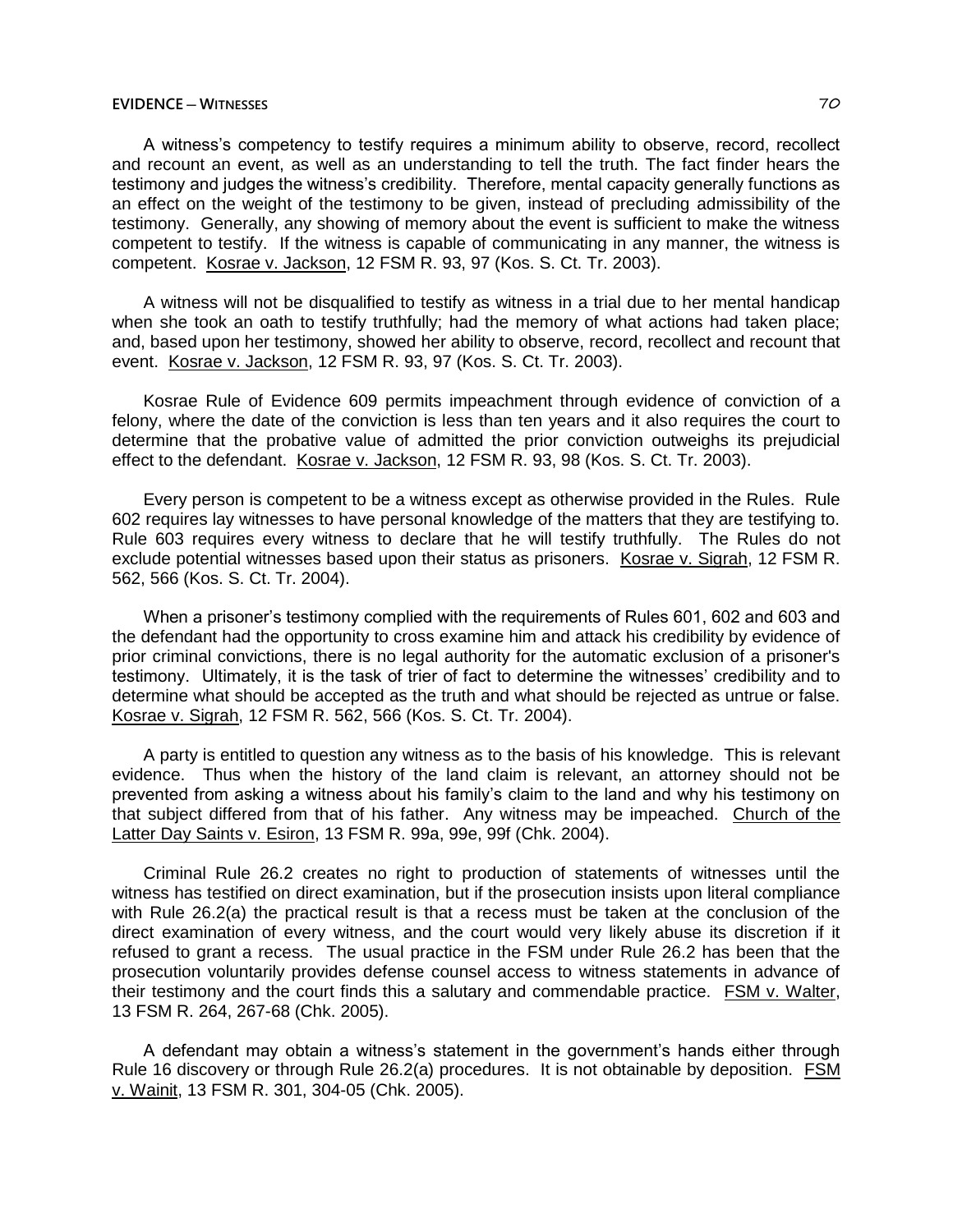A witness's competency to testify requires a minimum ability to observe, record, recollect and recount an event, as well as an understanding to tell the truth. The fact finder hears the testimony and judges the witness's credibility. Therefore, mental capacity generally functions as an effect on the weight of the testimony to be given, instead of precluding admissibility of the testimony. Generally, any showing of memory about the event is sufficient to make the witness competent to testify. If the witness is capable of communicating in any manner, the witness is competent. Kosrae v. Jackson, 12 FSM R. 93, 97 (Kos. S. Ct. Tr. 2003).

A witness will not be disqualified to testify as witness in a trial due to her mental handicap when she took an oath to testify truthfully; had the memory of what actions had taken place; and, based upon her testimony, showed her ability to observe, record, recollect and recount that event. Kosrae v. Jackson, 12 FSM R. 93, 97 (Kos. S. Ct. Tr. 2003).

Kosrae Rule of Evidence 609 permits impeachment through evidence of conviction of a felony, where the date of the conviction is less than ten years and it also requires the court to determine that the probative value of admitted the prior conviction outweighs its prejudicial effect to the defendant. Kosrae v. Jackson, 12 FSM R. 93, 98 (Kos. S. Ct. Tr. 2003).

Every person is competent to be a witness except as otherwise provided in the Rules. Rule 602 requires lay witnesses to have personal knowledge of the matters that they are testifying to. Rule 603 requires every witness to declare that he will testify truthfully. The Rules do not exclude potential witnesses based upon their status as prisoners. Kosrae v. Sigrah, 12 FSM R. 562, 566 (Kos. S. Ct. Tr. 2004).

When a prisoner's testimony complied with the requirements of Rules 601, 602 and 603 and the defendant had the opportunity to cross examine him and attack his credibility by evidence of prior criminal convictions, there is no legal authority for the automatic exclusion of a prisoner's testimony. Ultimately, it is the task of trier of fact to determine the witnesses' credibility and to determine what should be accepted as the truth and what should be rejected as untrue or false. Kosrae v. Sigrah, 12 FSM R. 562, 566 (Kos. S. Ct. Tr. 2004).

A party is entitled to question any witness as to the basis of his knowledge. This is relevant evidence. Thus when the history of the land claim is relevant, an attorney should not be prevented from asking a witness about his family's claim to the land and why his testimony on that subject differed from that of his father. Any witness may be impeached. Church of the Latter Day Saints v. Esiron, 13 FSM R. 99a, 99e, 99f (Chk. 2004).

Criminal Rule 26.2 creates no right to production of statements of witnesses until the witness has testified on direct examination, but if the prosecution insists upon literal compliance with Rule 26.2(a) the practical result is that a recess must be taken at the conclusion of the direct examination of every witness, and the court would very likely abuse its discretion if it refused to grant a recess. The usual practice in the FSM under Rule 26.2 has been that the prosecution voluntarily provides defense counsel access to witness statements in advance of their testimony and the court finds this a salutary and commendable practice. FSM v. Walter, 13 FSM R. 264, 267-68 (Chk. 2005).

A defendant may obtain a witness's statement in the government's hands either through Rule 16 discovery or through Rule 26.2(a) procedures. It is not obtainable by deposition. FSM v. Wainit, 13 FSM R. 301, 304-05 (Chk. 2005).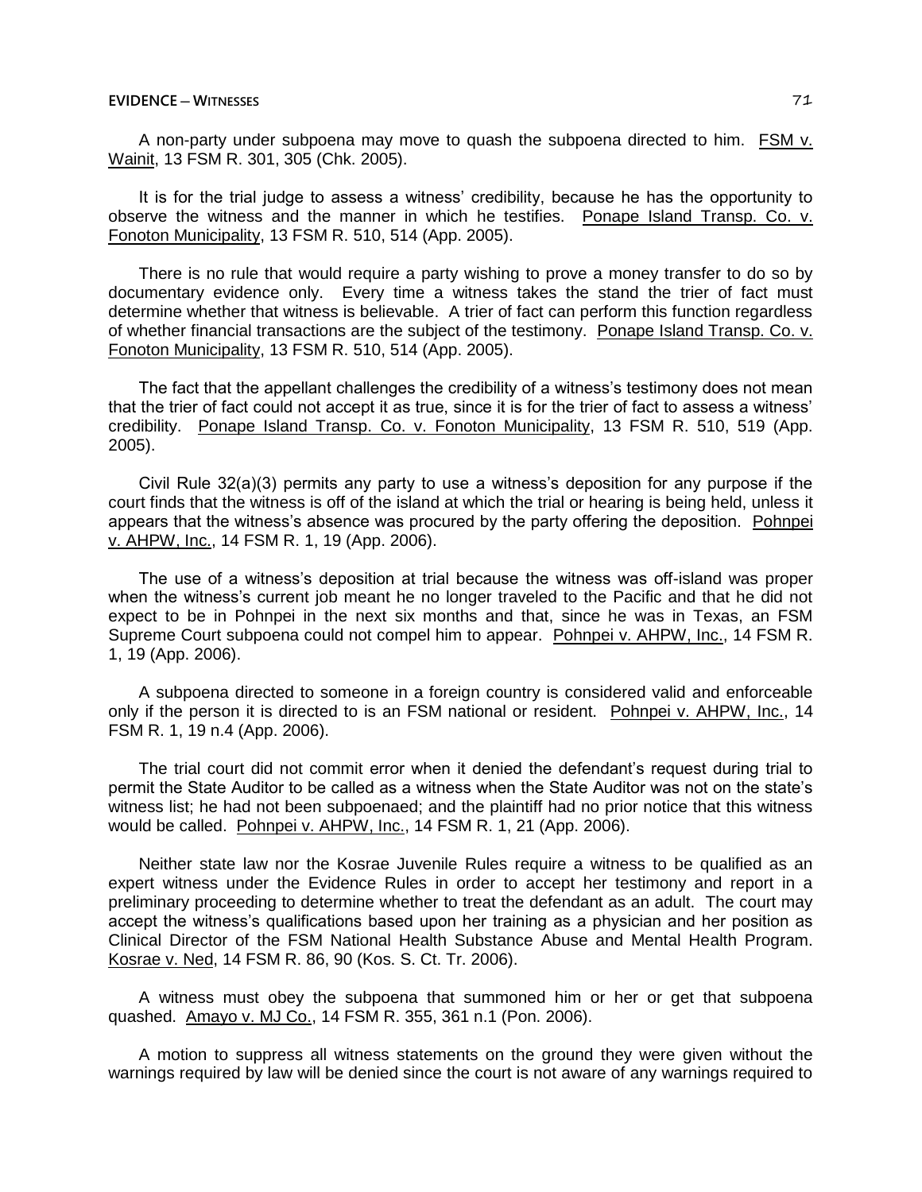A non-party under subpoena may move to quash the subpoena directed to him. FSM v. Wainit, 13 FSM R. 301, 305 (Chk. 2005).

It is for the trial judge to assess a witness' credibility, because he has the opportunity to observe the witness and the manner in which he testifies. Ponape Island Transp. Co. v. Fonoton Municipality, 13 FSM R. 510, 514 (App. 2005).

There is no rule that would require a party wishing to prove a money transfer to do so by documentary evidence only. Every time a witness takes the stand the trier of fact must determine whether that witness is believable. A trier of fact can perform this function regardless of whether financial transactions are the subject of the testimony. Ponape Island Transp. Co. v. Fonoton Municipality, 13 FSM R. 510, 514 (App. 2005).

The fact that the appellant challenges the credibility of a witness's testimony does not mean that the trier of fact could not accept it as true, since it is for the trier of fact to assess a witness' credibility. Ponape Island Transp. Co. v. Fonoton Municipality, 13 FSM R. 510, 519 (App. 2005).

Civil Rule 32(a)(3) permits any party to use a witness's deposition for any purpose if the court finds that the witness is off of the island at which the trial or hearing is being held, unless it appears that the witness's absence was procured by the party offering the deposition. Pohnpei v. AHPW, Inc., 14 FSM R. 1, 19 (App. 2006).

The use of a witness's deposition at trial because the witness was off-island was proper when the witness's current job meant he no longer traveled to the Pacific and that he did not expect to be in Pohnpei in the next six months and that, since he was in Texas, an FSM Supreme Court subpoena could not compel him to appear. Pohnpei v. AHPW, Inc., 14 FSM R. 1, 19 (App. 2006).

A subpoena directed to someone in a foreign country is considered valid and enforceable only if the person it is directed to is an FSM national or resident. Pohnpei v. AHPW, Inc., 14 FSM R. 1, 19 n.4 (App. 2006).

The trial court did not commit error when it denied the defendant's request during trial to permit the State Auditor to be called as a witness when the State Auditor was not on the state's witness list; he had not been subpoenaed; and the plaintiff had no prior notice that this witness would be called. Pohnpei v. AHPW, Inc., 14 FSM R. 1, 21 (App. 2006).

Neither state law nor the Kosrae Juvenile Rules require a witness to be qualified as an expert witness under the Evidence Rules in order to accept her testimony and report in a preliminary proceeding to determine whether to treat the defendant as an adult. The court may accept the witness's qualifications based upon her training as a physician and her position as Clinical Director of the FSM National Health Substance Abuse and Mental Health Program. Kosrae v. Ned, 14 FSM R. 86, 90 (Kos. S. Ct. Tr. 2006).

A witness must obey the subpoena that summoned him or her or get that subpoena quashed. Amayo v. MJ Co., 14 FSM R. 355, 361 n.1 (Pon. 2006).

A motion to suppress all witness statements on the ground they were given without the warnings required by law will be denied since the court is not aware of any warnings required to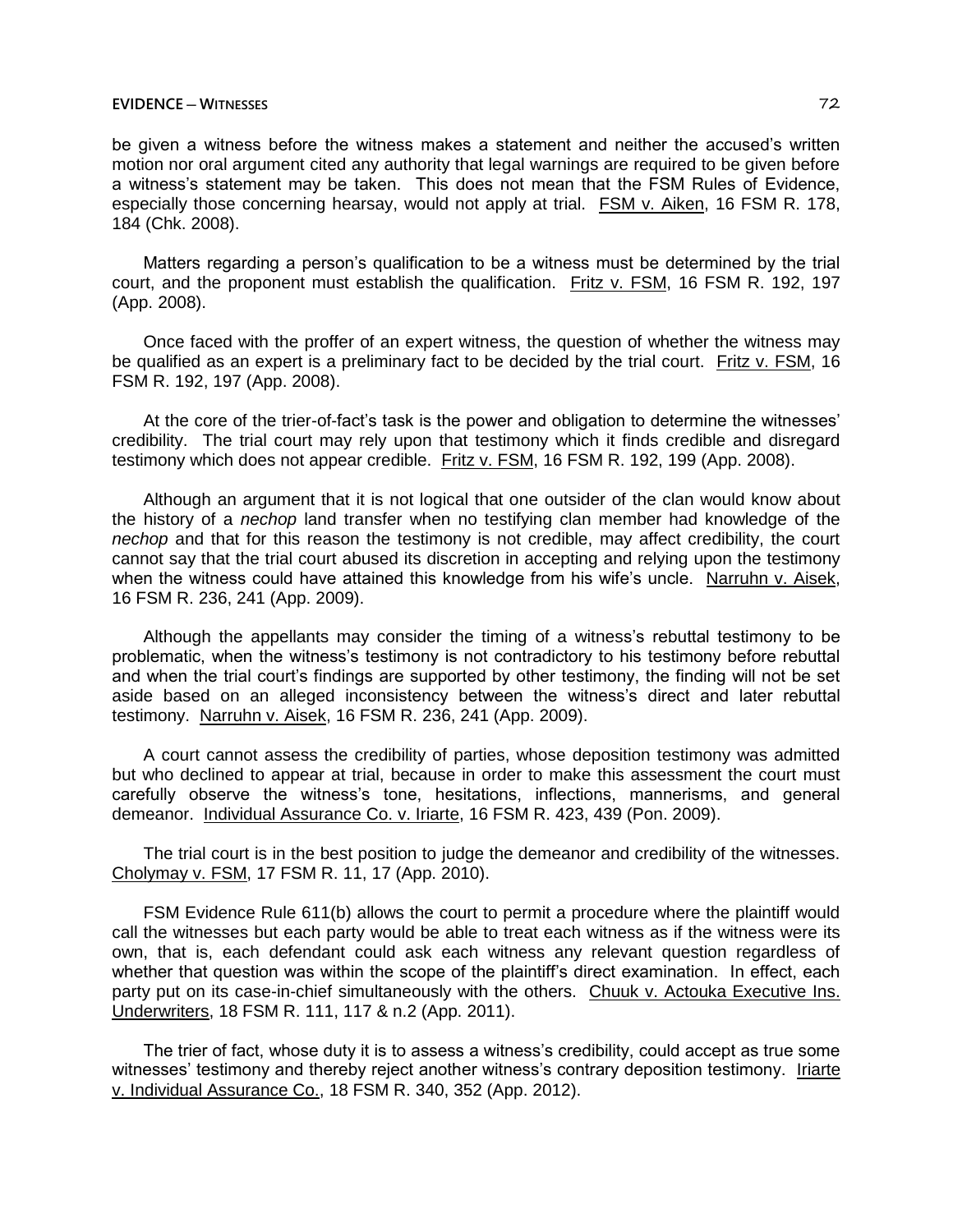be given a witness before the witness makes a statement and neither the accused's written motion nor oral argument cited any authority that legal warnings are required to be given before a witness's statement may be taken. This does not mean that the FSM Rules of Evidence, especially those concerning hearsay, would not apply at trial. FSM v. Aiken, 16 FSM R. 178, 184 (Chk. 2008).

Matters regarding a person's qualification to be a witness must be determined by the trial court, and the proponent must establish the qualification. Fritz v. FSM, 16 FSM R. 192, 197 (App. 2008).

Once faced with the proffer of an expert witness, the question of whether the witness may be qualified as an expert is a preliminary fact to be decided by the trial court. Fritz v. FSM, 16 FSM R. 192, 197 (App. 2008).

At the core of the trier-of-fact's task is the power and obligation to determine the witnesses' credibility. The trial court may rely upon that testimony which it finds credible and disregard testimony which does not appear credible. Fritz v. FSM, 16 FSM R. 192, 199 (App. 2008).

Although an argument that it is not logical that one outsider of the clan would know about the history of a *nechop* land transfer when no testifying clan member had knowledge of the *nechop* and that for this reason the testimony is not credible, may affect credibility, the court cannot say that the trial court abused its discretion in accepting and relying upon the testimony when the witness could have attained this knowledge from his wife's uncle. Narruhn v. Aisek, 16 FSM R. 236, 241 (App. 2009).

Although the appellants may consider the timing of a witness's rebuttal testimony to be problematic, when the witness's testimony is not contradictory to his testimony before rebuttal and when the trial court's findings are supported by other testimony, the finding will not be set aside based on an alleged inconsistency between the witness's direct and later rebuttal testimony. Narruhn v. Aisek, 16 FSM R. 236, 241 (App. 2009).

A court cannot assess the credibility of parties, whose deposition testimony was admitted but who declined to appear at trial, because in order to make this assessment the court must carefully observe the witness's tone, hesitations, inflections, mannerisms, and general demeanor. Individual Assurance Co. v. Iriarte, 16 FSM R. 423, 439 (Pon. 2009).

The trial court is in the best position to judge the demeanor and credibility of the witnesses. Cholymay v. FSM, 17 FSM R. 11, 17 (App. 2010).

FSM Evidence Rule 611(b) allows the court to permit a procedure where the plaintiff would call the witnesses but each party would be able to treat each witness as if the witness were its own, that is, each defendant could ask each witness any relevant question regardless of whether that question was within the scope of the plaintiff's direct examination. In effect, each party put on its case-in-chief simultaneously with the others. Chuuk v. Actouka Executive Ins. Underwriters, 18 FSM R. 111, 117 & n.2 (App. 2011).

The trier of fact, whose duty it is to assess a witness's credibility, could accept as true some witnesses' testimony and thereby reject another witness's contrary deposition testimony. Iriarte v. Individual Assurance Co., 18 FSM R. 340, 352 (App. 2012).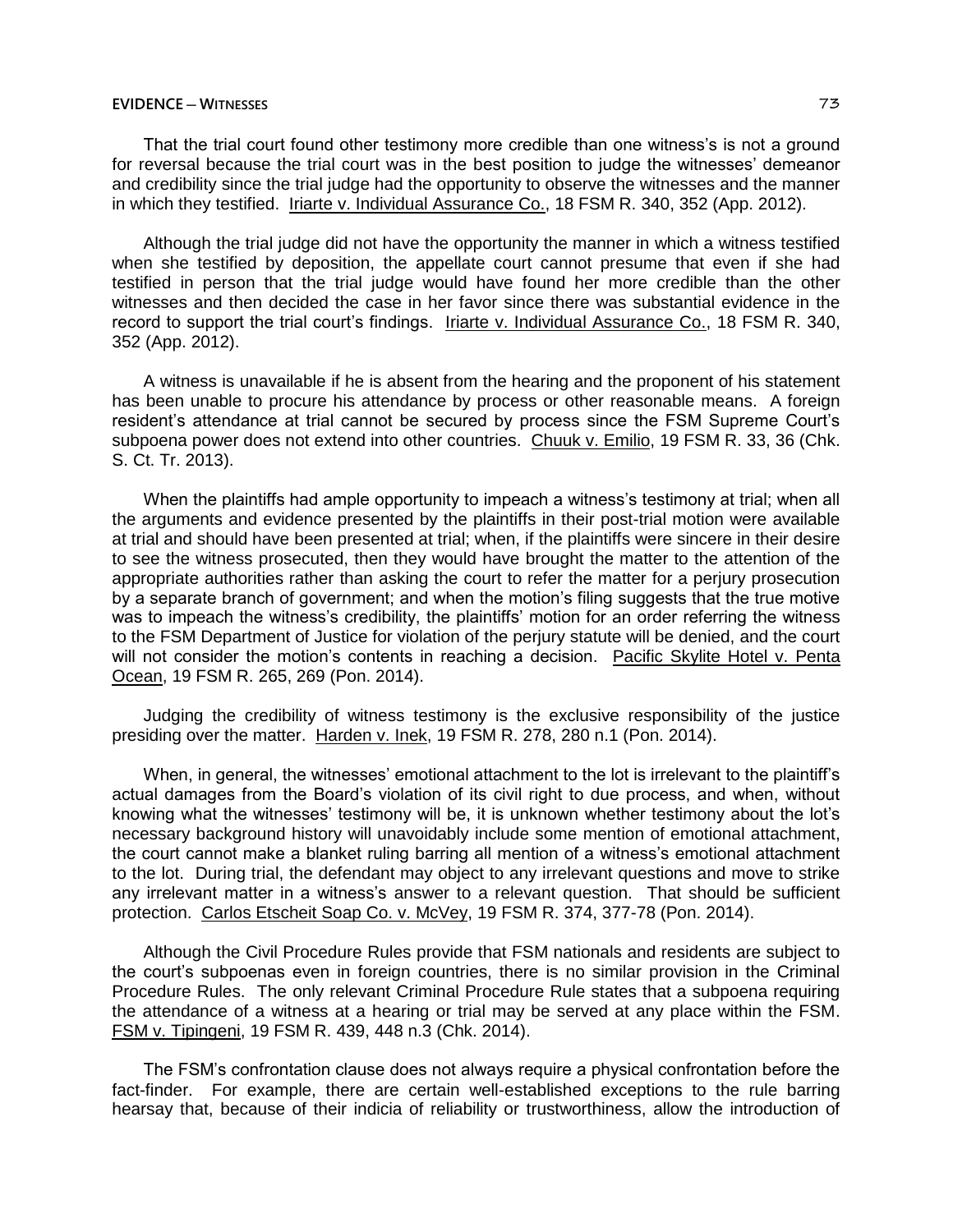That the trial court found other testimony more credible than one witness's is not a ground for reversal because the trial court was in the best position to judge the witnesses' demeanor and credibility since the trial judge had the opportunity to observe the witnesses and the manner in which they testified. Iriarte v. Individual Assurance Co., 18 FSM R. 340, 352 (App. 2012).

Although the trial judge did not have the opportunity the manner in which a witness testified when she testified by deposition, the appellate court cannot presume that even if she had testified in person that the trial judge would have found her more credible than the other witnesses and then decided the case in her favor since there was substantial evidence in the record to support the trial court's findings. Iriarte v. Individual Assurance Co., 18 FSM R. 340, 352 (App. 2012).

A witness is unavailable if he is absent from the hearing and the proponent of his statement has been unable to procure his attendance by process or other reasonable means. A foreign resident's attendance at trial cannot be secured by process since the FSM Supreme Court's subpoena power does not extend into other countries. Chuuk v. Emilio, 19 FSM R. 33, 36 (Chk. S. Ct. Tr. 2013).

When the plaintiffs had ample opportunity to impeach a witness's testimony at trial; when all the arguments and evidence presented by the plaintiffs in their post-trial motion were available at trial and should have been presented at trial; when, if the plaintiffs were sincere in their desire to see the witness prosecuted, then they would have brought the matter to the attention of the appropriate authorities rather than asking the court to refer the matter for a perjury prosecution by a separate branch of government; and when the motion's filing suggests that the true motive was to impeach the witness's credibility, the plaintiffs' motion for an order referring the witness to the FSM Department of Justice for violation of the perjury statute will be denied, and the court will not consider the motion's contents in reaching a decision. Pacific Skylite Hotel v. Penta Ocean, 19 FSM R. 265, 269 (Pon. 2014).

Judging the credibility of witness testimony is the exclusive responsibility of the justice presiding over the matter. Harden v. Inek, 19 FSM R. 278, 280 n.1 (Pon. 2014).

When, in general, the witnesses' emotional attachment to the lot is irrelevant to the plaintiff's actual damages from the Board's violation of its civil right to due process, and when, without knowing what the witnesses' testimony will be, it is unknown whether testimony about the lot's necessary background history will unavoidably include some mention of emotional attachment, the court cannot make a blanket ruling barring all mention of a witness's emotional attachment to the lot. During trial, the defendant may object to any irrelevant questions and move to strike any irrelevant matter in a witness's answer to a relevant question. That should be sufficient protection. Carlos Etscheit Soap Co. v. McVey, 19 FSM R. 374, 377-78 (Pon. 2014).

Although the Civil Procedure Rules provide that FSM nationals and residents are subject to the court's subpoenas even in foreign countries, there is no similar provision in the Criminal Procedure Rules. The only relevant Criminal Procedure Rule states that a subpoena requiring the attendance of a witness at a hearing or trial may be served at any place within the FSM. FSM v. Tipingeni, 19 FSM R. 439, 448 n.3 (Chk. 2014).

The FSM's confrontation clause does not always require a physical confrontation before the fact-finder. For example, there are certain well-established exceptions to the rule barring hearsay that, because of their indicia of reliability or trustworthiness, allow the introduction of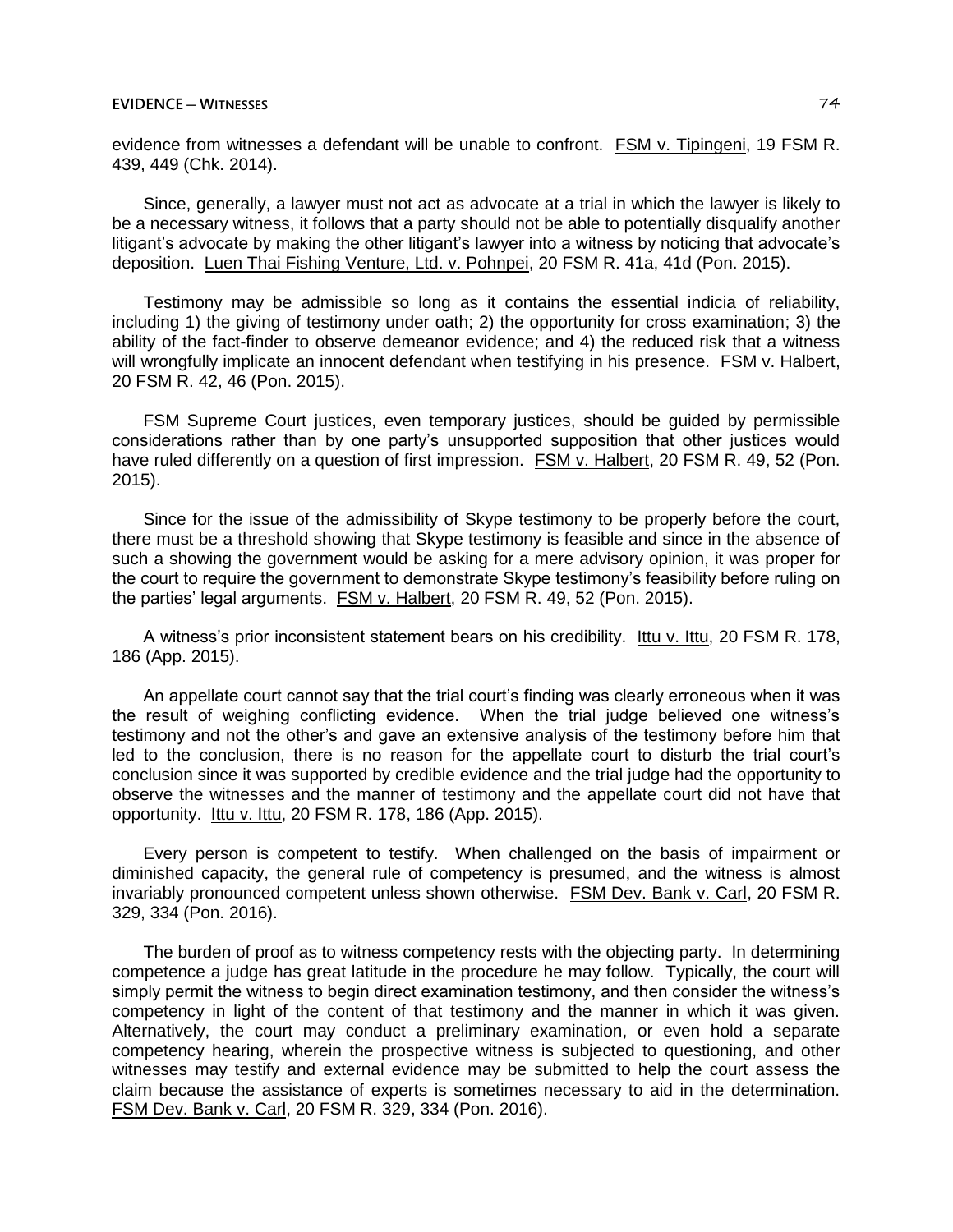evidence from witnesses a defendant will be unable to confront. FSM v. Tipingeni, 19 FSM R. 439, 449 (Chk. 2014).

Since, generally, a lawyer must not act as advocate at a trial in which the lawyer is likely to be a necessary witness, it follows that a party should not be able to potentially disqualify another litigant's advocate by making the other litigant's lawyer into a witness by noticing that advocate's deposition. Luen Thai Fishing Venture, Ltd. v. Pohnpei, 20 FSM R. 41a, 41d (Pon. 2015).

Testimony may be admissible so long as it contains the essential indicia of reliability, including 1) the giving of testimony under oath; 2) the opportunity for cross examination; 3) the ability of the fact-finder to observe demeanor evidence; and 4) the reduced risk that a witness will wrongfully implicate an innocent defendant when testifying in his presence. FSM v. Halbert, 20 FSM R. 42, 46 (Pon. 2015).

FSM Supreme Court justices, even temporary justices, should be guided by permissible considerations rather than by one party's unsupported supposition that other justices would have ruled differently on a question of first impression. FSM v. Halbert, 20 FSM R. 49, 52 (Pon. 2015).

Since for the issue of the admissibility of Skype testimony to be properly before the court, there must be a threshold showing that Skype testimony is feasible and since in the absence of such a showing the government would be asking for a mere advisory opinion, it was proper for the court to require the government to demonstrate Skype testimony's feasibility before ruling on the parties' legal arguments. FSM v. Halbert, 20 FSM R. 49, 52 (Pon. 2015).

A witness's prior inconsistent statement bears on his credibility. Ittu v. Ittu, 20 FSM R. 178, 186 (App. 2015).

An appellate court cannot say that the trial court's finding was clearly erroneous when it was the result of weighing conflicting evidence. When the trial judge believed one witness's testimony and not the other's and gave an extensive analysis of the testimony before him that led to the conclusion, there is no reason for the appellate court to disturb the trial court's conclusion since it was supported by credible evidence and the trial judge had the opportunity to observe the witnesses and the manner of testimony and the appellate court did not have that opportunity. Ittu v. Ittu, 20 FSM R. 178, 186 (App. 2015).

Every person is competent to testify. When challenged on the basis of impairment or diminished capacity, the general rule of competency is presumed, and the witness is almost invariably pronounced competent unless shown otherwise. FSM Dev. Bank v. Carl, 20 FSM R. 329, 334 (Pon. 2016).

The burden of proof as to witness competency rests with the objecting party. In determining competence a judge has great latitude in the procedure he may follow. Typically, the court will simply permit the witness to begin direct examination testimony, and then consider the witness's competency in light of the content of that testimony and the manner in which it was given. Alternatively, the court may conduct a preliminary examination, or even hold a separate competency hearing, wherein the prospective witness is subjected to questioning, and other witnesses may testify and external evidence may be submitted to help the court assess the claim because the assistance of experts is sometimes necessary to aid in the determination. FSM Dev. Bank v. Carl, 20 FSM R. 329, 334 (Pon. 2016).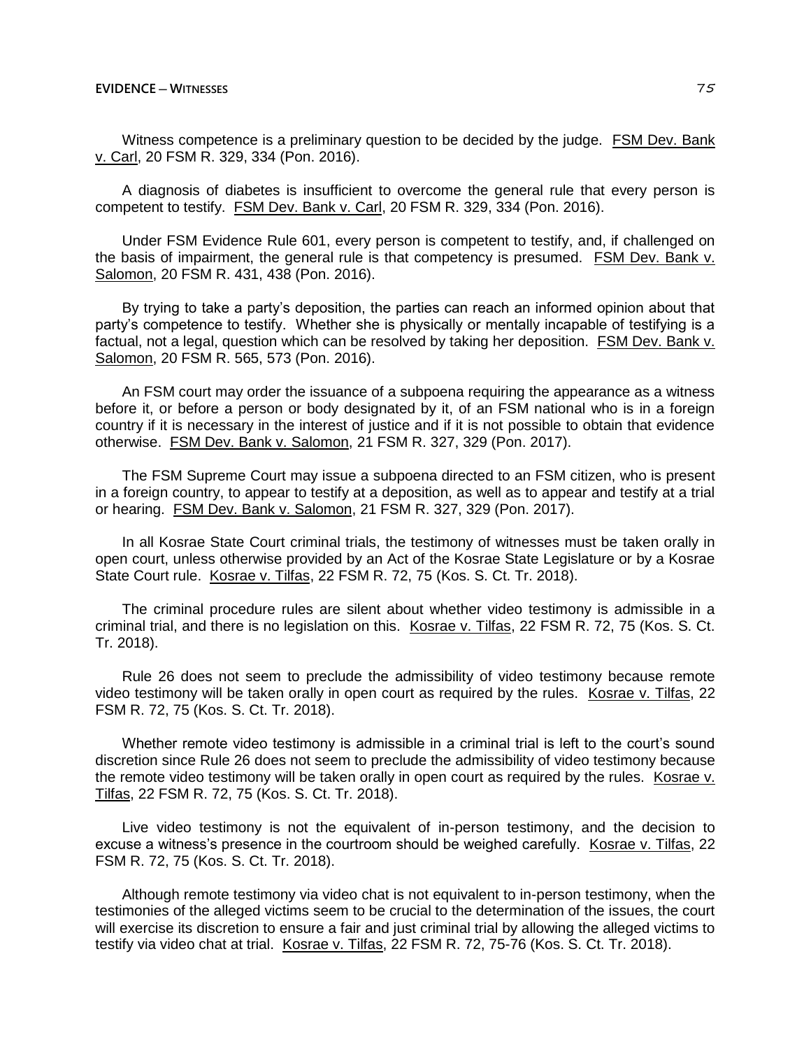Witness competence is a preliminary question to be decided by the judge. FSM Dev. Bank v. Carl, 20 FSM R. 329, 334 (Pon. 2016).

A diagnosis of diabetes is insufficient to overcome the general rule that every person is competent to testify. FSM Dev. Bank v. Carl, 20 FSM R. 329, 334 (Pon. 2016).

Under FSM Evidence Rule 601, every person is competent to testify, and, if challenged on the basis of impairment, the general rule is that competency is presumed. FSM Dev. Bank v. Salomon, 20 FSM R. 431, 438 (Pon. 2016).

By trying to take a party's deposition, the parties can reach an informed opinion about that party's competence to testify. Whether she is physically or mentally incapable of testifying is a factual, not a legal, question which can be resolved by taking her deposition. FSM Dev. Bank v. Salomon, 20 FSM R. 565, 573 (Pon. 2016).

An FSM court may order the issuance of a subpoena requiring the appearance as a witness before it, or before a person or body designated by it, of an FSM national who is in a foreign country if it is necessary in the interest of justice and if it is not possible to obtain that evidence otherwise. FSM Dev. Bank v. Salomon, 21 FSM R. 327, 329 (Pon. 2017).

The FSM Supreme Court may issue a subpoena directed to an FSM citizen, who is present in a foreign country, to appear to testify at a deposition, as well as to appear and testify at a trial or hearing. FSM Dev. Bank v. Salomon, 21 FSM R. 327, 329 (Pon. 2017).

In all Kosrae State Court criminal trials, the testimony of witnesses must be taken orally in open court, unless otherwise provided by an Act of the Kosrae State Legislature or by a Kosrae State Court rule. Kosrae v. Tilfas, 22 FSM R. 72, 75 (Kos. S. Ct. Tr. 2018).

The criminal procedure rules are silent about whether video testimony is admissible in a criminal trial, and there is no legislation on this. Kosrae v. Tilfas, 22 FSM R. 72, 75 (Kos. S. Ct. Tr. 2018).

Rule 26 does not seem to preclude the admissibility of video testimony because remote video testimony will be taken orally in open court as required by the rules. Kosrae v. Tilfas, 22 FSM R. 72, 75 (Kos. S. Ct. Tr. 2018).

Whether remote video testimony is admissible in a criminal trial is left to the court's sound discretion since Rule 26 does not seem to preclude the admissibility of video testimony because the remote video testimony will be taken orally in open court as required by the rules. Kosrae v. Tilfas, 22 FSM R. 72, 75 (Kos. S. Ct. Tr. 2018).

Live video testimony is not the equivalent of in-person testimony, and the decision to excuse a witness's presence in the courtroom should be weighed carefully. Kosrae v. Tilfas, 22 FSM R. 72, 75 (Kos. S. Ct. Tr. 2018).

Although remote testimony via video chat is not equivalent to in-person testimony, when the testimonies of the alleged victims seem to be crucial to the determination of the issues, the court will exercise its discretion to ensure a fair and just criminal trial by allowing the alleged victims to testify via video chat at trial. Kosrae v. Tilfas, 22 FSM R. 72, 75-76 (Kos. S. Ct. Tr. 2018).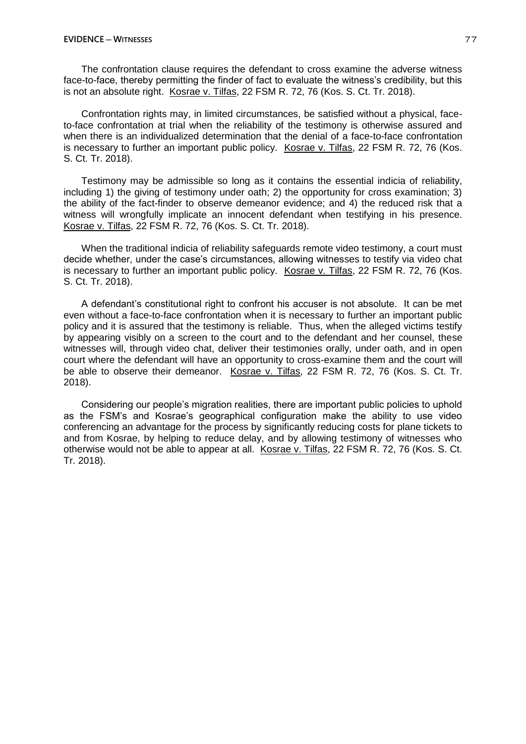The confrontation clause requires the defendant to cross examine the adverse witness face-to-face, thereby permitting the finder of fact to evaluate the witness's credibility, but this is not an absolute right. Kosrae v. Tilfas, 22 FSM R. 72, 76 (Kos. S. Ct. Tr. 2018).

Confrontation rights may, in limited circumstances, be satisfied without a physical, face-to-face confrontation at trial when the reliability of the testimony is otherwise assured and when there is an individualized determination that the denial of a face-to-face confrontation is necessary to further an important public policy. Kosrae v. Tilfas, 22 FSM R. 72, 76 (Kos. S. Ct. Tr. 2018).

Testimony may be admissible so long as it contains the essential indicia of reliability, including 1) the giving of testimony under oath; 2) the opportunity for cross examination; 3) the ability of the fact-finder to observe demeanor evidence; and 4) the reduced risk that a witness will wrongfully implicate an innocent defendant when testifying in his presence. Kosrae v. Tilfas, 22 FSM R. 72, 76 (Kos. S. Ct. Tr. 2018).

When the traditional indicia of reliability safeguards remote video testimony, a court must decide whether, under the case's circumstances, allowing witnesses to testify via video chat is necessary to further an important public policy. Kosrae v. Tilfas, 22 FSM R. 72, 76 (Kos. S. Ct. Tr. 2018).

A defendant's constitutional right to confront his accuser is not absolute. It can be met even without a face-to-face confrontation when it is necessary to further an important public policy and it is assured that the testimony is reliable. Thus, when the alleged victims testify by appearing visibly on a screen to the court and to the defendant and her counsel, these witnesses will, through video chat, deliver their testimonies orally, under oath, and in open court where the defendant will have an opportunity to cross-examine them and the court will be able to observe their demeanor. Kosrae v. Tilfas, 22 FSM R. 72, 76 (Kos. S. Ct. Tr. 2018).

Considering our people's migration realities, there are important public policies to uphold as the FSM's and Kosrae's geographical configuration make the ability to use video conferencing an advantage for the process by significantly reducing costs for plane tickets to and from Kosrae, by helping to reduce delay, and by allowing testimony of witnesses who otherwise would not be able to appear at all. Kosrae v. Tilfas, 22 FSM R. 72, 76 (Kos. S. Ct. Tr. 2018).